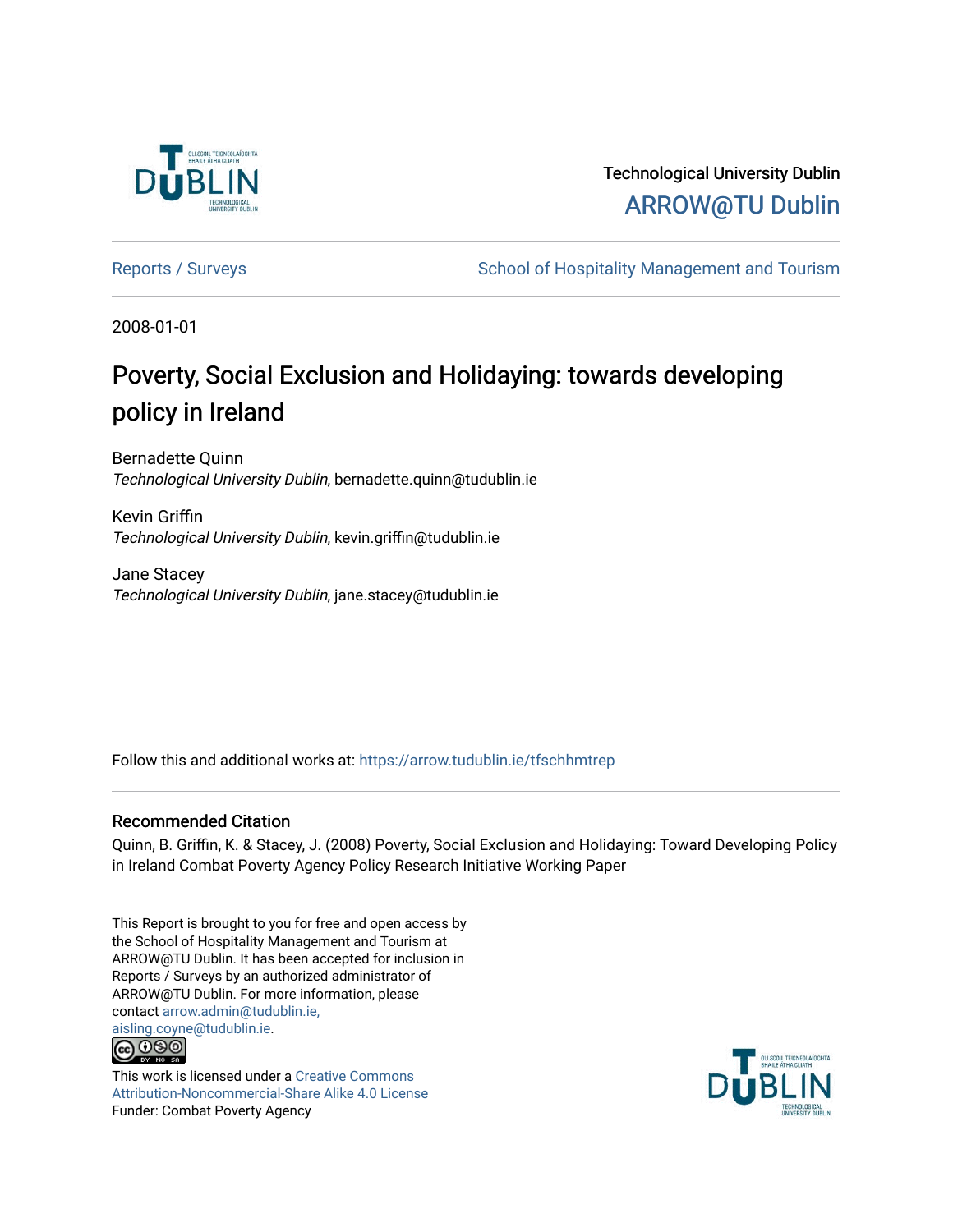Technological University Dublin

ARROW@TU Dublin

Reports / Surveys

School of Hospitality Management and Tourism

2008-01-01

# Poverty, Social Exclusion and Holidaying: towards developing policy in Ireland

Bernadette Quinn
*Technological University Dublin*, bernadette.quinn@tudublin.ie

Kevin Griffin
*Technological University Dublin*, kevin.griffin@tudublin.ie

Jane Stacey
*Technological University Dublin*, jane.stacey@tudublin.ie

Follow this and additional works at: https://arrow.tudublin.ie/tfschhmtrep

## Recommended Citation

Quinn, B. Griffin, K. & Stacey, J. (2008) Poverty, Social Exclusion and Holidaying: Toward Developing Policy in Ireland Combat Poverty Agency Policy Research Initiative Working Paper

This Report is brought to you for free and open access by the School of Hospitality Management and Tourism at ARROW@TU Dublin. It has been accepted for inclusion in Reports / Surveys by an authorized administrator of ARROW@TU Dublin. For more information, please contact arrow.admin@tudublin.ie, aisling.coyne@tudublin.ie.

This work is licensed under a Creative Commons Attribution-Noncommercial-Share Alike 4.0 License
Funder: Combat Poverty Agency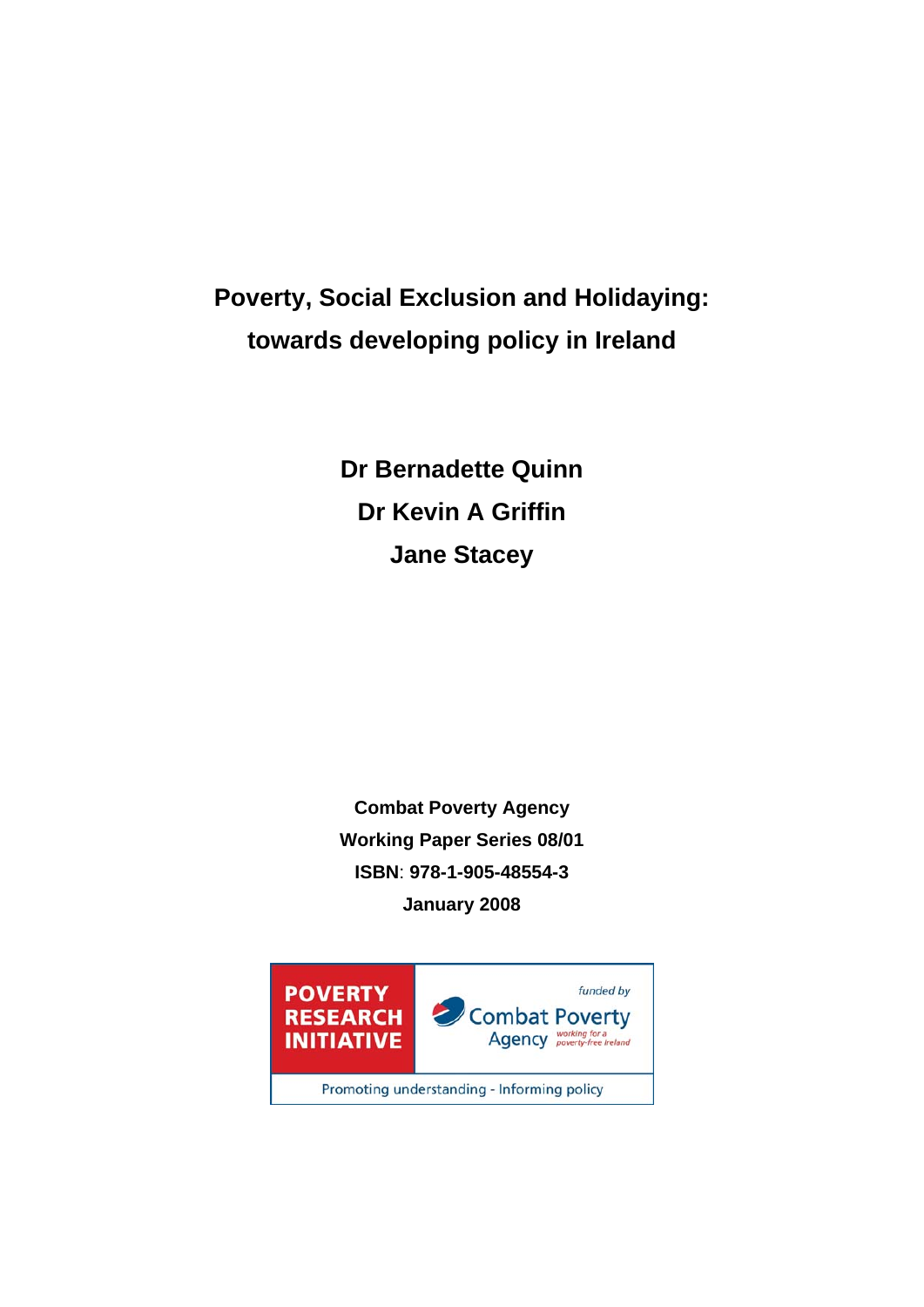# Poverty, Social Exclusion and Holidaying: towards developing policy in Ireland

**Dr Bernadette Quinn**

**Dr Kevin A Griffin**

**Jane Stacey**

**Combat Poverty Agency**

**Working Paper Series 08/01**

**ISBN: 978-1-905-48554-3**

**January 2008**

POVERTY RESEARCH INITIATIVE

*funded by* Combat Poverty Agency *working for a poverty-free Ireland*

Promoting understanding - Informing policy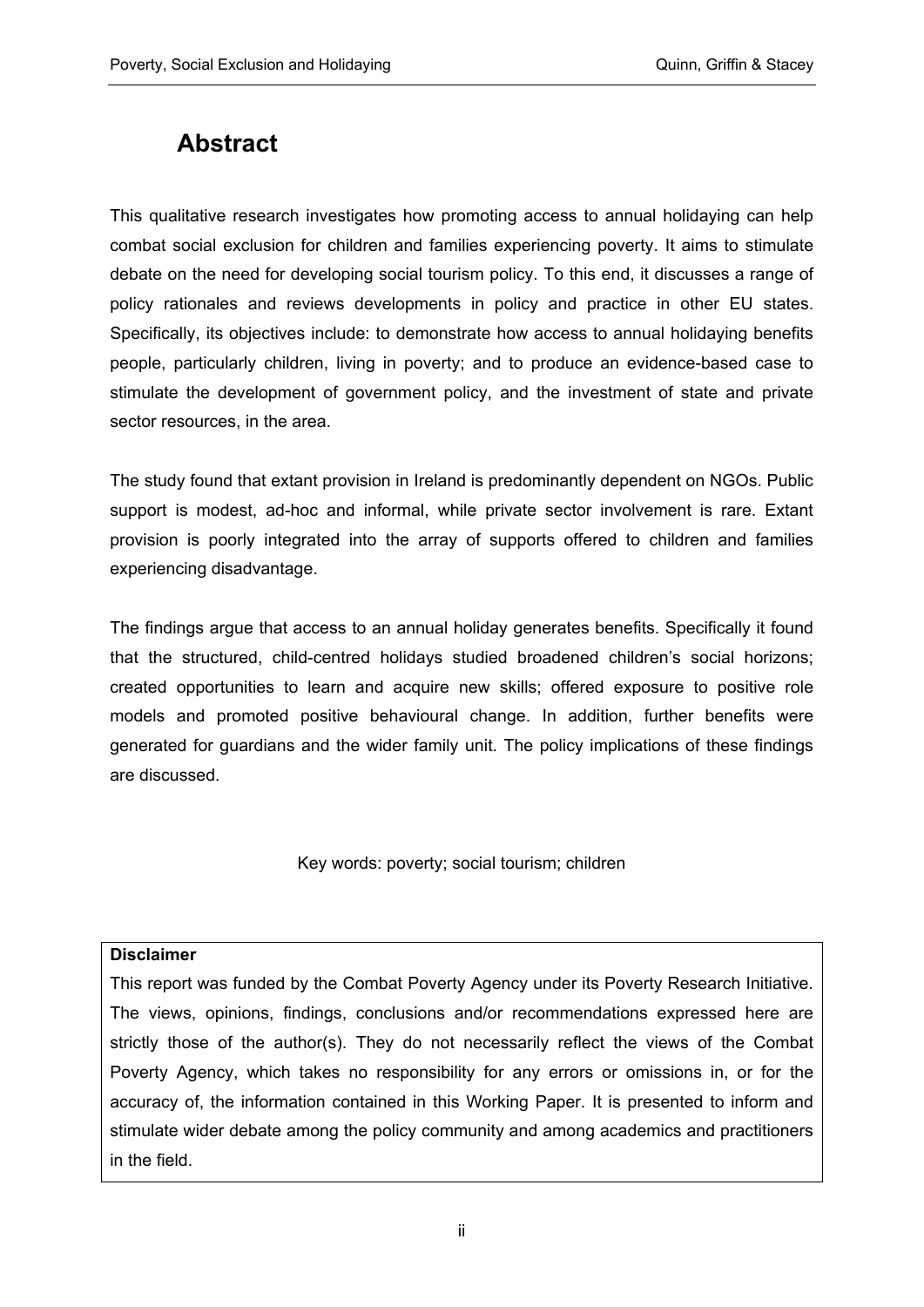## Abstract

This qualitative research investigates how promoting access to annual holidaying can help combat social exclusion for children and families experiencing poverty. It aims to stimulate debate on the need for developing social tourism policy. To this end, it discusses a range of policy rationales and reviews developments in policy and practice in other EU states. Specifically, its objectives include: to demonstrate how access to annual holidaying benefits people, particularly children, living in poverty; and to produce an evidence-based case to stimulate the development of government policy, and the investment of state and private sector resources, in the area.

The study found that extant provision in Ireland is predominantly dependent on NGOs. Public support is modest, ad-hoc and informal, while private sector involvement is rare. Extant provision is poorly integrated into the array of supports offered to children and families experiencing disadvantage.

The findings argue that access to an annual holiday generates benefits. Specifically it found that the structured, child-centred holidays studied broadened children's social horizons; created opportunities to learn and acquire new skills; offered exposure to positive role models and promoted positive behavioural change. In addition, further benefits were generated for guardians and the wider family unit. The policy implications of these findings are discussed.

Key words: poverty; social tourism; children

**Disclaimer**

This report was funded by the Combat Poverty Agency under its Poverty Research Initiative. The views, opinions, findings, conclusions and/or recommendations expressed here are strictly those of the author(s). They do not necessarily reflect the views of the Combat Poverty Agency, which takes no responsibility for any errors or omissions in, or for the accuracy of, the information contained in this Working Paper. It is presented to inform and stimulate wider debate among the policy community and among academics and practitioners in the field.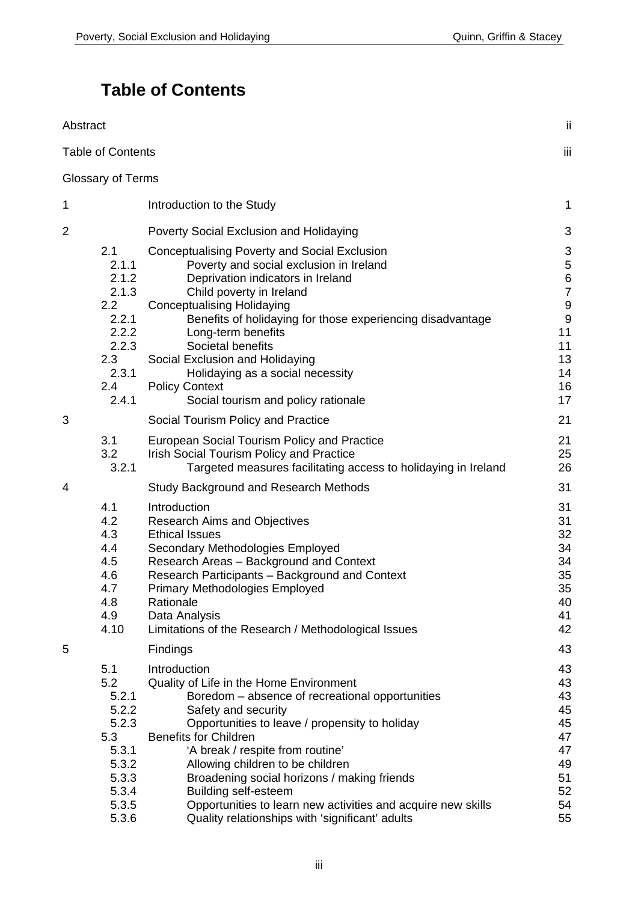# Table of Contents

| | | | |
|---|---|---|---|
| Abstract | | | ii |
| Table of Contents | | | iii |
| Glossary of Terms | | | |
| 1 | | Introduction to the Study | 1 |
| 2 | | Poverty Social Exclusion and Holidaying | 3 |
| | 2.1 | Conceptualising Poverty and Social Exclusion | 3 |
| | 2.1.1 | Poverty and social exclusion in Ireland | 5 |
| | 2.1.2 | Deprivation indicators in Ireland | 6 |
| | 2.1.3 | Child poverty in Ireland | 7 |
| | 2.2 | Conceptualising Holidaying | 9 |
| | 2.2.1 | Benefits of holidaying for those experiencing disadvantage | 9 |
| | 2.2.2 | Long-term benefits | 11 |
| | 2.2.3 | Societal benefits | 11 |
| | 2.3 | Social Exclusion and Holidaying | 13 |
| | 2.3.1 | Holidaying as a social necessity | 14 |
| | 2.4 | Policy Context | 16 |
| | 2.4.1 | Social tourism and policy rationale | 17 |
| 3 | | Social Tourism Policy and Practice | 21 |
| | 3.1 | European Social Tourism Policy and Practice | 21 |
| | 3.2 | Irish Social Tourism Policy and Practice | 25 |
| | 3.2.1 | Targeted measures facilitating access to holidaying in Ireland | 26 |
| 4 | | Study Background and Research Methods | 31 |
| | 4.1 | Introduction | 31 |
| | 4.2 | Research Aims and Objectives | 31 |
| | 4.3 | Ethical Issues | 32 |
| | 4.4 | Secondary Methodologies Employed | 34 |
| | 4.5 | Research Areas – Background and Context | 34 |
| | 4.6 | Research Participants – Background and Context | 35 |
| | 4.7 | Primary Methodologies Employed | 35 |
| | 4.8 | Rationale | 40 |
| | 4.9 | Data Analysis | 41 |
| | 4.10 | Limitations of the Research / Methodological Issues | 42 |
| 5 | | Findings | 43 |
| | 5.1 | Introduction | 43 |
| | 5.2 | Quality of Life in the Home Environment | 43 |
| | 5.2.1 | Boredom – absence of recreational opportunities | 43 |
| | 5.2.2 | Safety and security | 45 |
| | 5.2.3 | Opportunities to leave / propensity to holiday | 45 |
| | 5.3 | Benefits for Children | 47 |
| | 5.3.1 | 'A break / respite from routine' | 47 |
| | 5.3.2 | Allowing children to be children | 49 |
| | 5.3.3 | Broadening social horizons / making friends | 51 |
| | 5.3.4 | Building self-esteem | 52 |
| | 5.3.5 | Opportunities to learn new activities and acquire new skills | 54 |
| | 5.3.6 | Quality relationships with 'significant' adults | 55 |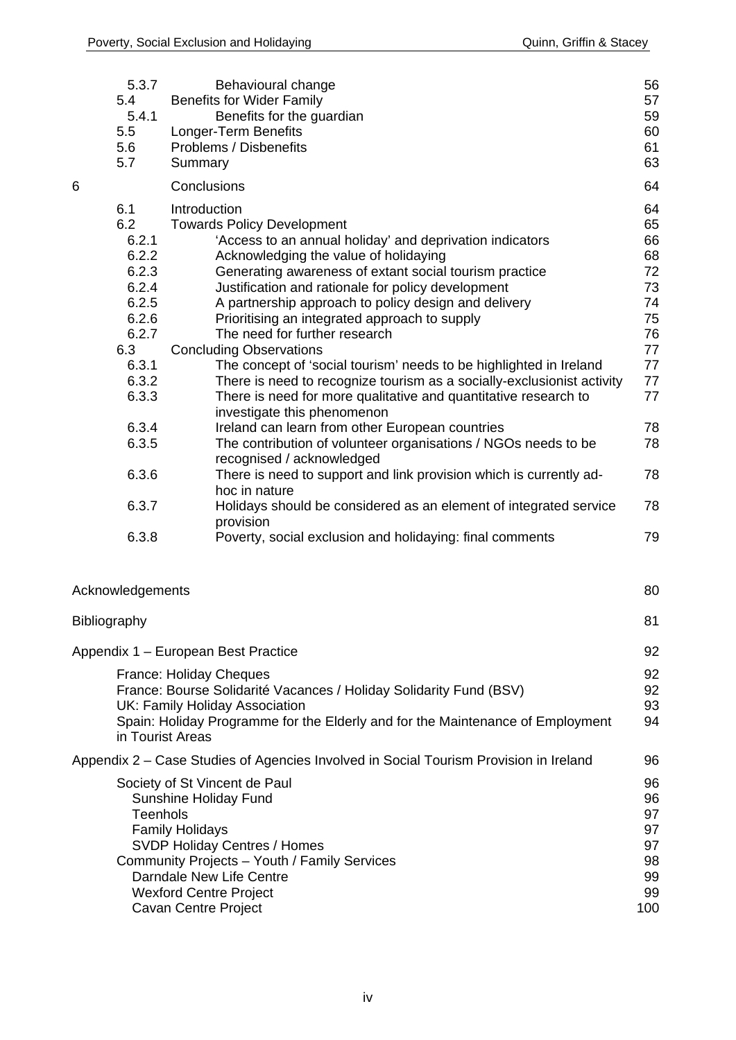| | | |
|---|---|---|
| 5.3.7 | Behavioural change | 56 |
| 5.4 | Benefits for Wider Family | 57 |
| 5.4.1 | Benefits for the guardian | 59 |
| 5.5 | Longer-Term Benefits | 60 |
| 5.6 | Problems / Disbenefits | 61 |
| 5.7 | Summary | 63 |
| **6** | **Conclusions** | **64** |
| 6.1 | Introduction | 64 |
| 6.2 | Towards Policy Development | 65 |
| 6.2.1 | 'Access to an annual holiday' and deprivation indicators | 66 |
| 6.2.2 | Acknowledging the value of holidaying | 68 |
| 6.2.3 | Generating awareness of extant social tourism practice | 72 |
| 6.2.4 | Justification and rationale for policy development | 73 |
| 6.2.5 | A partnership approach to policy design and delivery | 74 |
| 6.2.6 | Prioritising an integrated approach to supply | 75 |
| 6.2.7 | The need for further research | 76 |
| 6.3 | Concluding Observations | 77 |
| 6.3.1 | The concept of 'social tourism' needs to be highlighted in Ireland | 77 |
| 6.3.2 | There is need to recognize tourism as a socially-exclusionist activity | 77 |
| 6.3.3 | There is need for more qualitative and quantitative research to investigate this phenomenon | 77 |
| 6.3.4 | Ireland can learn from other European countries | 78 |
| 6.3.5 | The contribution of volunteer organisations / NGOs needs to be recognised / acknowledged | 78 |
| 6.3.6 | There is need to support and link provision which is currently ad-hoc in nature | 78 |
| 6.3.7 | Holidays should be considered as an element of integrated service provision | 78 |
| 6.3.8 | Poverty, social exclusion and holidaying: final comments | 79 |

Acknowledgements ... 80

Bibliography ... 81

Appendix 1 – European Best Practice ... 92

- France: Holiday Cheques ... 92
- France: Bourse Solidarité Vacances / Holiday Solidarity Fund (BSV) ... 92
- UK: Family Holiday Association ... 93
- Spain: Holiday Programme for the Elderly and for the Maintenance of Employment in Tourist Areas ... 94

Appendix 2 – Case Studies of Agencies Involved in Social Tourism Provision in Ireland ... 96

- Society of St Vincent de Paul ... 96
  - Sunshine Holiday Fund ... 96
  - Teenhols ... 97
  - Family Holidays ... 97
  - SVDP Holiday Centres / Homes ... 97
- Community Projects – Youth / Family Services ... 98
  - Darndale New Life Centre ... 99
  - Wexford Centre Project ... 99
  - Cavan Centre Project ... 100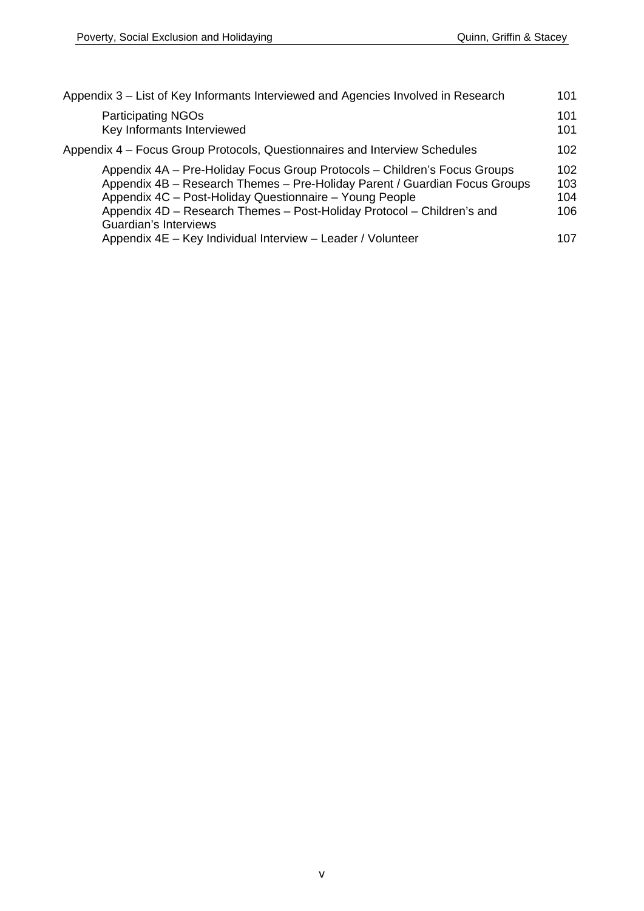Appendix 3 – List of Key Informants Interviewed and Agencies Involved in Research 101

- Participating NGOs 101
- Key Informants Interviewed 101

Appendix 4 – Focus Group Protocols, Questionnaires and Interview Schedules 102

- Appendix 4A – Pre-Holiday Focus Group Protocols – Children's Focus Groups 102
- Appendix 4B – Research Themes – Pre-Holiday Parent / Guardian Focus Groups 103
- Appendix 4C – Post-Holiday Questionnaire – Young People 104
- Appendix 4D – Research Themes – Post-Holiday Protocol – Children's and Guardian's Interviews 106
- Appendix 4E – Key Individual Interview – Leader / Volunteer 107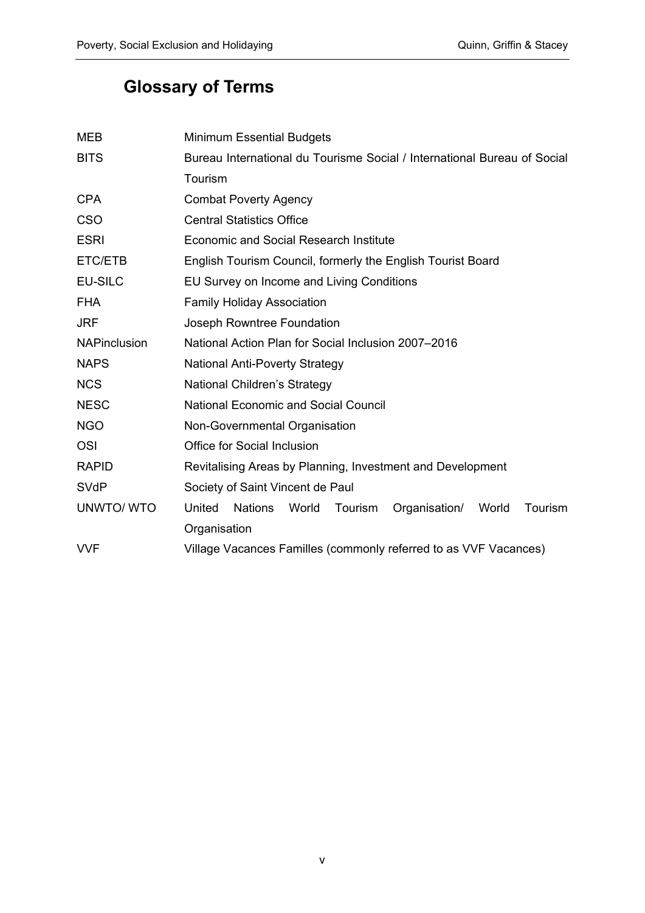## Glossary of Terms

| | |
|---|---|
| MEB | Minimum Essential Budgets |
| BITS | Bureau International du Tourisme Social / International Bureau of Social Tourism |
| CPA | Combat Poverty Agency |
| CSO | Central Statistics Office |
| ESRI | Economic and Social Research Institute |
| ETC/ETB | English Tourism Council, formerly the English Tourist Board |
| EU-SILC | EU Survey on Income and Living Conditions |
| FHA | Family Holiday Association |
| JRF | Joseph Rowntree Foundation |
| NAPinclusion | National Action Plan for Social Inclusion 2007–2016 |
| NAPS | National Anti-Poverty Strategy |
| NCS | National Children's Strategy |
| NESC | National Economic and Social Council |
| NGO | Non-Governmental Organisation |
| OSI | Office for Social Inclusion |
| RAPID | Revitalising Areas by Planning, Investment and Development |
| SVdP | Society of Saint Vincent de Paul |
| UNWTO/ WTO | United Nations World Tourism Organisation/ World Tourism Organisation |
| VVF | Village Vacances Familles (commonly referred to as VVF Vacances) |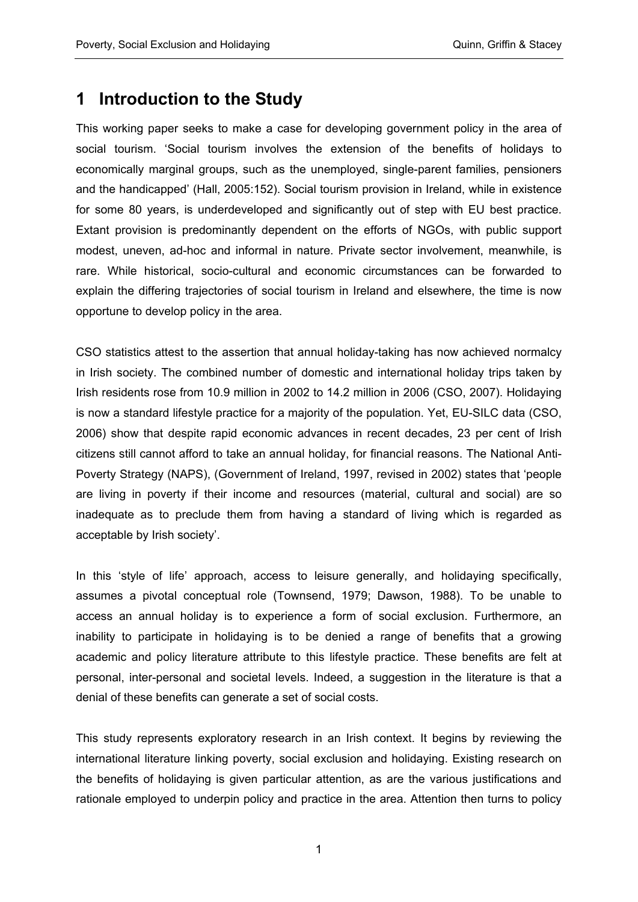# 1 Introduction to the Study

This working paper seeks to make a case for developing government policy in the area of social tourism. 'Social tourism involves the extension of the benefits of holidays to economically marginal groups, such as the unemployed, single-parent families, pensioners and the handicapped' (Hall, 2005:152). Social tourism provision in Ireland, while in existence for some 80 years, is underdeveloped and significantly out of step with EU best practice. Extant provision is predominantly dependent on the efforts of NGOs, with public support modest, uneven, ad-hoc and informal in nature. Private sector involvement, meanwhile, is rare. While historical, socio-cultural and economic circumstances can be forwarded to explain the differing trajectories of social tourism in Ireland and elsewhere, the time is now opportune to develop policy in the area.

CSO statistics attest to the assertion that annual holiday-taking has now achieved normalcy in Irish society. The combined number of domestic and international holiday trips taken by Irish residents rose from 10.9 million in 2002 to 14.2 million in 2006 (CSO, 2007). Holidaying is now a standard lifestyle practice for a majority of the population. Yet, EU-SILC data (CSO, 2006) show that despite rapid economic advances in recent decades, 23 per cent of Irish citizens still cannot afford to take an annual holiday, for financial reasons. The National Anti-Poverty Strategy (NAPS), (Government of Ireland, 1997, revised in 2002) states that 'people are living in poverty if their income and resources (material, cultural and social) are so inadequate as to preclude them from having a standard of living which is regarded as acceptable by Irish society'.

In this 'style of life' approach, access to leisure generally, and holidaying specifically, assumes a pivotal conceptual role (Townsend, 1979; Dawson, 1988). To be unable to access an annual holiday is to experience a form of social exclusion. Furthermore, an inability to participate in holidaying is to be denied a range of benefits that a growing academic and policy literature attribute to this lifestyle practice. These benefits are felt at personal, inter-personal and societal levels. Indeed, a suggestion in the literature is that a denial of these benefits can generate a set of social costs.

This study represents exploratory research in an Irish context. It begins by reviewing the international literature linking poverty, social exclusion and holidaying. Existing research on the benefits of holidaying is given particular attention, as are the various justifications and rationale employed to underpin policy and practice in the area. Attention then turns to policy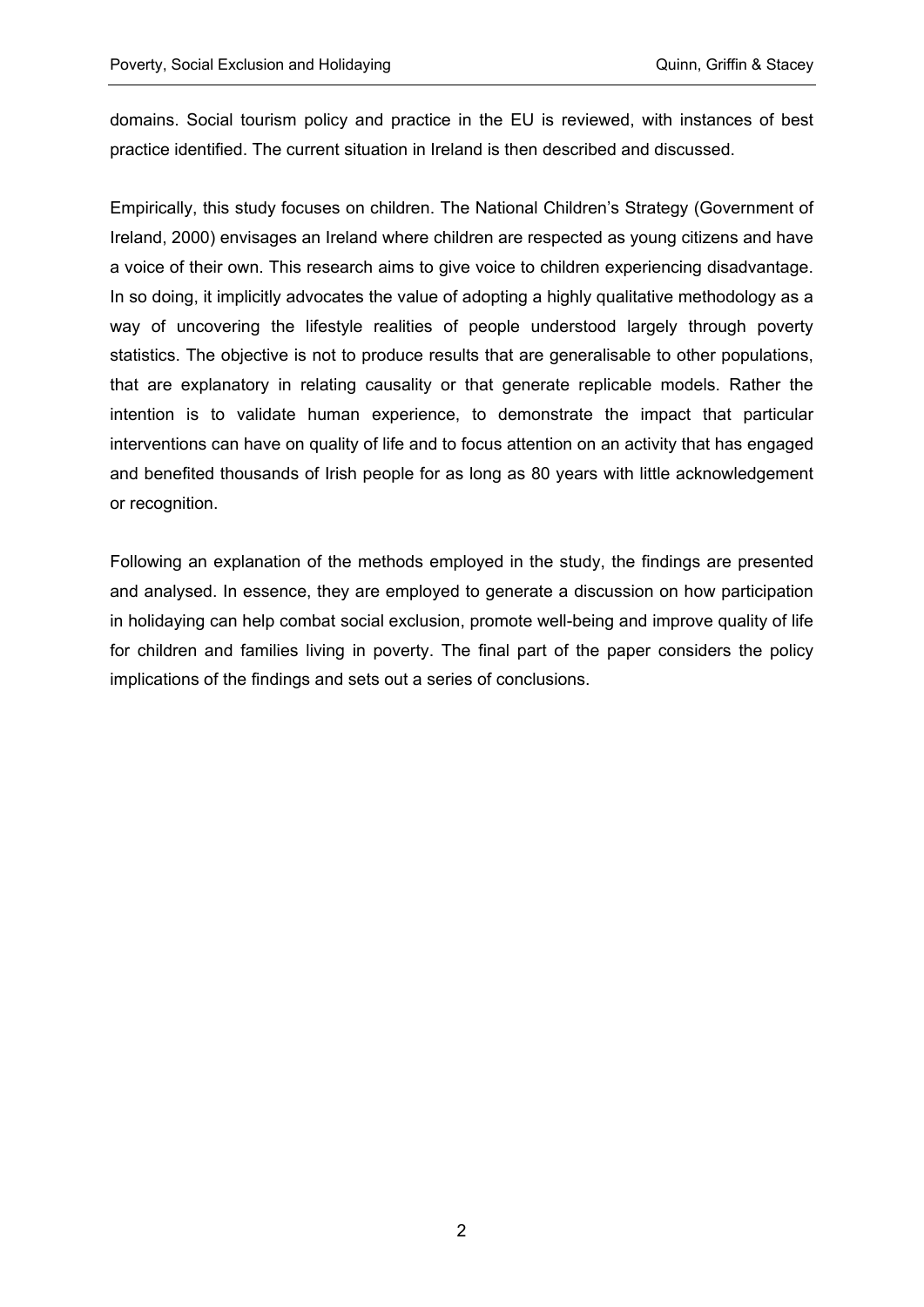domains. Social tourism policy and practice in the EU is reviewed, with instances of best practice identified. The current situation in Ireland is then described and discussed.

Empirically, this study focuses on children. The National Children's Strategy (Government of Ireland, 2000) envisages an Ireland where children are respected as young citizens and have a voice of their own. This research aims to give voice to children experiencing disadvantage. In so doing, it implicitly advocates the value of adopting a highly qualitative methodology as a way of uncovering the lifestyle realities of people understood largely through poverty statistics. The objective is not to produce results that are generalisable to other populations, that are explanatory in relating causality or that generate replicable models. Rather the intention is to validate human experience, to demonstrate the impact that particular interventions can have on quality of life and to focus attention on an activity that has engaged and benefited thousands of Irish people for as long as 80 years with little acknowledgement or recognition.

Following an explanation of the methods employed in the study, the findings are presented and analysed. In essence, they are employed to generate a discussion on how participation in holidaying can help combat social exclusion, promote well-being and improve quality of life for children and families living in poverty. The final part of the paper considers the policy implications of the findings and sets out a series of conclusions.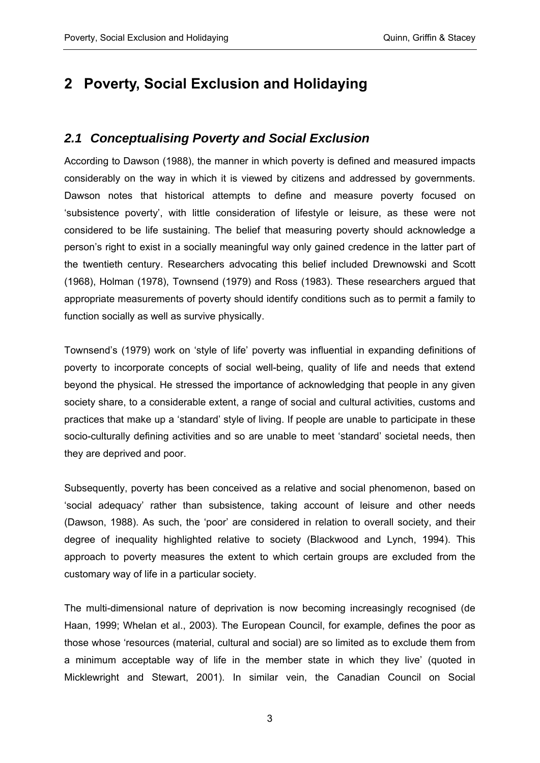# 2 Poverty, Social Exclusion and Holidaying

## 2.1 Conceptualising Poverty and Social Exclusion

According to Dawson (1988), the manner in which poverty is defined and measured impacts considerably on the way in which it is viewed by citizens and addressed by governments. Dawson notes that historical attempts to define and measure poverty focused on 'subsistence poverty', with little consideration of lifestyle or leisure, as these were not considered to be life sustaining. The belief that measuring poverty should acknowledge a person's right to exist in a socially meaningful way only gained credence in the latter part of the twentieth century. Researchers advocating this belief included Drewnowski and Scott (1968), Holman (1978), Townsend (1979) and Ross (1983). These researchers argued that appropriate measurements of poverty should identify conditions such as to permit a family to function socially as well as survive physically.

Townsend's (1979) work on 'style of life' poverty was influential in expanding definitions of poverty to incorporate concepts of social well-being, quality of life and needs that extend beyond the physical. He stressed the importance of acknowledging that people in any given society share, to a considerable extent, a range of social and cultural activities, customs and practices that make up a 'standard' style of living. If people are unable to participate in these socio-culturally defining activities and so are unable to meet 'standard' societal needs, then they are deprived and poor.

Subsequently, poverty has been conceived as a relative and social phenomenon, based on 'social adequacy' rather than subsistence, taking account of leisure and other needs (Dawson, 1988). As such, the 'poor' are considered in relation to overall society, and their degree of inequality highlighted relative to society (Blackwood and Lynch, 1994). This approach to poverty measures the extent to which certain groups are excluded from the customary way of life in a particular society.

The multi-dimensional nature of deprivation is now becoming increasingly recognised (de Haan, 1999; Whelan et al., 2003). The European Council, for example, defines the poor as those whose 'resources (material, cultural and social) are so limited as to exclude them from a minimum acceptable way of life in the member state in which they live' (quoted in Micklewright and Stewart, 2001). In similar vein, the Canadian Council on Social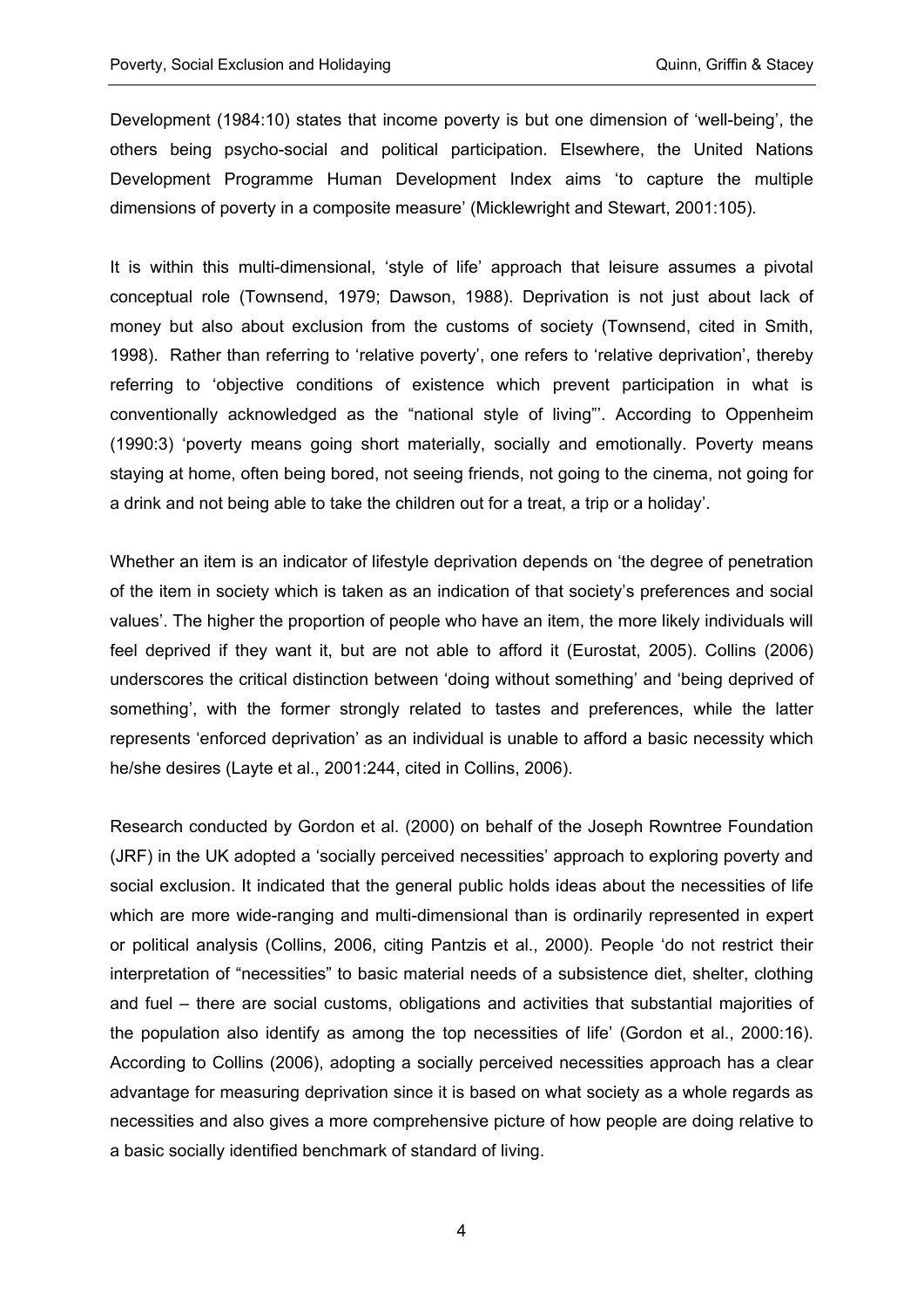Development (1984:10) states that income poverty is but one dimension of 'well-being', the others being psycho-social and political participation. Elsewhere, the United Nations Development Programme Human Development Index aims 'to capture the multiple dimensions of poverty in a composite measure' (Micklewright and Stewart, 2001:105).

It is within this multi-dimensional, 'style of life' approach that leisure assumes a pivotal conceptual role (Townsend, 1979; Dawson, 1988). Deprivation is not just about lack of money but also about exclusion from the customs of society (Townsend, cited in Smith, 1998). Rather than referring to 'relative poverty', one refers to 'relative deprivation', thereby referring to 'objective conditions of existence which prevent participation in what is conventionally acknowledged as the "national style of living"'. According to Oppenheim (1990:3) 'poverty means going short materially, socially and emotionally. Poverty means staying at home, often being bored, not seeing friends, not going to the cinema, not going for a drink and not being able to take the children out for a treat, a trip or a holiday'.

Whether an item is an indicator of lifestyle deprivation depends on 'the degree of penetration of the item in society which is taken as an indication of that society's preferences and social values'. The higher the proportion of people who have an item, the more likely individuals will feel deprived if they want it, but are not able to afford it (Eurostat, 2005). Collins (2006) underscores the critical distinction between 'doing without something' and 'being deprived of something', with the former strongly related to tastes and preferences, while the latter represents 'enforced deprivation' as an individual is unable to afford a basic necessity which he/she desires (Layte et al., 2001:244, cited in Collins, 2006).

Research conducted by Gordon et al. (2000) on behalf of the Joseph Rowntree Foundation (JRF) in the UK adopted a 'socially perceived necessities' approach to exploring poverty and social exclusion. It indicated that the general public holds ideas about the necessities of life which are more wide-ranging and multi-dimensional than is ordinarily represented in expert or political analysis (Collins, 2006, citing Pantzis et al., 2000). People 'do not restrict their interpretation of "necessities" to basic material needs of a subsistence diet, shelter, clothing and fuel – there are social customs, obligations and activities that substantial majorities of the population also identify as among the top necessities of life' (Gordon et al., 2000:16). According to Collins (2006), adopting a socially perceived necessities approach has a clear advantage for measuring deprivation since it is based on what society as a whole regards as necessities and also gives a more comprehensive picture of how people are doing relative to a basic socially identified benchmark of standard of living.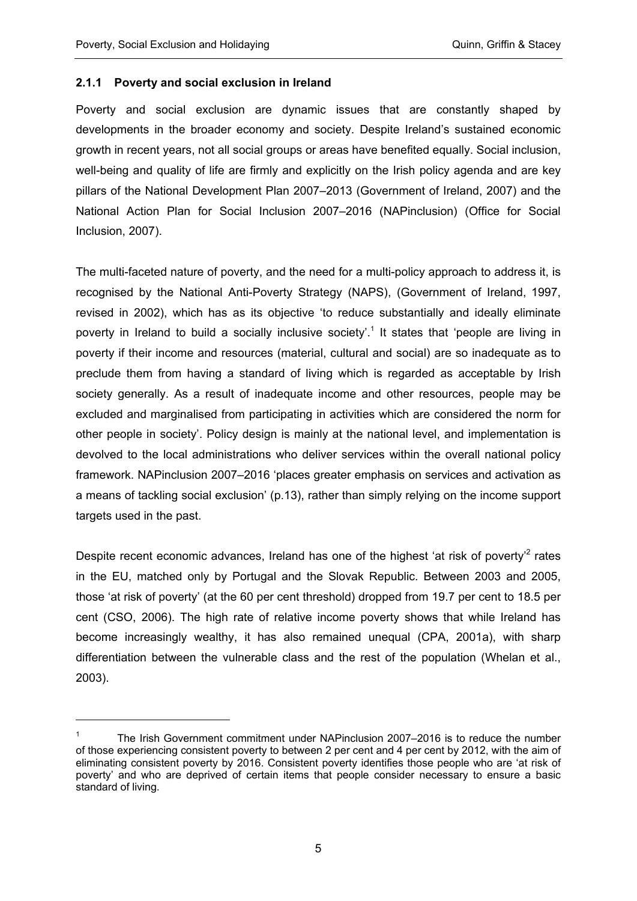### 2.1.1 Poverty and social exclusion in Ireland

Poverty and social exclusion are dynamic issues that are constantly shaped by developments in the broader economy and society. Despite Ireland's sustained economic growth in recent years, not all social groups or areas have benefited equally. Social inclusion, well-being and quality of life are firmly and explicitly on the Irish policy agenda and are key pillars of the National Development Plan 2007–2013 (Government of Ireland, 2007) and the National Action Plan for Social Inclusion 2007–2016 (NAPinclusion) (Office for Social Inclusion, 2007).

The multi-faceted nature of poverty, and the need for a multi-policy approach to address it, is recognised by the National Anti-Poverty Strategy (NAPS), (Government of Ireland, 1997, revised in 2002), which has as its objective 'to reduce substantially and ideally eliminate poverty in Ireland to build a socially inclusive society'.[1] It states that 'people are living in poverty if their income and resources (material, cultural and social) are so inadequate as to preclude them from having a standard of living which is regarded as acceptable by Irish society generally. As a result of inadequate income and other resources, people may be excluded and marginalised from participating in activities which are considered the norm for other people in society'. Policy design is mainly at the national level, and implementation is devolved to the local administrations who deliver services within the overall national policy framework. NAPinclusion 2007–2016 'places greater emphasis on services and activation as a means of tackling social exclusion' (p.13), rather than simply relying on the income support targets used in the past.

Despite recent economic advances, Ireland has one of the highest 'at risk of poverty'[2] rates in the EU, matched only by Portugal and the Slovak Republic. Between 2003 and 2005, those 'at risk of poverty' (at the 60 per cent threshold) dropped from 19.7 per cent to 18.5 per cent (CSO, 2006). The high rate of relative income poverty shows that while Ireland has become increasingly wealthy, it has also remained unequal (CPA, 2001a), with sharp differentiation between the vulnerable class and the rest of the population (Whelan et al., 2003).

---

[1] The Irish Government commitment under NAPinclusion 2007–2016 is to reduce the number of those experiencing consistent poverty to between 2 per cent and 4 per cent by 2012, with the aim of eliminating consistent poverty by 2016. Consistent poverty identifies those people who are 'at risk of poverty' and who are deprived of certain items that people consider necessary to ensure a basic standard of living.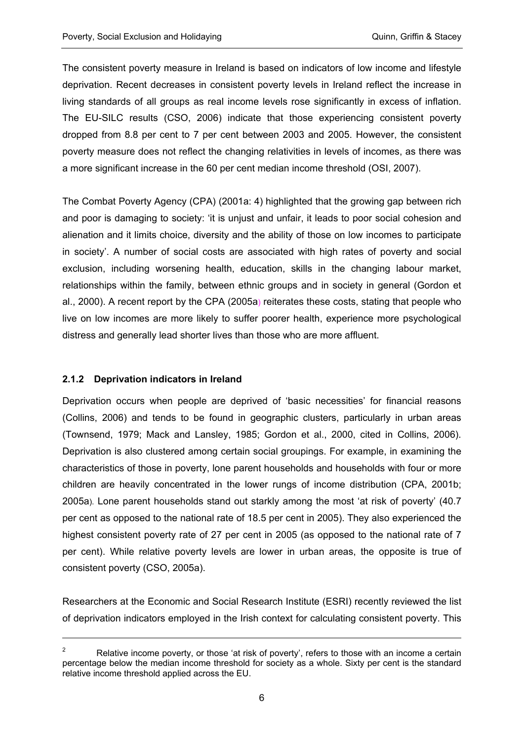The consistent poverty measure in Ireland is based on indicators of low income and lifestyle deprivation. Recent decreases in consistent poverty levels in Ireland reflect the increase in living standards of all groups as real income levels rose significantly in excess of inflation. The EU-SILC results (CSO, 2006) indicate that those experiencing consistent poverty dropped from 8.8 per cent to 7 per cent between 2003 and 2005. However, the consistent poverty measure does not reflect the changing relativities in levels of incomes, as there was a more significant increase in the 60 per cent median income threshold (OSI, 2007).

The Combat Poverty Agency (CPA) (2001a: 4) highlighted that the growing gap between rich and poor is damaging to society: 'it is unjust and unfair, it leads to poor social cohesion and alienation and it limits choice, diversity and the ability of those on low incomes to participate in society'. A number of social costs are associated with high rates of poverty and social exclusion, including worsening health, education, skills in the changing labour market, relationships within the family, between ethnic groups and in society in general (Gordon et al., 2000). A recent report by the CPA (2005a) reiterates these costs, stating that people who live on low incomes are more likely to suffer poorer health, experience more psychological distress and generally lead shorter lives than those who are more affluent.

### 2.1.2 Deprivation indicators in Ireland

Deprivation occurs when people are deprived of 'basic necessities' for financial reasons (Collins, 2006) and tends to be found in geographic clusters, particularly in urban areas (Townsend, 1979; Mack and Lansley, 1985; Gordon et al., 2000, cited in Collins, 2006). Deprivation is also clustered among certain social groupings. For example, in examining the characteristics of those in poverty, lone parent households and households with four or more children are heavily concentrated in the lower rungs of income distribution (CPA, 2001b; 2005a). Lone parent households stand out starkly among the most 'at risk of poverty' (40.7 per cent as opposed to the national rate of 18.5 per cent in 2005). They also experienced the highest consistent poverty rate of 27 per cent in 2005 (as opposed to the national rate of 7 per cent). While relative poverty levels are lower in urban areas, the opposite is true of consistent poverty (CSO, 2005a).

Researchers at the Economic and Social Research Institute (ESRI) recently reviewed the list of deprivation indicators employed in the Irish context for calculating consistent poverty. This

---

[2] Relative income poverty, or those 'at risk of poverty', refers to those with an income a certain percentage below the median income threshold for society as a whole. Sixty per cent is the standard relative income threshold applied across the EU.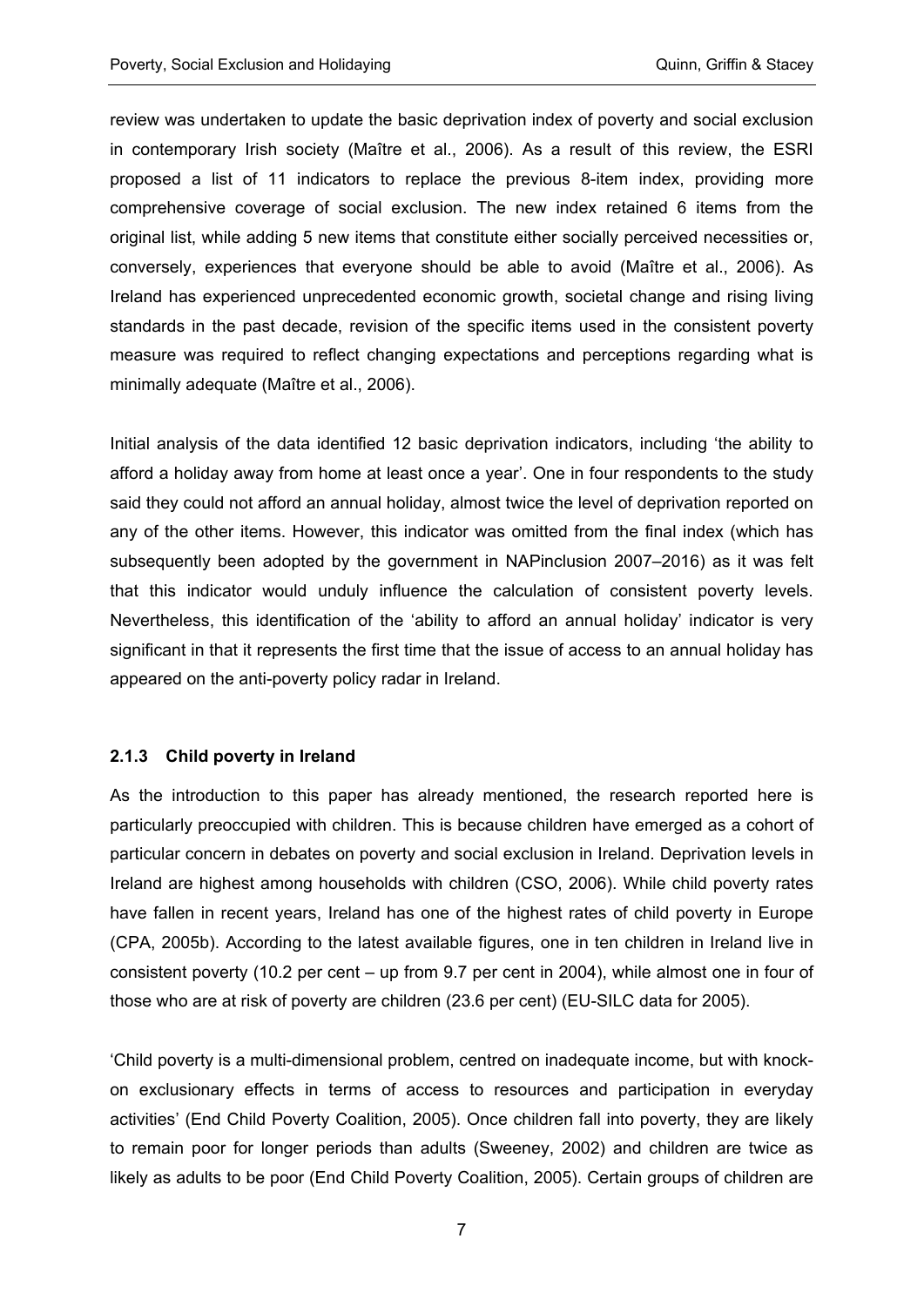review was undertaken to update the basic deprivation index of poverty and social exclusion in contemporary Irish society (Maître et al., 2006). As a result of this review, the ESRI proposed a list of 11 indicators to replace the previous 8-item index, providing more comprehensive coverage of social exclusion. The new index retained 6 items from the original list, while adding 5 new items that constitute either socially perceived necessities or, conversely, experiences that everyone should be able to avoid (Maître et al., 2006). As Ireland has experienced unprecedented economic growth, societal change and rising living standards in the past decade, revision of the specific items used in the consistent poverty measure was required to reflect changing expectations and perceptions regarding what is minimally adequate (Maître et al., 2006).

Initial analysis of the data identified 12 basic deprivation indicators, including 'the ability to afford a holiday away from home at least once a year'. One in four respondents to the study said they could not afford an annual holiday, almost twice the level of deprivation reported on any of the other items. However, this indicator was omitted from the final index (which has subsequently been adopted by the government in NAPinclusion 2007–2016) as it was felt that this indicator would unduly influence the calculation of consistent poverty levels. Nevertheless, this identification of the 'ability to afford an annual holiday' indicator is very significant in that it represents the first time that the issue of access to an annual holiday has appeared on the anti-poverty policy radar in Ireland.

### 2.1.3 Child poverty in Ireland

As the introduction to this paper has already mentioned, the research reported here is particularly preoccupied with children. This is because children have emerged as a cohort of particular concern in debates on poverty and social exclusion in Ireland. Deprivation levels in Ireland are highest among households with children (CSO, 2006). While child poverty rates have fallen in recent years, Ireland has one of the highest rates of child poverty in Europe (CPA, 2005b). According to the latest available figures, one in ten children in Ireland live in consistent poverty (10.2 per cent – up from 9.7 per cent in 2004), while almost one in four of those who are at risk of poverty are children (23.6 per cent) (EU-SILC data for 2005).

'Child poverty is a multi-dimensional problem, centred on inadequate income, but with knock-on exclusionary effects in terms of access to resources and participation in everyday activities' (End Child Poverty Coalition, 2005). Once children fall into poverty, they are likely to remain poor for longer periods than adults (Sweeney, 2002) and children are twice as likely as adults to be poor (End Child Poverty Coalition, 2005). Certain groups of children are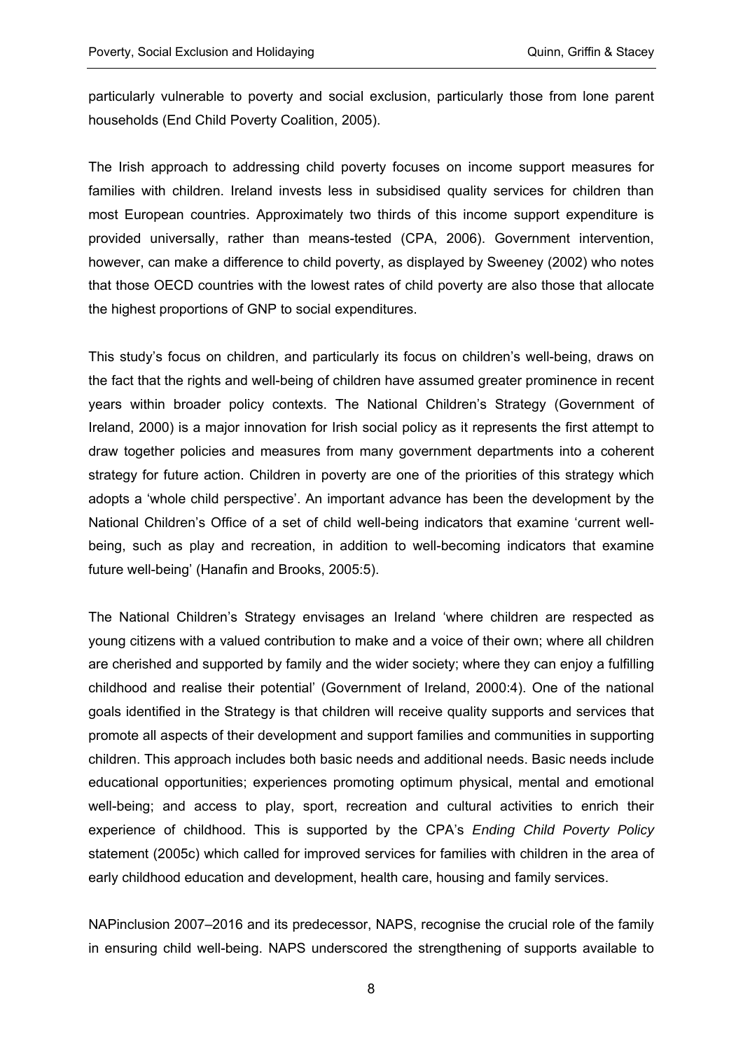particularly vulnerable to poverty and social exclusion, particularly those from lone parent households (End Child Poverty Coalition, 2005).

The Irish approach to addressing child poverty focuses on income support measures for families with children. Ireland invests less in subsidised quality services for children than most European countries. Approximately two thirds of this income support expenditure is provided universally, rather than means-tested (CPA, 2006). Government intervention, however, can make a difference to child poverty, as displayed by Sweeney (2002) who notes that those OECD countries with the lowest rates of child poverty are also those that allocate the highest proportions of GNP to social expenditures.

This study's focus on children, and particularly its focus on children's well-being, draws on the fact that the rights and well-being of children have assumed greater prominence in recent years within broader policy contexts. The National Children's Strategy (Government of Ireland, 2000) is a major innovation for Irish social policy as it represents the first attempt to draw together policies and measures from many government departments into a coherent strategy for future action. Children in poverty are one of the priorities of this strategy which adopts a 'whole child perspective'. An important advance has been the development by the National Children's Office of a set of child well-being indicators that examine 'current well-being, such as play and recreation, in addition to well-becoming indicators that examine future well-being' (Hanafin and Brooks, 2005:5).

The National Children's Strategy envisages an Ireland 'where children are respected as young citizens with a valued contribution to make and a voice of their own; where all children are cherished and supported by family and the wider society; where they can enjoy a fulfilling childhood and realise their potential' (Government of Ireland, 2000:4). One of the national goals identified in the Strategy is that children will receive quality supports and services that promote all aspects of their development and support families and communities in supporting children. This approach includes both basic needs and additional needs. Basic needs include educational opportunities; experiences promoting optimum physical, mental and emotional well-being; and access to play, sport, recreation and cultural activities to enrich their experience of childhood. This is supported by the CPA's *Ending Child Poverty Policy* statement (2005c) which called for improved services for families with children in the area of early childhood education and development, health care, housing and family services.

NAPinclusion 2007–2016 and its predecessor, NAPS, recognise the crucial role of the family in ensuring child well-being. NAPS underscored the strengthening of supports available to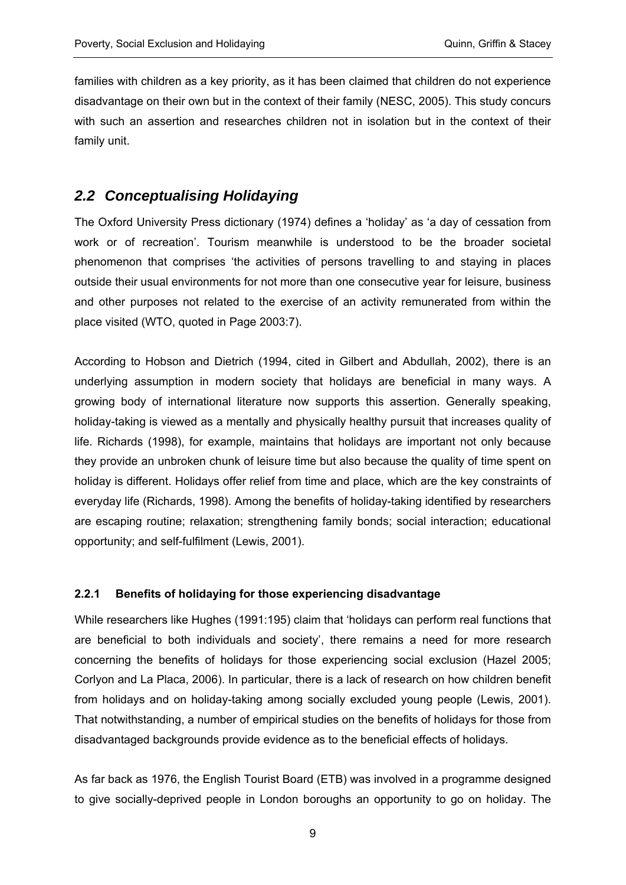families with children as a key priority, as it has been claimed that children do not experience disadvantage on their own but in the context of their family (NESC, 2005). This study concurs with such an assertion and researches children not in isolation but in the context of their family unit.

## *2.2 Conceptualising Holidaying*

The Oxford University Press dictionary (1974) defines a 'holiday' as 'a day of cessation from work or of recreation'. Tourism meanwhile is understood to be the broader societal phenomenon that comprises 'the activities of persons travelling to and staying in places outside their usual environments for not more than one consecutive year for leisure, business and other purposes not related to the exercise of an activity remunerated from within the place visited (WTO, quoted in Page 2003:7).

According to Hobson and Dietrich (1994, cited in Gilbert and Abdullah, 2002), there is an underlying assumption in modern society that holidays are beneficial in many ways. A growing body of international literature now supports this assertion. Generally speaking, holiday-taking is viewed as a mentally and physically healthy pursuit that increases quality of life. Richards (1998), for example, maintains that holidays are important not only because they provide an unbroken chunk of leisure time but also because the quality of time spent on holiday is different. Holidays offer relief from time and place, which are the key constraints of everyday life (Richards, 1998). Among the benefits of holiday-taking identified by researchers are escaping routine; relaxation; strengthening family bonds; social interaction; educational opportunity; and self-fulfilment (Lewis, 2001).

### 2.2.1 Benefits of holidaying for those experiencing disadvantage

While researchers like Hughes (1991:195) claim that 'holidays can perform real functions that are beneficial to both individuals and society', there remains a need for more research concerning the benefits of holidays for those experiencing social exclusion (Hazel 2005; Corlyon and La Placa, 2006). In particular, there is a lack of research on how children benefit from holidays and on holiday-taking among socially excluded young people (Lewis, 2001). That notwithstanding, a number of empirical studies on the benefits of holidays for those from disadvantaged backgrounds provide evidence as to the beneficial effects of holidays.

As far back as 1976, the English Tourist Board (ETB) was involved in a programme designed to give socially-deprived people in London boroughs an opportunity to go on holiday. The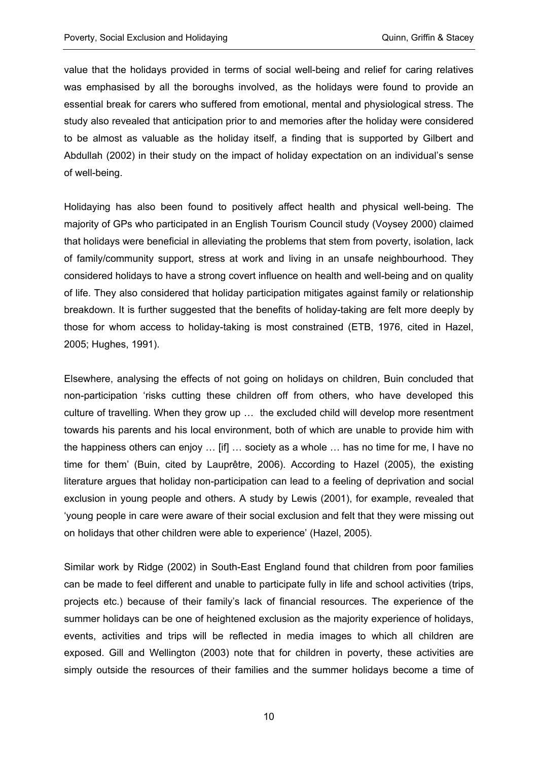value that the holidays provided in terms of social well-being and relief for caring relatives was emphasised by all the boroughs involved, as the holidays were found to provide an essential break for carers who suffered from emotional, mental and physiological stress. The study also revealed that anticipation prior to and memories after the holiday were considered to be almost as valuable as the holiday itself, a finding that is supported by Gilbert and Abdullah (2002) in their study on the impact of holiday expectation on an individual's sense of well-being.

Holidaying has also been found to positively affect health and physical well-being. The majority of GPs who participated in an English Tourism Council study (Voysey 2000) claimed that holidays were beneficial in alleviating the problems that stem from poverty, isolation, lack of family/community support, stress at work and living in an unsafe neighbourhood. They considered holidays to have a strong covert influence on health and well-being and on quality of life. They also considered that holiday participation mitigates against family or relationship breakdown. It is further suggested that the benefits of holiday-taking are felt more deeply by those for whom access to holiday-taking is most constrained (ETB, 1976, cited in Hazel, 2005; Hughes, 1991).

Elsewhere, analysing the effects of not going on holidays on children, Buin concluded that non-participation 'risks cutting these children off from others, who have developed this culture of travelling. When they grow up … the excluded child will develop more resentment towards his parents and his local environment, both of which are unable to provide him with the happiness others can enjoy … [if] … society as a whole … has no time for me, I have no time for them' (Buin, cited by Lauprêtre, 2006). According to Hazel (2005), the existing literature argues that holiday non-participation can lead to a feeling of deprivation and social exclusion in young people and others. A study by Lewis (2001), for example, revealed that 'young people in care were aware of their social exclusion and felt that they were missing out on holidays that other children were able to experience' (Hazel, 2005).

Similar work by Ridge (2002) in South-East England found that children from poor families can be made to feel different and unable to participate fully in life and school activities (trips, projects etc.) because of their family's lack of financial resources. The experience of the summer holidays can be one of heightened exclusion as the majority experience of holidays, events, activities and trips will be reflected in media images to which all children are exposed. Gill and Wellington (2003) note that for children in poverty, these activities are simply outside the resources of their families and the summer holidays become a time of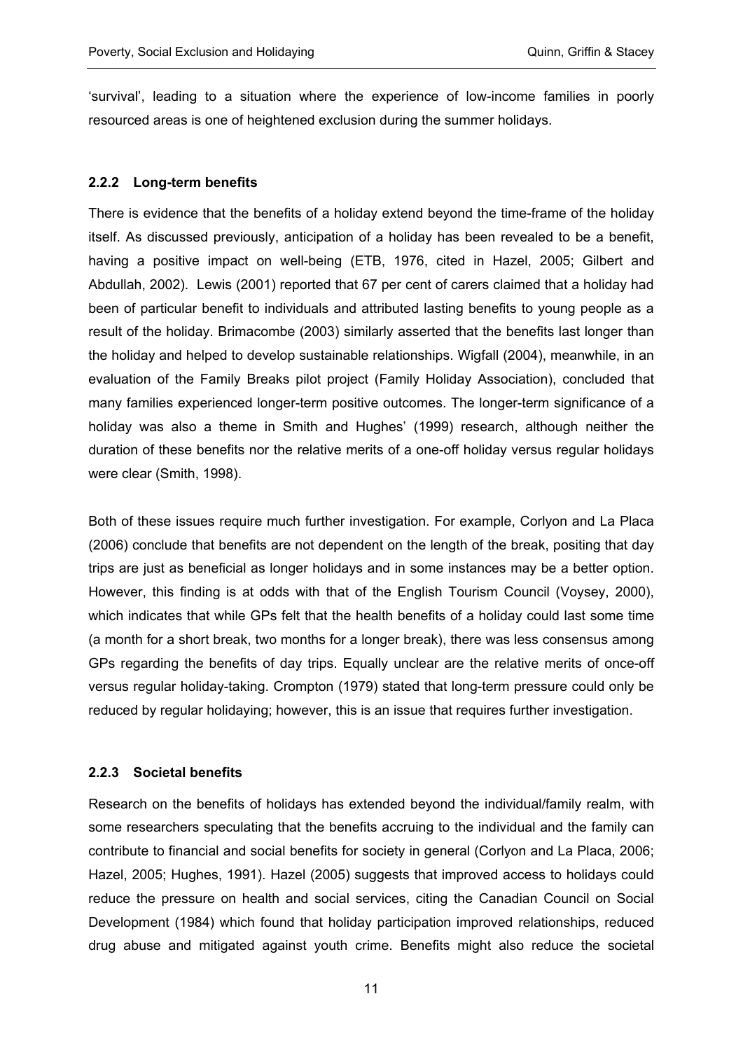'survival', leading to a situation where the experience of low-income families in poorly resourced areas is one of heightened exclusion during the summer holidays.

### 2.2.2 Long-term benefits

There is evidence that the benefits of a holiday extend beyond the time-frame of the holiday itself. As discussed previously, anticipation of a holiday has been revealed to be a benefit, having a positive impact on well-being (ETB, 1976, cited in Hazel, 2005; Gilbert and Abdullah, 2002). Lewis (2001) reported that 67 per cent of carers claimed that a holiday had been of particular benefit to individuals and attributed lasting benefits to young people as a result of the holiday. Brimacombe (2003) similarly asserted that the benefits last longer than the holiday and helped to develop sustainable relationships. Wigfall (2004), meanwhile, in an evaluation of the Family Breaks pilot project (Family Holiday Association), concluded that many families experienced longer-term positive outcomes. The longer-term significance of a holiday was also a theme in Smith and Hughes' (1999) research, although neither the duration of these benefits nor the relative merits of a one-off holiday versus regular holidays were clear (Smith, 1998).

Both of these issues require much further investigation. For example, Corlyon and La Placa (2006) conclude that benefits are not dependent on the length of the break, positing that day trips are just as beneficial as longer holidays and in some instances may be a better option. However, this finding is at odds with that of the English Tourism Council (Voysey, 2000), which indicates that while GPs felt that the health benefits of a holiday could last some time (a month for a short break, two months for a longer break), there was less consensus among GPs regarding the benefits of day trips. Equally unclear are the relative merits of once-off versus regular holiday-taking. Crompton (1979) stated that long-term pressure could only be reduced by regular holidaying; however, this is an issue that requires further investigation.

### 2.2.3 Societal benefits

Research on the benefits of holidays has extended beyond the individual/family realm, with some researchers speculating that the benefits accruing to the individual and the family can contribute to financial and social benefits for society in general (Corlyon and La Placa, 2006; Hazel, 2005; Hughes, 1991). Hazel (2005) suggests that improved access to holidays could reduce the pressure on health and social services, citing the Canadian Council on Social Development (1984) which found that holiday participation improved relationships, reduced drug abuse and mitigated against youth crime. Benefits might also reduce the societal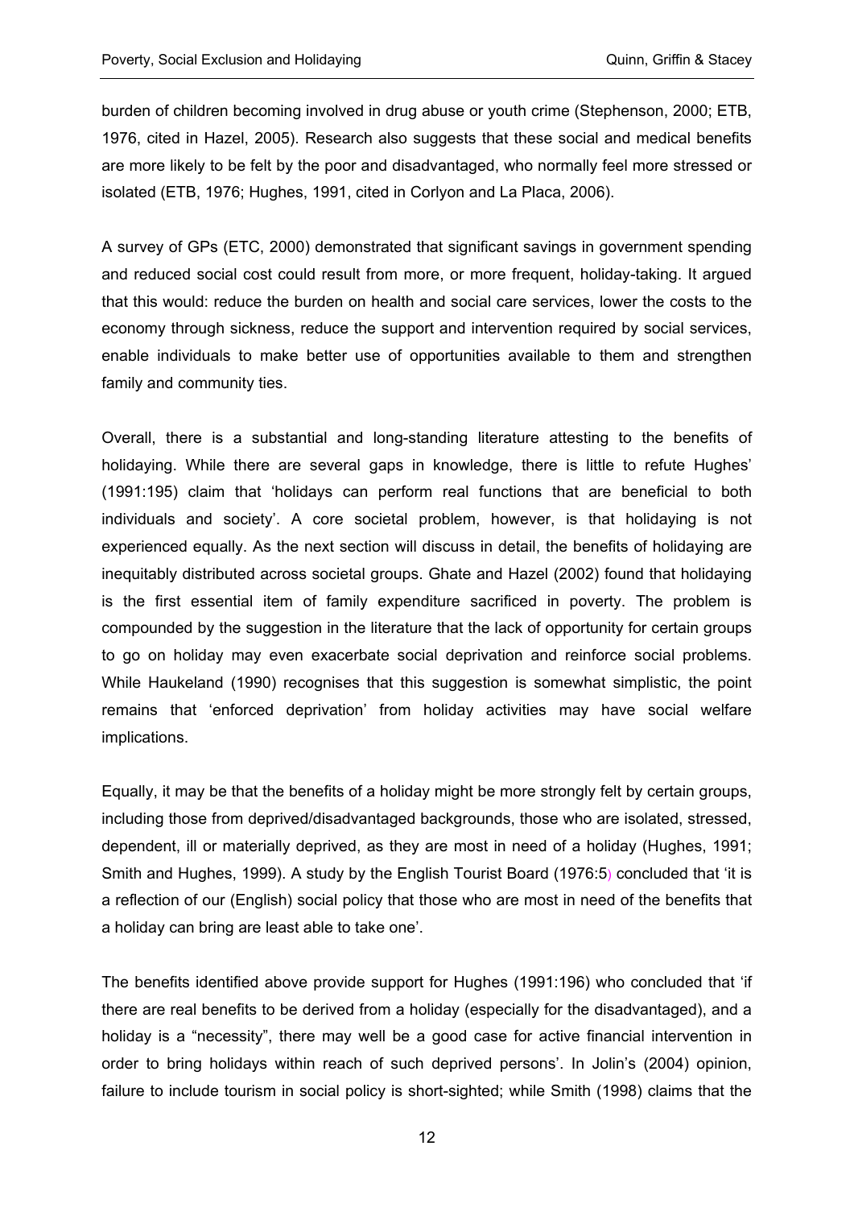burden of children becoming involved in drug abuse or youth crime (Stephenson, 2000; ETB, 1976, cited in Hazel, 2005). Research also suggests that these social and medical benefits are more likely to be felt by the poor and disadvantaged, who normally feel more stressed or isolated (ETB, 1976; Hughes, 1991, cited in Corlyon and La Placa, 2006).

A survey of GPs (ETC, 2000) demonstrated that significant savings in government spending and reduced social cost could result from more, or more frequent, holiday-taking. It argued that this would: reduce the burden on health and social care services, lower the costs to the economy through sickness, reduce the support and intervention required by social services, enable individuals to make better use of opportunities available to them and strengthen family and community ties.

Overall, there is a substantial and long-standing literature attesting to the benefits of holidaying. While there are several gaps in knowledge, there is little to refute Hughes' (1991:195) claim that 'holidays can perform real functions that are beneficial to both individuals and society'. A core societal problem, however, is that holidaying is not experienced equally. As the next section will discuss in detail, the benefits of holidaying are inequitably distributed across societal groups. Ghate and Hazel (2002) found that holidaying is the first essential item of family expenditure sacrificed in poverty. The problem is compounded by the suggestion in the literature that the lack of opportunity for certain groups to go on holiday may even exacerbate social deprivation and reinforce social problems. While Haukeland (1990) recognises that this suggestion is somewhat simplistic, the point remains that 'enforced deprivation' from holiday activities may have social welfare implications.

Equally, it may be that the benefits of a holiday might be more strongly felt by certain groups, including those from deprived/disadvantaged backgrounds, those who are isolated, stressed, dependent, ill or materially deprived, as they are most in need of a holiday (Hughes, 1991; Smith and Hughes, 1999). A study by the English Tourist Board (1976:5) concluded that 'it is a reflection of our (English) social policy that those who are most in need of the benefits that a holiday can bring are least able to take one'.

The benefits identified above provide support for Hughes (1991:196) who concluded that 'if there are real benefits to be derived from a holiday (especially for the disadvantaged), and a holiday is a "necessity", there may well be a good case for active financial intervention in order to bring holidays within reach of such deprived persons'. In Jolin's (2004) opinion, failure to include tourism in social policy is short-sighted; while Smith (1998) claims that the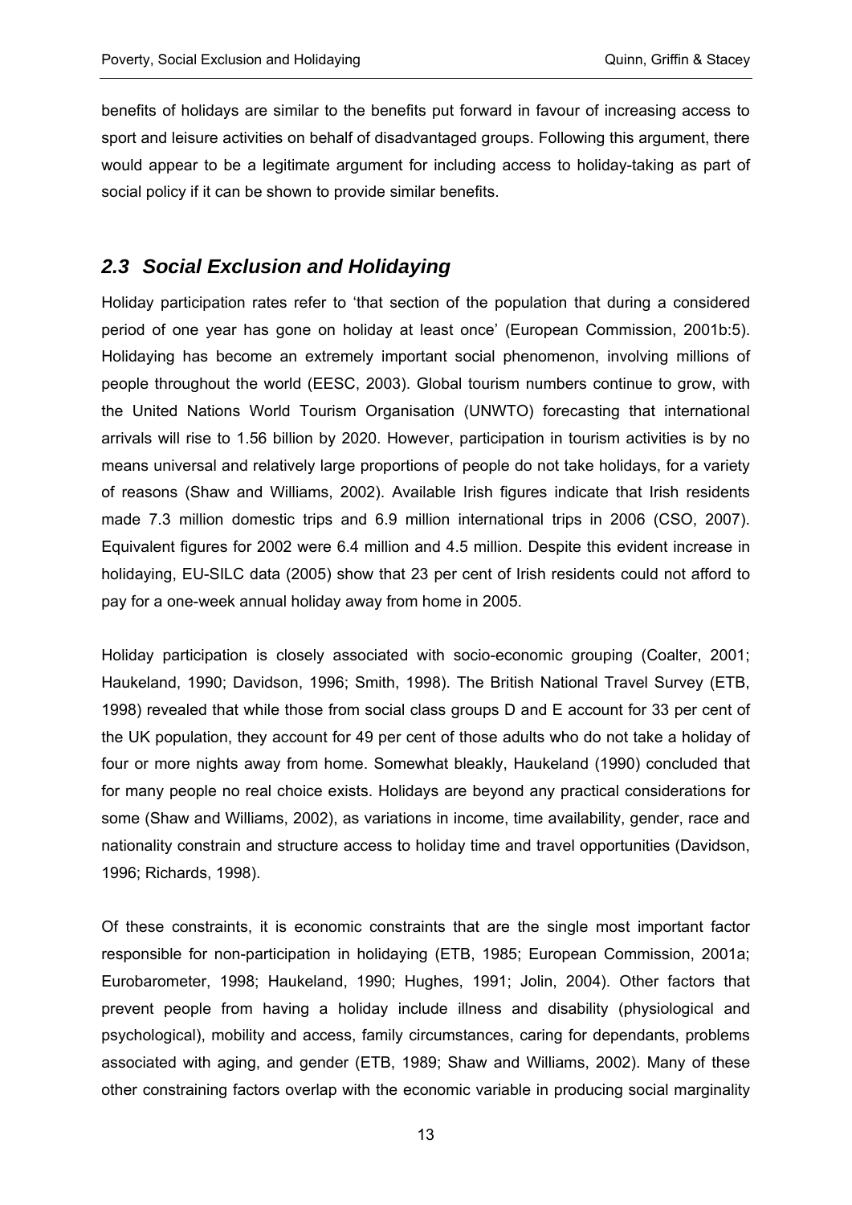benefits of holidays are similar to the benefits put forward in favour of increasing access to sport and leisure activities on behalf of disadvantaged groups. Following this argument, there would appear to be a legitimate argument for including access to holiday-taking as part of social policy if it can be shown to provide similar benefits.

## *2.3 Social Exclusion and Holidaying*

Holiday participation rates refer to 'that section of the population that during a considered period of one year has gone on holiday at least once' (European Commission, 2001b:5). Holidaying has become an extremely important social phenomenon, involving millions of people throughout the world (EESC, 2003). Global tourism numbers continue to grow, with the United Nations World Tourism Organisation (UNWTO) forecasting that international arrivals will rise to 1.56 billion by 2020. However, participation in tourism activities is by no means universal and relatively large proportions of people do not take holidays, for a variety of reasons (Shaw and Williams, 2002). Available Irish figures indicate that Irish residents made 7.3 million domestic trips and 6.9 million international trips in 2006 (CSO, 2007). Equivalent figures for 2002 were 6.4 million and 4.5 million. Despite this evident increase in holidaying, EU-SILC data (2005) show that 23 per cent of Irish residents could not afford to pay for a one-week annual holiday away from home in 2005.

Holiday participation is closely associated with socio-economic grouping (Coalter, 2001; Haukeland, 1990; Davidson, 1996; Smith, 1998). The British National Travel Survey (ETB, 1998) revealed that while those from social class groups D and E account for 33 per cent of the UK population, they account for 49 per cent of those adults who do not take a holiday of four or more nights away from home. Somewhat bleakly, Haukeland (1990) concluded that for many people no real choice exists. Holidays are beyond any practical considerations for some (Shaw and Williams, 2002), as variations in income, time availability, gender, race and nationality constrain and structure access to holiday time and travel opportunities (Davidson, 1996; Richards, 1998).

Of these constraints, it is economic constraints that are the single most important factor responsible for non-participation in holidaying (ETB, 1985; European Commission, 2001a; Eurobarometer, 1998; Haukeland, 1990; Hughes, 1991; Jolin, 2004). Other factors that prevent people from having a holiday include illness and disability (physiological and psychological), mobility and access, family circumstances, caring for dependants, problems associated with aging, and gender (ETB, 1989; Shaw and Williams, 2002). Many of these other constraining factors overlap with the economic variable in producing social marginality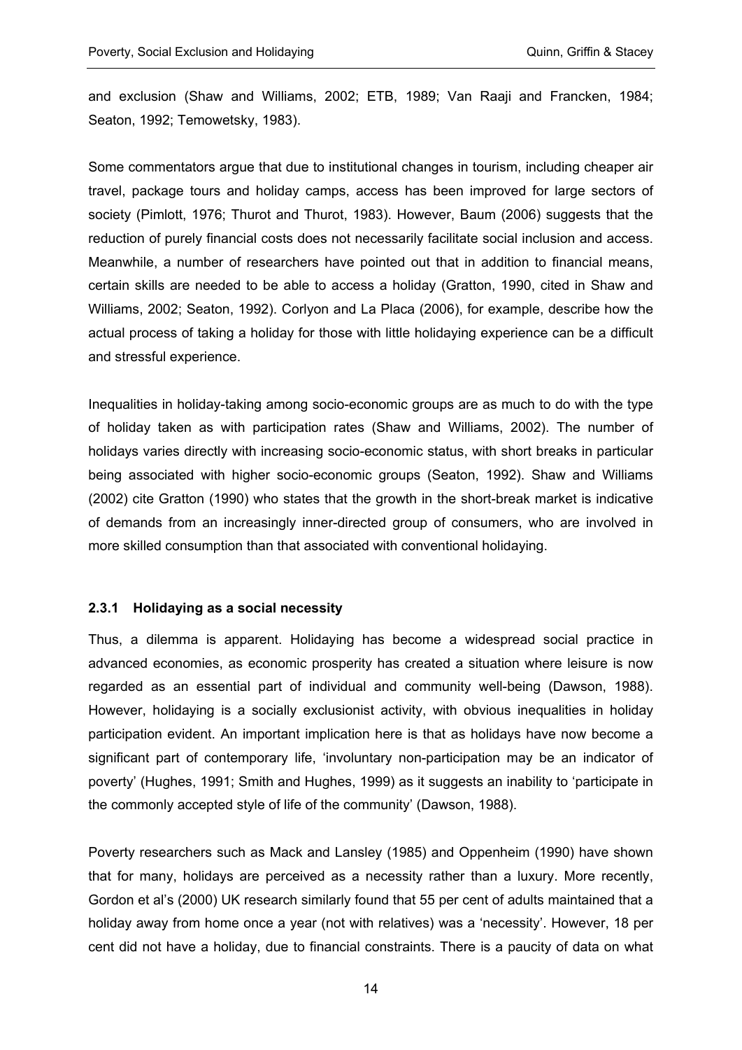and exclusion (Shaw and Williams, 2002; ETB, 1989; Van Raaji and Francken, 1984; Seaton, 1992; Temowetsky, 1983).

Some commentators argue that due to institutional changes in tourism, including cheaper air travel, package tours and holiday camps, access has been improved for large sectors of society (Pimlott, 1976; Thurot and Thurot, 1983). However, Baum (2006) suggests that the reduction of purely financial costs does not necessarily facilitate social inclusion and access. Meanwhile, a number of researchers have pointed out that in addition to financial means, certain skills are needed to be able to access a holiday (Gratton, 1990, cited in Shaw and Williams, 2002; Seaton, 1992). Corlyon and La Placa (2006), for example, describe how the actual process of taking a holiday for those with little holidaying experience can be a difficult and stressful experience.

Inequalities in holiday-taking among socio-economic groups are as much to do with the type of holiday taken as with participation rates (Shaw and Williams, 2002). The number of holidays varies directly with increasing socio-economic status, with short breaks in particular being associated with higher socio-economic groups (Seaton, 1992). Shaw and Williams (2002) cite Gratton (1990) who states that the growth in the short-break market is indicative of demands from an increasingly inner-directed group of consumers, who are involved in more skilled consumption than that associated with conventional holidaying.

### 2.3.1 Holidaying as a social necessity

Thus, a dilemma is apparent. Holidaying has become a widespread social practice in advanced economies, as economic prosperity has created a situation where leisure is now regarded as an essential part of individual and community well-being (Dawson, 1988). However, holidaying is a socially exclusionist activity, with obvious inequalities in holiday participation evident. An important implication here is that as holidays have now become a significant part of contemporary life, 'involuntary non-participation may be an indicator of poverty' (Hughes, 1991; Smith and Hughes, 1999) as it suggests an inability to 'participate in the commonly accepted style of life of the community' (Dawson, 1988).

Poverty researchers such as Mack and Lansley (1985) and Oppenheim (1990) have shown that for many, holidays are perceived as a necessity rather than a luxury. More recently, Gordon et al's (2000) UK research similarly found that 55 per cent of adults maintained that a holiday away from home once a year (not with relatives) was a 'necessity'. However, 18 per cent did not have a holiday, due to financial constraints. There is a paucity of data on what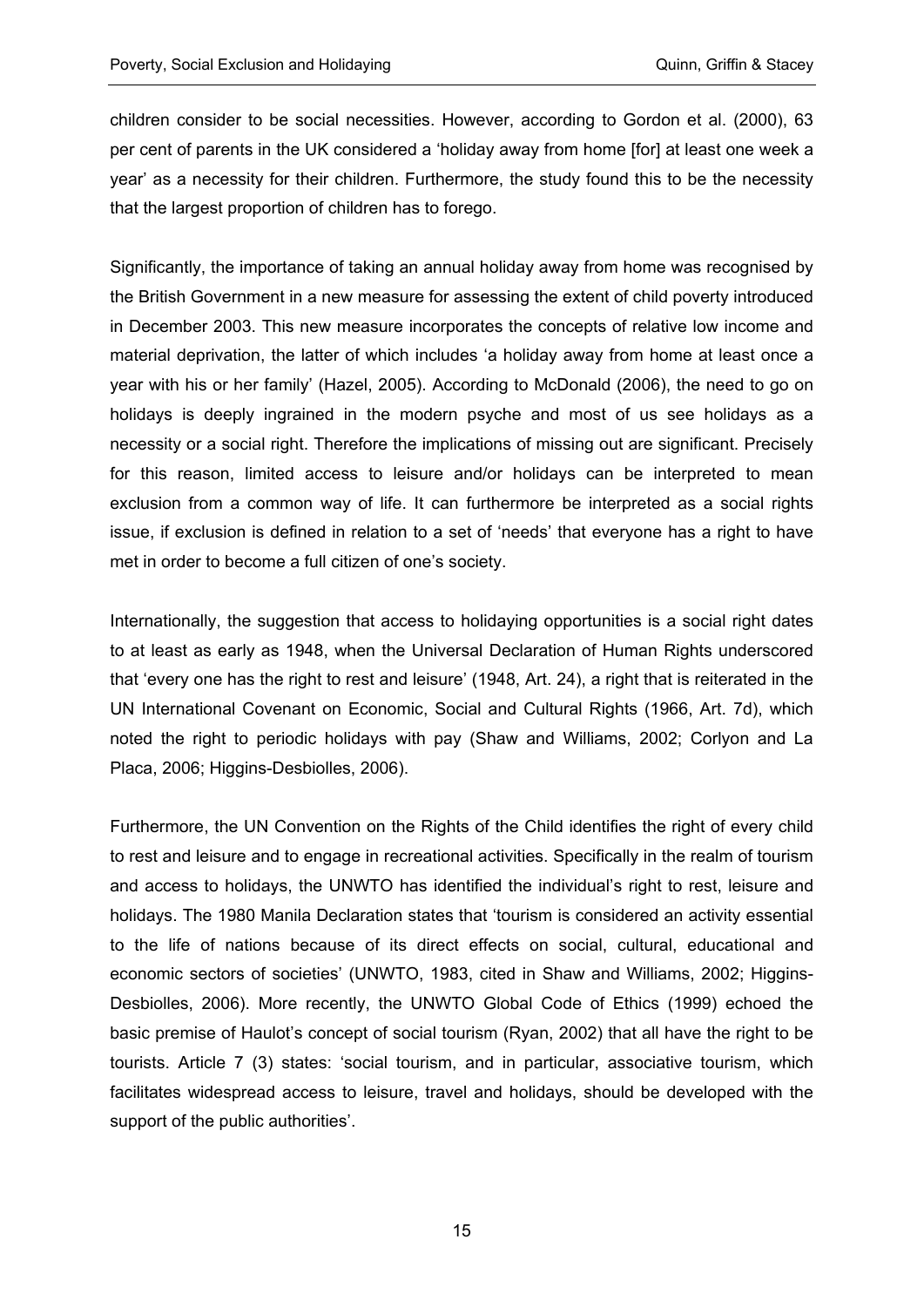children consider to be social necessities. However, according to Gordon et al. (2000), 63 per cent of parents in the UK considered a 'holiday away from home [for] at least one week a year' as a necessity for their children. Furthermore, the study found this to be the necessity that the largest proportion of children has to forego.

Significantly, the importance of taking an annual holiday away from home was recognised by the British Government in a new measure for assessing the extent of child poverty introduced in December 2003. This new measure incorporates the concepts of relative low income and material deprivation, the latter of which includes 'a holiday away from home at least once a year with his or her family' (Hazel, 2005). According to McDonald (2006), the need to go on holidays is deeply ingrained in the modern psyche and most of us see holidays as a necessity or a social right. Therefore the implications of missing out are significant. Precisely for this reason, limited access to leisure and/or holidays can be interpreted to mean exclusion from a common way of life. It can furthermore be interpreted as a social rights issue, if exclusion is defined in relation to a set of 'needs' that everyone has a right to have met in order to become a full citizen of one's society.

Internationally, the suggestion that access to holidaying opportunities is a social right dates to at least as early as 1948, when the Universal Declaration of Human Rights underscored that 'every one has the right to rest and leisure' (1948, Art. 24), a right that is reiterated in the UN International Covenant on Economic, Social and Cultural Rights (1966, Art. 7d), which noted the right to periodic holidays with pay (Shaw and Williams, 2002; Corlyon and La Placa, 2006; Higgins-Desbiolles, 2006).

Furthermore, the UN Convention on the Rights of the Child identifies the right of every child to rest and leisure and to engage in recreational activities. Specifically in the realm of tourism and access to holidays, the UNWTO has identified the individual's right to rest, leisure and holidays. The 1980 Manila Declaration states that 'tourism is considered an activity essential to the life of nations because of its direct effects on social, cultural, educational and economic sectors of societies' (UNWTO, 1983, cited in Shaw and Williams, 2002; Higgins-Desbiolles, 2006). More recently, the UNWTO Global Code of Ethics (1999) echoed the basic premise of Haulot's concept of social tourism (Ryan, 2002) that all have the right to be tourists. Article 7 (3) states: 'social tourism, and in particular, associative tourism, which facilitates widespread access to leisure, travel and holidays, should be developed with the support of the public authorities'.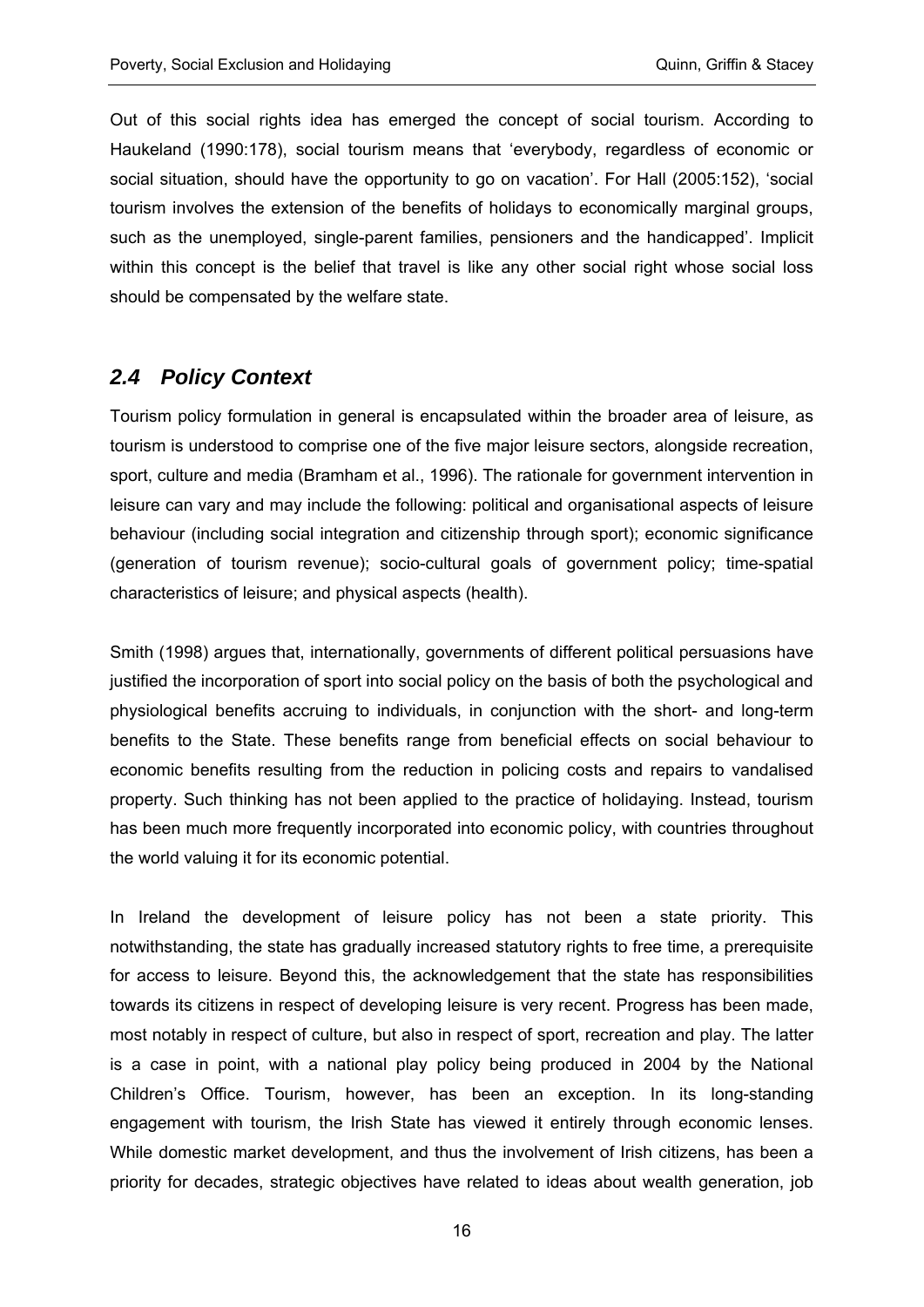Out of this social rights idea has emerged the concept of social tourism. According to Haukeland (1990:178), social tourism means that 'everybody, regardless of economic or social situation, should have the opportunity to go on vacation'. For Hall (2005:152), 'social tourism involves the extension of the benefits of holidays to economically marginal groups, such as the unemployed, single-parent families, pensioners and the handicapped'. Implicit within this concept is the belief that travel is like any other social right whose social loss should be compensated by the welfare state.

## *2.4 Policy Context*

Tourism policy formulation in general is encapsulated within the broader area of leisure, as tourism is understood to comprise one of the five major leisure sectors, alongside recreation, sport, culture and media (Bramham et al., 1996). The rationale for government intervention in leisure can vary and may include the following: political and organisational aspects of leisure behaviour (including social integration and citizenship through sport); economic significance (generation of tourism revenue); socio-cultural goals of government policy; time-spatial characteristics of leisure; and physical aspects (health).

Smith (1998) argues that, internationally, governments of different political persuasions have justified the incorporation of sport into social policy on the basis of both the psychological and physiological benefits accruing to individuals, in conjunction with the short- and long-term benefits to the State. These benefits range from beneficial effects on social behaviour to economic benefits resulting from the reduction in policing costs and repairs to vandalised property. Such thinking has not been applied to the practice of holidaying. Instead, tourism has been much more frequently incorporated into economic policy, with countries throughout the world valuing it for its economic potential.

In Ireland the development of leisure policy has not been a state priority. This notwithstanding, the state has gradually increased statutory rights to free time, a prerequisite for access to leisure. Beyond this, the acknowledgement that the state has responsibilities towards its citizens in respect of developing leisure is very recent. Progress has been made, most notably in respect of culture, but also in respect of sport, recreation and play. The latter is a case in point, with a national play policy being produced in 2004 by the National Children's Office. Tourism, however, has been an exception. In its long-standing engagement with tourism, the Irish State has viewed it entirely through economic lenses. While domestic market development, and thus the involvement of Irish citizens, has been a priority for decades, strategic objectives have related to ideas about wealth generation, job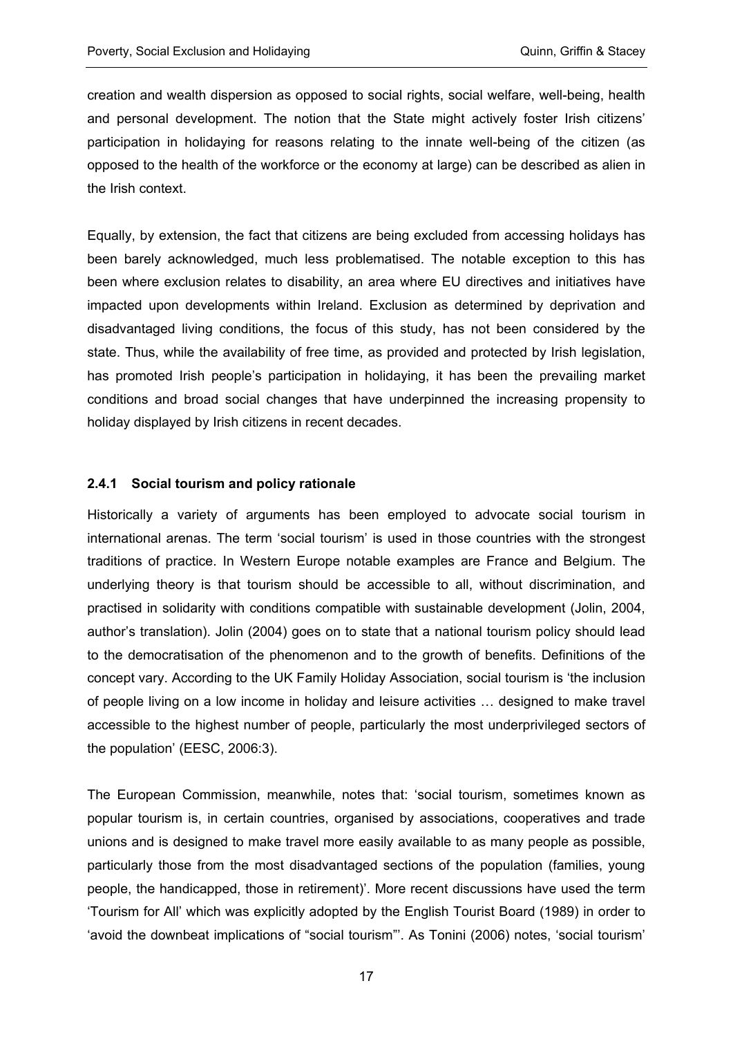creation and wealth dispersion as opposed to social rights, social welfare, well-being, health and personal development. The notion that the State might actively foster Irish citizens' participation in holidaying for reasons relating to the innate well-being of the citizen (as opposed to the health of the workforce or the economy at large) can be described as alien in the Irish context.

Equally, by extension, the fact that citizens are being excluded from accessing holidays has been barely acknowledged, much less problematised. The notable exception to this has been where exclusion relates to disability, an area where EU directives and initiatives have impacted upon developments within Ireland. Exclusion as determined by deprivation and disadvantaged living conditions, the focus of this study, has not been considered by the state. Thus, while the availability of free time, as provided and protected by Irish legislation, has promoted Irish people's participation in holidaying, it has been the prevailing market conditions and broad social changes that have underpinned the increasing propensity to holiday displayed by Irish citizens in recent decades.

### 2.4.1 Social tourism and policy rationale

Historically a variety of arguments has been employed to advocate social tourism in international arenas. The term 'social tourism' is used in those countries with the strongest traditions of practice. In Western Europe notable examples are France and Belgium. The underlying theory is that tourism should be accessible to all, without discrimination, and practised in solidarity with conditions compatible with sustainable development (Jolin, 2004, author's translation). Jolin (2004) goes on to state that a national tourism policy should lead to the democratisation of the phenomenon and to the growth of benefits. Definitions of the concept vary. According to the UK Family Holiday Association, social tourism is 'the inclusion of people living on a low income in holiday and leisure activities … designed to make travel accessible to the highest number of people, particularly the most underprivileged sectors of the population' (EESC, 2006:3).

The European Commission, meanwhile, notes that: 'social tourism, sometimes known as popular tourism is, in certain countries, organised by associations, cooperatives and trade unions and is designed to make travel more easily available to as many people as possible, particularly those from the most disadvantaged sections of the population (families, young people, the handicapped, those in retirement)'. More recent discussions have used the term 'Tourism for All' which was explicitly adopted by the English Tourist Board (1989) in order to 'avoid the downbeat implications of "social tourism"'. As Tonini (2006) notes, 'social tourism'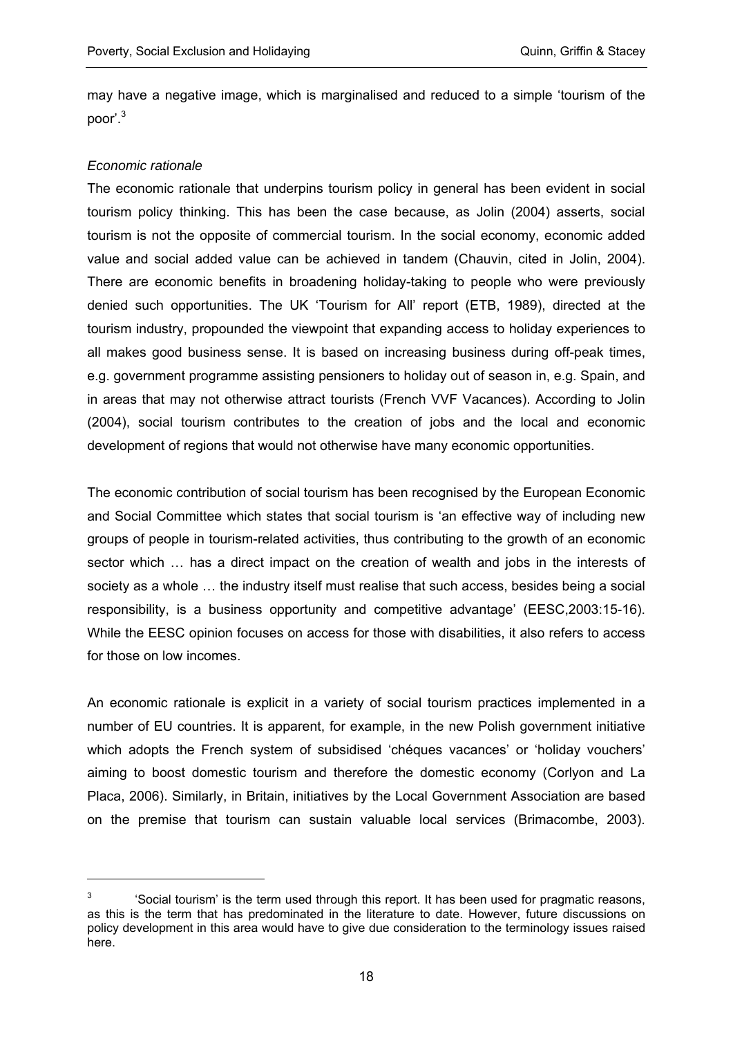may have a negative image, which is marginalised and reduced to a simple 'tourism of the poor'.[3]

*Economic rationale*

The economic rationale that underpins tourism policy in general has been evident in social tourism policy thinking. This has been the case because, as Jolin (2004) asserts, social tourism is not the opposite of commercial tourism. In the social economy, economic added value and social added value can be achieved in tandem (Chauvin, cited in Jolin, 2004). There are economic benefits in broadening holiday-taking to people who were previously denied such opportunities. The UK 'Tourism for All' report (ETB, 1989), directed at the tourism industry, propounded the viewpoint that expanding access to holiday experiences to all makes good business sense. It is based on increasing business during off-peak times, e.g. government programme assisting pensioners to holiday out of season in, e.g. Spain, and in areas that may not otherwise attract tourists (French VVF Vacances). According to Jolin (2004), social tourism contributes to the creation of jobs and the local and economic development of regions that would not otherwise have many economic opportunities.

The economic contribution of social tourism has been recognised by the European Economic and Social Committee which states that social tourism is 'an effective way of including new groups of people in tourism-related activities, thus contributing to the growth of an economic sector which … has a direct impact on the creation of wealth and jobs in the interests of society as a whole … the industry itself must realise that such access, besides being a social responsibility, is a business opportunity and competitive advantage' (EESC,2003:15-16). While the EESC opinion focuses on access for those with disabilities, it also refers to access for those on low incomes.

An economic rationale is explicit in a variety of social tourism practices implemented in a number of EU countries. It is apparent, for example, in the new Polish government initiative which adopts the French system of subsidised 'chéques vacances' or 'holiday vouchers' aiming to boost domestic tourism and therefore the domestic economy (Corlyon and La Placa, 2006). Similarly, in Britain, initiatives by the Local Government Association are based on the premise that tourism can sustain valuable local services (Brimacombe, 2003).

---

[3] 'Social tourism' is the term used through this report. It has been used for pragmatic reasons, as this is the term that has predominated in the literature to date. However, future discussions on policy development in this area would have to give due consideration to the terminology issues raised here.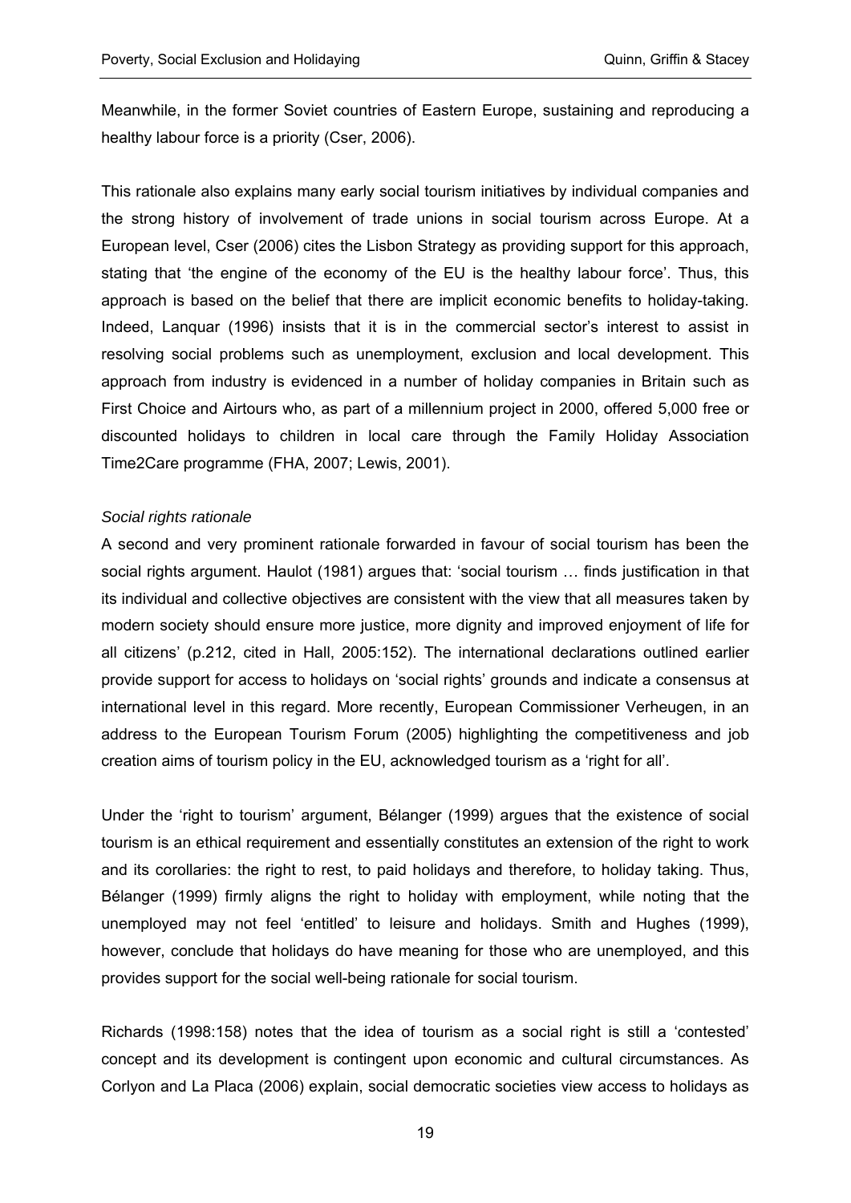Meanwhile, in the former Soviet countries of Eastern Europe, sustaining and reproducing a healthy labour force is a priority (Cser, 2006).

This rationale also explains many early social tourism initiatives by individual companies and the strong history of involvement of trade unions in social tourism across Europe. At a European level, Cser (2006) cites the Lisbon Strategy as providing support for this approach, stating that 'the engine of the economy of the EU is the healthy labour force'. Thus, this approach is based on the belief that there are implicit economic benefits to holiday-taking. Indeed, Lanquar (1996) insists that it is in the commercial sector's interest to assist in resolving social problems such as unemployment, exclusion and local development. This approach from industry is evidenced in a number of holiday companies in Britain such as First Choice and Airtours who, as part of a millennium project in 2000, offered 5,000 free or discounted holidays to children in local care through the Family Holiday Association Time2Care programme (FHA, 2007; Lewis, 2001).

*Social rights rationale*

A second and very prominent rationale forwarded in favour of social tourism has been the social rights argument. Haulot (1981) argues that: 'social tourism … finds justification in that its individual and collective objectives are consistent with the view that all measures taken by modern society should ensure more justice, more dignity and improved enjoyment of life for all citizens' (p.212, cited in Hall, 2005:152). The international declarations outlined earlier provide support for access to holidays on 'social rights' grounds and indicate a consensus at international level in this regard. More recently, European Commissioner Verheugen, in an address to the European Tourism Forum (2005) highlighting the competitiveness and job creation aims of tourism policy in the EU, acknowledged tourism as a 'right for all'.

Under the 'right to tourism' argument, Bélanger (1999) argues that the existence of social tourism is an ethical requirement and essentially constitutes an extension of the right to work and its corollaries: the right to rest, to paid holidays and therefore, to holiday taking. Thus, Bélanger (1999) firmly aligns the right to holiday with employment, while noting that the unemployed may not feel 'entitled' to leisure and holidays. Smith and Hughes (1999), however, conclude that holidays do have meaning for those who are unemployed, and this provides support for the social well-being rationale for social tourism.

Richards (1998:158) notes that the idea of tourism as a social right is still a 'contested' concept and its development is contingent upon economic and cultural circumstances. As Corlyon and La Placa (2006) explain, social democratic societies view access to holidays as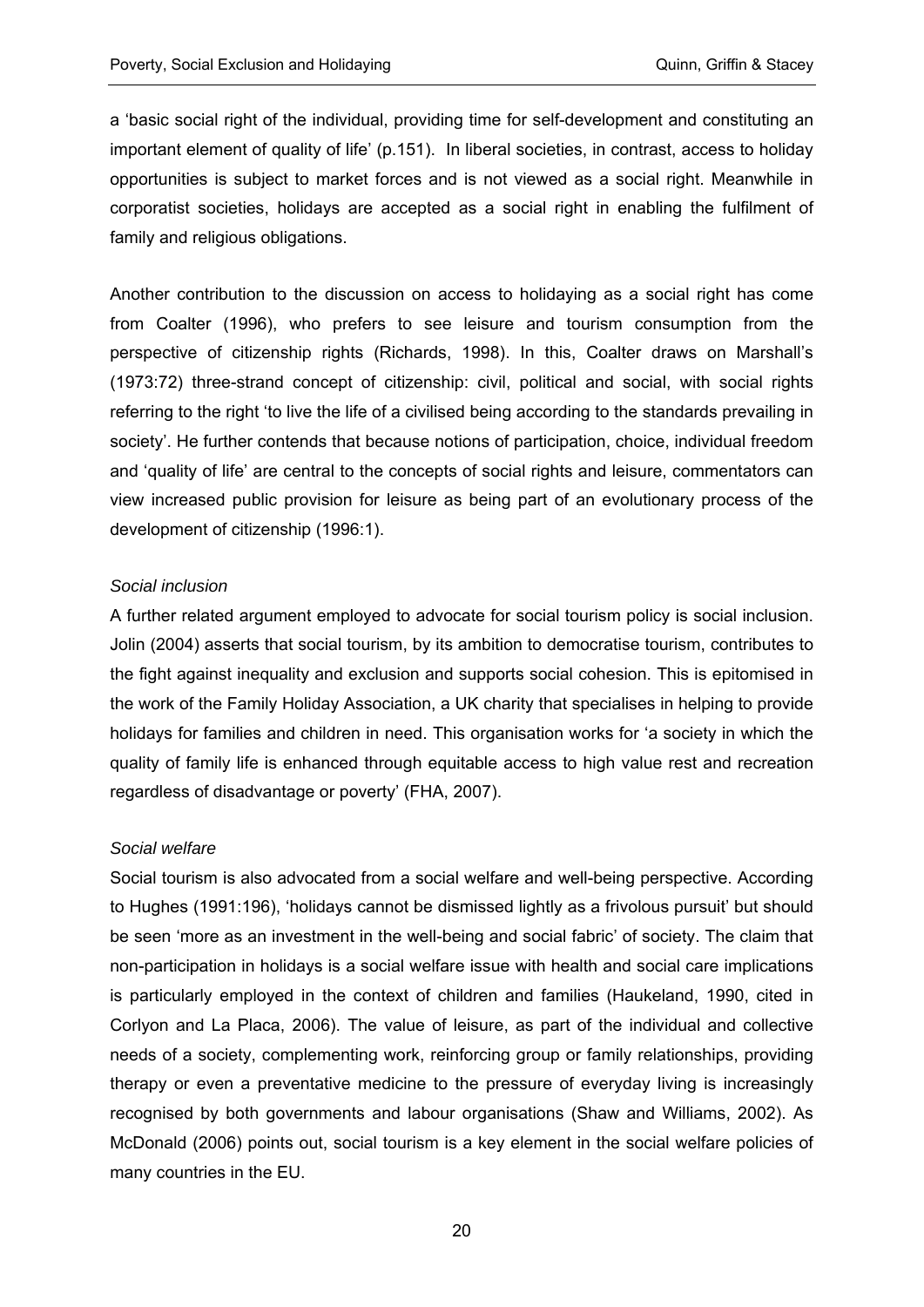a 'basic social right of the individual, providing time for self-development and constituting an important element of quality of life' (p.151). In liberal societies, in contrast, access to holiday opportunities is subject to market forces and is not viewed as a social right. Meanwhile in corporatist societies, holidays are accepted as a social right in enabling the fulfilment of family and religious obligations.

Another contribution to the discussion on access to holidaying as a social right has come from Coalter (1996), who prefers to see leisure and tourism consumption from the perspective of citizenship rights (Richards, 1998). In this, Coalter draws on Marshall's (1973:72) three-strand concept of citizenship: civil, political and social, with social rights referring to the right 'to live the life of a civilised being according to the standards prevailing in society'. He further contends that because notions of participation, choice, individual freedom and 'quality of life' are central to the concepts of social rights and leisure, commentators can view increased public provision for leisure as being part of an evolutionary process of the development of citizenship (1996:1).

*Social inclusion*

A further related argument employed to advocate for social tourism policy is social inclusion. Jolin (2004) asserts that social tourism, by its ambition to democratise tourism, contributes to the fight against inequality and exclusion and supports social cohesion. This is epitomised in the work of the Family Holiday Association, a UK charity that specialises in helping to provide holidays for families and children in need. This organisation works for 'a society in which the quality of family life is enhanced through equitable access to high value rest and recreation regardless of disadvantage or poverty' (FHA, 2007).

*Social welfare*

Social tourism is also advocated from a social welfare and well-being perspective. According to Hughes (1991:196), 'holidays cannot be dismissed lightly as a frivolous pursuit' but should be seen 'more as an investment in the well-being and social fabric' of society. The claim that non-participation in holidays is a social welfare issue with health and social care implications is particularly employed in the context of children and families (Haukeland, 1990, cited in Corlyon and La Placa, 2006). The value of leisure, as part of the individual and collective needs of a society, complementing work, reinforcing group or family relationships, providing therapy or even a preventative medicine to the pressure of everyday living is increasingly recognised by both governments and labour organisations (Shaw and Williams, 2002). As McDonald (2006) points out, social tourism is a key element in the social welfare policies of many countries in the EU.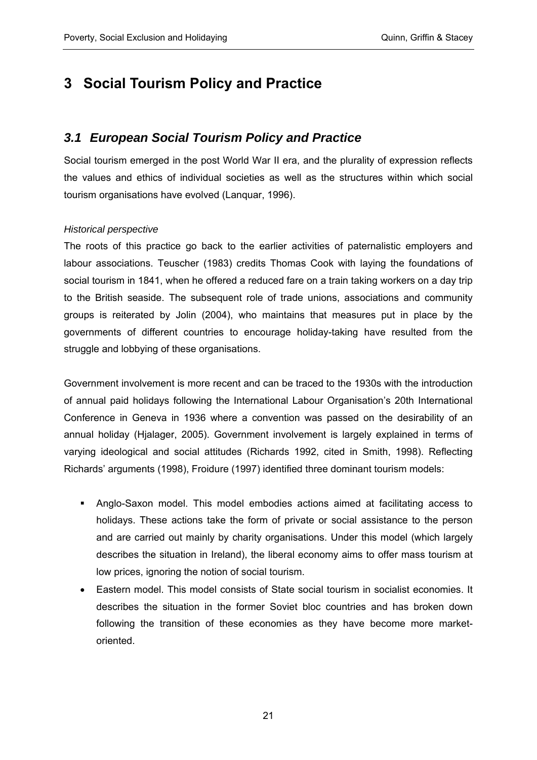# 3 Social Tourism Policy and Practice

## *3.1 European Social Tourism Policy and Practice*

Social tourism emerged in the post World War II era, and the plurality of expression reflects the values and ethics of individual societies as well as the structures within which social tourism organisations have evolved (Lanquar, 1996).

*Historical perspective*

The roots of this practice go back to the earlier activities of paternalistic employers and labour associations. Teuscher (1983) credits Thomas Cook with laying the foundations of social tourism in 1841, when he offered a reduced fare on a train taking workers on a day trip to the British seaside. The subsequent role of trade unions, associations and community groups is reiterated by Jolin (2004), who maintains that measures put in place by the governments of different countries to encourage holiday-taking have resulted from the struggle and lobbying of these organisations.

Government involvement is more recent and can be traced to the 1930s with the introduction of annual paid holidays following the International Labour Organisation's 20th International Conference in Geneva in 1936 where a convention was passed on the desirability of an annual holiday (Hjalager, 2005). Government involvement is largely explained in terms of varying ideological and social attitudes (Richards 1992, cited in Smith, 1998). Reflecting Richards' arguments (1998), Froidure (1997) identified three dominant tourism models:

- Anglo-Saxon model. This model embodies actions aimed at facilitating access to holidays. These actions take the form of private or social assistance to the person and are carried out mainly by charity organisations. Under this model (which largely describes the situation in Ireland), the liberal economy aims to offer mass tourism at low prices, ignoring the notion of social tourism.
- Eastern model. This model consists of State social tourism in socialist economies. It describes the situation in the former Soviet bloc countries and has broken down following the transition of these economies as they have become more market-oriented.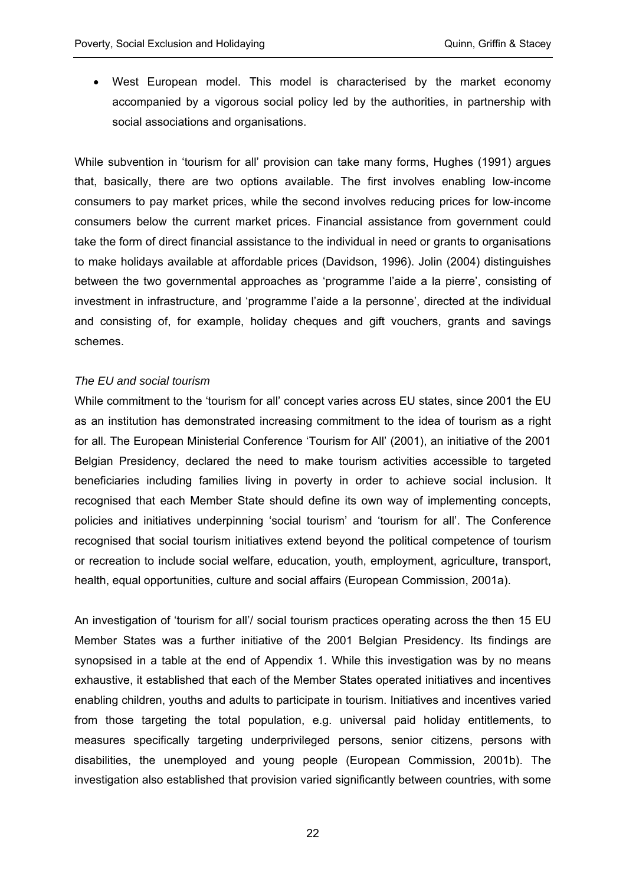- West European model. This model is characterised by the market economy accompanied by a vigorous social policy led by the authorities, in partnership with social associations and organisations.

While subvention in 'tourism for all' provision can take many forms, Hughes (1991) argues that, basically, there are two options available. The first involves enabling low-income consumers to pay market prices, while the second involves reducing prices for low-income consumers below the current market prices. Financial assistance from government could take the form of direct financial assistance to the individual in need or grants to organisations to make holidays available at affordable prices (Davidson, 1996). Jolin (2004) distinguishes between the two governmental approaches as 'programme l'aide a la pierre', consisting of investment in infrastructure, and 'programme l'aide a la personne', directed at the individual and consisting of, for example, holiday cheques and gift vouchers, grants and savings schemes.

*The EU and social tourism*

While commitment to the 'tourism for all' concept varies across EU states, since 2001 the EU as an institution has demonstrated increasing commitment to the idea of tourism as a right for all. The European Ministerial Conference 'Tourism for All' (2001), an initiative of the 2001 Belgian Presidency, declared the need to make tourism activities accessible to targeted beneficiaries including families living in poverty in order to achieve social inclusion. It recognised that each Member State should define its own way of implementing concepts, policies and initiatives underpinning 'social tourism' and 'tourism for all'. The Conference recognised that social tourism initiatives extend beyond the political competence of tourism or recreation to include social welfare, education, youth, employment, agriculture, transport, health, equal opportunities, culture and social affairs (European Commission, 2001a).

An investigation of 'tourism for all'/ social tourism practices operating across the then 15 EU Member States was a further initiative of the 2001 Belgian Presidency. Its findings are synopsised in a table at the end of Appendix 1. While this investigation was by no means exhaustive, it established that each of the Member States operated initiatives and incentives enabling children, youths and adults to participate in tourism. Initiatives and incentives varied from those targeting the total population, e.g. universal paid holiday entitlements, to measures specifically targeting underprivileged persons, senior citizens, persons with disabilities, the unemployed and young people (European Commission, 2001b). The investigation also established that provision varied significantly between countries, with some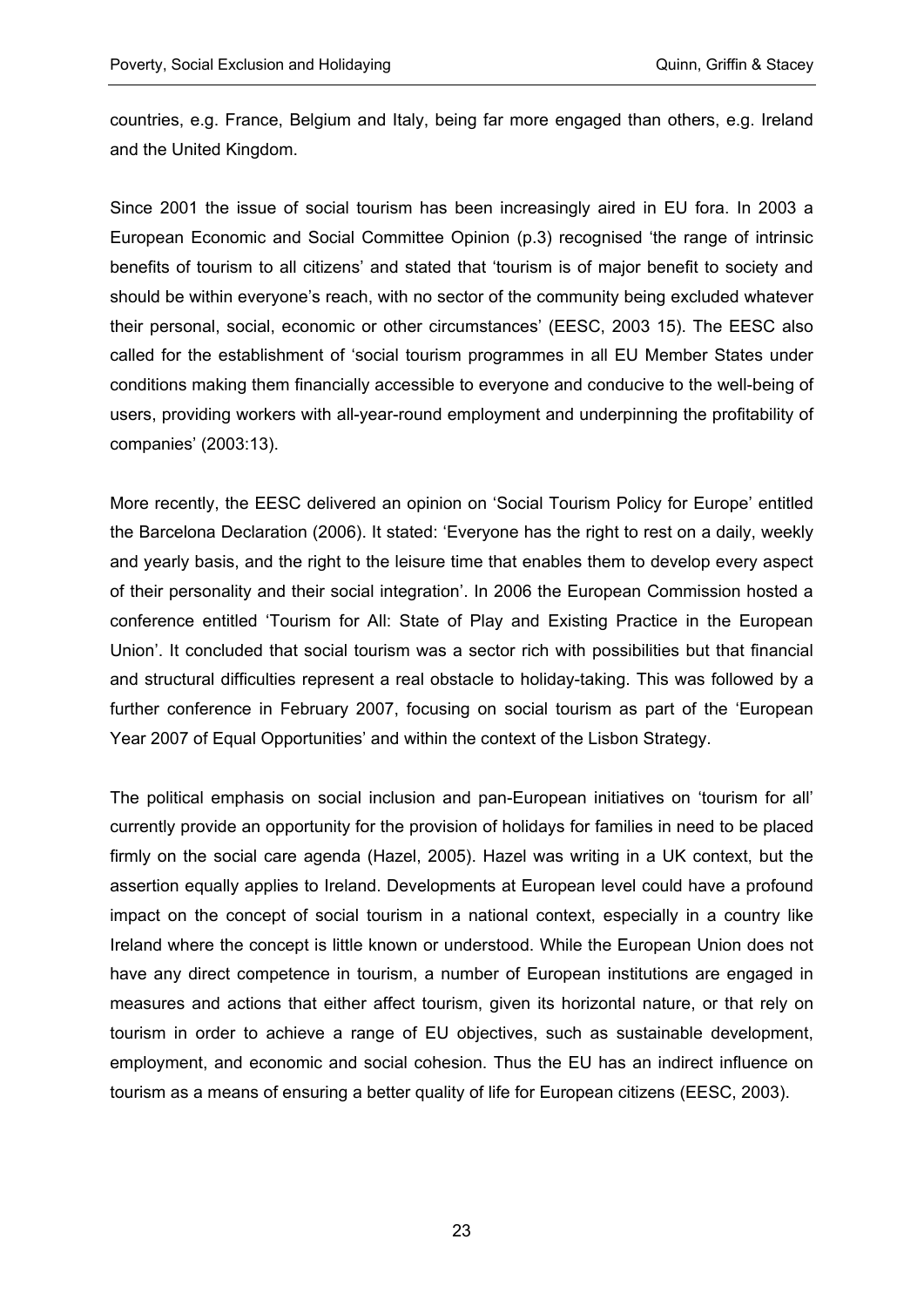countries, e.g. France, Belgium and Italy, being far more engaged than others, e.g. Ireland and the United Kingdom.

Since 2001 the issue of social tourism has been increasingly aired in EU fora. In 2003 a European Economic and Social Committee Opinion (p.3) recognised 'the range of intrinsic benefits of tourism to all citizens' and stated that 'tourism is of major benefit to society and should be within everyone's reach, with no sector of the community being excluded whatever their personal, social, economic or other circumstances' (EESC, 2003 15). The EESC also called for the establishment of 'social tourism programmes in all EU Member States under conditions making them financially accessible to everyone and conducive to the well-being of users, providing workers with all-year-round employment and underpinning the profitability of companies' (2003:13).

More recently, the EESC delivered an opinion on 'Social Tourism Policy for Europe' entitled the Barcelona Declaration (2006). It stated: 'Everyone has the right to rest on a daily, weekly and yearly basis, and the right to the leisure time that enables them to develop every aspect of their personality and their social integration'. In 2006 the European Commission hosted a conference entitled 'Tourism for All: State of Play and Existing Practice in the European Union'. It concluded that social tourism was a sector rich with possibilities but that financial and structural difficulties represent a real obstacle to holiday-taking. This was followed by a further conference in February 2007, focusing on social tourism as part of the 'European Year 2007 of Equal Opportunities' and within the context of the Lisbon Strategy.

The political emphasis on social inclusion and pan-European initiatives on 'tourism for all' currently provide an opportunity for the provision of holidays for families in need to be placed firmly on the social care agenda (Hazel, 2005). Hazel was writing in a UK context, but the assertion equally applies to Ireland. Developments at European level could have a profound impact on the concept of social tourism in a national context, especially in a country like Ireland where the concept is little known or understood. While the European Union does not have any direct competence in tourism, a number of European institutions are engaged in measures and actions that either affect tourism, given its horizontal nature, or that rely on tourism in order to achieve a range of EU objectives, such as sustainable development, employment, and economic and social cohesion. Thus the EU has an indirect influence on tourism as a means of ensuring a better quality of life for European citizens (EESC, 2003).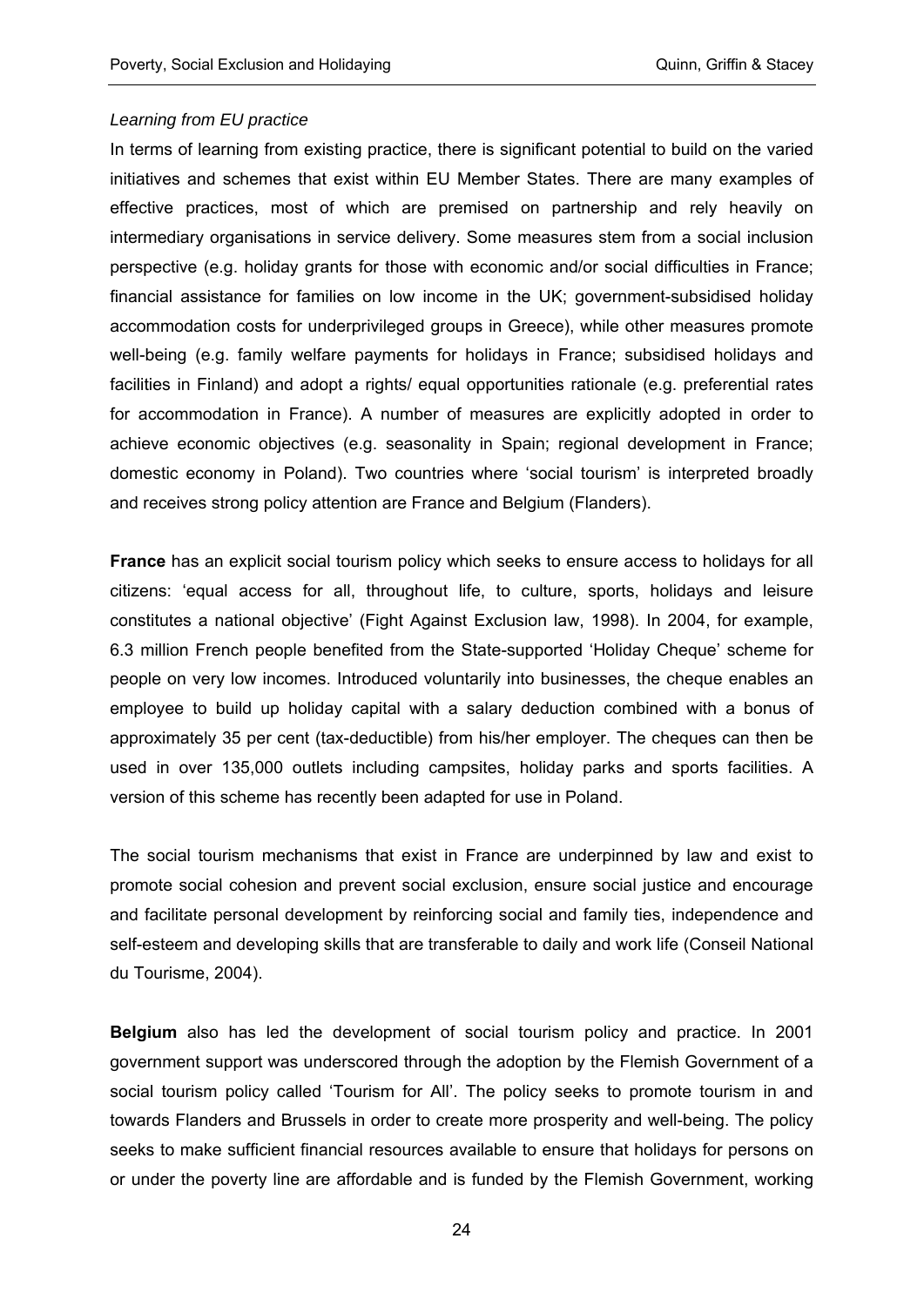*Learning from EU practice*

In terms of learning from existing practice, there is significant potential to build on the varied initiatives and schemes that exist within EU Member States. There are many examples of effective practices, most of which are premised on partnership and rely heavily on intermediary organisations in service delivery. Some measures stem from a social inclusion perspective (e.g. holiday grants for those with economic and/or social difficulties in France; financial assistance for families on low income in the UK; government-subsidised holiday accommodation costs for underprivileged groups in Greece), while other measures promote well-being (e.g. family welfare payments for holidays in France; subsidised holidays and facilities in Finland) and adopt a rights/ equal opportunities rationale (e.g. preferential rates for accommodation in France). A number of measures are explicitly adopted in order to achieve economic objectives (e.g. seasonality in Spain; regional development in France; domestic economy in Poland). Two countries where 'social tourism' is interpreted broadly and receives strong policy attention are France and Belgium (Flanders).

**France** has an explicit social tourism policy which seeks to ensure access to holidays for all citizens: 'equal access for all, throughout life, to culture, sports, holidays and leisure constitutes a national objective' (Fight Against Exclusion law, 1998). In 2004, for example, 6.3 million French people benefited from the State-supported 'Holiday Cheque' scheme for people on very low incomes. Introduced voluntarily into businesses, the cheque enables an employee to build up holiday capital with a salary deduction combined with a bonus of approximately 35 per cent (tax-deductible) from his/her employer. The cheques can then be used in over 135,000 outlets including campsites, holiday parks and sports facilities. A version of this scheme has recently been adapted for use in Poland.

The social tourism mechanisms that exist in France are underpinned by law and exist to promote social cohesion and prevent social exclusion, ensure social justice and encourage and facilitate personal development by reinforcing social and family ties, independence and self-esteem and developing skills that are transferable to daily and work life (Conseil National du Tourisme, 2004).

**Belgium** also has led the development of social tourism policy and practice. In 2001 government support was underscored through the adoption by the Flemish Government of a social tourism policy called 'Tourism for All'. The policy seeks to promote tourism in and towards Flanders and Brussels in order to create more prosperity and well-being. The policy seeks to make sufficient financial resources available to ensure that holidays for persons on or under the poverty line are affordable and is funded by the Flemish Government, working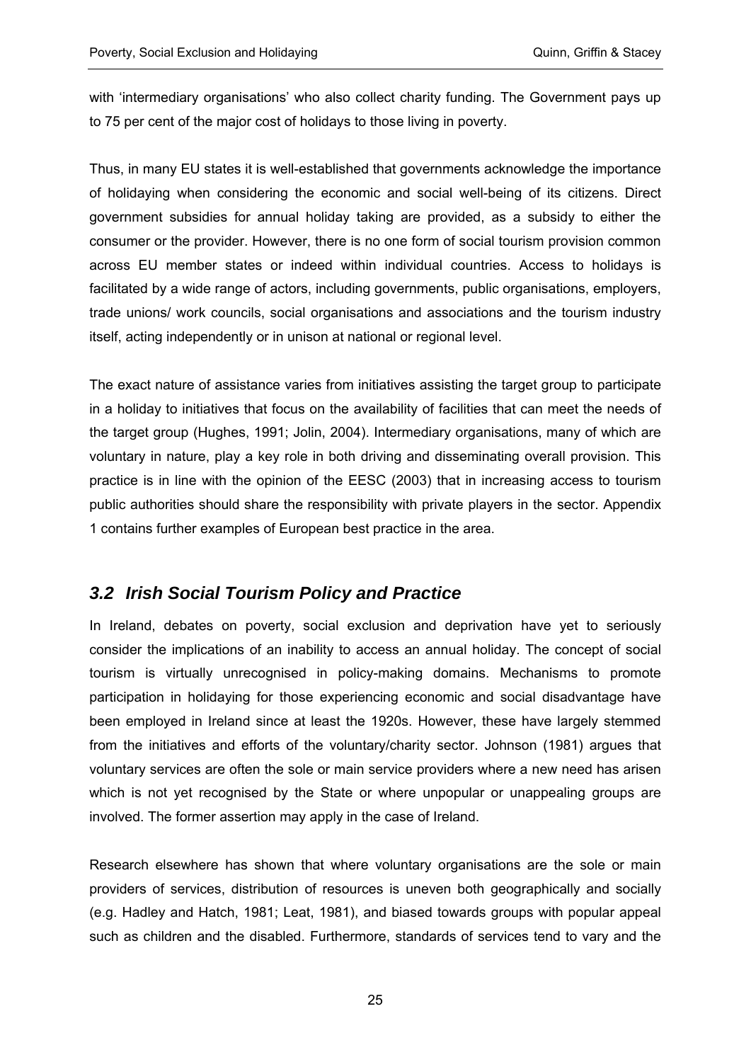with 'intermediary organisations' who also collect charity funding. The Government pays up to 75 per cent of the major cost of holidays to those living in poverty.

Thus, in many EU states it is well-established that governments acknowledge the importance of holidaying when considering the economic and social well-being of its citizens. Direct government subsidies for annual holiday taking are provided, as a subsidy to either the consumer or the provider. However, there is no one form of social tourism provision common across EU member states or indeed within individual countries. Access to holidays is facilitated by a wide range of actors, including governments, public organisations, employers, trade unions/ work councils, social organisations and associations and the tourism industry itself, acting independently or in unison at national or regional level.

The exact nature of assistance varies from initiatives assisting the target group to participate in a holiday to initiatives that focus on the availability of facilities that can meet the needs of the target group (Hughes, 1991; Jolin, 2004). Intermediary organisations, many of which are voluntary in nature, play a key role in both driving and disseminating overall provision. This practice is in line with the opinion of the EESC (2003) that in increasing access to tourism public authorities should share the responsibility with private players in the sector. Appendix 1 contains further examples of European best practice in the area.

## *3.2 Irish Social Tourism Policy and Practice*

In Ireland, debates on poverty, social exclusion and deprivation have yet to seriously consider the implications of an inability to access an annual holiday. The concept of social tourism is virtually unrecognised in policy-making domains. Mechanisms to promote participation in holidaying for those experiencing economic and social disadvantage have been employed in Ireland since at least the 1920s. However, these have largely stemmed from the initiatives and efforts of the voluntary/charity sector. Johnson (1981) argues that voluntary services are often the sole or main service providers where a new need has arisen which is not yet recognised by the State or where unpopular or unappealing groups are involved. The former assertion may apply in the case of Ireland.

Research elsewhere has shown that where voluntary organisations are the sole or main providers of services, distribution of resources is uneven both geographically and socially (e.g. Hadley and Hatch, 1981; Leat, 1981), and biased towards groups with popular appeal such as children and the disabled. Furthermore, standards of services tend to vary and the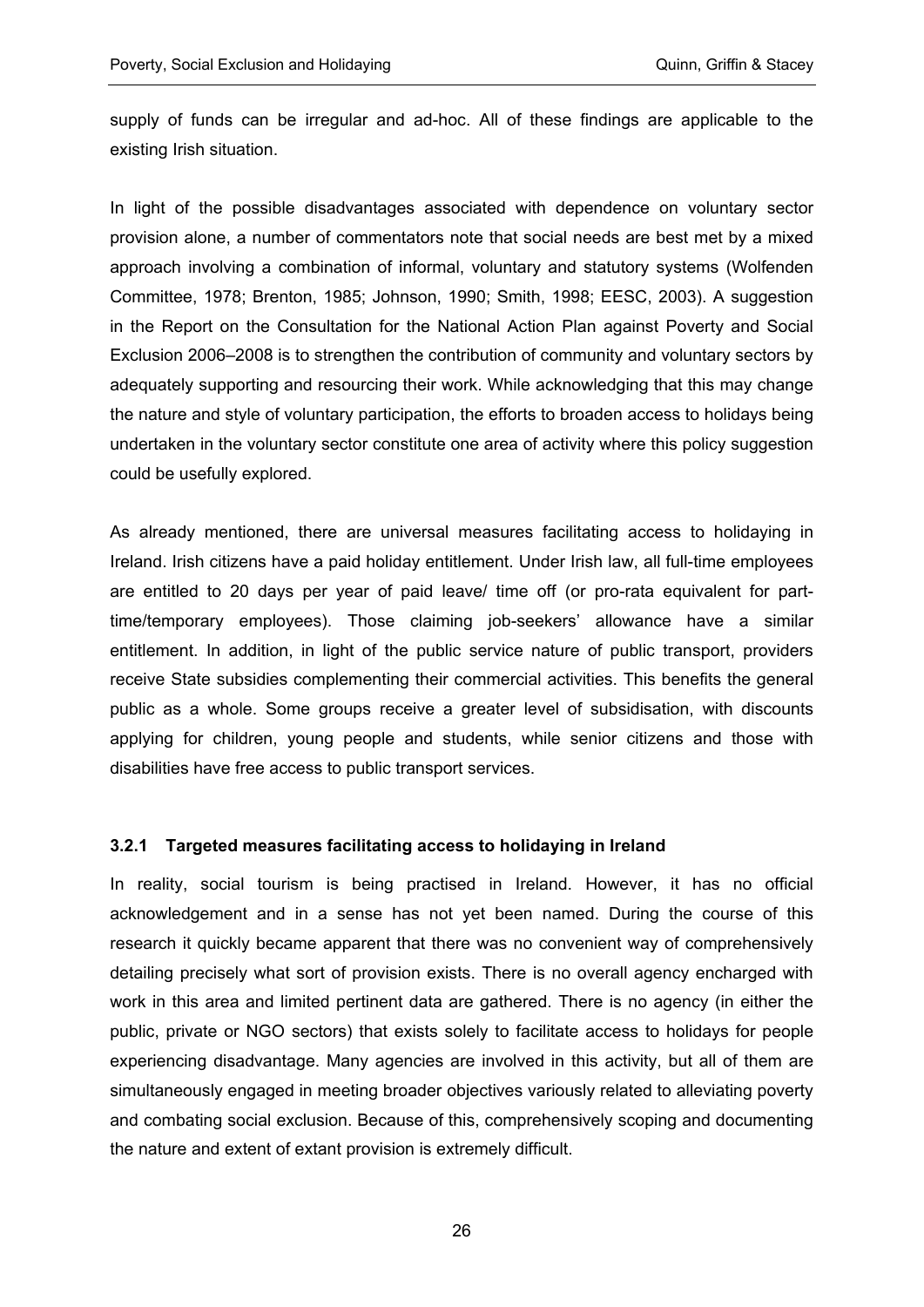supply of funds can be irregular and ad-hoc. All of these findings are applicable to the existing Irish situation.

In light of the possible disadvantages associated with dependence on voluntary sector provision alone, a number of commentators note that social needs are best met by a mixed approach involving a combination of informal, voluntary and statutory systems (Wolfenden Committee, 1978; Brenton, 1985; Johnson, 1990; Smith, 1998; EESC, 2003). A suggestion in the Report on the Consultation for the National Action Plan against Poverty and Social Exclusion 2006–2008 is to strengthen the contribution of community and voluntary sectors by adequately supporting and resourcing their work. While acknowledging that this may change the nature and style of voluntary participation, the efforts to broaden access to holidays being undertaken in the voluntary sector constitute one area of activity where this policy suggestion could be usefully explored.

As already mentioned, there are universal measures facilitating access to holidaying in Ireland. Irish citizens have a paid holiday entitlement. Under Irish law, all full-time employees are entitled to 20 days per year of paid leave/ time off (or pro-rata equivalent for part-time/temporary employees). Those claiming job-seekers' allowance have a similar entitlement. In addition, in light of the public service nature of public transport, providers receive State subsidies complementing their commercial activities. This benefits the general public as a whole. Some groups receive a greater level of subsidisation, with discounts applying for children, young people and students, while senior citizens and those with disabilities have free access to public transport services.

### 3.2.1 Targeted measures facilitating access to holidaying in Ireland

In reality, social tourism is being practised in Ireland. However, it has no official acknowledgement and in a sense has not yet been named. During the course of this research it quickly became apparent that there was no convenient way of comprehensively detailing precisely what sort of provision exists. There is no overall agency encharged with work in this area and limited pertinent data are gathered. There is no agency (in either the public, private or NGO sectors) that exists solely to facilitate access to holidays for people experiencing disadvantage. Many agencies are involved in this activity, but all of them are simultaneously engaged in meeting broader objectives variously related to alleviating poverty and combating social exclusion. Because of this, comprehensively scoping and documenting the nature and extent of extant provision is extremely difficult.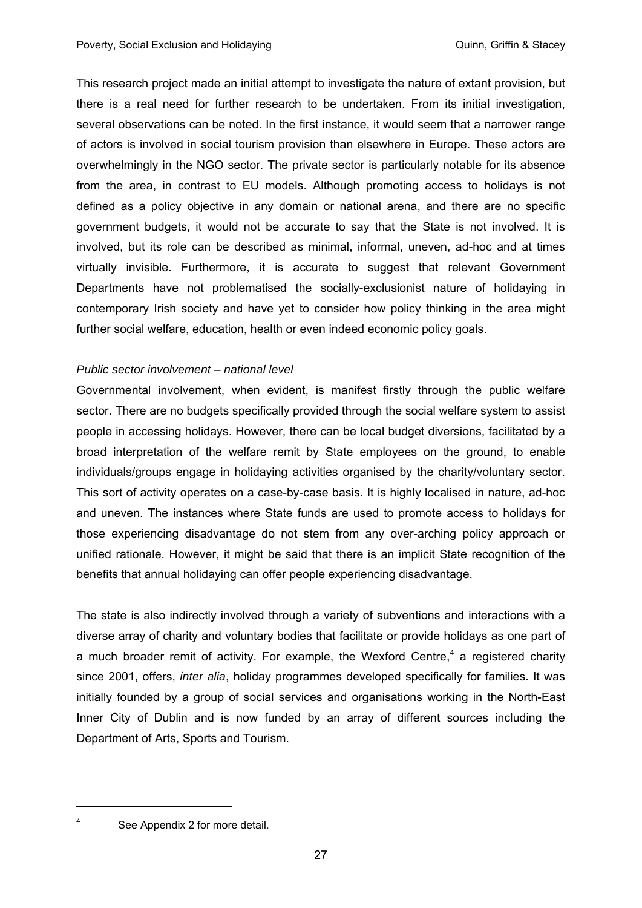This research project made an initial attempt to investigate the nature of extant provision, but there is a real need for further research to be undertaken. From its initial investigation, several observations can be noted. In the first instance, it would seem that a narrower range of actors is involved in social tourism provision than elsewhere in Europe. These actors are overwhelmingly in the NGO sector. The private sector is particularly notable for its absence from the area, in contrast to EU models. Although promoting access to holidays is not defined as a policy objective in any domain or national arena, and there are no specific government budgets, it would not be accurate to say that the State is not involved. It is involved, but its role can be described as minimal, informal, uneven, ad-hoc and at times virtually invisible. Furthermore, it is accurate to suggest that relevant Government Departments have not problematised the socially-exclusionist nature of holidaying in contemporary Irish society and have yet to consider how policy thinking in the area might further social welfare, education, health or even indeed economic policy goals.

*Public sector involvement – national level*

Governmental involvement, when evident, is manifest firstly through the public welfare sector. There are no budgets specifically provided through the social welfare system to assist people in accessing holidays. However, there can be local budget diversions, facilitated by a broad interpretation of the welfare remit by State employees on the ground, to enable individuals/groups engage in holidaying activities organised by the charity/voluntary sector. This sort of activity operates on a case-by-case basis. It is highly localised in nature, ad-hoc and uneven. The instances where State funds are used to promote access to holidays for those experiencing disadvantage do not stem from any over-arching policy approach or unified rationale. However, it might be said that there is an implicit State recognition of the benefits that annual holidaying can offer people experiencing disadvantage.

The state is also indirectly involved through a variety of subventions and interactions with a diverse array of charity and voluntary bodies that facilitate or provide holidays as one part of a much broader remit of activity. For example, the Wexford Centre,[4] a registered charity since 2001, offers, *inter alia*, holiday programmes developed specifically for families. It was initially founded by a group of social services and organisations working in the North-East Inner City of Dublin and is now funded by an array of different sources including the Department of Arts, Sports and Tourism.

[4] See Appendix 2 for more detail.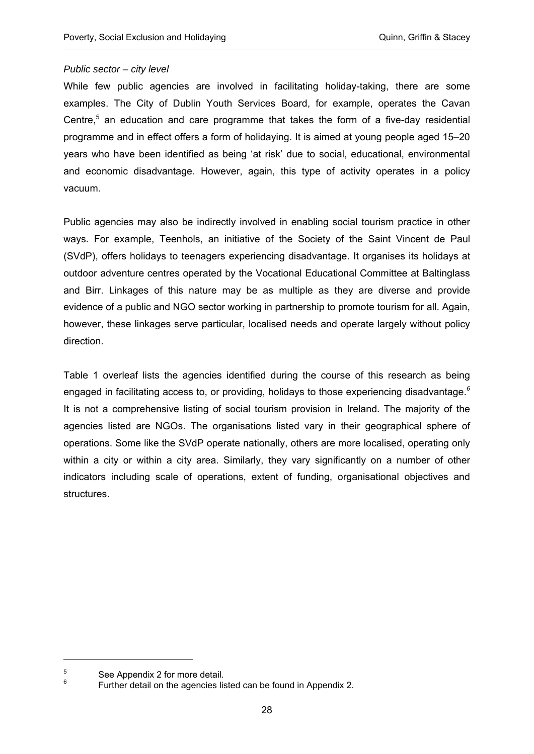*Public sector – city level*

While few public agencies are involved in facilitating holiday-taking, there are some examples. The City of Dublin Youth Services Board, for example, operates the Cavan Centre,[5] an education and care programme that takes the form of a five-day residential programme and in effect offers a form of holidaying. It is aimed at young people aged 15–20 years who have been identified as being 'at risk' due to social, educational, environmental and economic disadvantage. However, again, this type of activity operates in a policy vacuum.

Public agencies may also be indirectly involved in enabling social tourism practice in other ways. For example, Teenhols, an initiative of the Society of the Saint Vincent de Paul (SVdP), offers holidays to teenagers experiencing disadvantage. It organises its holidays at outdoor adventure centres operated by the Vocational Educational Committee at Baltinglass and Birr. Linkages of this nature may be as multiple as they are diverse and provide evidence of a public and NGO sector working in partnership to promote tourism for all. Again, however, these linkages serve particular, localised needs and operate largely without policy direction.

Table 1 overleaf lists the agencies identified during the course of this research as being engaged in facilitating access to, or providing, holidays to those experiencing disadvantage.[6] It is not a comprehensive listing of social tourism provision in Ireland. The majority of the agencies listed are NGOs. The organisations listed vary in their geographical sphere of operations. Some like the SVdP operate nationally, others are more localised, operating only within a city or within a city area. Similarly, they vary significantly on a number of other indicators including scale of operations, extent of funding, organisational objectives and structures.

---

[5] See Appendix 2 for more detail.

[6] Further detail on the agencies listed can be found in Appendix 2.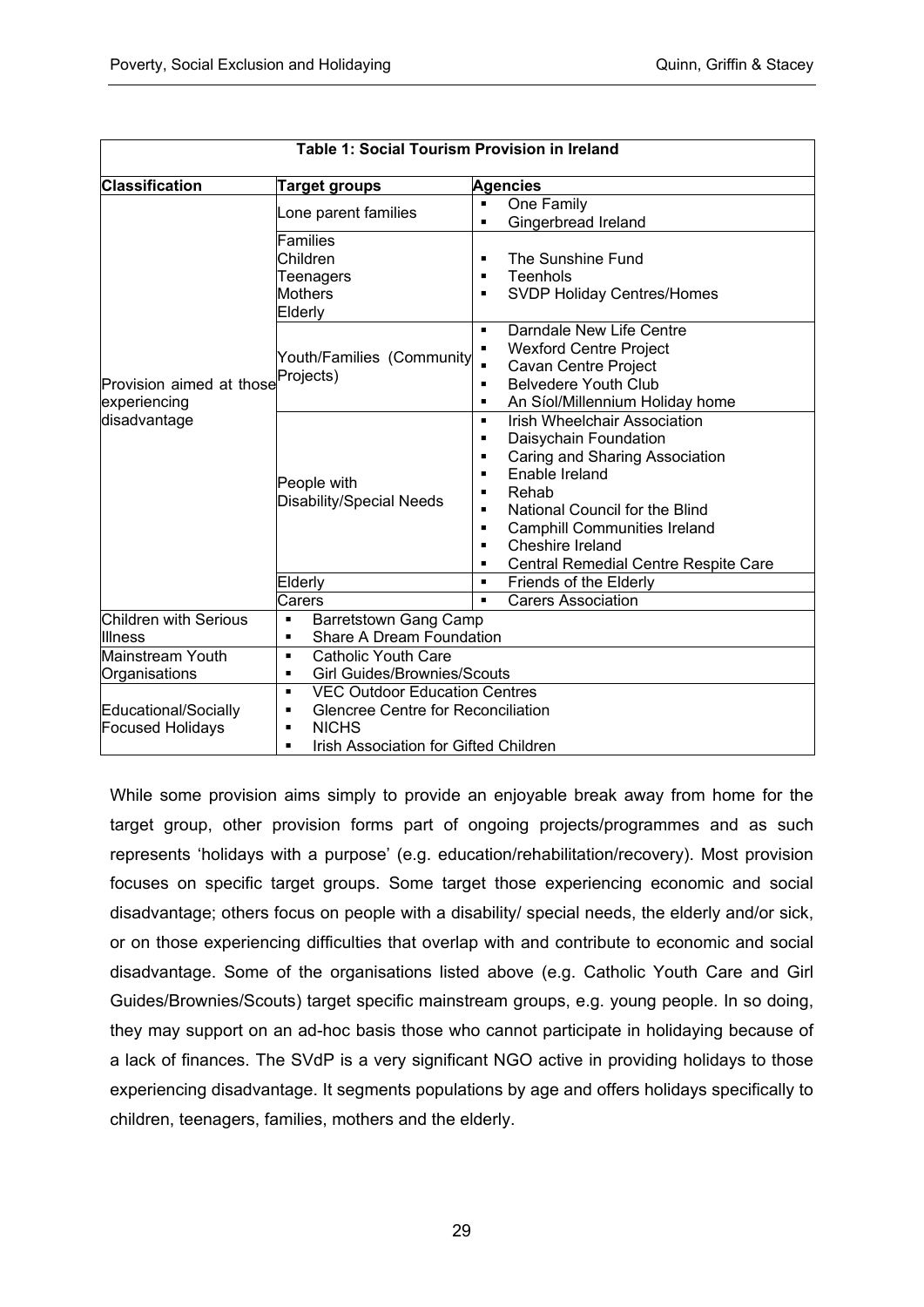**Table 1: Social Tourism Provision in Ireland**

| Classification | Target groups | Agencies |
|---|---|---|
| Provision aimed at those experiencing disadvantage | Lone parent families | ▪ One Family<br>▪ Gingerbread Ireland |
| | Families<br>Children<br>Teenagers<br>Mothers<br>Elderly | ▪ The Sunshine Fund<br>▪ Teenhols<br>▪ SVDP Holiday Centres/Homes |
| | Youth/Families (Community Projects) | ▪ Darndale New Life Centre<br>▪ Wexford Centre Project<br>▪ Cavan Centre Project<br>▪ Belvedere Youth Club<br>▪ An Síol/Millennium Holiday home |
| | People with Disability/Special Needs | ▪ Irish Wheelchair Association<br>▪ Daisychain Foundation<br>▪ Caring and Sharing Association<br>▪ Enable Ireland<br>▪ Rehab<br>▪ National Council for the Blind<br>▪ Camphill Communities Ireland<br>▪ Cheshire Ireland<br>▪ Central Remedial Centre Respite Care |
| | Elderly | ▪ Friends of the Elderly |
| | Carers | ▪ Carers Association |
| Children with Serious Illness | ▪ Barretstown Gang Camp<br>▪ Share A Dream Foundation | |
| Mainstream Youth Organisations | ▪ Catholic Youth Care<br>▪ Girl Guides/Brownies/Scouts | |
| Educational/Socially Focused Holidays | ▪ VEC Outdoor Education Centres<br>▪ Glencree Centre for Reconciliation<br>▪ NICHS<br>▪ Irish Association for Gifted Children | |

While some provision aims simply to provide an enjoyable break away from home for the target group, other provision forms part of ongoing projects/programmes and as such represents 'holidays with a purpose' (e.g. education/rehabilitation/recovery). Most provision focuses on specific target groups. Some target those experiencing economic and social disadvantage; others focus on people with a disability/ special needs, the elderly and/or sick, or on those experiencing difficulties that overlap with and contribute to economic and social disadvantage. Some of the organisations listed above (e.g. Catholic Youth Care and Girl Guides/Brownies/Scouts) target specific mainstream groups, e.g. young people. In so doing, they may support on an ad-hoc basis those who cannot participate in holidaying because of a lack of finances. The SVdP is a very significant NGO active in providing holidays to those experiencing disadvantage. It segments populations by age and offers holidays specifically to children, teenagers, families, mothers and the elderly.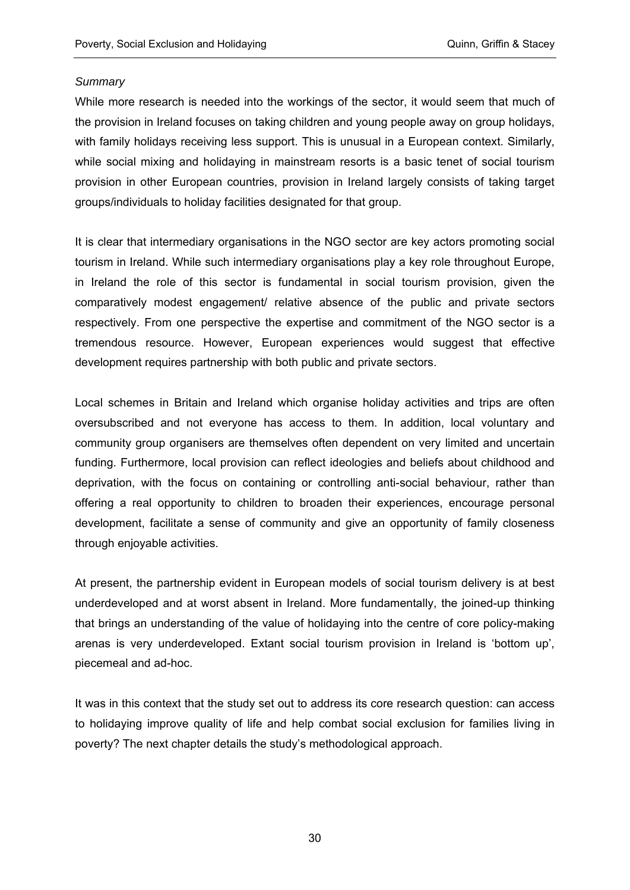*Summary*

While more research is needed into the workings of the sector, it would seem that much of the provision in Ireland focuses on taking children and young people away on group holidays, with family holidays receiving less support. This is unusual in a European context. Similarly, while social mixing and holidaying in mainstream resorts is a basic tenet of social tourism provision in other European countries, provision in Ireland largely consists of taking target groups/individuals to holiday facilities designated for that group.

It is clear that intermediary organisations in the NGO sector are key actors promoting social tourism in Ireland. While such intermediary organisations play a key role throughout Europe, in Ireland the role of this sector is fundamental in social tourism provision, given the comparatively modest engagement/ relative absence of the public and private sectors respectively. From one perspective the expertise and commitment of the NGO sector is a tremendous resource. However, European experiences would suggest that effective development requires partnership with both public and private sectors.

Local schemes in Britain and Ireland which organise holiday activities and trips are often oversubscribed and not everyone has access to them. In addition, local voluntary and community group organisers are themselves often dependent on very limited and uncertain funding. Furthermore, local provision can reflect ideologies and beliefs about childhood and deprivation, with the focus on containing or controlling anti-social behaviour, rather than offering a real opportunity to children to broaden their experiences, encourage personal development, facilitate a sense of community and give an opportunity of family closeness through enjoyable activities.

At present, the partnership evident in European models of social tourism delivery is at best underdeveloped and at worst absent in Ireland. More fundamentally, the joined-up thinking that brings an understanding of the value of holidaying into the centre of core policy-making arenas is very underdeveloped. Extant social tourism provision in Ireland is 'bottom up', piecemeal and ad-hoc.

It was in this context that the study set out to address its core research question: can access to holidaying improve quality of life and help combat social exclusion for families living in poverty? The next chapter details the study's methodological approach.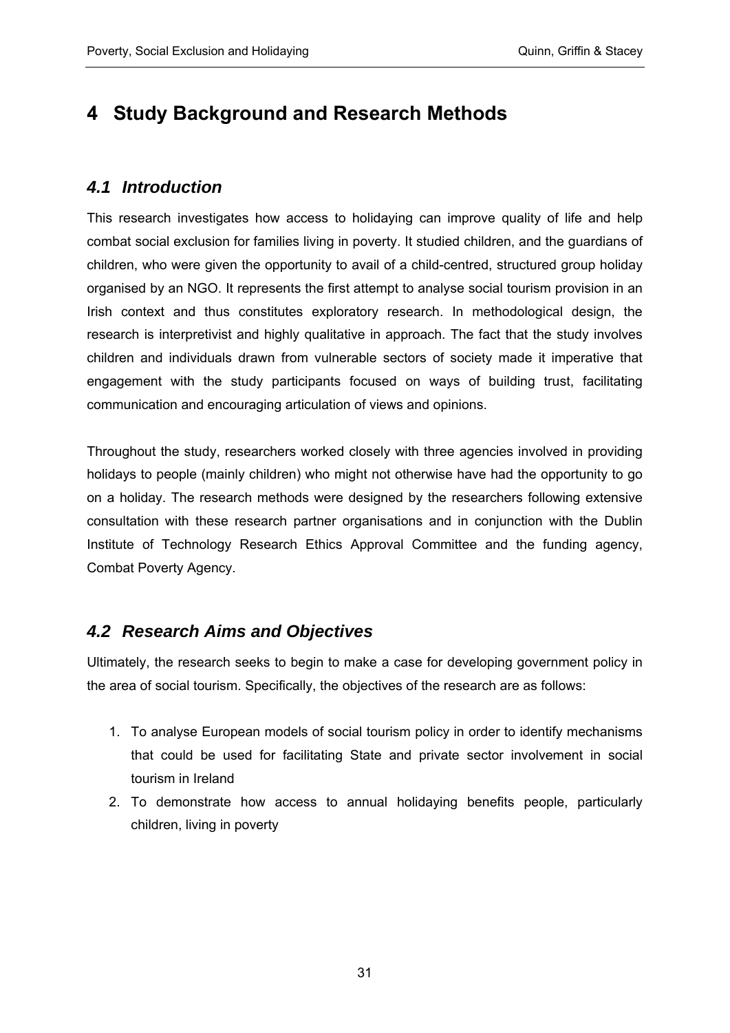# 4 Study Background and Research Methods

## *4.1 Introduction*

This research investigates how access to holidaying can improve quality of life and help combat social exclusion for families living in poverty. It studied children, and the guardians of children, who were given the opportunity to avail of a child-centred, structured group holiday organised by an NGO. It represents the first attempt to analyse social tourism provision in an Irish context and thus constitutes exploratory research. In methodological design, the research is interpretivist and highly qualitative in approach. The fact that the study involves children and individuals drawn from vulnerable sectors of society made it imperative that engagement with the study participants focused on ways of building trust, facilitating communication and encouraging articulation of views and opinions.

Throughout the study, researchers worked closely with three agencies involved in providing holidays to people (mainly children) who might not otherwise have had the opportunity to go on a holiday. The research methods were designed by the researchers following extensive consultation with these research partner organisations and in conjunction with the Dublin Institute of Technology Research Ethics Approval Committee and the funding agency, Combat Poverty Agency.

## *4.2 Research Aims and Objectives*

Ultimately, the research seeks to begin to make a case for developing government policy in the area of social tourism. Specifically, the objectives of the research are as follows:

1. To analyse European models of social tourism policy in order to identify mechanisms that could be used for facilitating State and private sector involvement in social tourism in Ireland
2. To demonstrate how access to annual holidaying benefits people, particularly children, living in poverty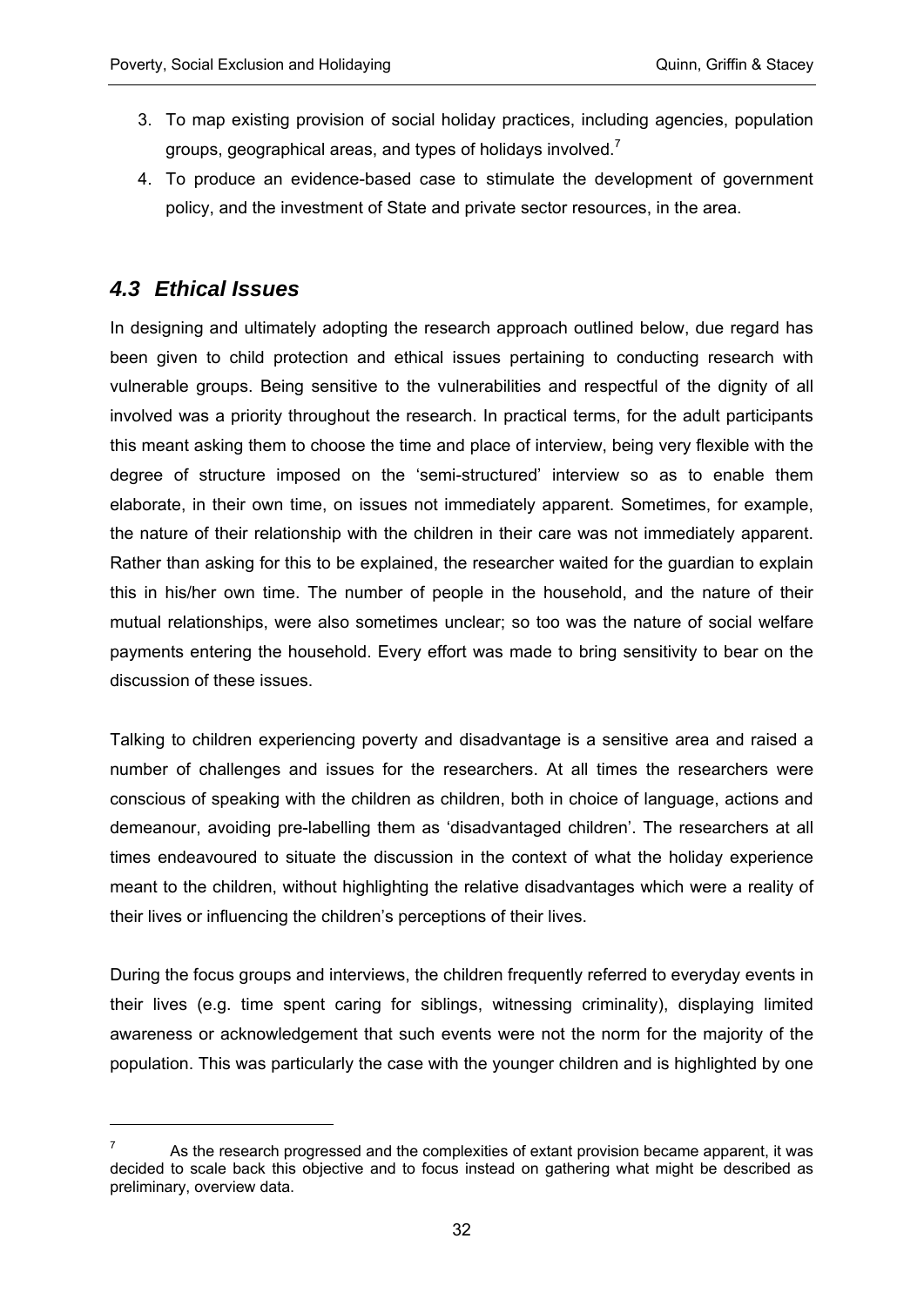3. To map existing provision of social holiday practices, including agencies, population groups, geographical areas, and types of holidays involved.[7]
4. To produce an evidence-based case to stimulate the development of government policy, and the investment of State and private sector resources, in the area.

## *4.3 Ethical Issues*

In designing and ultimately adopting the research approach outlined below, due regard has been given to child protection and ethical issues pertaining to conducting research with vulnerable groups. Being sensitive to the vulnerabilities and respectful of the dignity of all involved was a priority throughout the research. In practical terms, for the adult participants this meant asking them to choose the time and place of interview, being very flexible with the degree of structure imposed on the 'semi-structured' interview so as to enable them elaborate, in their own time, on issues not immediately apparent. Sometimes, for example, the nature of their relationship with the children in their care was not immediately apparent. Rather than asking for this to be explained, the researcher waited for the guardian to explain this in his/her own time. The number of people in the household, and the nature of their mutual relationships, were also sometimes unclear; so too was the nature of social welfare payments entering the household. Every effort was made to bring sensitivity to bear on the discussion of these issues.

Talking to children experiencing poverty and disadvantage is a sensitive area and raised a number of challenges and issues for the researchers. At all times the researchers were conscious of speaking with the children as children, both in choice of language, actions and demeanour, avoiding pre-labelling them as 'disadvantaged children'. The researchers at all times endeavoured to situate the discussion in the context of what the holiday experience meant to the children, without highlighting the relative disadvantages which were a reality of their lives or influencing the children's perceptions of their lives.

During the focus groups and interviews, the children frequently referred to everyday events in their lives (e.g. time spent caring for siblings, witnessing criminality), displaying limited awareness or acknowledgement that such events were not the norm for the majority of the population. This was particularly the case with the younger children and is highlighted by one

[7] As the research progressed and the complexities of extant provision became apparent, it was decided to scale back this objective and to focus instead on gathering what might be described as preliminary, overview data.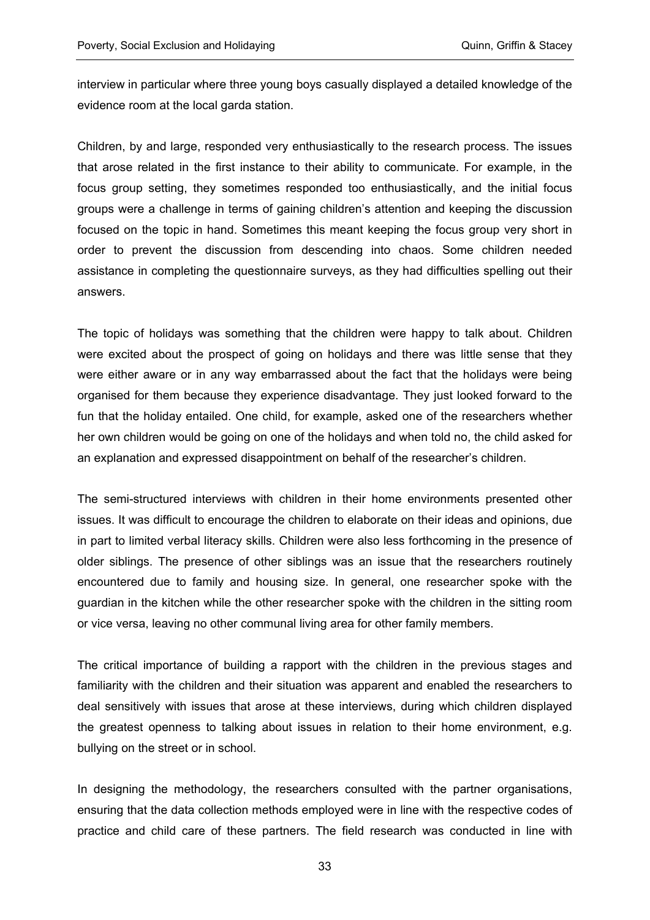interview in particular where three young boys casually displayed a detailed knowledge of the evidence room at the local garda station.

Children, by and large, responded very enthusiastically to the research process. The issues that arose related in the first instance to their ability to communicate. For example, in the focus group setting, they sometimes responded too enthusiastically, and the initial focus groups were a challenge in terms of gaining children's attention and keeping the discussion focused on the topic in hand. Sometimes this meant keeping the focus group very short in order to prevent the discussion from descending into chaos. Some children needed assistance in completing the questionnaire surveys, as they had difficulties spelling out their answers.

The topic of holidays was something that the children were happy to talk about. Children were excited about the prospect of going on holidays and there was little sense that they were either aware or in any way embarrassed about the fact that the holidays were being organised for them because they experience disadvantage. They just looked forward to the fun that the holiday entailed. One child, for example, asked one of the researchers whether her own children would be going on one of the holidays and when told no, the child asked for an explanation and expressed disappointment on behalf of the researcher's children.

The semi-structured interviews with children in their home environments presented other issues. It was difficult to encourage the children to elaborate on their ideas and opinions, due in part to limited verbal literacy skills. Children were also less forthcoming in the presence of older siblings. The presence of other siblings was an issue that the researchers routinely encountered due to family and housing size. In general, one researcher spoke with the guardian in the kitchen while the other researcher spoke with the children in the sitting room or vice versa, leaving no other communal living area for other family members.

The critical importance of building a rapport with the children in the previous stages and familiarity with the children and their situation was apparent and enabled the researchers to deal sensitively with issues that arose at these interviews, during which children displayed the greatest openness to talking about issues in relation to their home environment, e.g. bullying on the street or in school.

In designing the methodology, the researchers consulted with the partner organisations, ensuring that the data collection methods employed were in line with the respective codes of practice and child care of these partners. The field research was conducted in line with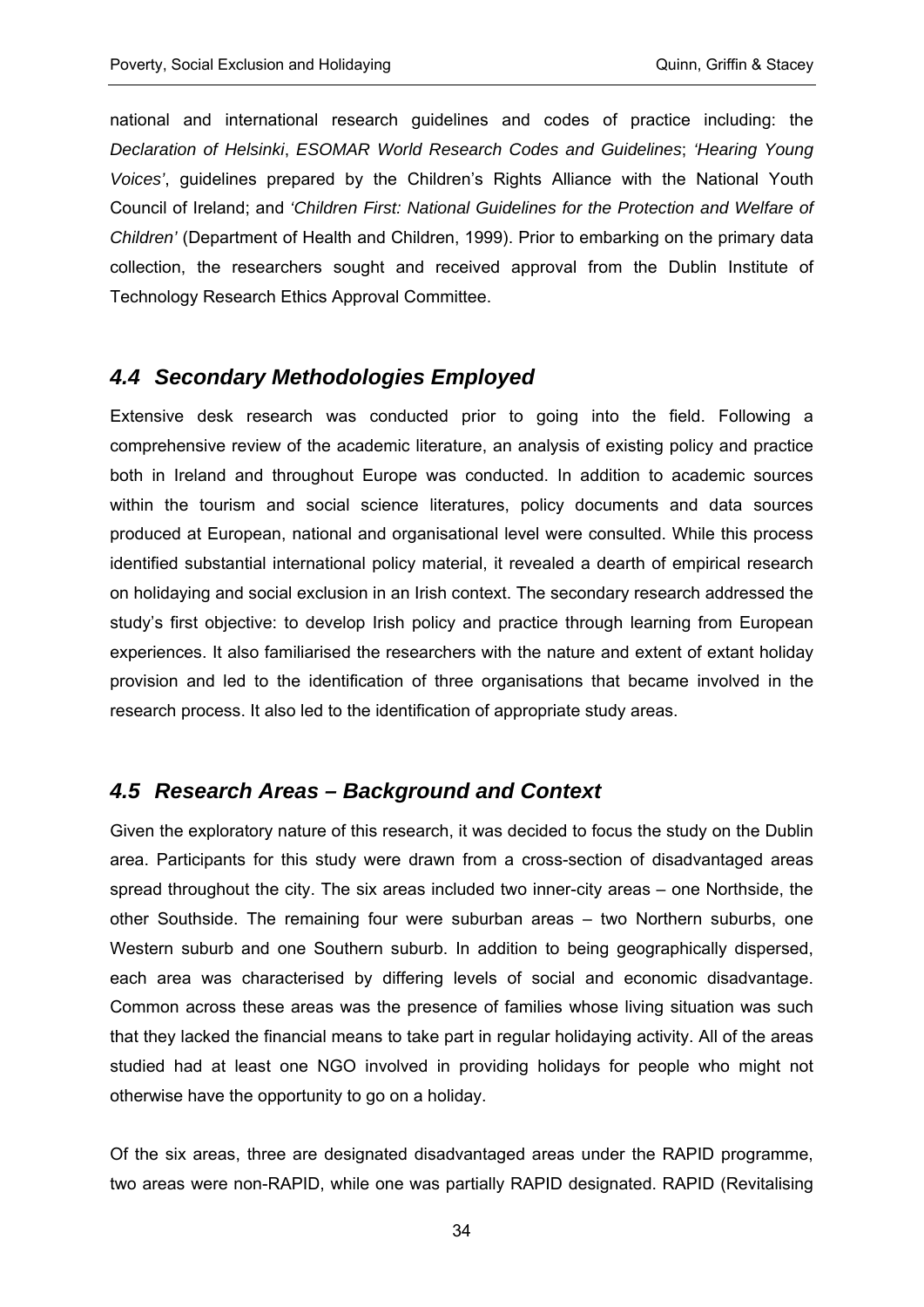national and international research guidelines and codes of practice including: the *Declaration of Helsinki*, *ESOMAR World Research Codes and Guidelines*; *'Hearing Young Voices'*, guidelines prepared by the Children's Rights Alliance with the National Youth Council of Ireland; and *'Children First: National Guidelines for the Protection and Welfare of Children'* (Department of Health and Children, 1999). Prior to embarking on the primary data collection, the researchers sought and received approval from the Dublin Institute of Technology Research Ethics Approval Committee.

## *4.4 Secondary Methodologies Employed*

Extensive desk research was conducted prior to going into the field. Following a comprehensive review of the academic literature, an analysis of existing policy and practice both in Ireland and throughout Europe was conducted. In addition to academic sources within the tourism and social science literatures, policy documents and data sources produced at European, national and organisational level were consulted. While this process identified substantial international policy material, it revealed a dearth of empirical research on holidaying and social exclusion in an Irish context. The secondary research addressed the study's first objective: to develop Irish policy and practice through learning from European experiences. It also familiarised the researchers with the nature and extent of extant holiday provision and led to the identification of three organisations that became involved in the research process. It also led to the identification of appropriate study areas.

## *4.5 Research Areas – Background and Context*

Given the exploratory nature of this research, it was decided to focus the study on the Dublin area. Participants for this study were drawn from a cross-section of disadvantaged areas spread throughout the city. The six areas included two inner-city areas – one Northside, the other Southside. The remaining four were suburban areas – two Northern suburbs, one Western suburb and one Southern suburb. In addition to being geographically dispersed, each area was characterised by differing levels of social and economic disadvantage. Common across these areas was the presence of families whose living situation was such that they lacked the financial means to take part in regular holidaying activity. All of the areas studied had at least one NGO involved in providing holidays for people who might not otherwise have the opportunity to go on a holiday.

Of the six areas, three are designated disadvantaged areas under the RAPID programme, two areas were non-RAPID, while one was partially RAPID designated. RAPID (Revitalising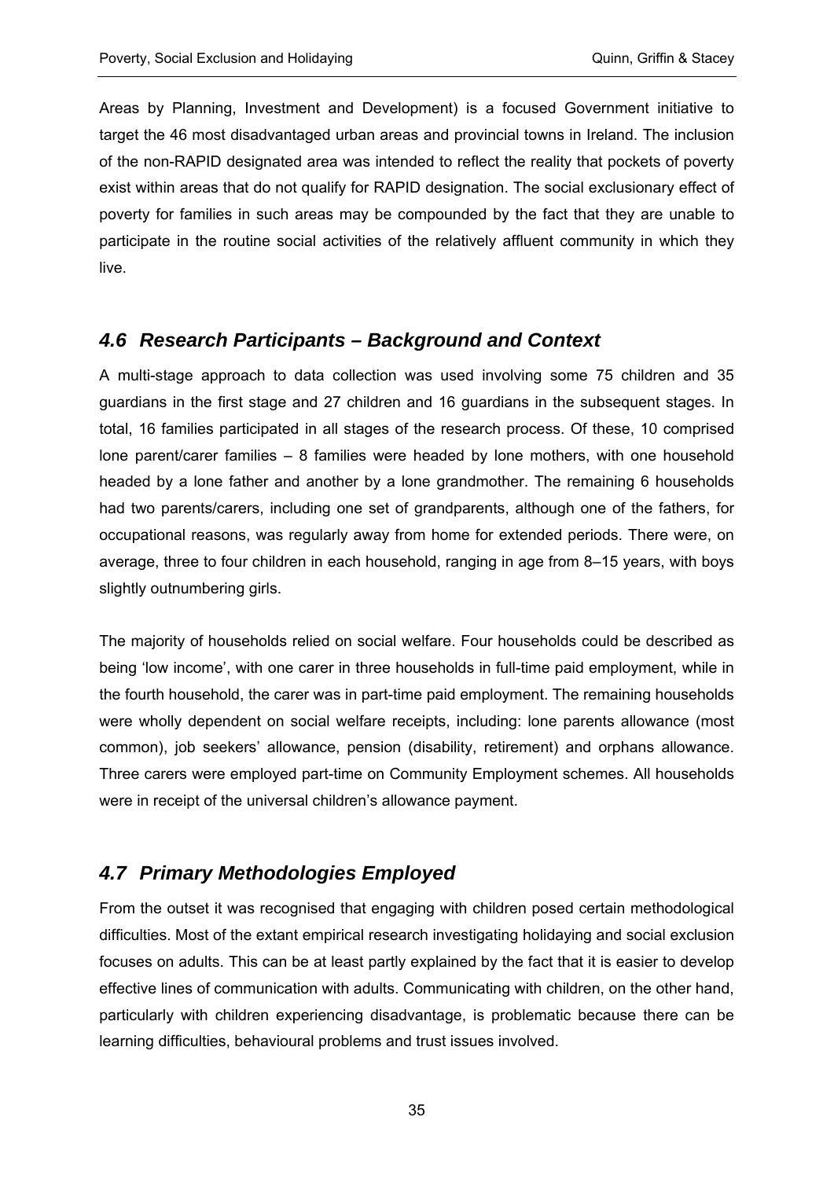Areas by Planning, Investment and Development) is a focused Government initiative to target the 46 most disadvantaged urban areas and provincial towns in Ireland. The inclusion of the non-RAPID designated area was intended to reflect the reality that pockets of poverty exist within areas that do not qualify for RAPID designation. The social exclusionary effect of poverty for families in such areas may be compounded by the fact that they are unable to participate in the routine social activities of the relatively affluent community in which they live.

## *4.6 Research Participants – Background and Context*

A multi-stage approach to data collection was used involving some 75 children and 35 guardians in the first stage and 27 children and 16 guardians in the subsequent stages. In total, 16 families participated in all stages of the research process. Of these, 10 comprised lone parent/carer families – 8 families were headed by lone mothers, with one household headed by a lone father and another by a lone grandmother. The remaining 6 households had two parents/carers, including one set of grandparents, although one of the fathers, for occupational reasons, was regularly away from home for extended periods. There were, on average, three to four children in each household, ranging in age from 8–15 years, with boys slightly outnumbering girls.

The majority of households relied on social welfare. Four households could be described as being 'low income', with one carer in three households in full-time paid employment, while in the fourth household, the carer was in part-time paid employment. The remaining households were wholly dependent on social welfare receipts, including: lone parents allowance (most common), job seekers' allowance, pension (disability, retirement) and orphans allowance. Three carers were employed part-time on Community Employment schemes. All households were in receipt of the universal children's allowance payment.

## *4.7 Primary Methodologies Employed*

From the outset it was recognised that engaging with children posed certain methodological difficulties. Most of the extant empirical research investigating holidaying and social exclusion focuses on adults. This can be at least partly explained by the fact that it is easier to develop effective lines of communication with adults. Communicating with children, on the other hand, particularly with children experiencing disadvantage, is problematic because there can be learning difficulties, behavioural problems and trust issues involved.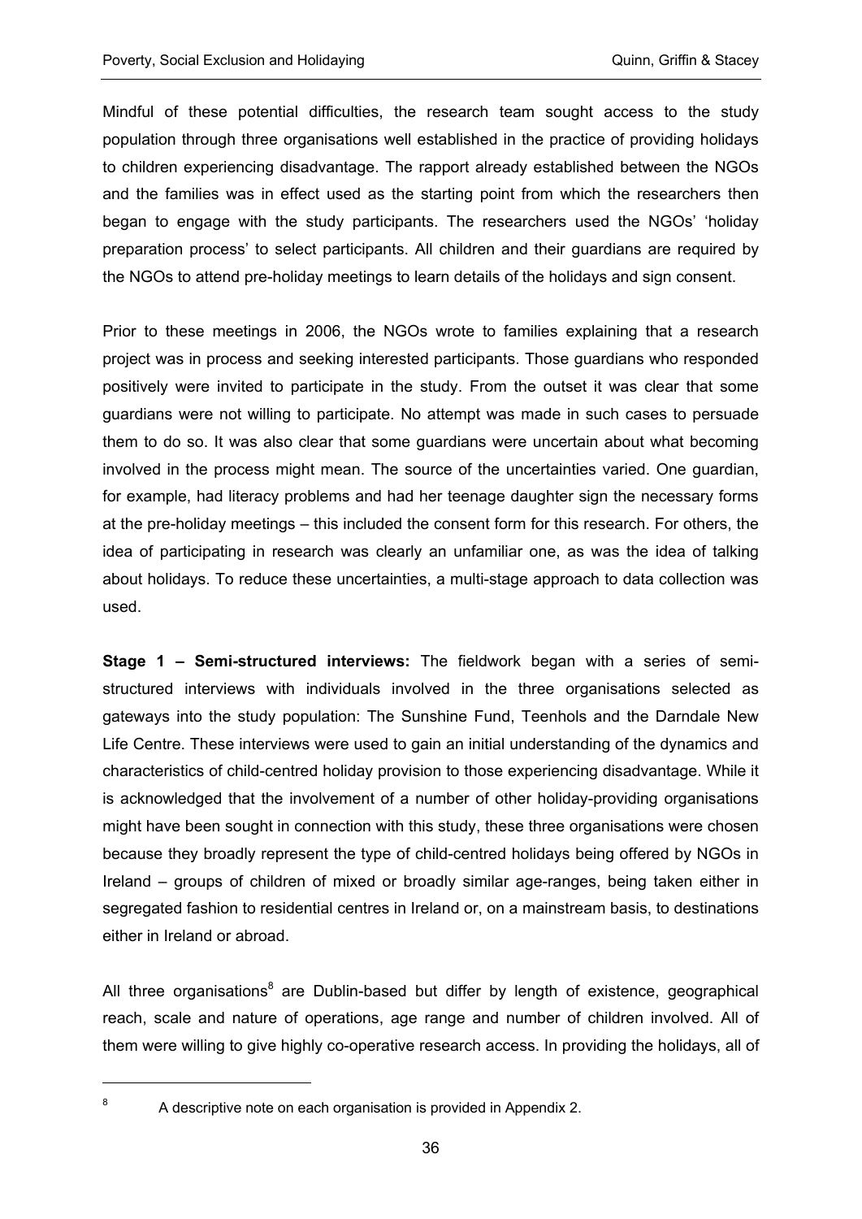Mindful of these potential difficulties, the research team sought access to the study population through three organisations well established in the practice of providing holidays to children experiencing disadvantage. The rapport already established between the NGOs and the families was in effect used as the starting point from which the researchers then began to engage with the study participants. The researchers used the NGOs' 'holiday preparation process' to select participants. All children and their guardians are required by the NGOs to attend pre-holiday meetings to learn details of the holidays and sign consent.

Prior to these meetings in 2006, the NGOs wrote to families explaining that a research project was in process and seeking interested participants. Those guardians who responded positively were invited to participate in the study. From the outset it was clear that some guardians were not willing to participate. No attempt was made in such cases to persuade them to do so. It was also clear that some guardians were uncertain about what becoming involved in the process might mean. The source of the uncertainties varied. One guardian, for example, had literacy problems and had her teenage daughter sign the necessary forms at the pre-holiday meetings – this included the consent form for this research. For others, the idea of participating in research was clearly an unfamiliar one, as was the idea of talking about holidays. To reduce these uncertainties, a multi-stage approach to data collection was used.

**Stage 1 – Semi-structured interviews:** The fieldwork began with a series of semi-structured interviews with individuals involved in the three organisations selected as gateways into the study population: The Sunshine Fund, Teenhols and the Darndale New Life Centre. These interviews were used to gain an initial understanding of the dynamics and characteristics of child-centred holiday provision to those experiencing disadvantage. While it is acknowledged that the involvement of a number of other holiday-providing organisations might have been sought in connection with this study, these three organisations were chosen because they broadly represent the type of child-centred holidays being offered by NGOs in Ireland – groups of children of mixed or broadly similar age-ranges, being taken either in segregated fashion to residential centres in Ireland or, on a mainstream basis, to destinations either in Ireland or abroad.

All three organisations[8] are Dublin-based but differ by length of existence, geographical reach, scale and nature of operations, age range and number of children involved. All of them were willing to give highly co-operative research access. In providing the holidays, all of

[8] A descriptive note on each organisation is provided in Appendix 2.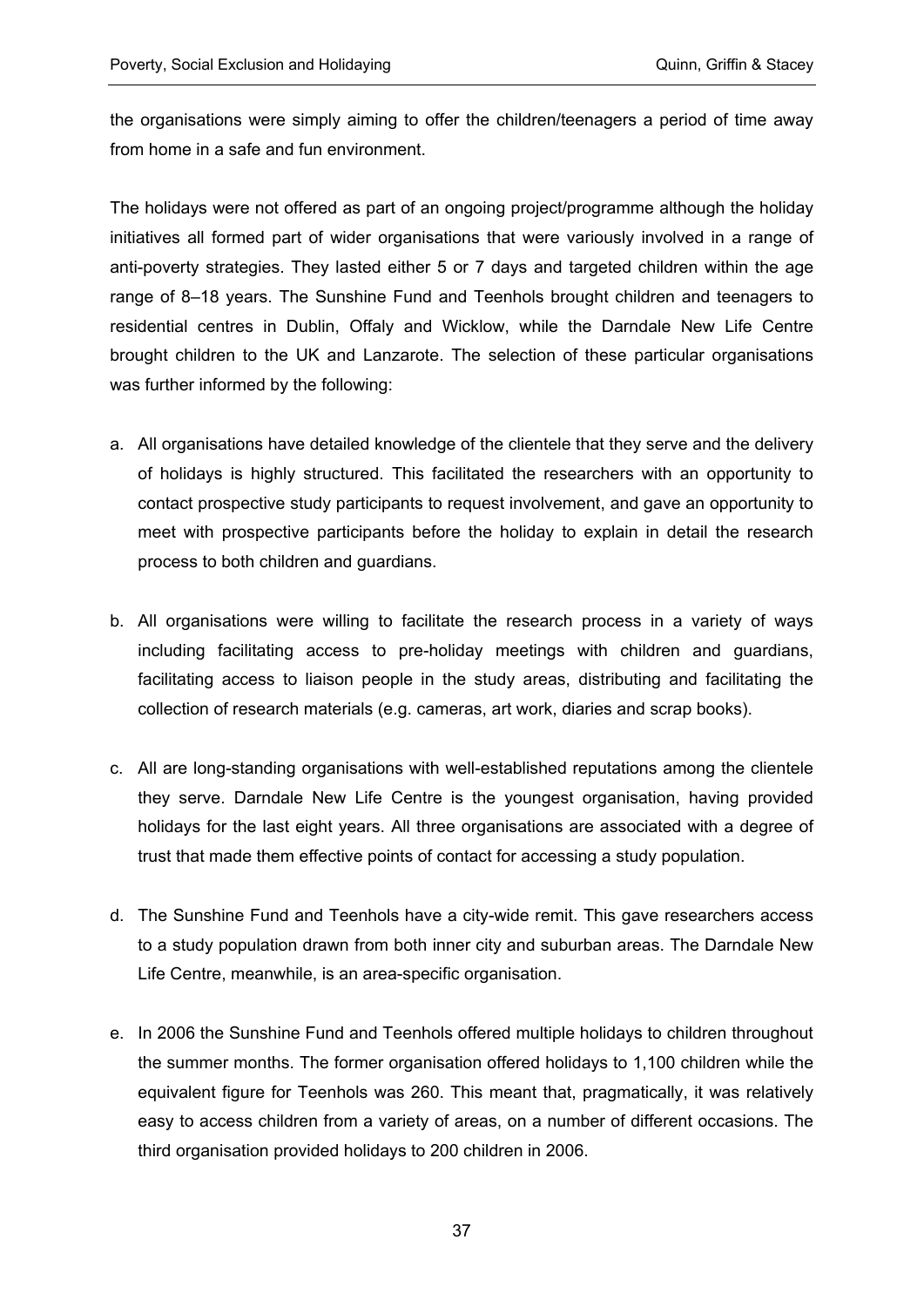the organisations were simply aiming to offer the children/teenagers a period of time away from home in a safe and fun environment.

The holidays were not offered as part of an ongoing project/programme although the holiday initiatives all formed part of wider organisations that were variously involved in a range of anti-poverty strategies. They lasted either 5 or 7 days and targeted children within the age range of 8–18 years. The Sunshine Fund and Teenhols brought children and teenagers to residential centres in Dublin, Offaly and Wicklow, while the Darndale New Life Centre brought children to the UK and Lanzarote. The selection of these particular organisations was further informed by the following:

a. All organisations have detailed knowledge of the clientele that they serve and the delivery of holidays is highly structured. This facilitated the researchers with an opportunity to contact prospective study participants to request involvement, and gave an opportunity to meet with prospective participants before the holiday to explain in detail the research process to both children and guardians.

b. All organisations were willing to facilitate the research process in a variety of ways including facilitating access to pre-holiday meetings with children and guardians, facilitating access to liaison people in the study areas, distributing and facilitating the collection of research materials (e.g. cameras, art work, diaries and scrap books).

c. All are long-standing organisations with well-established reputations among the clientele they serve. Darndale New Life Centre is the youngest organisation, having provided holidays for the last eight years. All three organisations are associated with a degree of trust that made them effective points of contact for accessing a study population.

d. The Sunshine Fund and Teenhols have a city-wide remit. This gave researchers access to a study population drawn from both inner city and suburban areas. The Darndale New Life Centre, meanwhile, is an area-specific organisation.

e. In 2006 the Sunshine Fund and Teenhols offered multiple holidays to children throughout the summer months. The former organisation offered holidays to 1,100 children while the equivalent figure for Teenhols was 260. This meant that, pragmatically, it was relatively easy to access children from a variety of areas, on a number of different occasions. The third organisation provided holidays to 200 children in 2006.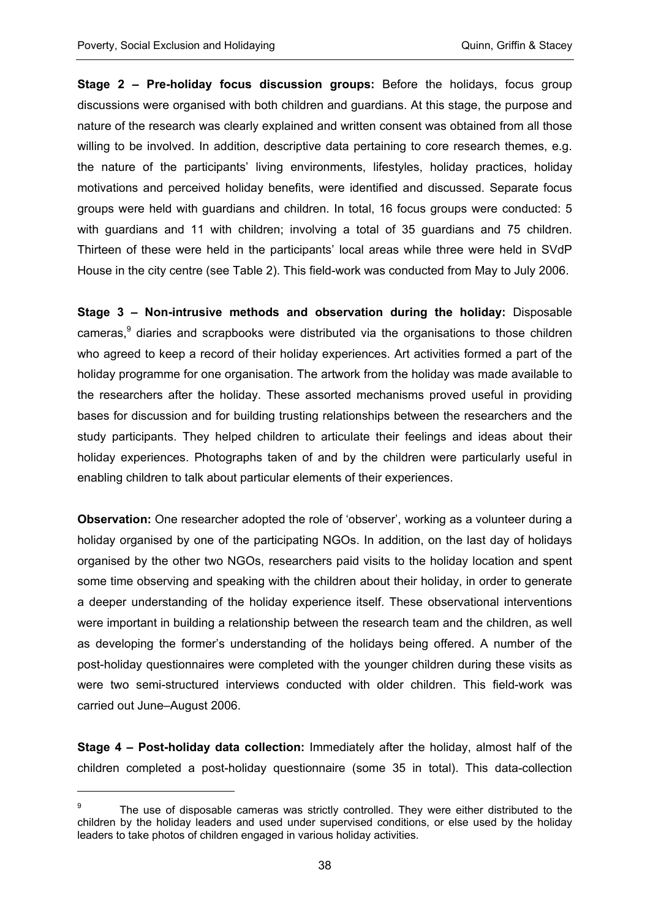**Stage 2 – Pre-holiday focus discussion groups:** Before the holidays, focus group discussions were organised with both children and guardians. At this stage, the purpose and nature of the research was clearly explained and written consent was obtained from all those willing to be involved. In addition, descriptive data pertaining to core research themes, e.g. the nature of the participants' living environments, lifestyles, holiday practices, holiday motivations and perceived holiday benefits, were identified and discussed. Separate focus groups were held with guardians and children. In total, 16 focus groups were conducted: 5 with guardians and 11 with children; involving a total of 35 guardians and 75 children. Thirteen of these were held in the participants' local areas while three were held in SVdP House in the city centre (see Table 2). This field-work was conducted from May to July 2006.

**Stage 3 – Non-intrusive methods and observation during the holiday:** Disposable cameras,[9] diaries and scrapbooks were distributed via the organisations to those children who agreed to keep a record of their holiday experiences. Art activities formed a part of the holiday programme for one organisation. The artwork from the holiday was made available to the researchers after the holiday. These assorted mechanisms proved useful in providing bases for discussion and for building trusting relationships between the researchers and the study participants. They helped children to articulate their feelings and ideas about their holiday experiences. Photographs taken of and by the children were particularly useful in enabling children to talk about particular elements of their experiences.

**Observation:** One researcher adopted the role of 'observer', working as a volunteer during a holiday organised by one of the participating NGOs. In addition, on the last day of holidays organised by the other two NGOs, researchers paid visits to the holiday location and spent some time observing and speaking with the children about their holiday, in order to generate a deeper understanding of the holiday experience itself. These observational interventions were important in building a relationship between the research team and the children, as well as developing the former's understanding of the holidays being offered. A number of the post-holiday questionnaires were completed with the younger children during these visits as were two semi-structured interviews conducted with older children. This field-work was carried out June–August 2006.

**Stage 4 – Post-holiday data collection:** Immediately after the holiday, almost half of the children completed a post-holiday questionnaire (some 35 in total). This data-collection

---

[9] The use of disposable cameras was strictly controlled. They were either distributed to the children by the holiday leaders and used under supervised conditions, or else used by the holiday leaders to take photos of children engaged in various holiday activities.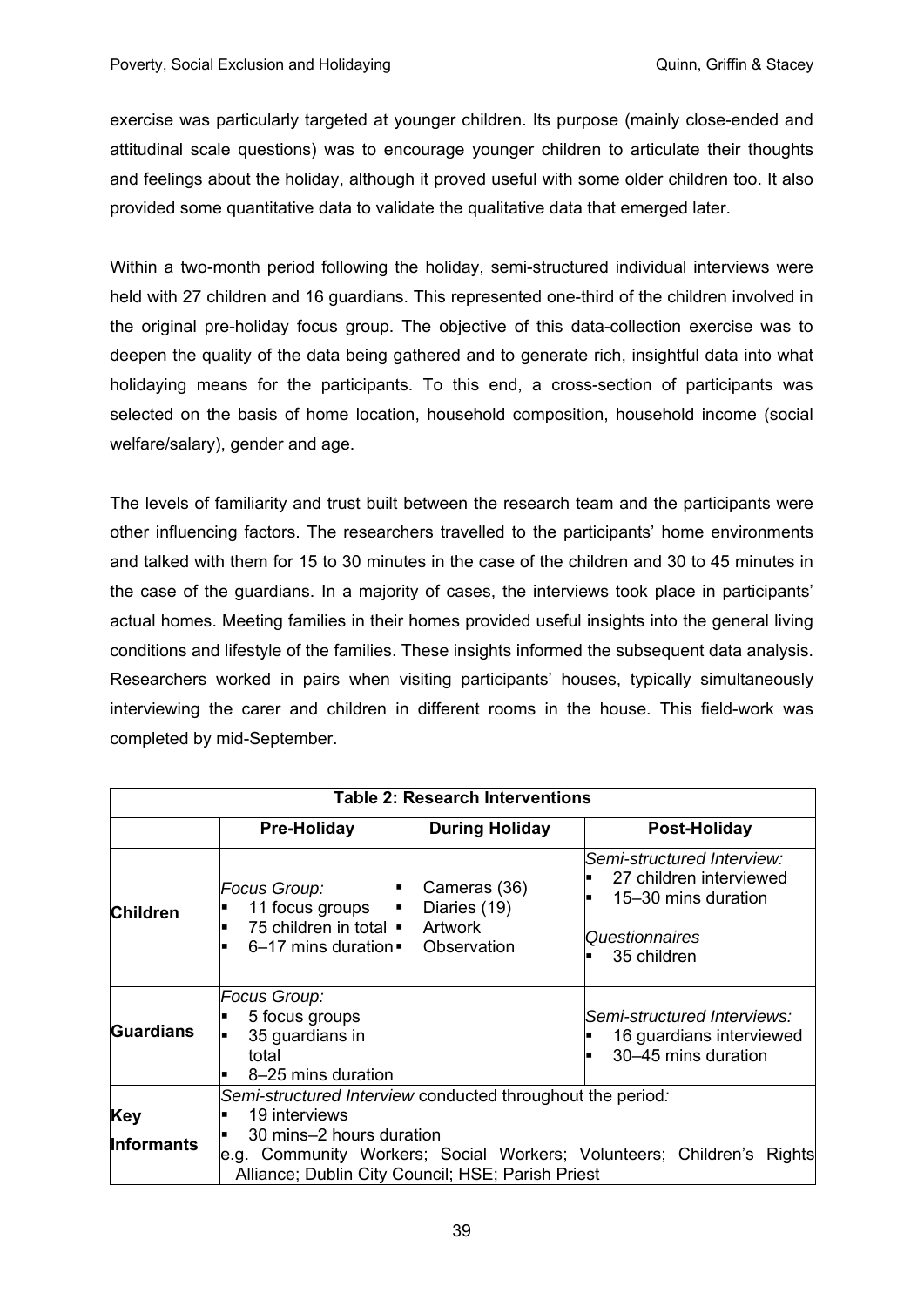exercise was particularly targeted at younger children. Its purpose (mainly close-ended and attitudinal scale questions) was to encourage younger children to articulate their thoughts and feelings about the holiday, although it proved useful with some older children too. It also provided some quantitative data to validate the qualitative data that emerged later.

Within a two-month period following the holiday, semi-structured individual interviews were held with 27 children and 16 guardians. This represented one-third of the children involved in the original pre-holiday focus group. The objective of this data-collection exercise was to deepen the quality of the data being gathered and to generate rich, insightful data into what holidaying means for the participants. To this end, a cross-section of participants was selected on the basis of home location, household composition, household income (social welfare/salary), gender and age.

The levels of familiarity and trust built between the research team and the participants were other influencing factors. The researchers travelled to the participants' home environments and talked with them for 15 to 30 minutes in the case of the children and 30 to 45 minutes in the case of the guardians. In a majority of cases, the interviews took place in participants' actual homes. Meeting families in their homes provided useful insights into the general living conditions and lifestyle of the families. These insights informed the subsequent data analysis. Researchers worked in pairs when visiting participants' houses, typically simultaneously interviewing the carer and children in different rooms in the house. This field-work was completed by mid-September.

**Table 2: Research Interventions**

| | Pre-Holiday | During Holiday | Post-Holiday |
|---|---|---|---|
| **Children** | *Focus Group:*<br>▪ 11 focus groups<br>▪ 75 children in total<br>▪ 6–17 mins duration | ▪ Cameras (36)<br>▪ Diaries (19)<br>▪ Artwork<br>▪ Observation | *Semi-structured Interview:*<br>▪ 27 children interviewed<br>▪ 15–30 mins duration<br><br>*Questionnaires*<br>▪ 35 children |
| **Guardians** | *Focus Group:*<br>▪ 5 focus groups<br>▪ 35 guardians in total<br>▪ 8–25 mins duration | | *Semi-structured Interviews:*<br>▪ 16 guardians interviewed<br>▪ 30–45 mins duration |
| **Key Informants** | *Semi-structured Interview conducted throughout the period:*<br>▪ 19 interviews<br>▪ 30 mins–2 hours duration<br>e.g. Community Workers; Social Workers; Volunteers; Children's Rights Alliance; Dublin City Council; HSE; Parish Priest | | |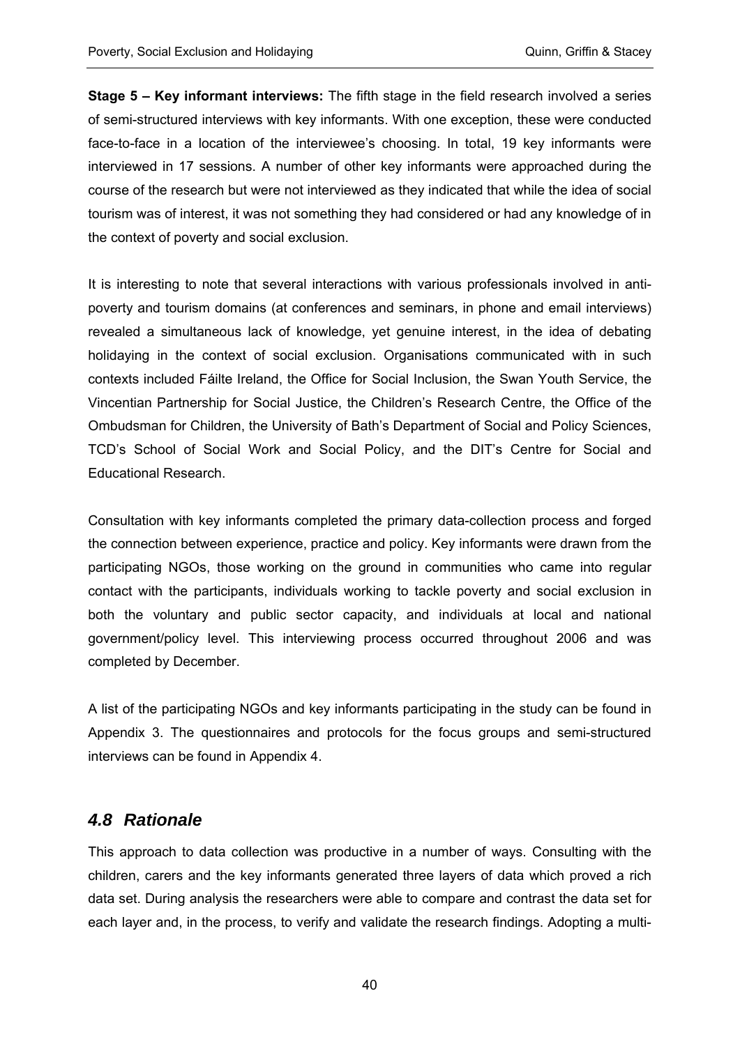**Stage 5 – Key informant interviews:** The fifth stage in the field research involved a series of semi-structured interviews with key informants. With one exception, these were conducted face-to-face in a location of the interviewee's choosing. In total, 19 key informants were interviewed in 17 sessions. A number of other key informants were approached during the course of the research but were not interviewed as they indicated that while the idea of social tourism was of interest, it was not something they had considered or had any knowledge of in the context of poverty and social exclusion.

It is interesting to note that several interactions with various professionals involved in anti-poverty and tourism domains (at conferences and seminars, in phone and email interviews) revealed a simultaneous lack of knowledge, yet genuine interest, in the idea of debating holidaying in the context of social exclusion. Organisations communicated with in such contexts included Fáilte Ireland, the Office for Social Inclusion, the Swan Youth Service, the Vincentian Partnership for Social Justice, the Children's Research Centre, the Office of the Ombudsman for Children, the University of Bath's Department of Social and Policy Sciences, TCD's School of Social Work and Social Policy, and the DIT's Centre for Social and Educational Research.

Consultation with key informants completed the primary data-collection process and forged the connection between experience, practice and policy. Key informants were drawn from the participating NGOs, those working on the ground in communities who came into regular contact with the participants, individuals working to tackle poverty and social exclusion in both the voluntary and public sector capacity, and individuals at local and national government/policy level. This interviewing process occurred throughout 2006 and was completed by December.

A list of the participating NGOs and key informants participating in the study can be found in Appendix 3. The questionnaires and protocols for the focus groups and semi-structured interviews can be found in Appendix 4.

## *4.8 Rationale*

This approach to data collection was productive in a number of ways. Consulting with the children, carers and the key informants generated three layers of data which proved a rich data set. During analysis the researchers were able to compare and contrast the data set for each layer and, in the process, to verify and validate the research findings. Adopting a multi-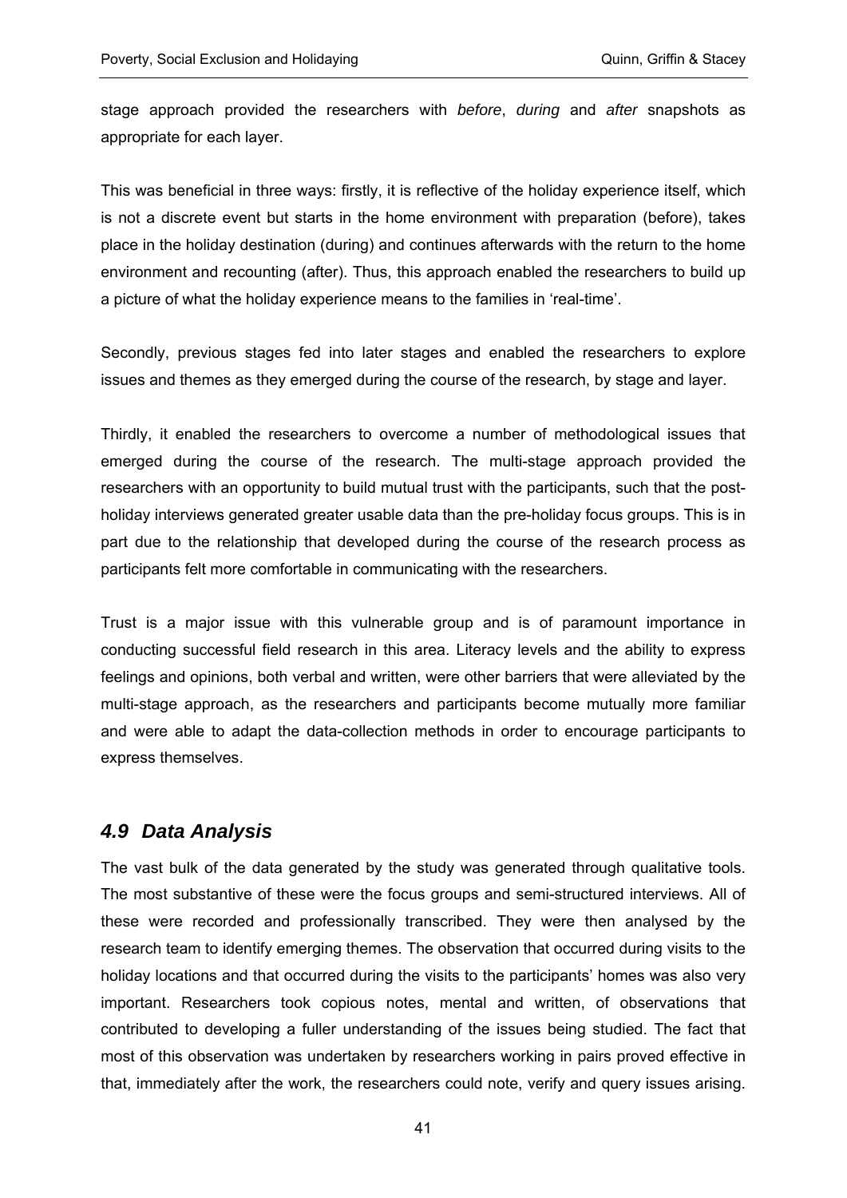stage approach provided the researchers with *before*, *during* and *after* snapshots as appropriate for each layer.

This was beneficial in three ways: firstly, it is reflective of the holiday experience itself, which is not a discrete event but starts in the home environment with preparation (before), takes place in the holiday destination (during) and continues afterwards with the return to the home environment and recounting (after). Thus, this approach enabled the researchers to build up a picture of what the holiday experience means to the families in 'real-time'.

Secondly, previous stages fed into later stages and enabled the researchers to explore issues and themes as they emerged during the course of the research, by stage and layer.

Thirdly, it enabled the researchers to overcome a number of methodological issues that emerged during the course of the research. The multi-stage approach provided the researchers with an opportunity to build mutual trust with the participants, such that the post-holiday interviews generated greater usable data than the pre-holiday focus groups. This is in part due to the relationship that developed during the course of the research process as participants felt more comfortable in communicating with the researchers.

Trust is a major issue with this vulnerable group and is of paramount importance in conducting successful field research in this area. Literacy levels and the ability to express feelings and opinions, both verbal and written, were other barriers that were alleviated by the multi-stage approach, as the researchers and participants become mutually more familiar and were able to adapt the data-collection methods in order to encourage participants to express themselves.

## *4.9 Data Analysis*

The vast bulk of the data generated by the study was generated through qualitative tools. The most substantive of these were the focus groups and semi-structured interviews. All of these were recorded and professionally transcribed. They were then analysed by the research team to identify emerging themes. The observation that occurred during visits to the holiday locations and that occurred during the visits to the participants' homes was also very important. Researchers took copious notes, mental and written, of observations that contributed to developing a fuller understanding of the issues being studied. The fact that most of this observation was undertaken by researchers working in pairs proved effective in that, immediately after the work, the researchers could note, verify and query issues arising.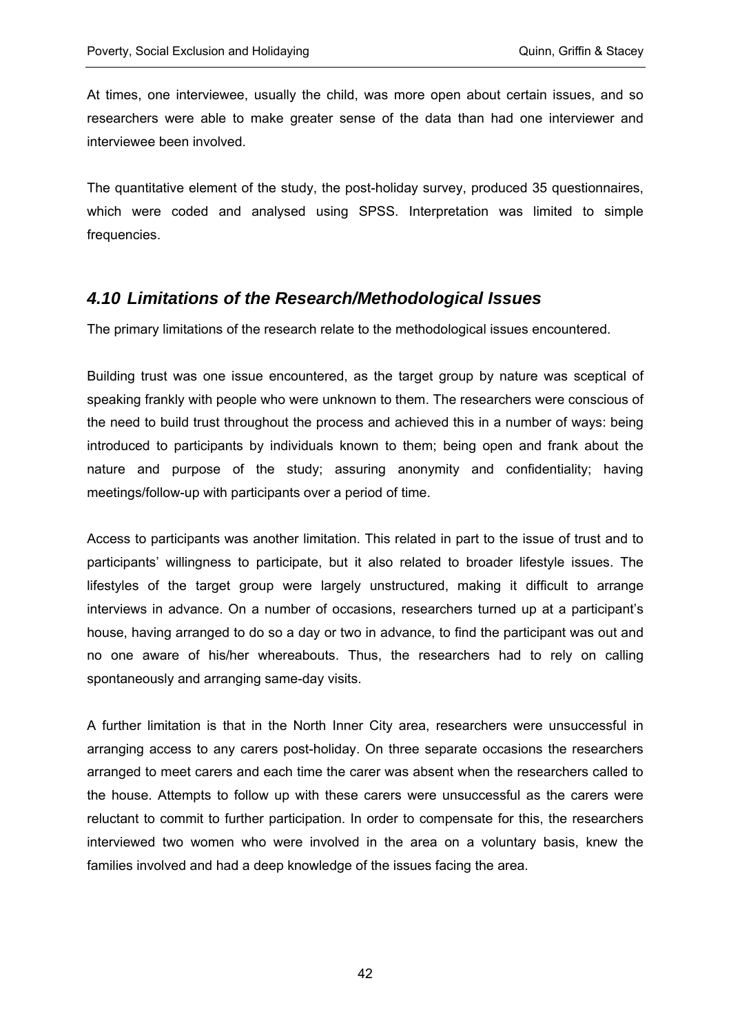At times, one interviewee, usually the child, was more open about certain issues, and so researchers were able to make greater sense of the data than had one interviewer and interviewee been involved.

The quantitative element of the study, the post-holiday survey, produced 35 questionnaires, which were coded and analysed using SPSS. Interpretation was limited to simple frequencies.

## *4.10 Limitations of the Research/Methodological Issues*

The primary limitations of the research relate to the methodological issues encountered.

Building trust was one issue encountered, as the target group by nature was sceptical of speaking frankly with people who were unknown to them. The researchers were conscious of the need to build trust throughout the process and achieved this in a number of ways: being introduced to participants by individuals known to them; being open and frank about the nature and purpose of the study; assuring anonymity and confidentiality; having meetings/follow-up with participants over a period of time.

Access to participants was another limitation. This related in part to the issue of trust and to participants' willingness to participate, but it also related to broader lifestyle issues. The lifestyles of the target group were largely unstructured, making it difficult to arrange interviews in advance. On a number of occasions, researchers turned up at a participant's house, having arranged to do so a day or two in advance, to find the participant was out and no one aware of his/her whereabouts. Thus, the researchers had to rely on calling spontaneously and arranging same-day visits.

A further limitation is that in the North Inner City area, researchers were unsuccessful in arranging access to any carers post-holiday. On three separate occasions the researchers arranged to meet carers and each time the carer was absent when the researchers called to the house. Attempts to follow up with these carers were unsuccessful as the carers were reluctant to commit to further participation. In order to compensate for this, the researchers interviewed two women who were involved in the area on a voluntary basis, knew the families involved and had a deep knowledge of the issues facing the area.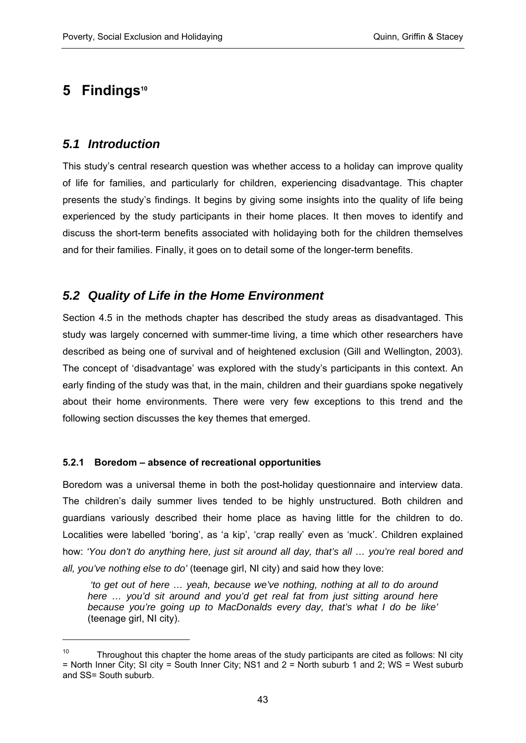# 5 Findings[10]

## 5.1 Introduction

This study's central research question was whether access to a holiday can improve quality of life for families, and particularly for children, experiencing disadvantage. This chapter presents the study's findings. It begins by giving some insights into the quality of life being experienced by the study participants in their home places. It then moves to identify and discuss the short-term benefits associated with holidaying both for the children themselves and for their families. Finally, it goes on to detail some of the longer-term benefits.

## 5.2 Quality of Life in the Home Environment

Section 4.5 in the methods chapter has described the study areas as disadvantaged. This study was largely concerned with summer-time living, a time which other researchers have described as being one of survival and of heightened exclusion (Gill and Wellington, 2003). The concept of 'disadvantage' was explored with the study's participants in this context. An early finding of the study was that, in the main, children and their guardians spoke negatively about their home environments. There were very few exceptions to this trend and the following section discusses the key themes that emerged.

### 5.2.1 Boredom – absence of recreational opportunities

Boredom was a universal theme in both the post-holiday questionnaire and interview data. The children's daily summer lives tended to be highly unstructured. Both children and guardians variously described their home place as having little for the children to do. Localities were labelled 'boring', as 'a kip', 'crap really' even as 'muck'. Children explained how: *'You don't do anything here, just sit around all day, that's all … you're real bored and all, you've nothing else to do'* (teenage girl, NI city) and said how they love:

> *'to get out of here … yeah, because we've nothing, nothing at all to do around here … you'd sit around and you'd get real fat from just sitting around here because you're going up to MacDonalds every day, that's what I do be like'* (teenage girl, NI city).

---

[10] Throughout this chapter the home areas of the study participants are cited as follows: NI city = North Inner City; SI city = South Inner City; NS1 and 2 = North suburb 1 and 2; WS = West suburb and SS= South suburb.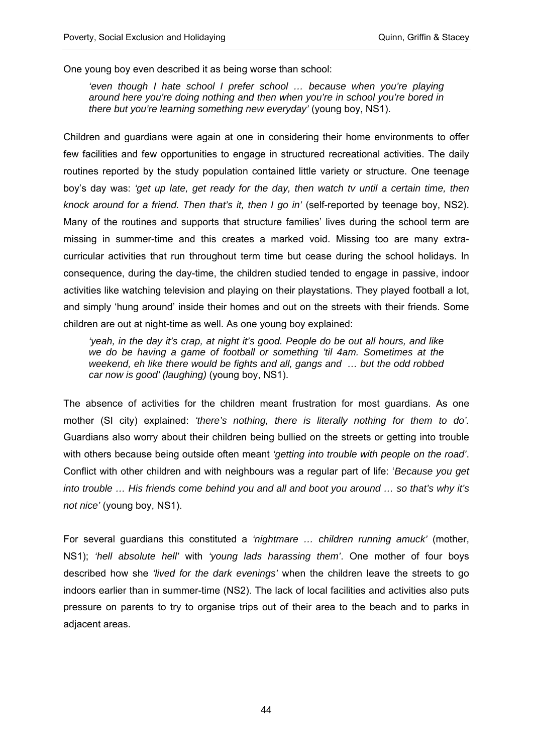One young boy even described it as being worse than school:

> *'even though I hate school I prefer school … because when you're playing around here you're doing nothing and then when you're in school you're bored in there but you're learning something new everyday'* (young boy, NS1).

Children and guardians were again at one in considering their home environments to offer few facilities and few opportunities to engage in structured recreational activities. The daily routines reported by the study population contained little variety or structure. One teenage boy's day was: *'get up late, get ready for the day, then watch tv until a certain time, then knock around for a friend. Then that's it, then I go in'* (self-reported by teenage boy, NS2). Many of the routines and supports that structure families' lives during the school term are missing in summer-time and this creates a marked void. Missing too are many extra-curricular activities that run throughout term time but cease during the school holidays. In consequence, during the day-time, the children studied tended to engage in passive, indoor activities like watching television and playing on their playstations. They played football a lot, and simply 'hung around' inside their homes and out on the streets with their friends. Some children are out at night-time as well. As one young boy explained:

> *'yeah, in the day it's crap, at night it's good. People do be out all hours, and like we do be having a game of football or something 'til 4am. Sometimes at the weekend, eh like there would be fights and all, gangs and … but the odd robbed car now is good' (laughing)* (young boy, NS1).

The absence of activities for the children meant frustration for most guardians. As one mother (SI city) explained: *'there's nothing, there is literally nothing for them to do'*. Guardians also worry about their children being bullied on the streets or getting into trouble with others because being outside often meant *'getting into trouble with people on the road'*. Conflict with other children and with neighbours was a regular part of life: '*Because you get into trouble … His friends come behind you and all and boot you around … so that's why it's not nice'* (young boy, NS1).

For several guardians this constituted a *'nightmare … children running amuck'* (mother, NS1); *'hell absolute hell'* with *'young lads harassing them'*. One mother of four boys described how she *'lived for the dark evenings'* when the children leave the streets to go indoors earlier than in summer-time (NS2). The lack of local facilities and activities also puts pressure on parents to try to organise trips out of their area to the beach and to parks in adjacent areas.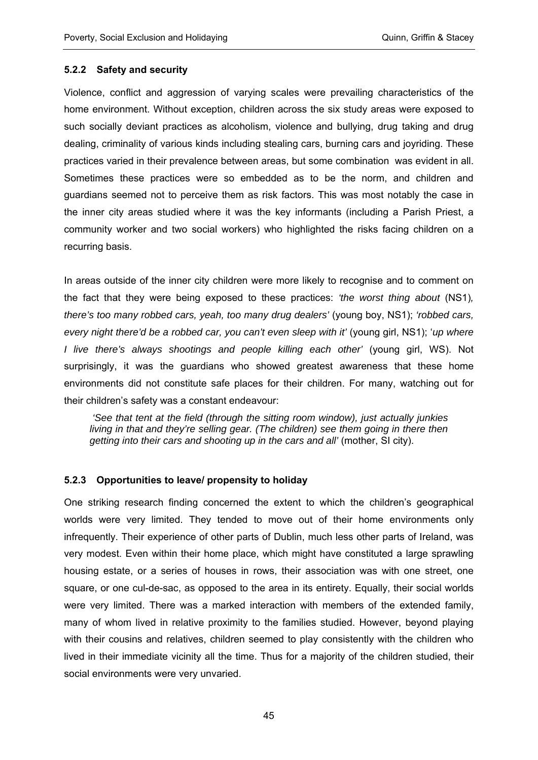### 5.2.2 Safety and security

Violence, conflict and aggression of varying scales were prevailing characteristics of the home environment. Without exception, children across the six study areas were exposed to such socially deviant practices as alcoholism, violence and bullying, drug taking and drug dealing, criminality of various kinds including stealing cars, burning cars and joyriding. These practices varied in their prevalence between areas, but some combination was evident in all. Sometimes these practices were so embedded as to be the norm, and children and guardians seemed not to perceive them as risk factors. This was most notably the case in the inner city areas studied where it was the key informants (including a Parish Priest, a community worker and two social workers) who highlighted the risks facing children on a recurring basis.

In areas outside of the inner city children were more likely to recognise and to comment on the fact that they were being exposed to these practices: *'the worst thing about* (NS1)*, there's too many robbed cars, yeah, too many drug dealers'* (young boy, NS1); *'robbed cars, every night there'd be a robbed car, you can't even sleep with it'* (young girl, NS1); '*up where I live there's always shootings and people killing each other'* (young girl, WS). Not surprisingly, it was the guardians who showed greatest awareness that these home environments did not constitute safe places for their children. For many, watching out for their children's safety was a constant endeavour:

> *'See that tent at the field (through the sitting room window), just actually junkies living in that and they're selling gear. (The children) see them going in there then getting into their cars and shooting up in the cars and all'* (mother, SI city).

### 5.2.3 Opportunities to leave/ propensity to holiday

One striking research finding concerned the extent to which the children's geographical worlds were very limited. They tended to move out of their home environments only infrequently. Their experience of other parts of Dublin, much less other parts of Ireland, was very modest. Even within their home place, which might have constituted a large sprawling housing estate, or a series of houses in rows, their association was with one street, one square, or one cul-de-sac, as opposed to the area in its entirety. Equally, their social worlds were very limited. There was a marked interaction with members of the extended family, many of whom lived in relative proximity to the families studied. However, beyond playing with their cousins and relatives, children seemed to play consistently with the children who lived in their immediate vicinity all the time. Thus for a majority of the children studied, their social environments were very unvaried.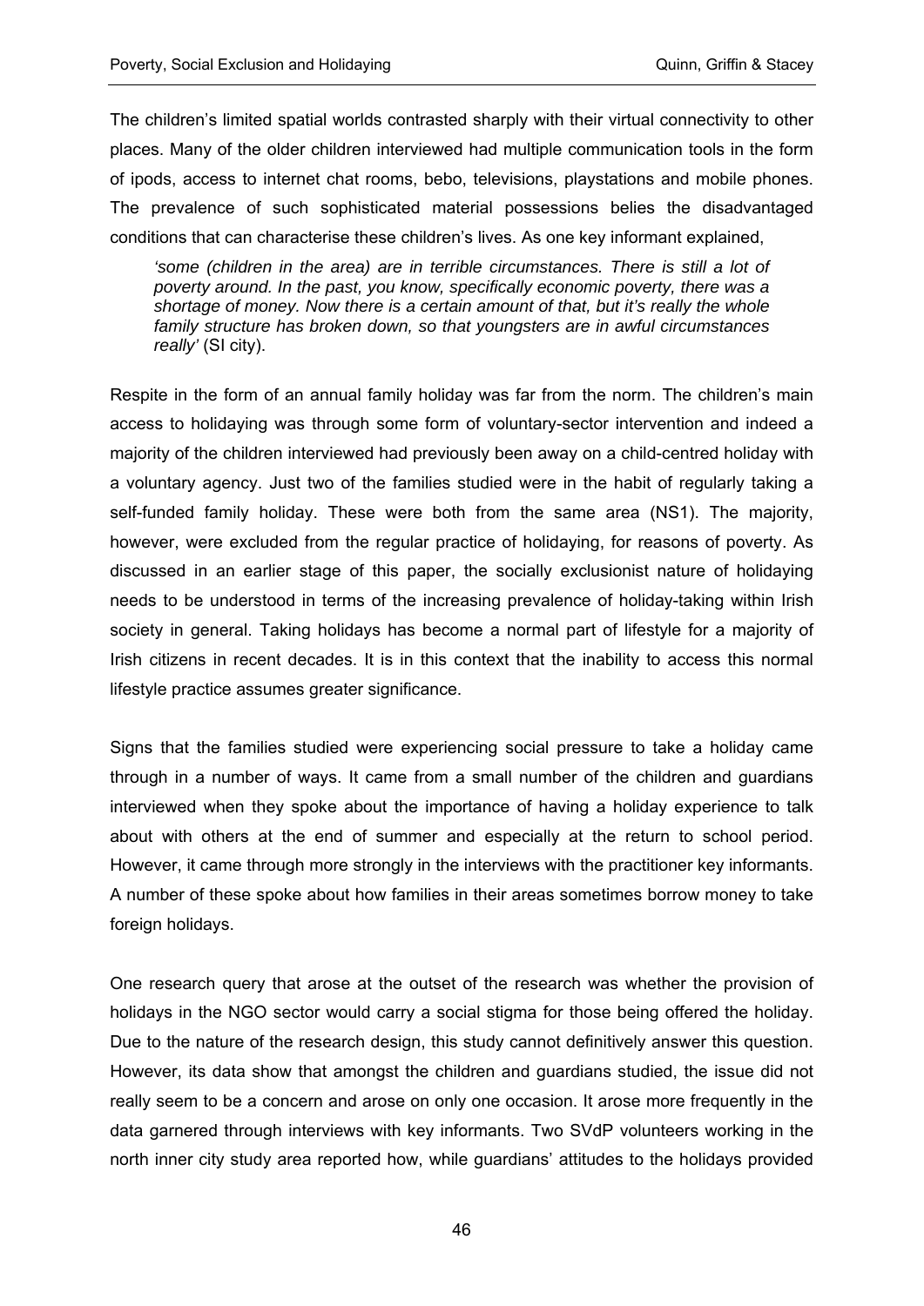The children's limited spatial worlds contrasted sharply with their virtual connectivity to other places. Many of the older children interviewed had multiple communication tools in the form of ipods, access to internet chat rooms, bebo, televisions, playstations and mobile phones. The prevalence of such sophisticated material possessions belies the disadvantaged conditions that can characterise these children's lives. As one key informant explained,

> *'some (children in the area) are in terrible circumstances. There is still a lot of poverty around. In the past, you know, specifically economic poverty, there was a shortage of money. Now there is a certain amount of that, but it's really the whole family structure has broken down, so that youngsters are in awful circumstances really'* (SI city).

Respite in the form of an annual family holiday was far from the norm. The children's main access to holidaying was through some form of voluntary-sector intervention and indeed a majority of the children interviewed had previously been away on a child-centred holiday with a voluntary agency. Just two of the families studied were in the habit of regularly taking a self-funded family holiday. These were both from the same area (NS1). The majority, however, were excluded from the regular practice of holidaying, for reasons of poverty. As discussed in an earlier stage of this paper, the socially exclusionist nature of holidaying needs to be understood in terms of the increasing prevalence of holiday-taking within Irish society in general. Taking holidays has become a normal part of lifestyle for a majority of Irish citizens in recent decades. It is in this context that the inability to access this normal lifestyle practice assumes greater significance.

Signs that the families studied were experiencing social pressure to take a holiday came through in a number of ways. It came from a small number of the children and guardians interviewed when they spoke about the importance of having a holiday experience to talk about with others at the end of summer and especially at the return to school period. However, it came through more strongly in the interviews with the practitioner key informants. A number of these spoke about how families in their areas sometimes borrow money to take foreign holidays.

One research query that arose at the outset of the research was whether the provision of holidays in the NGO sector would carry a social stigma for those being offered the holiday. Due to the nature of the research design, this study cannot definitively answer this question. However, its data show that amongst the children and guardians studied, the issue did not really seem to be a concern and arose on only one occasion. It arose more frequently in the data garnered through interviews with key informants. Two SVdP volunteers working in the north inner city study area reported how, while guardians' attitudes to the holidays provided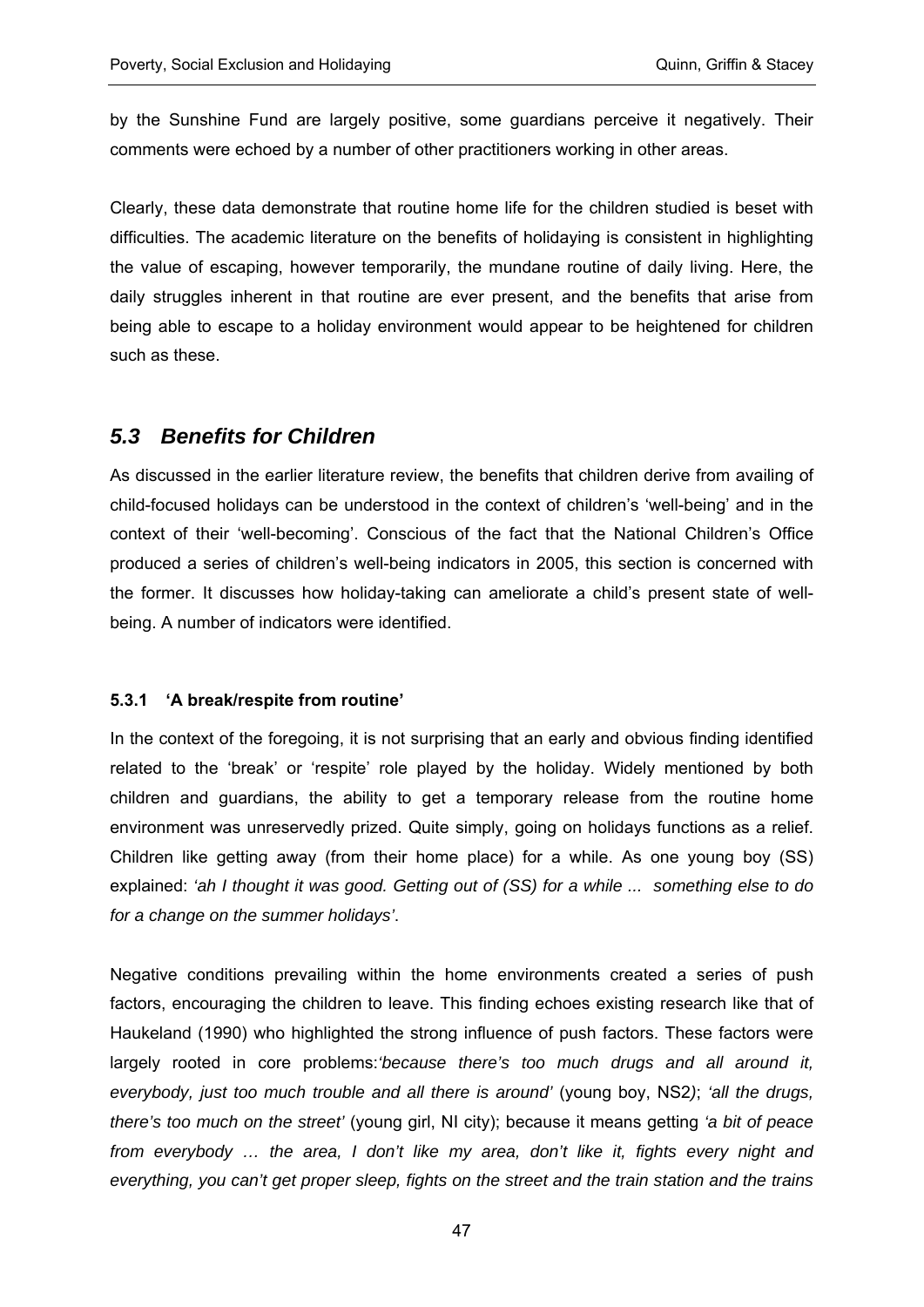by the Sunshine Fund are largely positive, some guardians perceive it negatively. Their comments were echoed by a number of other practitioners working in other areas.

Clearly, these data demonstrate that routine home life for the children studied is beset with difficulties. The academic literature on the benefits of holidaying is consistent in highlighting the value of escaping, however temporarily, the mundane routine of daily living. Here, the daily struggles inherent in that routine are ever present, and the benefits that arise from being able to escape to a holiday environment would appear to be heightened for children such as these.

## *5.3 Benefits for Children*

As discussed in the earlier literature review, the benefits that children derive from availing of child-focused holidays can be understood in the context of children's 'well-being' and in the context of their 'well-becoming'. Conscious of the fact that the National Children's Office produced a series of children's well-being indicators in 2005, this section is concerned with the former. It discusses how holiday-taking can ameliorate a child's present state of well-being. A number of indicators were identified.

### 5.3.1 'A break/respite from routine'

In the context of the foregoing, it is not surprising that an early and obvious finding identified related to the 'break' or 'respite' role played by the holiday. Widely mentioned by both children and guardians, the ability to get a temporary release from the routine home environment was unreservedly prized. Quite simply, going on holidays functions as a relief. Children like getting away (from their home place) for a while. As one young boy (SS) explained: *'ah I thought it was good. Getting out of (SS) for a while ... something else to do for a change on the summer holidays'*.

Negative conditions prevailing within the home environments created a series of push factors, encouraging the children to leave. This finding echoes existing research like that of Haukeland (1990) who highlighted the strong influence of push factors. These factors were largely rooted in core problems:*'because there's too much drugs and all around it, everybody, just too much trouble and all there is around'* (young boy, NS2); *'all the drugs, there's too much on the street'* (young girl, NI city); because it means getting *'a bit of peace from everybody … the area, I don't like my area, don't like it, fights every night and everything, you can't get proper sleep, fights on the street and the train station and the trains*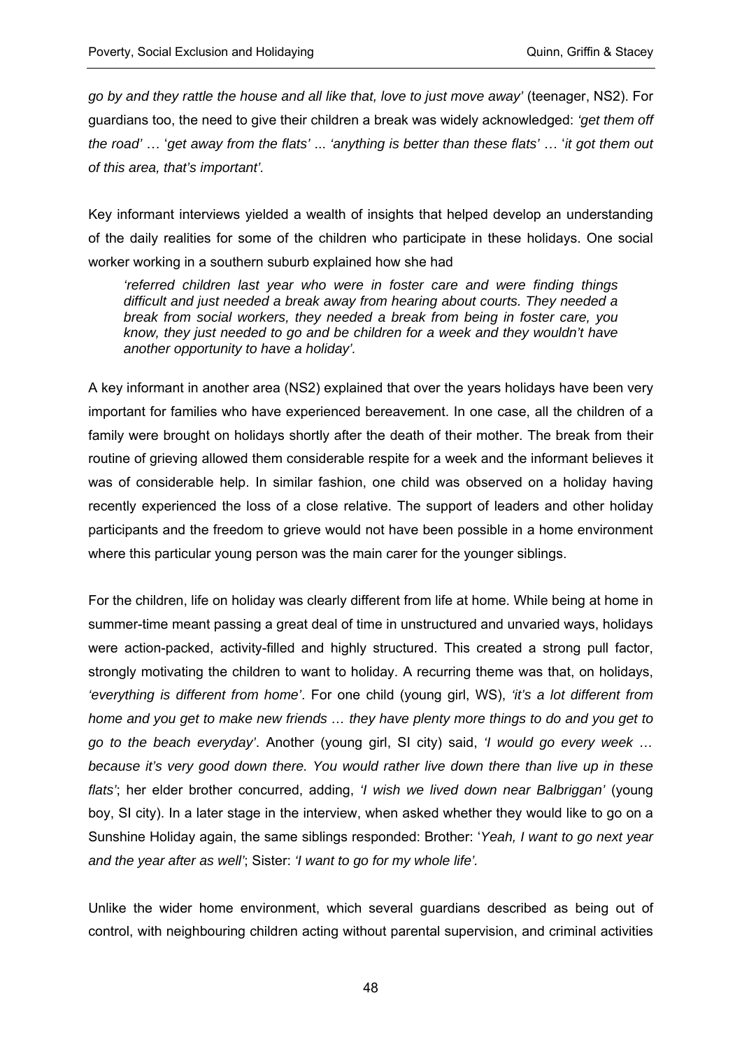*go by and they rattle the house and all like that, love to just move away'* (teenager, NS2). For guardians too, the need to give their children a break was widely acknowledged: *'get them off the road'* … '*get away from the flats'* ... *'anything is better than these flats'* … '*it got them out of this area, that's important'.*

Key informant interviews yielded a wealth of insights that helped develop an understanding of the daily realities for some of the children who participate in these holidays. One social worker working in a southern suburb explained how she had

> *'referred children last year who were in foster care and were finding things difficult and just needed a break away from hearing about courts. They needed a break from social workers, they needed a break from being in foster care, you know, they just needed to go and be children for a week and they wouldn't have another opportunity to have a holiday'.*

A key informant in another area (NS2) explained that over the years holidays have been very important for families who have experienced bereavement. In one case, all the children of a family were brought on holidays shortly after the death of their mother. The break from their routine of grieving allowed them considerable respite for a week and the informant believes it was of considerable help. In similar fashion, one child was observed on a holiday having recently experienced the loss of a close relative. The support of leaders and other holiday participants and the freedom to grieve would not have been possible in a home environment where this particular young person was the main carer for the younger siblings.

For the children, life on holiday was clearly different from life at home. While being at home in summer-time meant passing a great deal of time in unstructured and unvaried ways, holidays were action-packed, activity-filled and highly structured. This created a strong pull factor, strongly motivating the children to want to holiday. A recurring theme was that, on holidays, *'everything is different from home'*. For one child (young girl, WS), *'it's a lot different from home and you get to make new friends … they have plenty more things to do and you get to go to the beach everyday'*. Another (young girl, SI city) said, *'I would go every week … because it's very good down there. You would rather live down there than live up in these flats'*; her elder brother concurred, adding, *'I wish we lived down near Balbriggan'* (young boy, SI city). In a later stage in the interview, when asked whether they would like to go on a Sunshine Holiday again, the same siblings responded: Brother: '*Yeah, I want to go next year and the year after as well'*; Sister: *'I want to go for my whole life'.*

Unlike the wider home environment, which several guardians described as being out of control, with neighbouring children acting without parental supervision, and criminal activities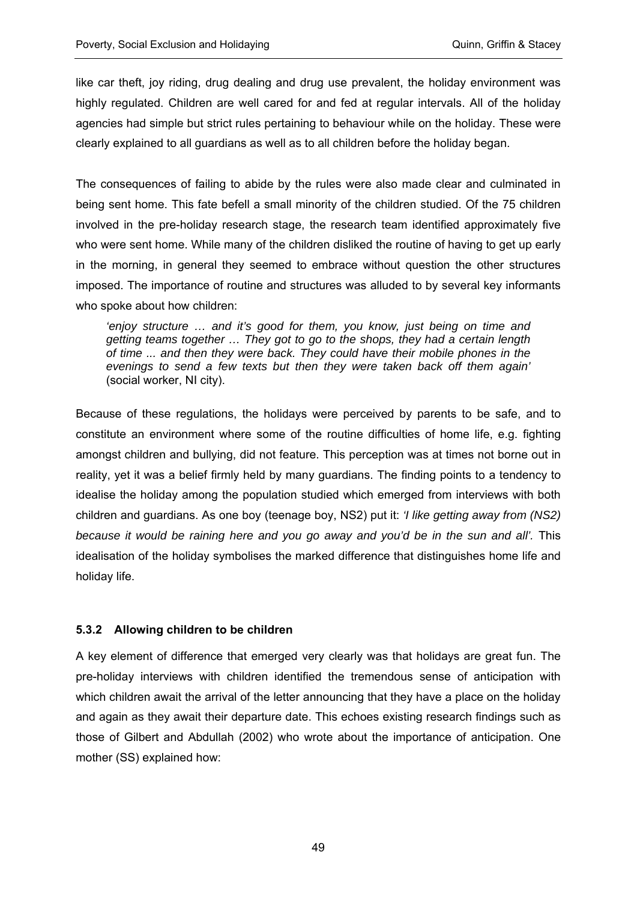like car theft, joy riding, drug dealing and drug use prevalent, the holiday environment was highly regulated. Children are well cared for and fed at regular intervals. All of the holiday agencies had simple but strict rules pertaining to behaviour while on the holiday. These were clearly explained to all guardians as well as to all children before the holiday began.

The consequences of failing to abide by the rules were also made clear and culminated in being sent home. This fate befell a small minority of the children studied. Of the 75 children involved in the pre-holiday research stage, the research team identified approximately five who were sent home. While many of the children disliked the routine of having to get up early in the morning, in general they seemed to embrace without question the other structures imposed. The importance of routine and structures was alluded to by several key informants who spoke about how children:

> *'enjoy structure … and it's good for them, you know, just being on time and getting teams together … They got to go to the shops, they had a certain length of time ... and then they were back. They could have their mobile phones in the evenings to send a few texts but then they were taken back off them again'* (social worker, NI city).

Because of these regulations, the holidays were perceived by parents to be safe, and to constitute an environment where some of the routine difficulties of home life, e.g. fighting amongst children and bullying, did not feature. This perception was at times not borne out in reality, yet it was a belief firmly held by many guardians. The finding points to a tendency to idealise the holiday among the population studied which emerged from interviews with both children and guardians. As one boy (teenage boy, NS2) put it: *'I like getting away from (NS2) because it would be raining here and you go away and you'd be in the sun and all'.* This idealisation of the holiday symbolises the marked difference that distinguishes home life and holiday life.

### 5.3.2 Allowing children to be children

A key element of difference that emerged very clearly was that holidays are great fun. The pre-holiday interviews with children identified the tremendous sense of anticipation with which children await the arrival of the letter announcing that they have a place on the holiday and again as they await their departure date. This echoes existing research findings such as those of Gilbert and Abdullah (2002) who wrote about the importance of anticipation. One mother (SS) explained how: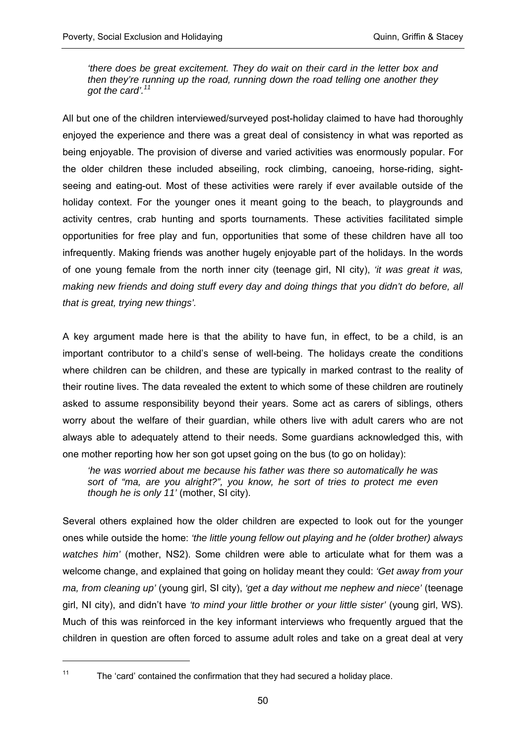*'there does be great excitement. They do wait on their card in the letter box and then they're running up the road, running down the road telling one another they got the card'.*[11]

All but one of the children interviewed/surveyed post-holiday claimed to have had thoroughly enjoyed the experience and there was a great deal of consistency in what was reported as being enjoyable. The provision of diverse and varied activities was enormously popular. For the older children these included abseiling, rock climbing, canoeing, horse-riding, sight-seeing and eating-out. Most of these activities were rarely if ever available outside of the holiday context. For the younger ones it meant going to the beach, to playgrounds and activity centres, crab hunting and sports tournaments. These activities facilitated simple opportunities for free play and fun, opportunities that some of these children have all too infrequently. Making friends was another hugely enjoyable part of the holidays. In the words of one young female from the north inner city (teenage girl, NI city), *'it was great it was, making new friends and doing stuff every day and doing things that you didn't do before, all that is great, trying new things'.*

A key argument made here is that the ability to have fun, in effect, to be a child, is an important contributor to a child's sense of well-being. The holidays create the conditions where children can be children, and these are typically in marked contrast to the reality of their routine lives. The data revealed the extent to which some of these children are routinely asked to assume responsibility beyond their years. Some act as carers of siblings, others worry about the welfare of their guardian, while others live with adult carers who are not always able to adequately attend to their needs. Some guardians acknowledged this, with one mother reporting how her son got upset going on the bus (to go on holiday):

*'he was worried about me because his father was there so automatically he was sort of "ma, are you alright?", you know, he sort of tries to protect me even though he is only 11'* (mother, SI city).

Several others explained how the older children are expected to look out for the younger ones while outside the home: *'the little young fellow out playing and he (older brother) always watches him'* (mother, NS2). Some children were able to articulate what for them was a welcome change, and explained that going on holiday meant they could: *'Get away from your ma, from cleaning up'* (young girl, SI city), *'get a day without me nephew and niece'* (teenage girl, NI city), and didn't have *'to mind your little brother or your little sister'* (young girl, WS). Much of this was reinforced in the key informant interviews who frequently argued that the children in question are often forced to assume adult roles and take on a great deal at very

---

[11] The 'card' contained the confirmation that they had secured a holiday place.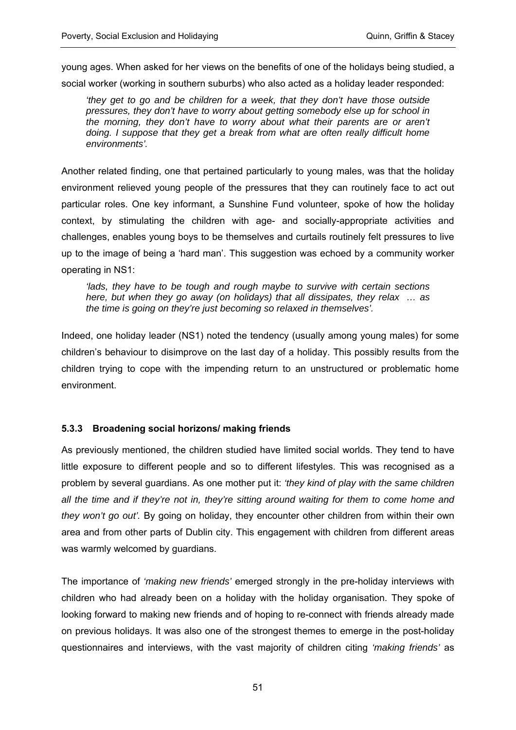young ages. When asked for her views on the benefits of one of the holidays being studied, a social worker (working in southern suburbs) who also acted as a holiday leader responded:

> *'they get to go and be children for a week, that they don't have those outside pressures, they don't have to worry about getting somebody else up for school in the morning, they don't have to worry about what their parents are or aren't doing. I suppose that they get a break from what are often really difficult home environments'.*

Another related finding, one that pertained particularly to young males, was that the holiday environment relieved young people of the pressures that they can routinely face to act out particular roles. One key informant, a Sunshine Fund volunteer, spoke of how the holiday context, by stimulating the children with age- and socially-appropriate activities and challenges, enables young boys to be themselves and curtails routinely felt pressures to live up to the image of being a 'hard man'. This suggestion was echoed by a community worker operating in NS1:

> *'lads, they have to be tough and rough maybe to survive with certain sections here, but when they go away (on holidays) that all dissipates, they relax … as the time is going on they're just becoming so relaxed in themselves'.*

Indeed, one holiday leader (NS1) noted the tendency (usually among young males) for some children's behaviour to disimprove on the last day of a holiday. This possibly results from the children trying to cope with the impending return to an unstructured or problematic home environment.

### 5.3.3 Broadening social horizons/ making friends

As previously mentioned, the children studied have limited social worlds. They tend to have little exposure to different people and so to different lifestyles. This was recognised as a problem by several guardians. As one mother put it: *'they kind of play with the same children all the time and if they're not in, they're sitting around waiting for them to come home and they won't go out'.* By going on holiday, they encounter other children from within their own area and from other parts of Dublin city. This engagement with children from different areas was warmly welcomed by guardians.

The importance of *'making new friends'* emerged strongly in the pre-holiday interviews with children who had already been on a holiday with the holiday organisation. They spoke of looking forward to making new friends and of hoping to re-connect with friends already made on previous holidays. It was also one of the strongest themes to emerge in the post-holiday questionnaires and interviews, with the vast majority of children citing *'making friends'* as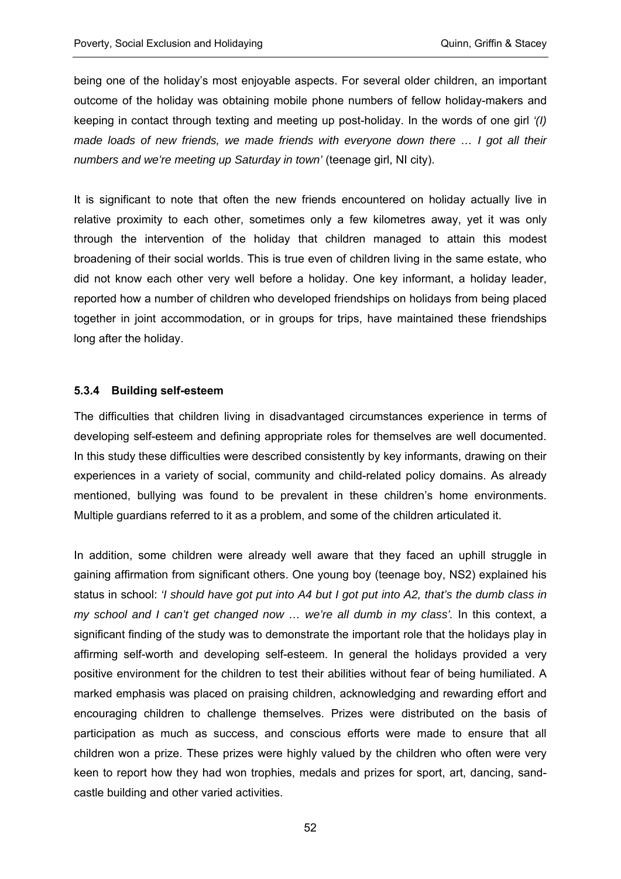being one of the holiday's most enjoyable aspects. For several older children, an important outcome of the holiday was obtaining mobile phone numbers of fellow holiday-makers and keeping in contact through texting and meeting up post-holiday. In the words of one girl *'(I) made loads of new friends, we made friends with everyone down there … I got all their numbers and we're meeting up Saturday in town'* (teenage girl, NI city).

It is significant to note that often the new friends encountered on holiday actually live in relative proximity to each other, sometimes only a few kilometres away, yet it was only through the intervention of the holiday that children managed to attain this modest broadening of their social worlds. This is true even of children living in the same estate, who did not know each other very well before a holiday. One key informant, a holiday leader, reported how a number of children who developed friendships on holidays from being placed together in joint accommodation, or in groups for trips, have maintained these friendships long after the holiday.

#### 5.3.4 Building self-esteem

The difficulties that children living in disadvantaged circumstances experience in terms of developing self-esteem and defining appropriate roles for themselves are well documented. In this study these difficulties were described consistently by key informants, drawing on their experiences in a variety of social, community and child-related policy domains. As already mentioned, bullying was found to be prevalent in these children's home environments. Multiple guardians referred to it as a problem, and some of the children articulated it.

In addition, some children were already well aware that they faced an uphill struggle in gaining affirmation from significant others. One young boy (teenage boy, NS2) explained his status in school: *'I should have got put into A4 but I got put into A2, that's the dumb class in my school and I can't get changed now … we're all dumb in my class'*. In this context, a significant finding of the study was to demonstrate the important role that the holidays play in affirming self-worth and developing self-esteem. In general the holidays provided a very positive environment for the children to test their abilities without fear of being humiliated. A marked emphasis was placed on praising children, acknowledging and rewarding effort and encouraging children to challenge themselves. Prizes were distributed on the basis of participation as much as success, and conscious efforts were made to ensure that all children won a prize. These prizes were highly valued by the children who often were very keen to report how they had won trophies, medals and prizes for sport, art, dancing, sand-castle building and other varied activities.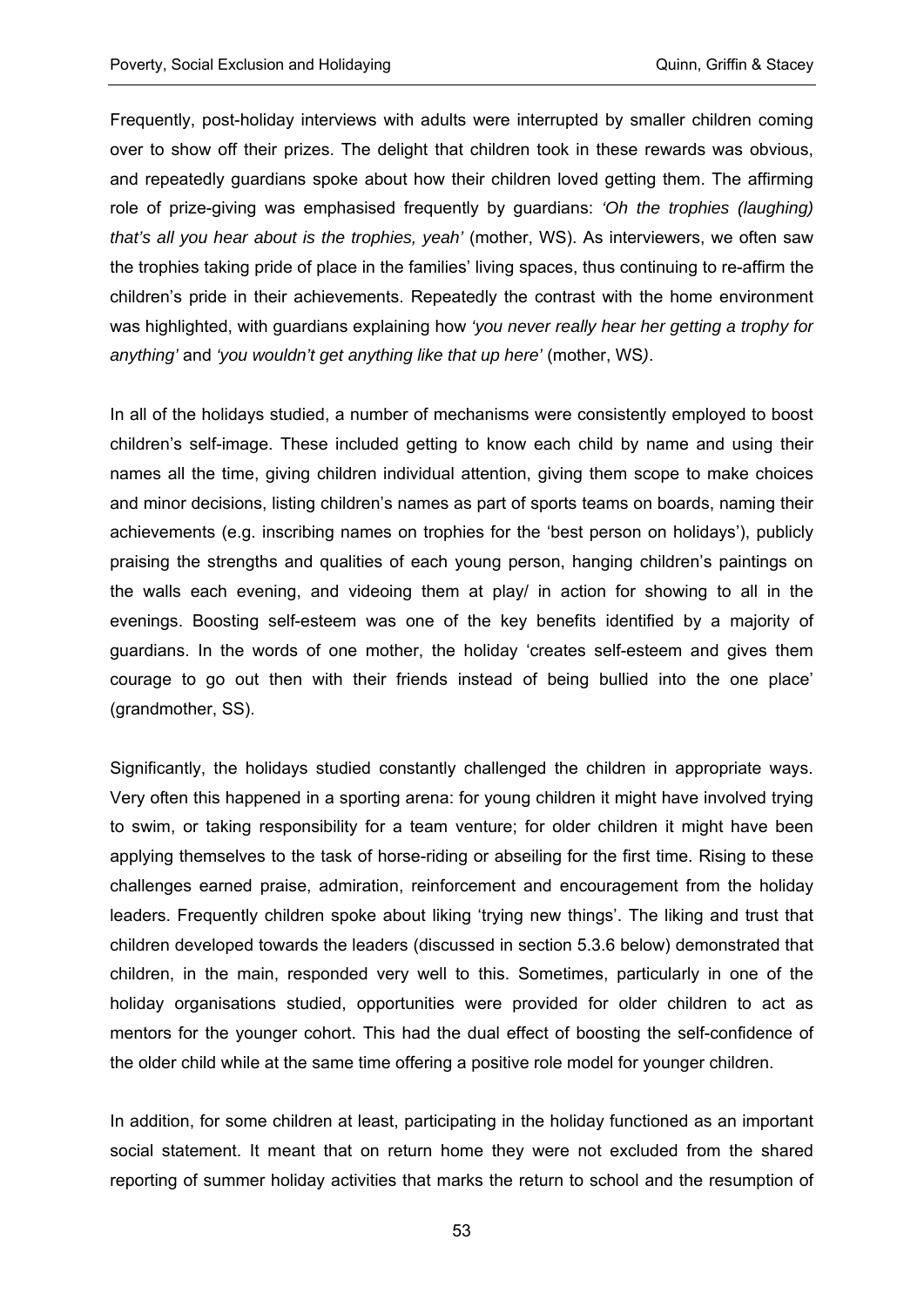Frequently, post-holiday interviews with adults were interrupted by smaller children coming over to show off their prizes. The delight that children took in these rewards was obvious, and repeatedly guardians spoke about how their children loved getting them. The affirming role of prize-giving was emphasised frequently by guardians: *'Oh the trophies (laughing) that's all you hear about is the trophies, yeah'* (mother, WS). As interviewers, we often saw the trophies taking pride of place in the families' living spaces, thus continuing to re-affirm the children's pride in their achievements. Repeatedly the contrast with the home environment was highlighted, with guardians explaining how *'you never really hear her getting a trophy for anything'* and *'you wouldn't get anything like that up here'* (mother, WS).

In all of the holidays studied, a number of mechanisms were consistently employed to boost children's self-image. These included getting to know each child by name and using their names all the time, giving children individual attention, giving them scope to make choices and minor decisions, listing children's names as part of sports teams on boards, naming their achievements (e.g. inscribing names on trophies for the 'best person on holidays'), publicly praising the strengths and qualities of each young person, hanging children's paintings on the walls each evening, and videoing them at play/ in action for showing to all in the evenings. Boosting self-esteem was one of the key benefits identified by a majority of guardians. In the words of one mother, the holiday 'creates self-esteem and gives them courage to go out then with their friends instead of being bullied into the one place' (grandmother, SS).

Significantly, the holidays studied constantly challenged the children in appropriate ways. Very often this happened in a sporting arena: for young children it might have involved trying to swim, or taking responsibility for a team venture; for older children it might have been applying themselves to the task of horse-riding or abseiling for the first time. Rising to these challenges earned praise, admiration, reinforcement and encouragement from the holiday leaders. Frequently children spoke about liking 'trying new things'. The liking and trust that children developed towards the leaders (discussed in section 5.3.6 below) demonstrated that children, in the main, responded very well to this. Sometimes, particularly in one of the holiday organisations studied, opportunities were provided for older children to act as mentors for the younger cohort. This had the dual effect of boosting the self-confidence of the older child while at the same time offering a positive role model for younger children.

In addition, for some children at least, participating in the holiday functioned as an important social statement. It meant that on return home they were not excluded from the shared reporting of summer holiday activities that marks the return to school and the resumption of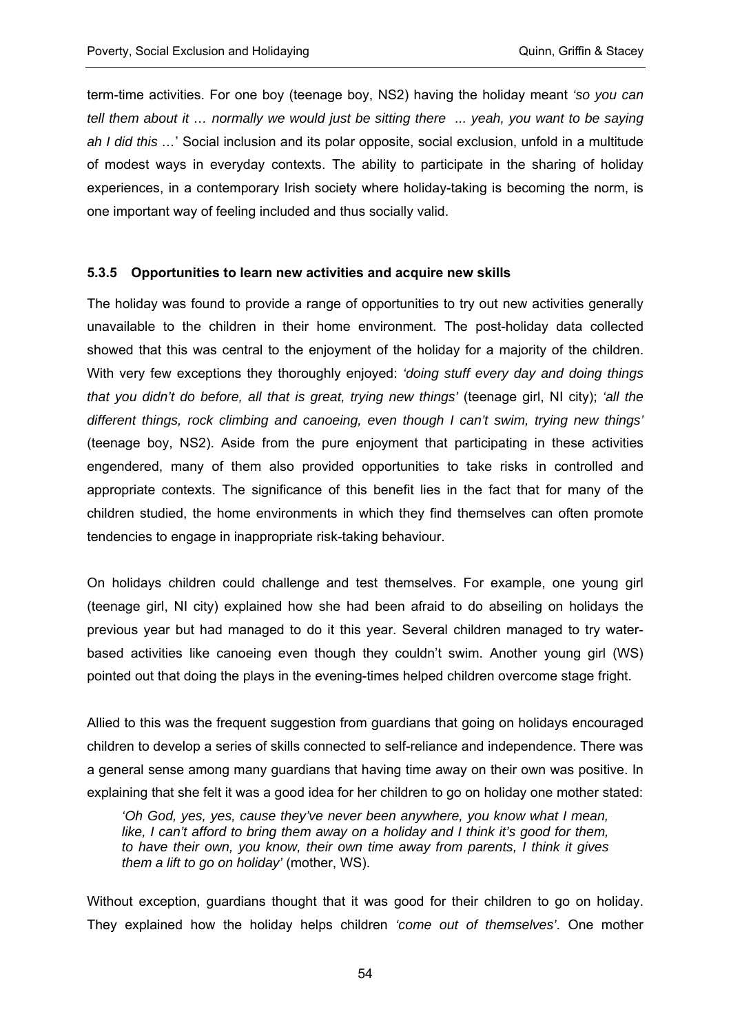term-time activities. For one boy (teenage boy, NS2) having the holiday meant *'so you can tell them about it … normally we would just be sitting there ... yeah, you want to be saying ah I did this …'* Social inclusion and its polar opposite, social exclusion, unfold in a multitude of modest ways in everyday contexts. The ability to participate in the sharing of holiday experiences, in a contemporary Irish society where holiday-taking is becoming the norm, is one important way of feeling included and thus socially valid.

### 5.3.5 Opportunities to learn new activities and acquire new skills

The holiday was found to provide a range of opportunities to try out new activities generally unavailable to the children in their home environment. The post-holiday data collected showed that this was central to the enjoyment of the holiday for a majority of the children. With very few exceptions they thoroughly enjoyed: *'doing stuff every day and doing things that you didn't do before, all that is great, trying new things'* (teenage girl, NI city); *'all the different things, rock climbing and canoeing, even though I can't swim, trying new things'* (teenage boy, NS2). Aside from the pure enjoyment that participating in these activities engendered, many of them also provided opportunities to take risks in controlled and appropriate contexts. The significance of this benefit lies in the fact that for many of the children studied, the home environments in which they find themselves can often promote tendencies to engage in inappropriate risk-taking behaviour.

On holidays children could challenge and test themselves. For example, one young girl (teenage girl, NI city) explained how she had been afraid to do abseiling on holidays the previous year but had managed to do it this year. Several children managed to try water-based activities like canoeing even though they couldn't swim. Another young girl (WS) pointed out that doing the plays in the evening-times helped children overcome stage fright.

Allied to this was the frequent suggestion from guardians that going on holidays encouraged children to develop a series of skills connected to self-reliance and independence. There was a general sense among many guardians that having time away on their own was positive. In explaining that she felt it was a good idea for her children to go on holiday one mother stated:

> *'Oh God, yes, yes, cause they've never been anywhere, you know what I mean, like, I can't afford to bring them away on a holiday and I think it's good for them, to have their own, you know, their own time away from parents, I think it gives them a lift to go on holiday'* (mother, WS).

Without exception, guardians thought that it was good for their children to go on holiday. They explained how the holiday helps children *'come out of themselves'*. One mother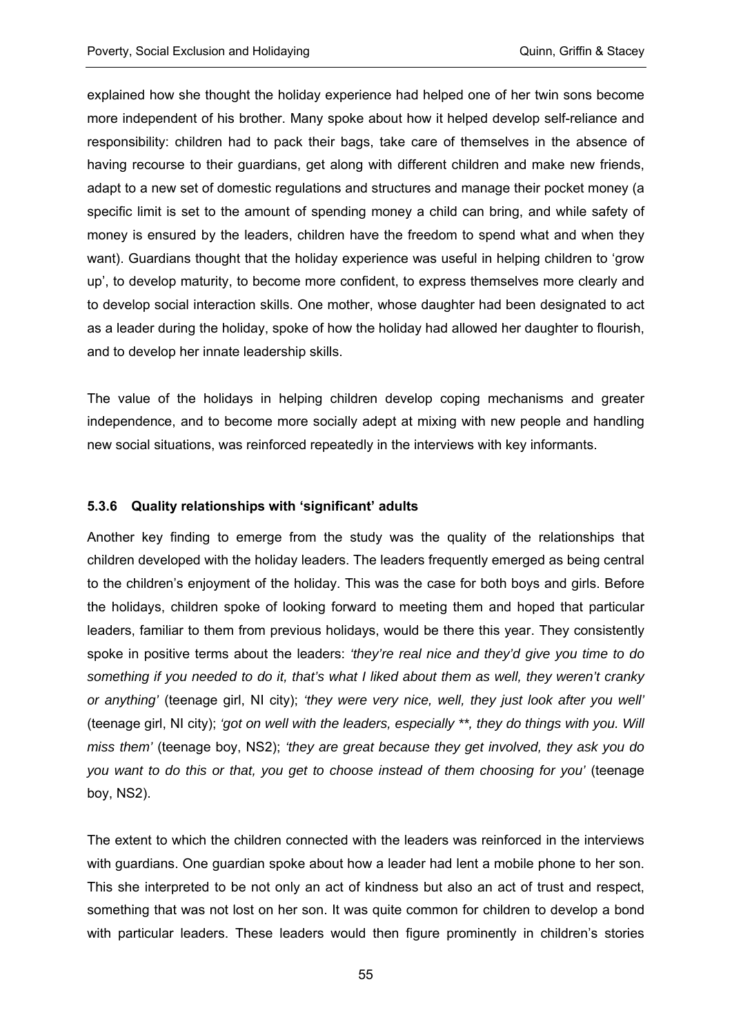explained how she thought the holiday experience had helped one of her twin sons become more independent of his brother. Many spoke about how it helped develop self-reliance and responsibility: children had to pack their bags, take care of themselves in the absence of having recourse to their guardians, get along with different children and make new friends, adapt to a new set of domestic regulations and structures and manage their pocket money (a specific limit is set to the amount of spending money a child can bring, and while safety of money is ensured by the leaders, children have the freedom to spend what and when they want). Guardians thought that the holiday experience was useful in helping children to 'grow up', to develop maturity, to become more confident, to express themselves more clearly and to develop social interaction skills. One mother, whose daughter had been designated to act as a leader during the holiday, spoke of how the holiday had allowed her daughter to flourish, and to develop her innate leadership skills.

The value of the holidays in helping children develop coping mechanisms and greater independence, and to become more socially adept at mixing with new people and handling new social situations, was reinforced repeatedly in the interviews with key informants.

### 5.3.6 Quality relationships with 'significant' adults

Another key finding to emerge from the study was the quality of the relationships that children developed with the holiday leaders. The leaders frequently emerged as being central to the children's enjoyment of the holiday. This was the case for both boys and girls. Before the holidays, children spoke of looking forward to meeting them and hoped that particular leaders, familiar to them from previous holidays, would be there this year. They consistently spoke in positive terms about the leaders: *'they're real nice and they'd give you time to do something if you needed to do it, that's what I liked about them as well, they weren't cranky or anything'* (teenage girl, NI city); *'they were very nice, well, they just look after you well'* (teenage girl, NI city); *'got on well with the leaders, especially **, they do things with you. Will miss them'* (teenage boy, NS2); *'they are great because they get involved, they ask you do you want to do this or that, you get to choose instead of them choosing for you'* (teenage boy, NS2).

The extent to which the children connected with the leaders was reinforced in the interviews with guardians. One guardian spoke about how a leader had lent a mobile phone to her son. This she interpreted to be not only an act of kindness but also an act of trust and respect, something that was not lost on her son. It was quite common for children to develop a bond with particular leaders. These leaders would then figure prominently in children's stories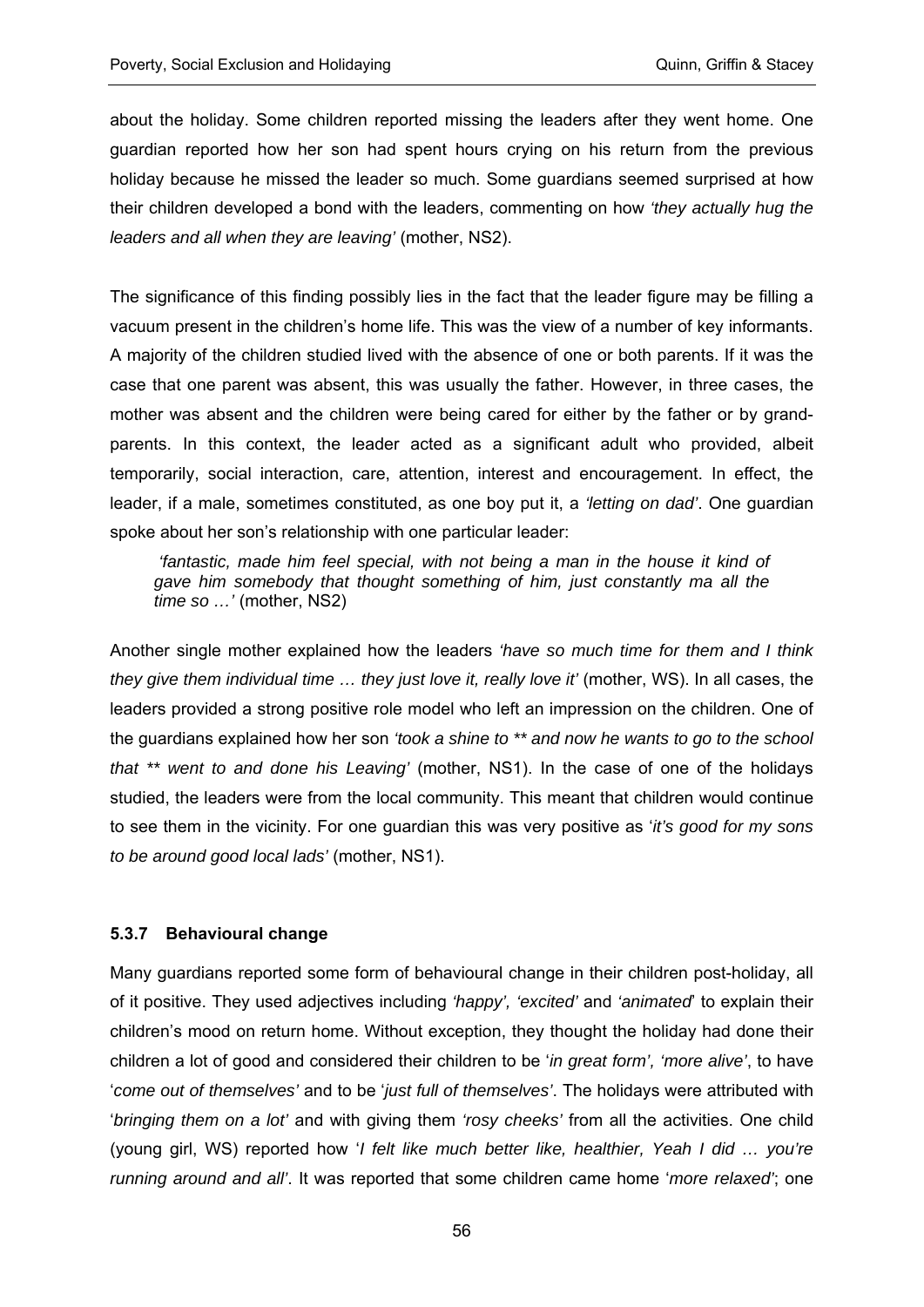about the holiday. Some children reported missing the leaders after they went home. One guardian reported how her son had spent hours crying on his return from the previous holiday because he missed the leader so much. Some guardians seemed surprised at how their children developed a bond with the leaders, commenting on how *'they actually hug the leaders and all when they are leaving'* (mother, NS2).

The significance of this finding possibly lies in the fact that the leader figure may be filling a vacuum present in the children's home life. This was the view of a number of key informants. A majority of the children studied lived with the absence of one or both parents. If it was the case that one parent was absent, this was usually the father. However, in three cases, the mother was absent and the children were being cared for either by the father or by grand-parents. In this context, the leader acted as a significant adult who provided, albeit temporarily, social interaction, care, attention, interest and encouragement. In effect, the leader, if a male, sometimes constituted, as one boy put it, a *'letting on dad'*. One guardian spoke about her son's relationship with one particular leader:

> *'fantastic, made him feel special, with not being a man in the house it kind of gave him somebody that thought something of him, just constantly ma all the time so …'* (mother, NS2)

Another single mother explained how the leaders *'have so much time for them and I think they give them individual time … they just love it, really love it'* (mother, WS). In all cases, the leaders provided a strong positive role model who left an impression on the children. One of the guardians explained how her son *'took a shine to ** and now he wants to go to the school that ** went to and done his Leaving'* (mother, NS1). In the case of one of the holidays studied, the leaders were from the local community. This meant that children would continue to see them in the vicinity. For one guardian this was very positive as '*it's good for my sons to be around good local lads'* (mother, NS1).

### 5.3.7 Behavioural change

Many guardians reported some form of behavioural change in their children post-holiday, all of it positive. They used adjectives including *'happy', 'excited'* and *'animated*' to explain their children's mood on return home. Without exception, they thought the holiday had done their children a lot of good and considered their children to be '*in great form', 'more alive'*, to have '*come out of themselves'* and to be '*just full of themselves'*. The holidays were attributed with '*bringing them on a lot'* and with giving them *'rosy cheeks'* from all the activities. One child (young girl, WS) reported how '*I felt like much better like, healthier, Yeah I did … you're running around and all'*. It was reported that some children came home '*more relaxed'*; one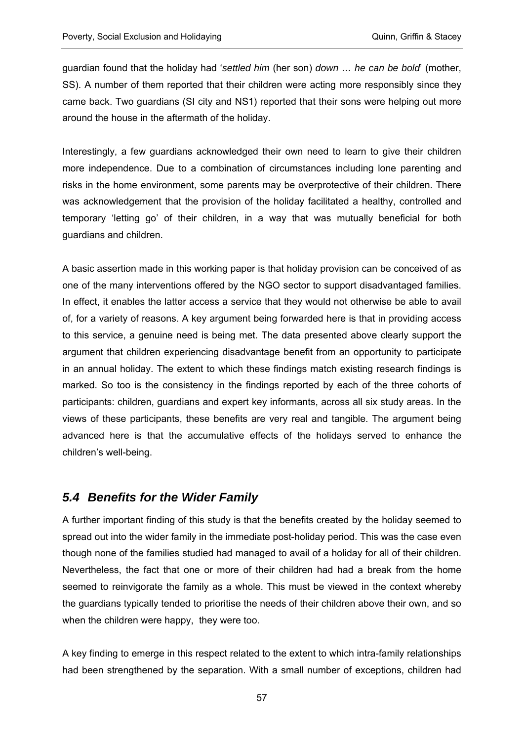guardian found that the holiday had '*settled him* (her son) *down … he can be bold*' (mother, SS). A number of them reported that their children were acting more responsibly since they came back. Two guardians (SI city and NS1) reported that their sons were helping out more around the house in the aftermath of the holiday.

Interestingly, a few guardians acknowledged their own need to learn to give their children more independence. Due to a combination of circumstances including lone parenting and risks in the home environment, some parents may be overprotective of their children. There was acknowledgement that the provision of the holiday facilitated a healthy, controlled and temporary 'letting go' of their children, in a way that was mutually beneficial for both guardians and children.

A basic assertion made in this working paper is that holiday provision can be conceived of as one of the many interventions offered by the NGO sector to support disadvantaged families. In effect, it enables the latter access a service that they would not otherwise be able to avail of, for a variety of reasons. A key argument being forwarded here is that in providing access to this service, a genuine need is being met. The data presented above clearly support the argument that children experiencing disadvantage benefit from an opportunity to participate in an annual holiday. The extent to which these findings match existing research findings is marked. So too is the consistency in the findings reported by each of the three cohorts of participants: children, guardians and expert key informants, across all six study areas. In the views of these participants, these benefits are very real and tangible. The argument being advanced here is that the accumulative effects of the holidays served to enhance the children's well-being.

## *5.4 Benefits for the Wider Family*

A further important finding of this study is that the benefits created by the holiday seemed to spread out into the wider family in the immediate post-holiday period. This was the case even though none of the families studied had managed to avail of a holiday for all of their children. Nevertheless, the fact that one or more of their children had had a break from the home seemed to reinvigorate the family as a whole. This must be viewed in the context whereby the guardians typically tended to prioritise the needs of their children above their own, and so when the children were happy, they were too.

A key finding to emerge in this respect related to the extent to which intra-family relationships had been strengthened by the separation. With a small number of exceptions, children had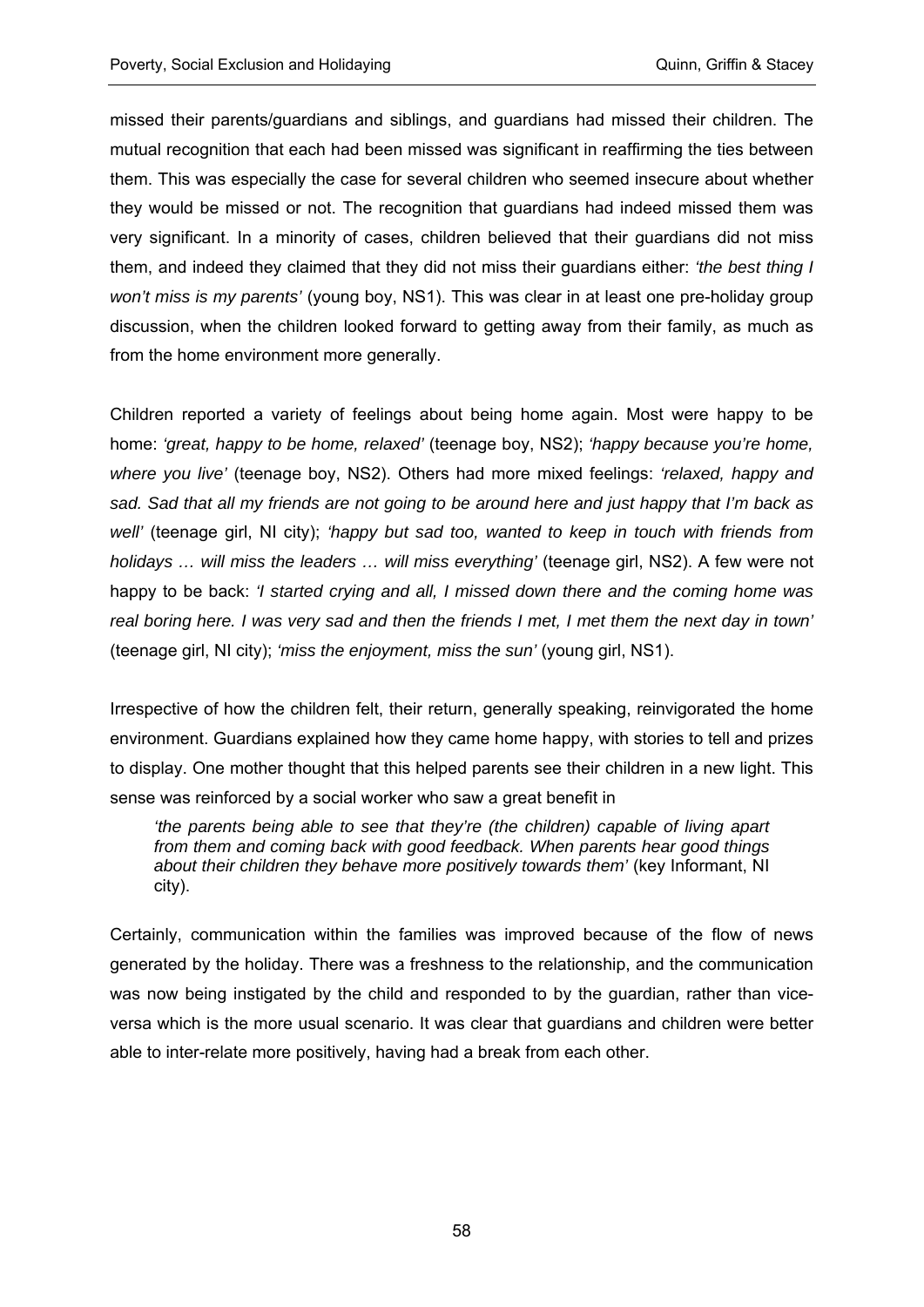missed their parents/guardians and siblings, and guardians had missed their children. The mutual recognition that each had been missed was significant in reaffirming the ties between them. This was especially the case for several children who seemed insecure about whether they would be missed or not. The recognition that guardians had indeed missed them was very significant. In a minority of cases, children believed that their guardians did not miss them, and indeed they claimed that they did not miss their guardians either: *'the best thing I won't miss is my parents'* (young boy, NS1). This was clear in at least one pre-holiday group discussion, when the children looked forward to getting away from their family, as much as from the home environment more generally.

Children reported a variety of feelings about being home again. Most were happy to be home: *'great, happy to be home, relaxed'* (teenage boy, NS2); *'happy because you're home, where you live'* (teenage boy, NS2). Others had more mixed feelings: *'relaxed, happy and sad. Sad that all my friends are not going to be around here and just happy that I'm back as well'* (teenage girl, NI city); *'happy but sad too, wanted to keep in touch with friends from holidays … will miss the leaders … will miss everything'* (teenage girl, NS2). A few were not happy to be back: *'I started crying and all, I missed down there and the coming home was real boring here. I was very sad and then the friends I met, I met them the next day in town'* (teenage girl, NI city); *'miss the enjoyment, miss the sun'* (young girl, NS1).

Irrespective of how the children felt, their return, generally speaking, reinvigorated the home environment. Guardians explained how they came home happy, with stories to tell and prizes to display. One mother thought that this helped parents see their children in a new light. This sense was reinforced by a social worker who saw a great benefit in

> *'the parents being able to see that they're (the children) capable of living apart from them and coming back with good feedback. When parents hear good things about their children they behave more positively towards them'* (key Informant, NI city).

Certainly, communication within the families was improved because of the flow of news generated by the holiday. There was a freshness to the relationship, and the communication was now being instigated by the child and responded to by the guardian, rather than vice-versa which is the more usual scenario. It was clear that guardians and children were better able to inter-relate more positively, having had a break from each other.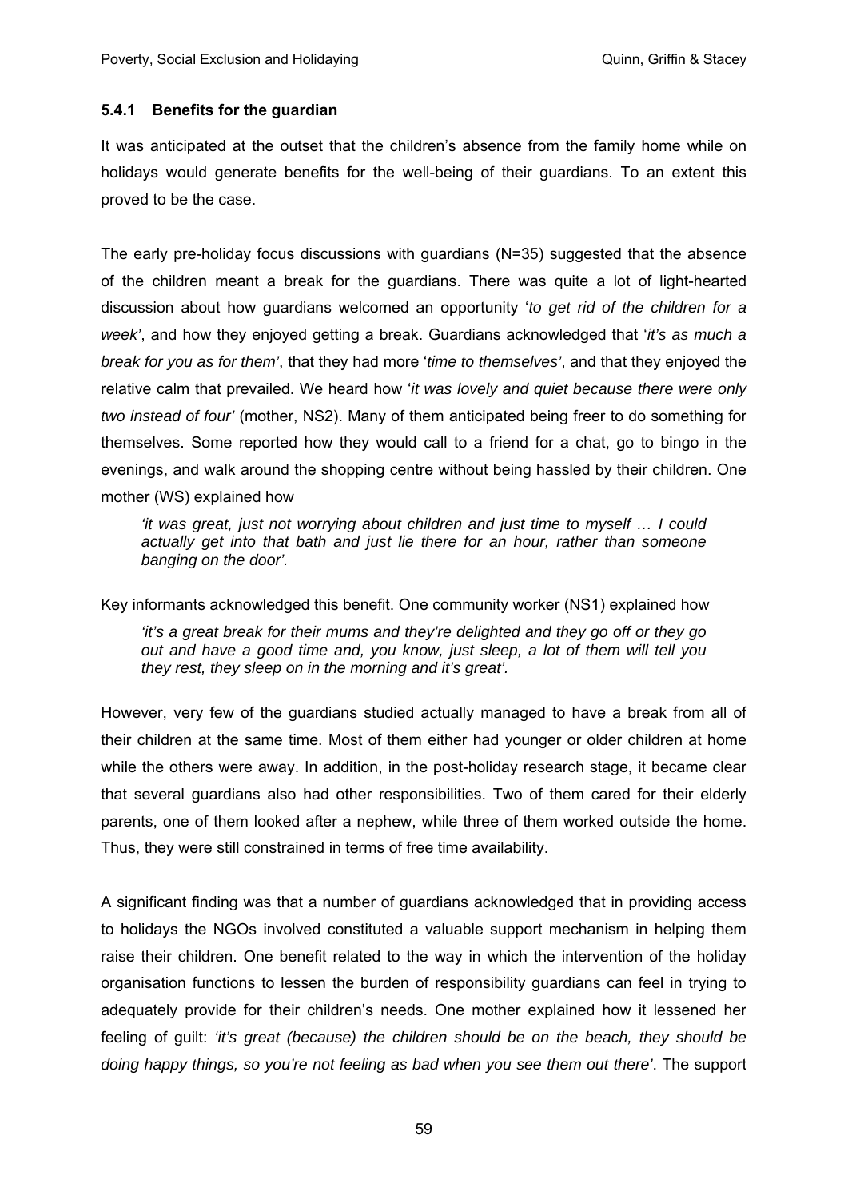### 5.4.1 Benefits for the guardian

It was anticipated at the outset that the children's absence from the family home while on holidays would generate benefits for the well-being of their guardians. To an extent this proved to be the case.

The early pre-holiday focus discussions with guardians (N=35) suggested that the absence of the children meant a break for the guardians. There was quite a lot of light-hearted discussion about how guardians welcomed an opportunity '*to get rid of the children for a week'*, and how they enjoyed getting a break. Guardians acknowledged that '*it's as much a break for you as for them'*, that they had more '*time to themselves'*, and that they enjoyed the relative calm that prevailed. We heard how '*it was lovely and quiet because there were only two instead of four'* (mother, NS2). Many of them anticipated being freer to do something for themselves. Some reported how they would call to a friend for a chat, go to bingo in the evenings, and walk around the shopping centre without being hassled by their children. One mother (WS) explained how

> *'it was great, just not worrying about children and just time to myself … I could actually get into that bath and just lie there for an hour, rather than someone banging on the door'.*

Key informants acknowledged this benefit. One community worker (NS1) explained how

> *'it's a great break for their mums and they're delighted and they go off or they go out and have a good time and, you know, just sleep, a lot of them will tell you they rest, they sleep on in the morning and it's great'.*

However, very few of the guardians studied actually managed to have a break from all of their children at the same time. Most of them either had younger or older children at home while the others were away. In addition, in the post-holiday research stage, it became clear that several guardians also had other responsibilities. Two of them cared for their elderly parents, one of them looked after a nephew, while three of them worked outside the home. Thus, they were still constrained in terms of free time availability.

A significant finding was that a number of guardians acknowledged that in providing access to holidays the NGOs involved constituted a valuable support mechanism in helping them raise their children. One benefit related to the way in which the intervention of the holiday organisation functions to lessen the burden of responsibility guardians can feel in trying to adequately provide for their children's needs. One mother explained how it lessened her feeling of guilt: *'it's great (because) the children should be on the beach, they should be doing happy things, so you're not feeling as bad when you see them out there'*. The support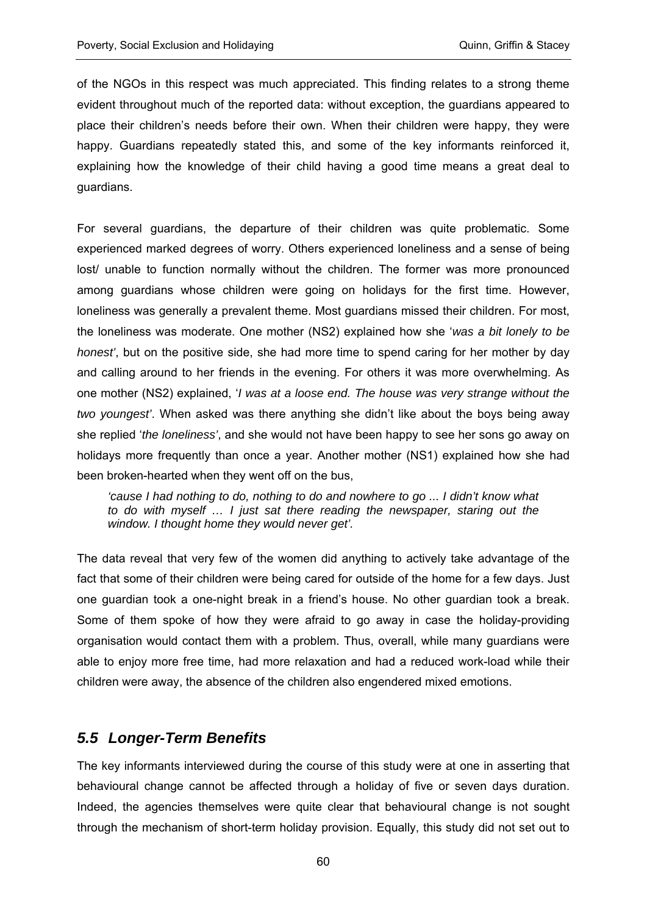of the NGOs in this respect was much appreciated. This finding relates to a strong theme evident throughout much of the reported data: without exception, the guardians appeared to place their children's needs before their own. When their children were happy, they were happy. Guardians repeatedly stated this, and some of the key informants reinforced it, explaining how the knowledge of their child having a good time means a great deal to guardians.

For several guardians, the departure of their children was quite problematic. Some experienced marked degrees of worry. Others experienced loneliness and a sense of being lost/ unable to function normally without the children. The former was more pronounced among guardians whose children were going on holidays for the first time. However, loneliness was generally a prevalent theme. Most guardians missed their children. For most, the loneliness was moderate. One mother (NS2) explained how she '*was a bit lonely to be honest'*, but on the positive side, she had more time to spend caring for her mother by day and calling around to her friends in the evening. For others it was more overwhelming. As one mother (NS2) explained, '*I was at a loose end. The house was very strange without the two youngest'*. When asked was there anything she didn't like about the boys being away she replied '*the loneliness'*, and she would not have been happy to see her sons go away on holidays more frequently than once a year. Another mother (NS1) explained how she had been broken-hearted when they went off on the bus,

> *'cause I had nothing to do, nothing to do and nowhere to go ... I didn't know what to do with myself … I just sat there reading the newspaper, staring out the window. I thought home they would never get'.*

The data reveal that very few of the women did anything to actively take advantage of the fact that some of their children were being cared for outside of the home for a few days. Just one guardian took a one-night break in a friend's house. No other guardian took a break. Some of them spoke of how they were afraid to go away in case the holiday-providing organisation would contact them with a problem. Thus, overall, while many guardians were able to enjoy more free time, had more relaxation and had a reduced work-load while their children were away, the absence of the children also engendered mixed emotions.

## *5.5 Longer-Term Benefits*

The key informants interviewed during the course of this study were at one in asserting that behavioural change cannot be affected through a holiday of five or seven days duration. Indeed, the agencies themselves were quite clear that behavioural change is not sought through the mechanism of short-term holiday provision. Equally, this study did not set out to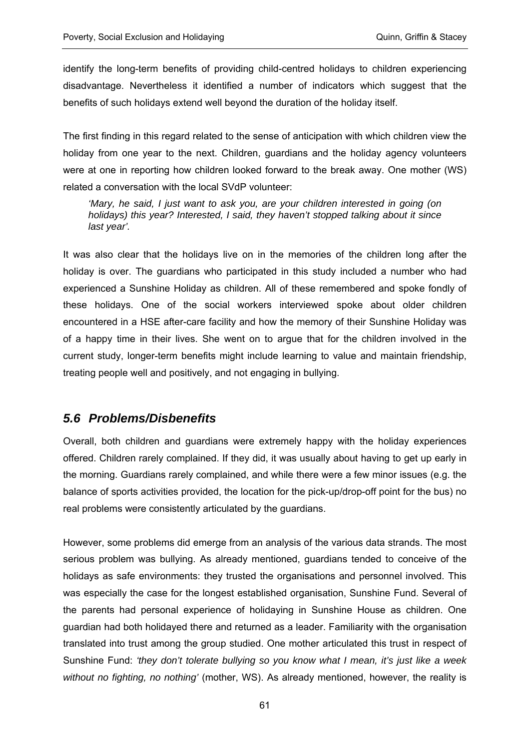identify the long-term benefits of providing child-centred holidays to children experiencing disadvantage. Nevertheless it identified a number of indicators which suggest that the benefits of such holidays extend well beyond the duration of the holiday itself.

The first finding in this regard related to the sense of anticipation with which children view the holiday from one year to the next. Children, guardians and the holiday agency volunteers were at one in reporting how children looked forward to the break away. One mother (WS) related a conversation with the local SVdP volunteer:

> *'Mary, he said, I just want to ask you, are your children interested in going (on holidays) this year? Interested, I said, they haven't stopped talking about it since last year'.*

It was also clear that the holidays live on in the memories of the children long after the holiday is over. The guardians who participated in this study included a number who had experienced a Sunshine Holiday as children. All of these remembered and spoke fondly of these holidays. One of the social workers interviewed spoke about older children encountered in a HSE after-care facility and how the memory of their Sunshine Holiday was of a happy time in their lives. She went on to argue that for the children involved in the current study, longer-term benefits might include learning to value and maintain friendship, treating people well and positively, and not engaging in bullying.

## *5.6 Problems/Disbenefits*

Overall, both children and guardians were extremely happy with the holiday experiences offered. Children rarely complained. If they did, it was usually about having to get up early in the morning. Guardians rarely complained, and while there were a few minor issues (e.g. the balance of sports activities provided, the location for the pick-up/drop-off point for the bus) no real problems were consistently articulated by the guardians.

However, some problems did emerge from an analysis of the various data strands. The most serious problem was bullying. As already mentioned, guardians tended to conceive of the holidays as safe environments: they trusted the organisations and personnel involved. This was especially the case for the longest established organisation, Sunshine Fund. Several of the parents had personal experience of holidaying in Sunshine House as children. One guardian had both holidayed there and returned as a leader. Familiarity with the organisation translated into trust among the group studied. One mother articulated this trust in respect of Sunshine Fund: *'they don't tolerate bullying so you know what I mean, it's just like a week without no fighting, no nothing'* (mother, WS). As already mentioned, however, the reality is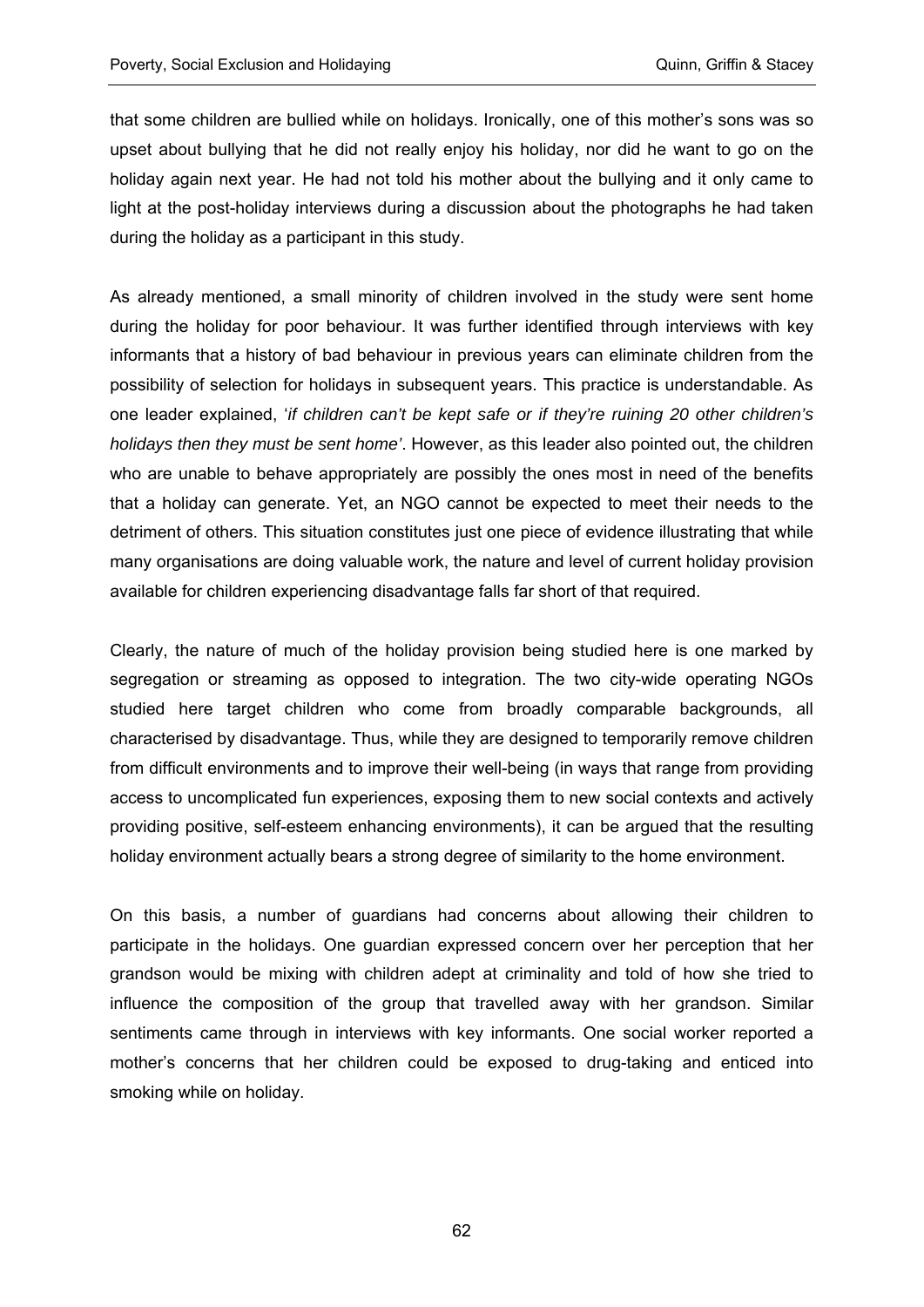that some children are bullied while on holidays. Ironically, one of this mother's sons was so upset about bullying that he did not really enjoy his holiday, nor did he want to go on the holiday again next year. He had not told his mother about the bullying and it only came to light at the post-holiday interviews during a discussion about the photographs he had taken during the holiday as a participant in this study.

As already mentioned, a small minority of children involved in the study were sent home during the holiday for poor behaviour. It was further identified through interviews with key informants that a history of bad behaviour in previous years can eliminate children from the possibility of selection for holidays in subsequent years. This practice is understandable. As one leader explained, '*if children can't be kept safe or if they're ruining 20 other children's holidays then they must be sent home*'. However, as this leader also pointed out, the children who are unable to behave appropriately are possibly the ones most in need of the benefits that a holiday can generate. Yet, an NGO cannot be expected to meet their needs to the detriment of others. This situation constitutes just one piece of evidence illustrating that while many organisations are doing valuable work, the nature and level of current holiday provision available for children experiencing disadvantage falls far short of that required.

Clearly, the nature of much of the holiday provision being studied here is one marked by segregation or streaming as opposed to integration. The two city-wide operating NGOs studied here target children who come from broadly comparable backgrounds, all characterised by disadvantage. Thus, while they are designed to temporarily remove children from difficult environments and to improve their well-being (in ways that range from providing access to uncomplicated fun experiences, exposing them to new social contexts and actively providing positive, self-esteem enhancing environments), it can be argued that the resulting holiday environment actually bears a strong degree of similarity to the home environment.

On this basis, a number of guardians had concerns about allowing their children to participate in the holidays. One guardian expressed concern over her perception that her grandson would be mixing with children adept at criminality and told of how she tried to influence the composition of the group that travelled away with her grandson. Similar sentiments came through in interviews with key informants. One social worker reported a mother's concerns that her children could be exposed to drug-taking and enticed into smoking while on holiday.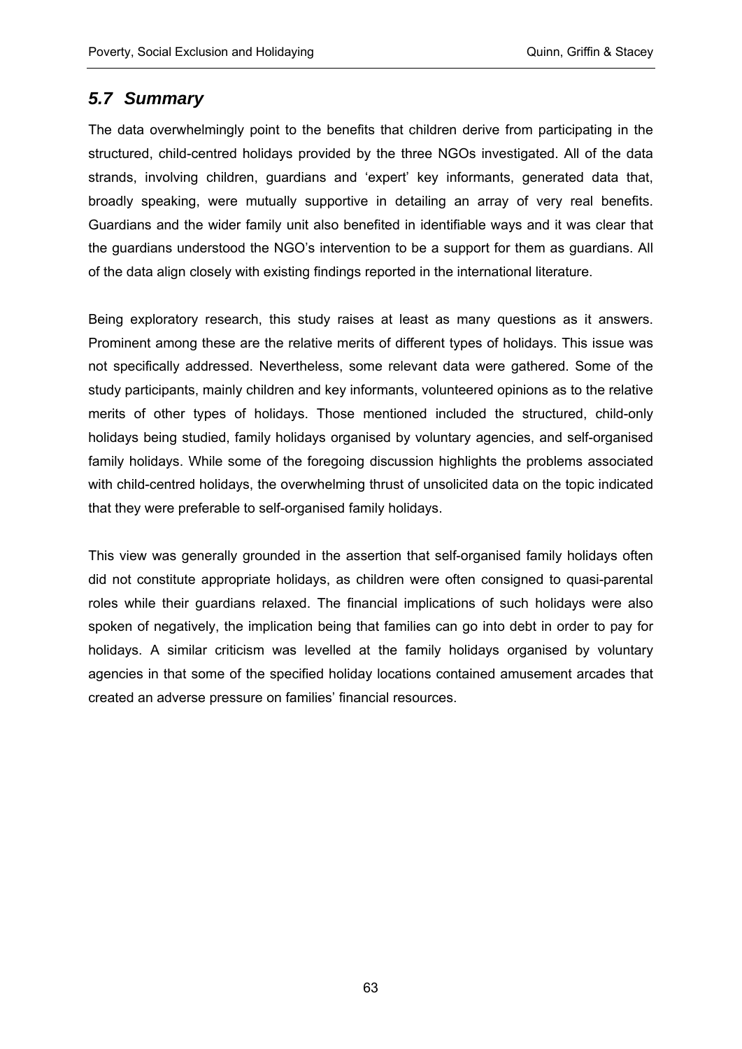## *5.7 Summary*

The data overwhelmingly point to the benefits that children derive from participating in the structured, child-centred holidays provided by the three NGOs investigated. All of the data strands, involving children, guardians and 'expert' key informants, generated data that, broadly speaking, were mutually supportive in detailing an array of very real benefits. Guardians and the wider family unit also benefited in identifiable ways and it was clear that the guardians understood the NGO's intervention to be a support for them as guardians. All of the data align closely with existing findings reported in the international literature.

Being exploratory research, this study raises at least as many questions as it answers. Prominent among these are the relative merits of different types of holidays. This issue was not specifically addressed. Nevertheless, some relevant data were gathered. Some of the study participants, mainly children and key informants, volunteered opinions as to the relative merits of other types of holidays. Those mentioned included the structured, child-only holidays being studied, family holidays organised by voluntary agencies, and self-organised family holidays. While some of the foregoing discussion highlights the problems associated with child-centred holidays, the overwhelming thrust of unsolicited data on the topic indicated that they were preferable to self-organised family holidays.

This view was generally grounded in the assertion that self-organised family holidays often did not constitute appropriate holidays, as children were often consigned to quasi-parental roles while their guardians relaxed. The financial implications of such holidays were also spoken of negatively, the implication being that families can go into debt in order to pay for holidays. A similar criticism was levelled at the family holidays organised by voluntary agencies in that some of the specified holiday locations contained amusement arcades that created an adverse pressure on families' financial resources.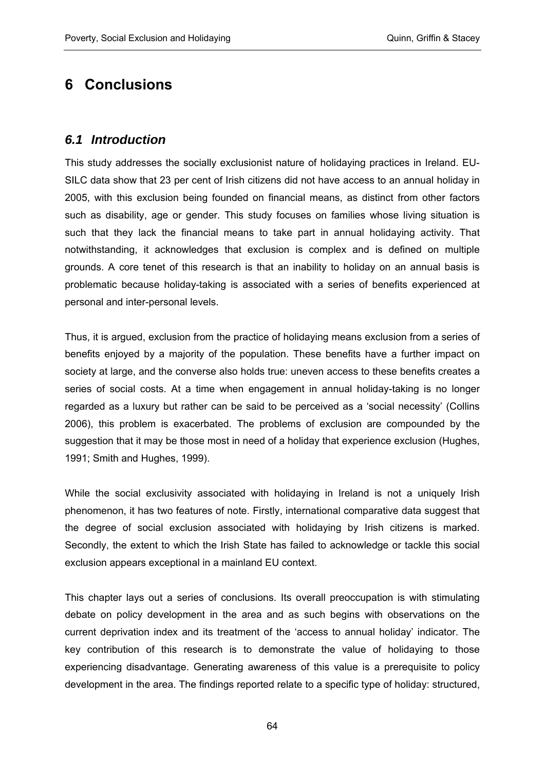# 6 Conclusions

## *6.1 Introduction*

This study addresses the socially exclusionist nature of holidaying practices in Ireland. EU-SILC data show that 23 per cent of Irish citizens did not have access to an annual holiday in 2005, with this exclusion being founded on financial means, as distinct from other factors such as disability, age or gender. This study focuses on families whose living situation is such that they lack the financial means to take part in annual holidaying activity. That notwithstanding, it acknowledges that exclusion is complex and is defined on multiple grounds. A core tenet of this research is that an inability to holiday on an annual basis is problematic because holiday-taking is associated with a series of benefits experienced at personal and inter-personal levels.

Thus, it is argued, exclusion from the practice of holidaying means exclusion from a series of benefits enjoyed by a majority of the population. These benefits have a further impact on society at large, and the converse also holds true: uneven access to these benefits creates a series of social costs. At a time when engagement in annual holiday-taking is no longer regarded as a luxury but rather can be said to be perceived as a 'social necessity' (Collins 2006), this problem is exacerbated. The problems of exclusion are compounded by the suggestion that it may be those most in need of a holiday that experience exclusion (Hughes, 1991; Smith and Hughes, 1999).

While the social exclusivity associated with holidaying in Ireland is not a uniquely Irish phenomenon, it has two features of note. Firstly, international comparative data suggest that the degree of social exclusion associated with holidaying by Irish citizens is marked. Secondly, the extent to which the Irish State has failed to acknowledge or tackle this social exclusion appears exceptional in a mainland EU context.

This chapter lays out a series of conclusions. Its overall preoccupation is with stimulating debate on policy development in the area and as such begins with observations on the current deprivation index and its treatment of the 'access to annual holiday' indicator. The key contribution of this research is to demonstrate the value of holidaying to those experiencing disadvantage. Generating awareness of this value is a prerequisite to policy development in the area. The findings reported relate to a specific type of holiday: structured,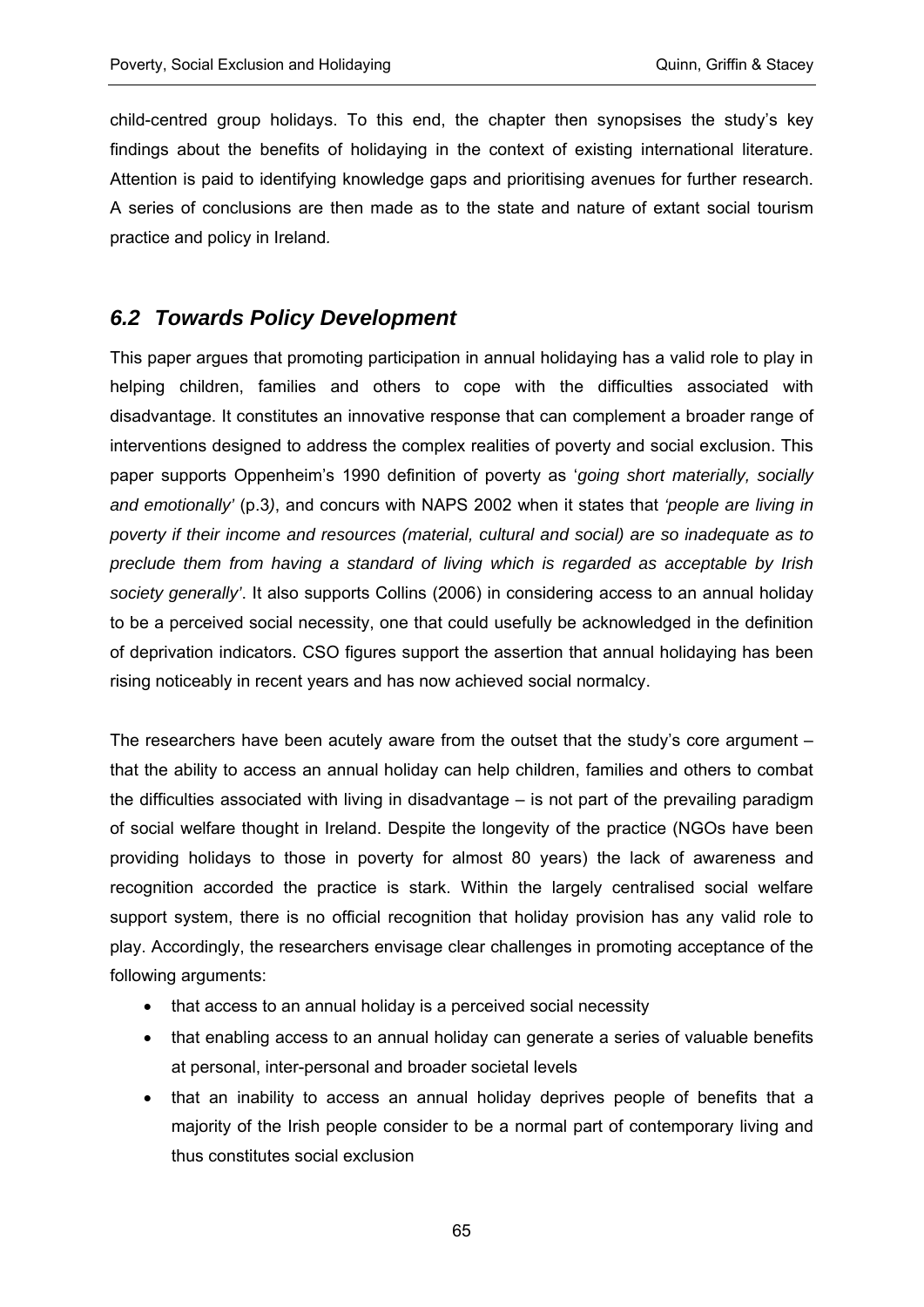child-centred group holidays. To this end, the chapter then synopsises the study's key findings about the benefits of holidaying in the context of existing international literature. Attention is paid to identifying knowledge gaps and prioritising avenues for further research. A series of conclusions are then made as to the state and nature of extant social tourism practice and policy in Ireland.

## *6.2 Towards Policy Development*

This paper argues that promoting participation in annual holidaying has a valid role to play in helping children, families and others to cope with the difficulties associated with disadvantage. It constitutes an innovative response that can complement a broader range of interventions designed to address the complex realities of poverty and social exclusion. This paper supports Oppenheim's 1990 definition of poverty as '*going short materially, socially and emotionally'* (p.3*)*, and concurs with NAPS 2002 when it states that *'people are living in poverty if their income and resources (material, cultural and social) are so inadequate as to preclude them from having a standard of living which is regarded as acceptable by Irish society generally'*. It also supports Collins (2006) in considering access to an annual holiday to be a perceived social necessity, one that could usefully be acknowledged in the definition of deprivation indicators. CSO figures support the assertion that annual holidaying has been rising noticeably in recent years and has now achieved social normalcy.

The researchers have been acutely aware from the outset that the study's core argument – that the ability to access an annual holiday can help children, families and others to combat the difficulties associated with living in disadvantage – is not part of the prevailing paradigm of social welfare thought in Ireland. Despite the longevity of the practice (NGOs have been providing holidays to those in poverty for almost 80 years) the lack of awareness and recognition accorded the practice is stark. Within the largely centralised social welfare support system, there is no official recognition that holiday provision has any valid role to play. Accordingly, the researchers envisage clear challenges in promoting acceptance of the following arguments:

- that access to an annual holiday is a perceived social necessity
- that enabling access to an annual holiday can generate a series of valuable benefits at personal, inter-personal and broader societal levels
- that an inability to access an annual holiday deprives people of benefits that a majority of the Irish people consider to be a normal part of contemporary living and thus constitutes social exclusion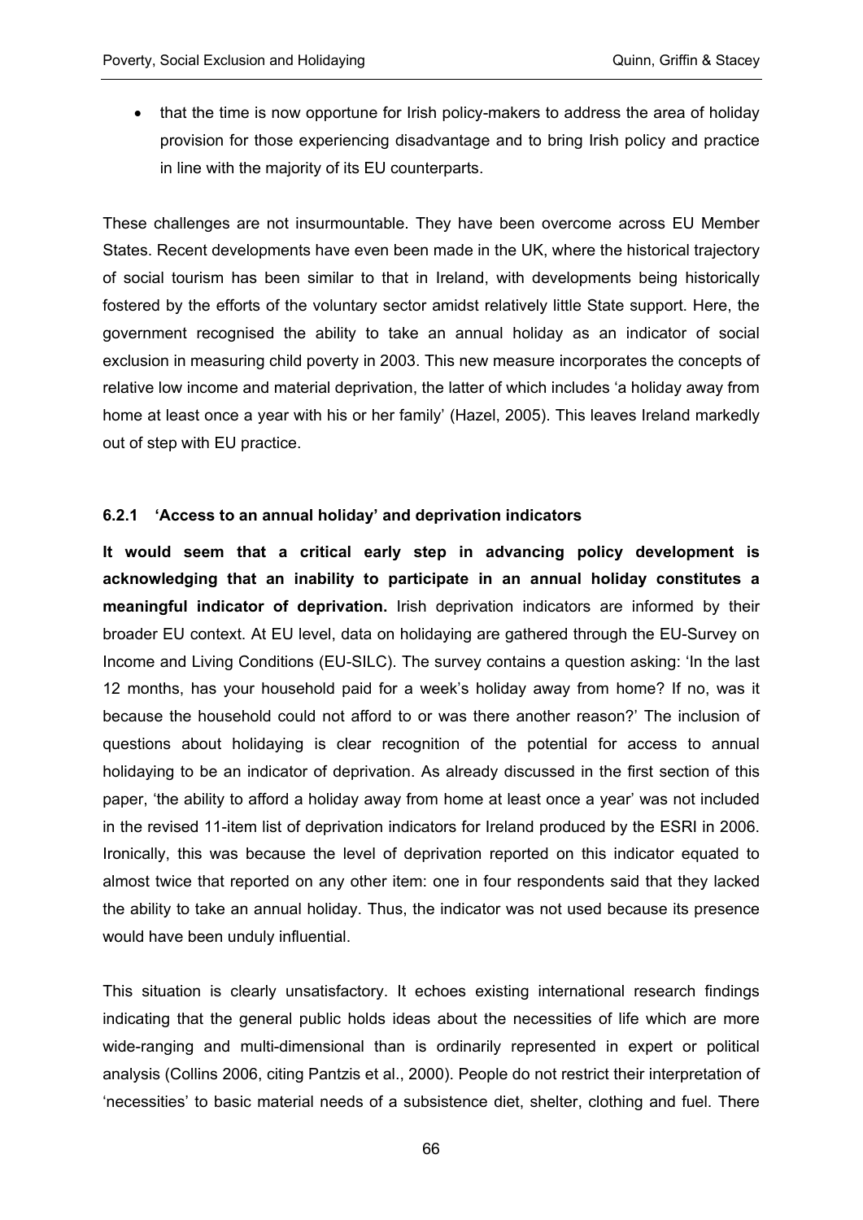- that the time is now opportune for Irish policy-makers to address the area of holiday provision for those experiencing disadvantage and to bring Irish policy and practice in line with the majority of its EU counterparts.

These challenges are not insurmountable. They have been overcome across EU Member States. Recent developments have even been made in the UK, where the historical trajectory of social tourism has been similar to that in Ireland, with developments being historically fostered by the efforts of the voluntary sector amidst relatively little State support. Here, the government recognised the ability to take an annual holiday as an indicator of social exclusion in measuring child poverty in 2003. This new measure incorporates the concepts of relative low income and material deprivation, the latter of which includes 'a holiday away from home at least once a year with his or her family' (Hazel, 2005). This leaves Ireland markedly out of step with EU practice.

### 6.2.1 'Access to an annual holiday' and deprivation indicators

**It would seem that a critical early step in advancing policy development is acknowledging that an inability to participate in an annual holiday constitutes a meaningful indicator of deprivation.** Irish deprivation indicators are informed by their broader EU context. At EU level, data on holidaying are gathered through the EU-Survey on Income and Living Conditions (EU-SILC). The survey contains a question asking: 'In the last 12 months, has your household paid for a week's holiday away from home? If no, was it because the household could not afford to or was there another reason?' The inclusion of questions about holidaying is clear recognition of the potential for access to annual holidaying to be an indicator of deprivation. As already discussed in the first section of this paper, 'the ability to afford a holiday away from home at least once a year' was not included in the revised 11-item list of deprivation indicators for Ireland produced by the ESRI in 2006. Ironically, this was because the level of deprivation reported on this indicator equated to almost twice that reported on any other item: one in four respondents said that they lacked the ability to take an annual holiday. Thus, the indicator was not used because its presence would have been unduly influential.

This situation is clearly unsatisfactory. It echoes existing international research findings indicating that the general public holds ideas about the necessities of life which are more wide-ranging and multi-dimensional than is ordinarily represented in expert or political analysis (Collins 2006, citing Pantzis et al., 2000). People do not restrict their interpretation of 'necessities' to basic material needs of a subsistence diet, shelter, clothing and fuel. There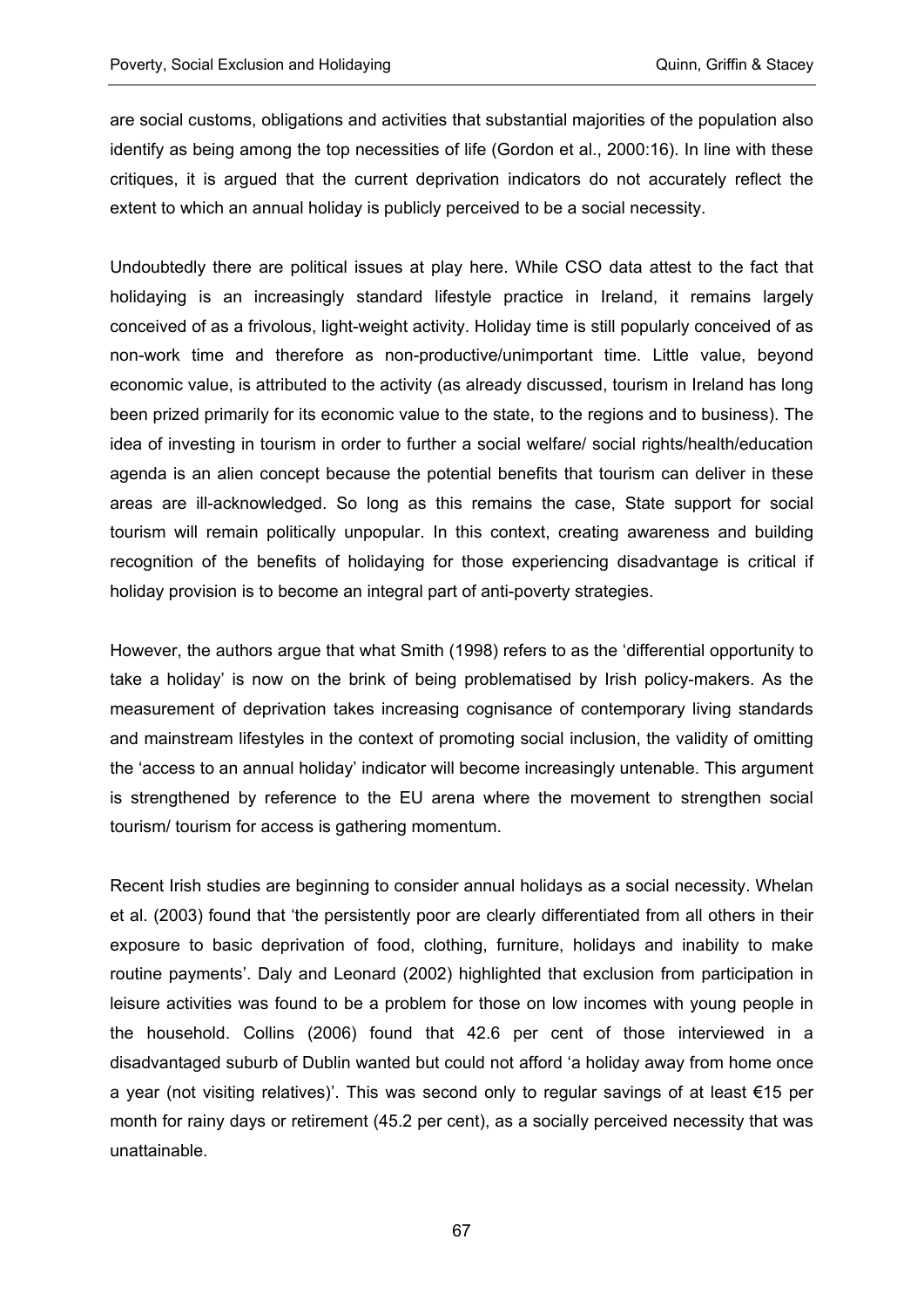are social customs, obligations and activities that substantial majorities of the population also identify as being among the top necessities of life (Gordon et al., 2000:16). In line with these critiques, it is argued that the current deprivation indicators do not accurately reflect the extent to which an annual holiday is publicly perceived to be a social necessity.

Undoubtedly there are political issues at play here. While CSO data attest to the fact that holidaying is an increasingly standard lifestyle practice in Ireland, it remains largely conceived of as a frivolous, light-weight activity. Holiday time is still popularly conceived of as non-work time and therefore as non-productive/unimportant time. Little value, beyond economic value, is attributed to the activity (as already discussed, tourism in Ireland has long been prized primarily for its economic value to the state, to the regions and to business). The idea of investing in tourism in order to further a social welfare/ social rights/health/education agenda is an alien concept because the potential benefits that tourism can deliver in these areas are ill-acknowledged. So long as this remains the case, State support for social tourism will remain politically unpopular. In this context, creating awareness and building recognition of the benefits of holidaying for those experiencing disadvantage is critical if holiday provision is to become an integral part of anti-poverty strategies.

However, the authors argue that what Smith (1998) refers to as the 'differential opportunity to take a holiday' is now on the brink of being problematised by Irish policy-makers. As the measurement of deprivation takes increasing cognisance of contemporary living standards and mainstream lifestyles in the context of promoting social inclusion, the validity of omitting the 'access to an annual holiday' indicator will become increasingly untenable. This argument is strengthened by reference to the EU arena where the movement to strengthen social tourism/ tourism for access is gathering momentum.

Recent Irish studies are beginning to consider annual holidays as a social necessity. Whelan et al. (2003) found that 'the persistently poor are clearly differentiated from all others in their exposure to basic deprivation of food, clothing, furniture, holidays and inability to make routine payments'. Daly and Leonard (2002) highlighted that exclusion from participation in leisure activities was found to be a problem for those on low incomes with young people in the household. Collins (2006) found that 42.6 per cent of those interviewed in a disadvantaged suburb of Dublin wanted but could not afford 'a holiday away from home once a year (not visiting relatives)'. This was second only to regular savings of at least €15 per month for rainy days or retirement (45.2 per cent), as a socially perceived necessity that was unattainable.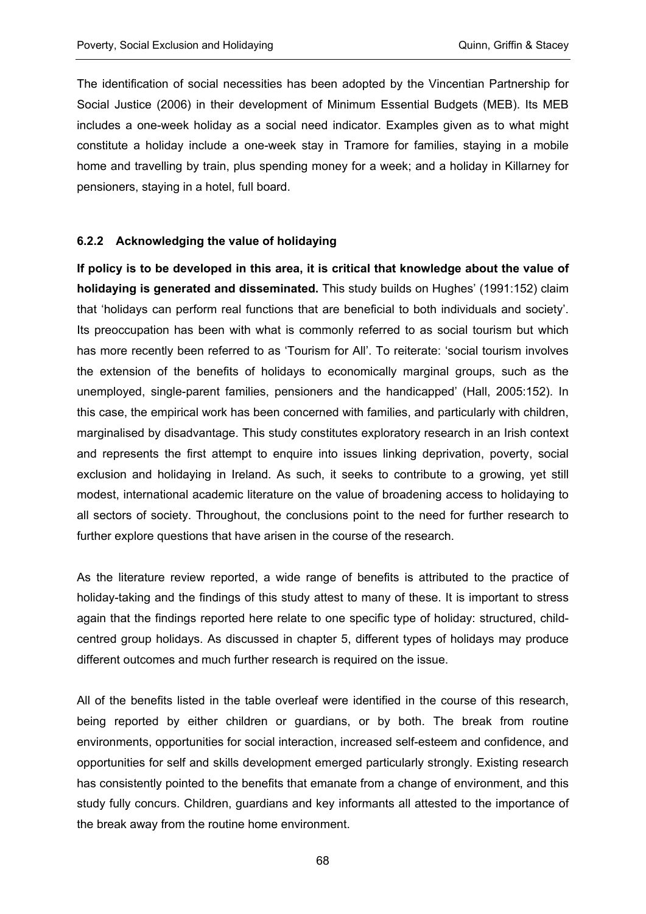The identification of social necessities has been adopted by the Vincentian Partnership for Social Justice (2006) in their development of Minimum Essential Budgets (MEB). Its MEB includes a one-week holiday as a social need indicator. Examples given as to what might constitute a holiday include a one-week stay in Tramore for families, staying in a mobile home and travelling by train, plus spending money for a week; and a holiday in Killarney for pensioners, staying in a hotel, full board.

### 6.2.2 Acknowledging the value of holidaying

**If policy is to be developed in this area, it is critical that knowledge about the value of holidaying is generated and disseminated.** This study builds on Hughes' (1991:152) claim that 'holidays can perform real functions that are beneficial to both individuals and society'. Its preoccupation has been with what is commonly referred to as social tourism but which has more recently been referred to as 'Tourism for All'. To reiterate: 'social tourism involves the extension of the benefits of holidays to economically marginal groups, such as the unemployed, single-parent families, pensioners and the handicapped' (Hall, 2005:152). In this case, the empirical work has been concerned with families, and particularly with children, marginalised by disadvantage. This study constitutes exploratory research in an Irish context and represents the first attempt to enquire into issues linking deprivation, poverty, social exclusion and holidaying in Ireland. As such, it seeks to contribute to a growing, yet still modest, international academic literature on the value of broadening access to holidaying to all sectors of society. Throughout, the conclusions point to the need for further research to further explore questions that have arisen in the course of the research.

As the literature review reported, a wide range of benefits is attributed to the practice of holiday-taking and the findings of this study attest to many of these. It is important to stress again that the findings reported here relate to one specific type of holiday: structured, child-centred group holidays. As discussed in chapter 5, different types of holidays may produce different outcomes and much further research is required on the issue.

All of the benefits listed in the table overleaf were identified in the course of this research, being reported by either children or guardians, or by both. The break from routine environments, opportunities for social interaction, increased self-esteem and confidence, and opportunities for self and skills development emerged particularly strongly. Existing research has consistently pointed to the benefits that emanate from a change of environment, and this study fully concurs. Children, guardians and key informants all attested to the importance of the break away from the routine home environment.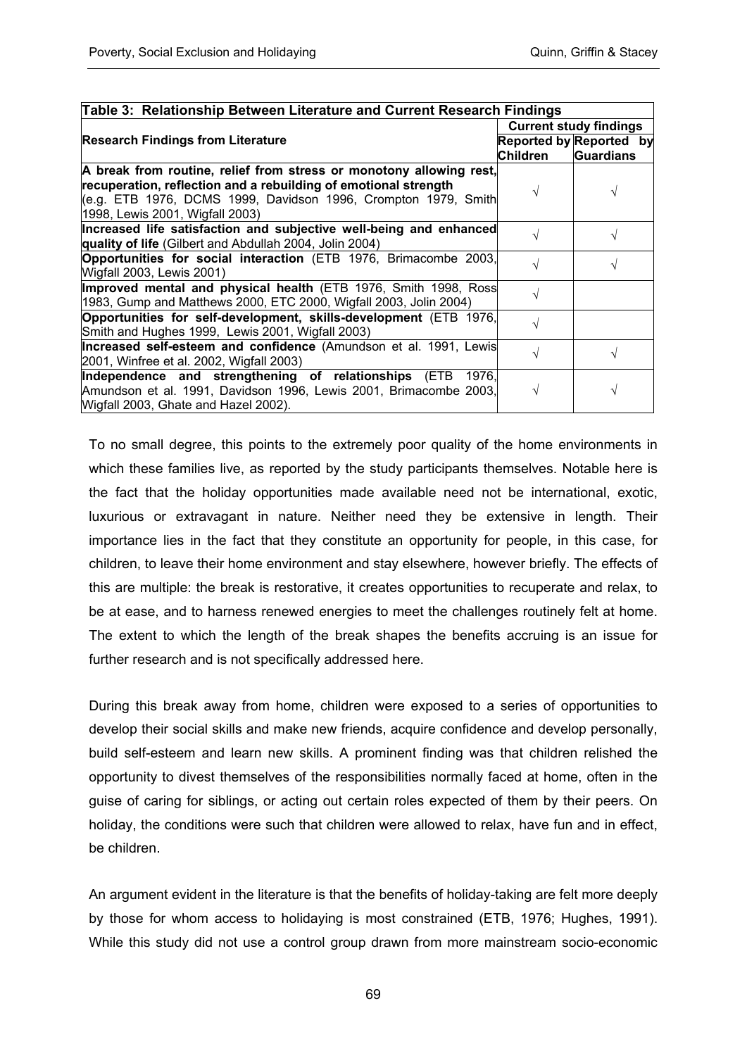| **Table 3: Relationship Between Literature and Current Research Findings** | | |
|---|---|---|
| **Research Findings from Literature** | **Current study findings** | |
| | **Reported by Children** | **Reported by Guardians** |
| **A break from routine, relief from stress or monotony allowing rest, recuperation, reflection and a rebuilding of emotional strength** (e.g. ETB 1976, DCMS 1999, Davidson 1996, Crompton 1979, Smith 1998, Lewis 2001, Wigfall 2003) | √ | √ |
| **Increased life satisfaction and subjective well-being and enhanced quality of life** (Gilbert and Abdullah 2004, Jolin 2004) | √ | √ |
| **Opportunities for social interaction** (ETB 1976, Brimacombe 2003, Wigfall 2003, Lewis 2001) | √ | √ |
| **Improved mental and physical health** (ETB 1976, Smith 1998, Ross 1983, Gump and Matthews 2000, ETC 2000, Wigfall 2003, Jolin 2004) | √ | |
| **Opportunities for self-development, skills-development** (ETB 1976, Smith and Hughes 1999, Lewis 2001, Wigfall 2003) | √ | |
| **Increased self-esteem and confidence** (Amundson et al. 1991, Lewis 2001, Winfree et al. 2002, Wigfall 2003) | √ | √ |
| **Independence and strengthening of relationships** (ETB 1976, Amundson et al. 1991, Davidson 1996, Lewis 2001, Brimacombe 2003, Wigfall 2003, Ghate and Hazel 2002). | √ | √ |

To no small degree, this points to the extremely poor quality of the home environments in which these families live, as reported by the study participants themselves. Notable here is the fact that the holiday opportunities made available need not be international, exotic, luxurious or extravagant in nature. Neither need they be extensive in length. Their importance lies in the fact that they constitute an opportunity for people, in this case, for children, to leave their home environment and stay elsewhere, however briefly. The effects of this are multiple: the break is restorative, it creates opportunities to recuperate and relax, to be at ease, and to harness renewed energies to meet the challenges routinely felt at home. The extent to which the length of the break shapes the benefits accruing is an issue for further research and is not specifically addressed here.

During this break away from home, children were exposed to a series of opportunities to develop their social skills and make new friends, acquire confidence and develop personally, build self-esteem and learn new skills. A prominent finding was that children relished the opportunity to divest themselves of the responsibilities normally faced at home, often in the guise of caring for siblings, or acting out certain roles expected of them by their peers. On holiday, the conditions were such that children were allowed to relax, have fun and in effect, be children.

An argument evident in the literature is that the benefits of holiday-taking are felt more deeply by those for whom access to holidaying is most constrained (ETB, 1976; Hughes, 1991). While this study did not use a control group drawn from more mainstream socio-economic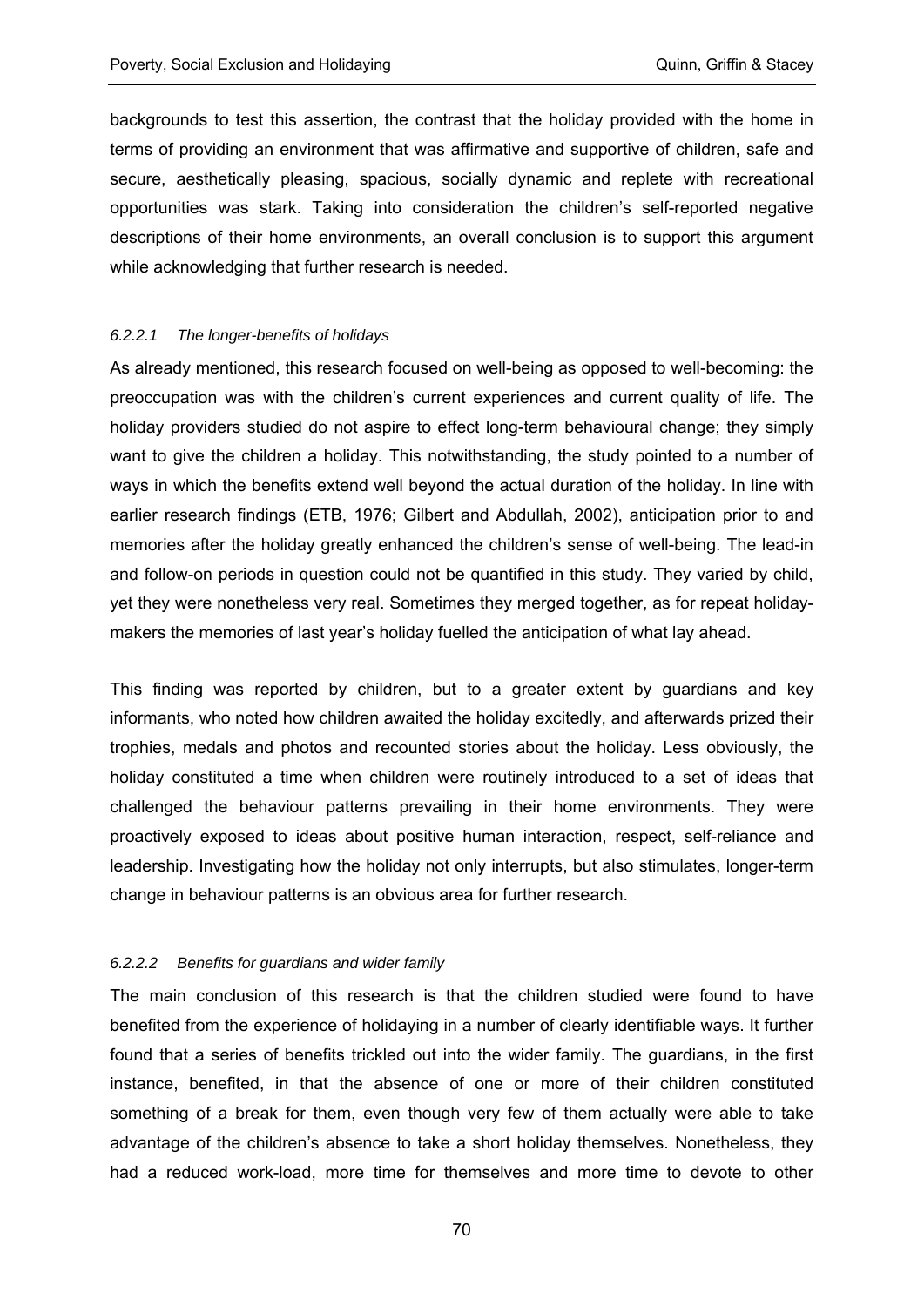backgrounds to test this assertion, the contrast that the holiday provided with the home in terms of providing an environment that was affirmative and supportive of children, safe and secure, aesthetically pleasing, spacious, socially dynamic and replete with recreational opportunities was stark. Taking into consideration the children's self-reported negative descriptions of their home environments, an overall conclusion is to support this argument while acknowledging that further research is needed.

#### *6.2.2.1 The longer-benefits of holidays*

As already mentioned, this research focused on well-being as opposed to well-becoming: the preoccupation was with the children's current experiences and current quality of life. The holiday providers studied do not aspire to effect long-term behavioural change; they simply want to give the children a holiday. This notwithstanding, the study pointed to a number of ways in which the benefits extend well beyond the actual duration of the holiday. In line with earlier research findings (ETB, 1976; Gilbert and Abdullah, 2002), anticipation prior to and memories after the holiday greatly enhanced the children's sense of well-being. The lead-in and follow-on periods in question could not be quantified in this study. They varied by child, yet they were nonetheless very real. Sometimes they merged together, as for repeat holiday-makers the memories of last year's holiday fuelled the anticipation of what lay ahead.

This finding was reported by children, but to a greater extent by guardians and key informants, who noted how children awaited the holiday excitedly, and afterwards prized their trophies, medals and photos and recounted stories about the holiday. Less obviously, the holiday constituted a time when children were routinely introduced to a set of ideas that challenged the behaviour patterns prevailing in their home environments. They were proactively exposed to ideas about positive human interaction, respect, self-reliance and leadership. Investigating how the holiday not only interrupts, but also stimulates, longer-term change in behaviour patterns is an obvious area for further research.

#### *6.2.2.2 Benefits for guardians and wider family*

The main conclusion of this research is that the children studied were found to have benefited from the experience of holidaying in a number of clearly identifiable ways. It further found that a series of benefits trickled out into the wider family. The guardians, in the first instance, benefited, in that the absence of one or more of their children constituted something of a break for them, even though very few of them actually were able to take advantage of the children's absence to take a short holiday themselves. Nonetheless, they had a reduced work-load, more time for themselves and more time to devote to other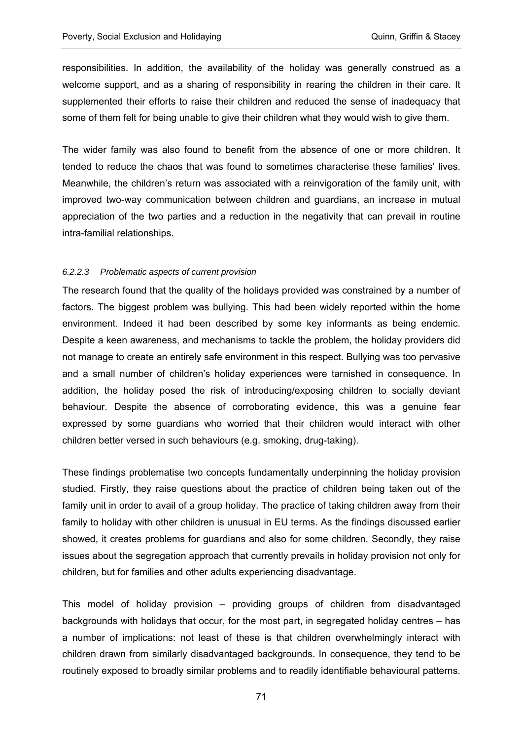responsibilities. In addition, the availability of the holiday was generally construed as a welcome support, and as a sharing of responsibility in rearing the children in their care. It supplemented their efforts to raise their children and reduced the sense of inadequacy that some of them felt for being unable to give their children what they would wish to give them.

The wider family was also found to benefit from the absence of one or more children. It tended to reduce the chaos that was found to sometimes characterise these families' lives. Meanwhile, the children's return was associated with a reinvigoration of the family unit, with improved two-way communication between children and guardians, an increase in mutual appreciation of the two parties and a reduction in the negativity that can prevail in routine intra-familial relationships.

#### *6.2.2.3 Problematic aspects of current provision*

The research found that the quality of the holidays provided was constrained by a number of factors. The biggest problem was bullying. This had been widely reported within the home environment. Indeed it had been described by some key informants as being endemic. Despite a keen awareness, and mechanisms to tackle the problem, the holiday providers did not manage to create an entirely safe environment in this respect. Bullying was too pervasive and a small number of children's holiday experiences were tarnished in consequence. In addition, the holiday posed the risk of introducing/exposing children to socially deviant behaviour. Despite the absence of corroborating evidence, this was a genuine fear expressed by some guardians who worried that their children would interact with other children better versed in such behaviours (e.g. smoking, drug-taking).

These findings problematise two concepts fundamentally underpinning the holiday provision studied. Firstly, they raise questions about the practice of children being taken out of the family unit in order to avail of a group holiday. The practice of taking children away from their family to holiday with other children is unusual in EU terms. As the findings discussed earlier showed, it creates problems for guardians and also for some children. Secondly, they raise issues about the segregation approach that currently prevails in holiday provision not only for children, but for families and other adults experiencing disadvantage.

This model of holiday provision – providing groups of children from disadvantaged backgrounds with holidays that occur, for the most part, in segregated holiday centres – has a number of implications: not least of these is that children overwhelmingly interact with children drawn from similarly disadvantaged backgrounds. In consequence, they tend to be routinely exposed to broadly similar problems and to readily identifiable behavioural patterns.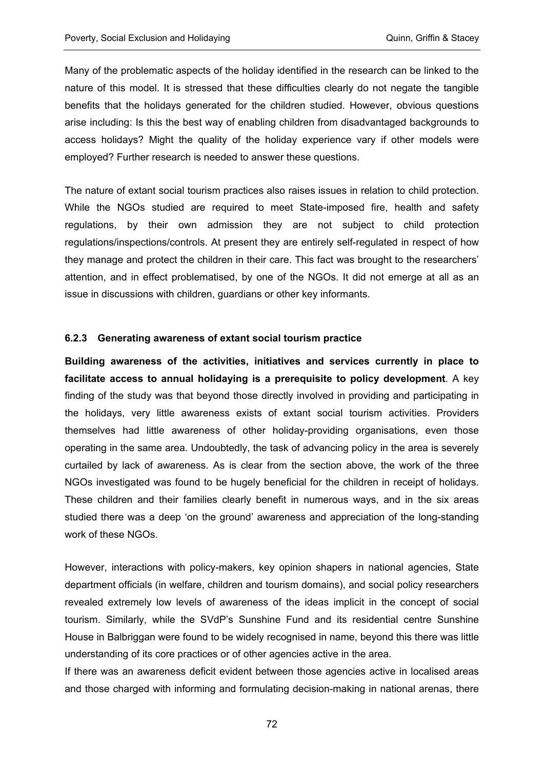Many of the problematic aspects of the holiday identified in the research can be linked to the nature of this model. It is stressed that these difficulties clearly do not negate the tangible benefits that the holidays generated for the children studied. However, obvious questions arise including: Is this the best way of enabling children from disadvantaged backgrounds to access holidays? Might the quality of the holiday experience vary if other models were employed? Further research is needed to answer these questions.

The nature of extant social tourism practices also raises issues in relation to child protection. While the NGOs studied are required to meet State-imposed fire, health and safety regulations, by their own admission they are not subject to child protection regulations/inspections/controls. At present they are entirely self-regulated in respect of how they manage and protect the children in their care. This fact was brought to the researchers' attention, and in effect problematised, by one of the NGOs. It did not emerge at all as an issue in discussions with children, guardians or other key informants.

### 6.2.3 Generating awareness of extant social tourism practice

**Building awareness of the activities, initiatives and services currently in place to facilitate access to annual holidaying is a prerequisite to policy development**. A key finding of the study was that beyond those directly involved in providing and participating in the holidays, very little awareness exists of extant social tourism activities. Providers themselves had little awareness of other holiday-providing organisations, even those operating in the same area. Undoubtedly, the task of advancing policy in the area is severely curtailed by lack of awareness. As is clear from the section above, the work of the three NGOs investigated was found to be hugely beneficial for the children in receipt of holidays. These children and their families clearly benefit in numerous ways, and in the six areas studied there was a deep 'on the ground' awareness and appreciation of the long-standing work of these NGOs.

However, interactions with policy-makers, key opinion shapers in national agencies, State department officials (in welfare, children and tourism domains), and social policy researchers revealed extremely low levels of awareness of the ideas implicit in the concept of social tourism. Similarly, while the SVdP's Sunshine Fund and its residential centre Sunshine House in Balbriggan were found to be widely recognised in name, beyond this there was little understanding of its core practices or of other agencies active in the area.

If there was an awareness deficit evident between those agencies active in localised areas and those charged with informing and formulating decision-making in national arenas, there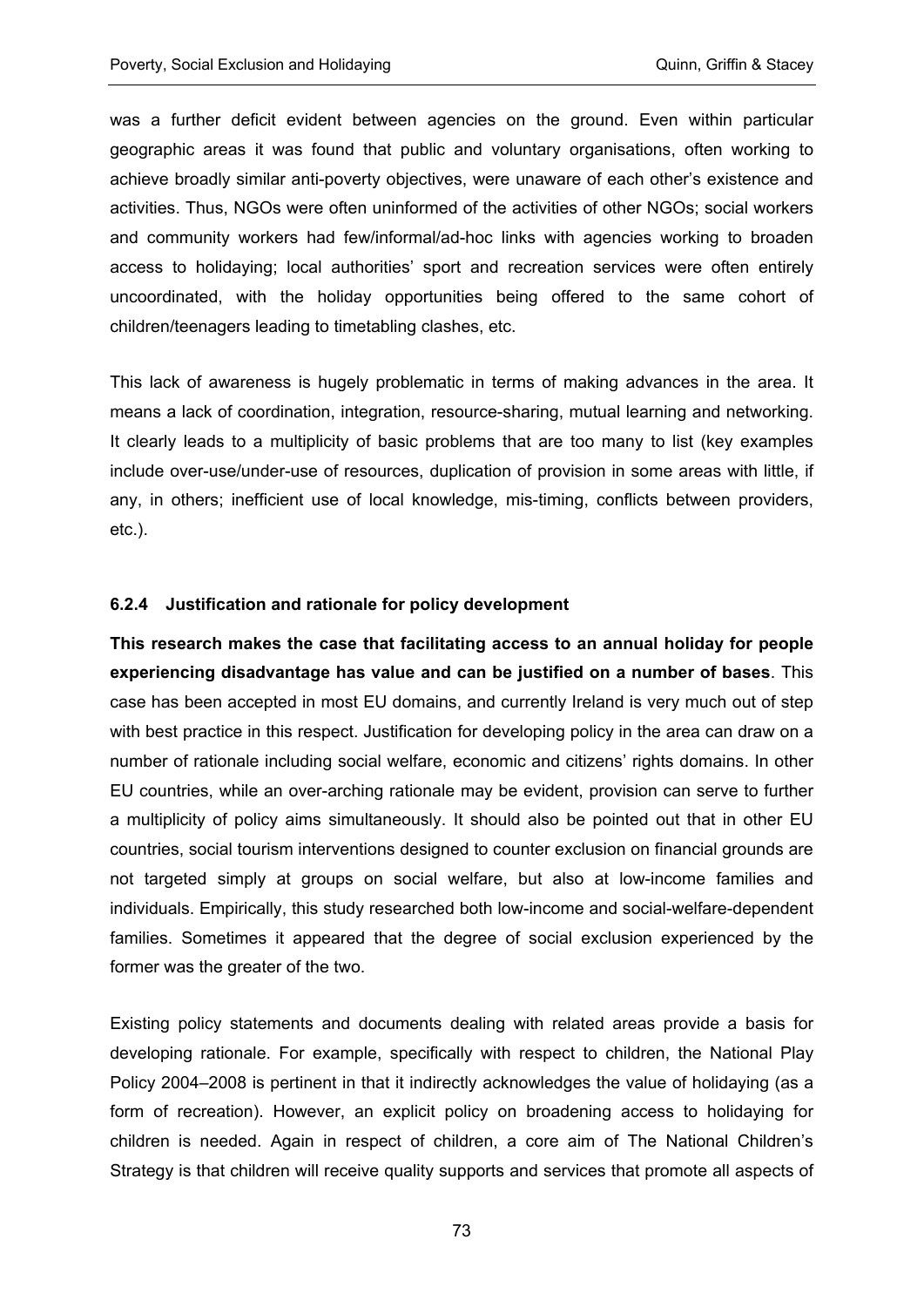was a further deficit evident between agencies on the ground. Even within particular geographic areas it was found that public and voluntary organisations, often working to achieve broadly similar anti-poverty objectives, were unaware of each other's existence and activities. Thus, NGOs were often uninformed of the activities of other NGOs; social workers and community workers had few/informal/ad-hoc links with agencies working to broaden access to holidaying; local authorities' sport and recreation services were often entirely uncoordinated, with the holiday opportunities being offered to the same cohort of children/teenagers leading to timetabling clashes, etc.

This lack of awareness is hugely problematic in terms of making advances in the area. It means a lack of coordination, integration, resource-sharing, mutual learning and networking. It clearly leads to a multiplicity of basic problems that are too many to list (key examples include over-use/under-use of resources, duplication of provision in some areas with little, if any, in others; inefficient use of local knowledge, mis-timing, conflicts between providers, etc.).

#### 6.2.4 Justification and rationale for policy development

**This research makes the case that facilitating access to an annual holiday for people experiencing disadvantage has value and can be justified on a number of bases**. This case has been accepted in most EU domains, and currently Ireland is very much out of step with best practice in this respect. Justification for developing policy in the area can draw on a number of rationale including social welfare, economic and citizens' rights domains. In other EU countries, while an over-arching rationale may be evident, provision can serve to further a multiplicity of policy aims simultaneously. It should also be pointed out that in other EU countries, social tourism interventions designed to counter exclusion on financial grounds are not targeted simply at groups on social welfare, but also at low-income families and individuals. Empirically, this study researched both low-income and social-welfare-dependent families. Sometimes it appeared that the degree of social exclusion experienced by the former was the greater of the two.

Existing policy statements and documents dealing with related areas provide a basis for developing rationale. For example, specifically with respect to children, the National Play Policy 2004–2008 is pertinent in that it indirectly acknowledges the value of holidaying (as a form of recreation). However, an explicit policy on broadening access to holidaying for children is needed. Again in respect of children, a core aim of The National Children's Strategy is that children will receive quality supports and services that promote all aspects of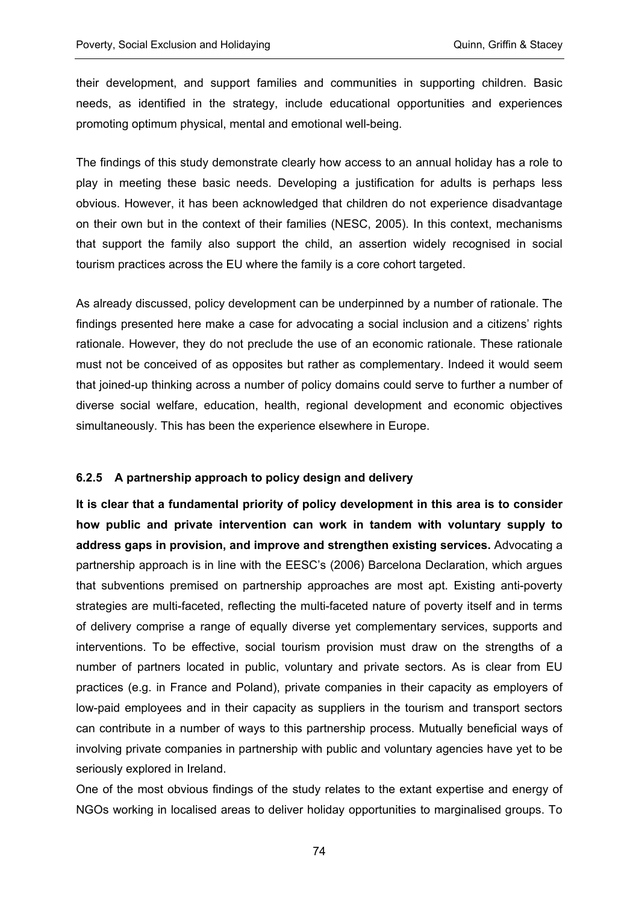their development, and support families and communities in supporting children. Basic needs, as identified in the strategy, include educational opportunities and experiences promoting optimum physical, mental and emotional well-being.

The findings of this study demonstrate clearly how access to an annual holiday has a role to play in meeting these basic needs. Developing a justification for adults is perhaps less obvious. However, it has been acknowledged that children do not experience disadvantage on their own but in the context of their families (NESC, 2005). In this context, mechanisms that support the family also support the child, an assertion widely recognised in social tourism practices across the EU where the family is a core cohort targeted.

As already discussed, policy development can be underpinned by a number of rationale. The findings presented here make a case for advocating a social inclusion and a citizens' rights rationale. However, they do not preclude the use of an economic rationale. These rationale must not be conceived of as opposites but rather as complementary. Indeed it would seem that joined-up thinking across a number of policy domains could serve to further a number of diverse social welfare, education, health, regional development and economic objectives simultaneously. This has been the experience elsewhere in Europe.

#### 6.2.5 A partnership approach to policy design and delivery

**It is clear that a fundamental priority of policy development in this area is to consider how public and private intervention can work in tandem with voluntary supply to address gaps in provision, and improve and strengthen existing services.** Advocating a partnership approach is in line with the EESC's (2006) Barcelona Declaration, which argues that subventions premised on partnership approaches are most apt. Existing anti-poverty strategies are multi-faceted, reflecting the multi-faceted nature of poverty itself and in terms of delivery comprise a range of equally diverse yet complementary services, supports and interventions. To be effective, social tourism provision must draw on the strengths of a number of partners located in public, voluntary and private sectors. As is clear from EU practices (e.g. in France and Poland), private companies in their capacity as employers of low-paid employees and in their capacity as suppliers in the tourism and transport sectors can contribute in a number of ways to this partnership process. Mutually beneficial ways of involving private companies in partnership with public and voluntary agencies have yet to be seriously explored in Ireland.

One of the most obvious findings of the study relates to the extant expertise and energy of NGOs working in localised areas to deliver holiday opportunities to marginalised groups. To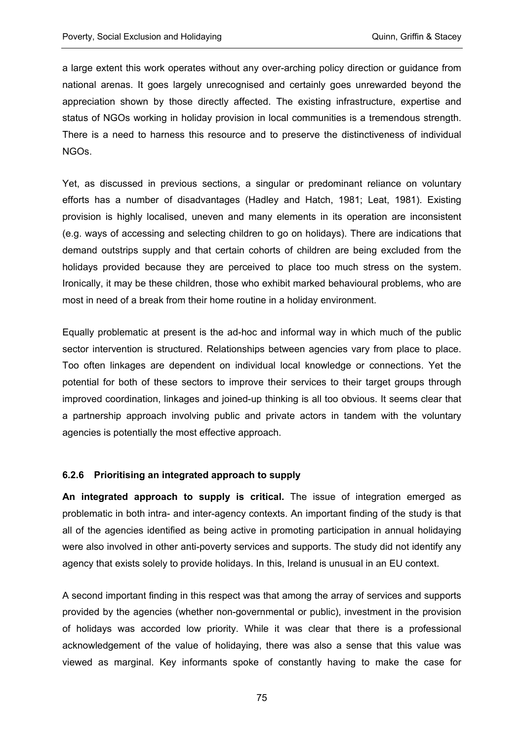a large extent this work operates without any over-arching policy direction or guidance from national arenas. It goes largely unrecognised and certainly goes unrewarded beyond the appreciation shown by those directly affected. The existing infrastructure, expertise and status of NGOs working in holiday provision in local communities is a tremendous strength. There is a need to harness this resource and to preserve the distinctiveness of individual NGOs.

Yet, as discussed in previous sections, a singular or predominant reliance on voluntary efforts has a number of disadvantages (Hadley and Hatch, 1981; Leat, 1981). Existing provision is highly localised, uneven and many elements in its operation are inconsistent (e.g. ways of accessing and selecting children to go on holidays). There are indications that demand outstrips supply and that certain cohorts of children are being excluded from the holidays provided because they are perceived to place too much stress on the system. Ironically, it may be these children, those who exhibit marked behavioural problems, who are most in need of a break from their home routine in a holiday environment.

Equally problematic at present is the ad-hoc and informal way in which much of the public sector intervention is structured. Relationships between agencies vary from place to place. Too often linkages are dependent on individual local knowledge or connections. Yet the potential for both of these sectors to improve their services to their target groups through improved coordination, linkages and joined-up thinking is all too obvious. It seems clear that a partnership approach involving public and private actors in tandem with the voluntary agencies is potentially the most effective approach.

### 6.2.6 Prioritising an integrated approach to supply

**An integrated approach to supply is critical.** The issue of integration emerged as problematic in both intra- and inter-agency contexts. An important finding of the study is that all of the agencies identified as being active in promoting participation in annual holidaying were also involved in other anti-poverty services and supports. The study did not identify any agency that exists solely to provide holidays. In this, Ireland is unusual in an EU context.

A second important finding in this respect was that among the array of services and supports provided by the agencies (whether non-governmental or public), investment in the provision of holidays was accorded low priority. While it was clear that there is a professional acknowledgement of the value of holidaying, there was also a sense that this value was viewed as marginal. Key informants spoke of constantly having to make the case for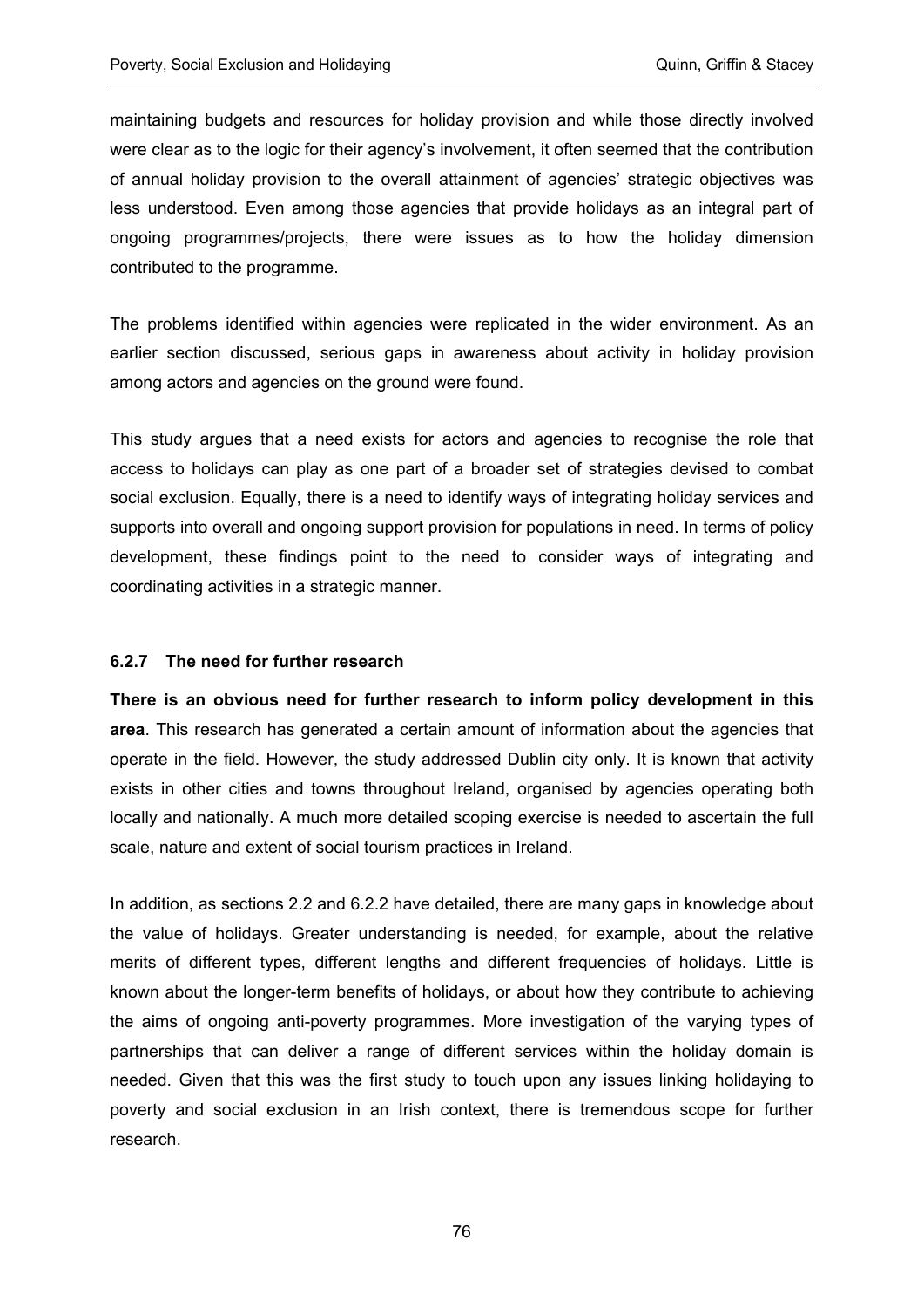maintaining budgets and resources for holiday provision and while those directly involved were clear as to the logic for their agency's involvement, it often seemed that the contribution of annual holiday provision to the overall attainment of agencies' strategic objectives was less understood. Even among those agencies that provide holidays as an integral part of ongoing programmes/projects, there were issues as to how the holiday dimension contributed to the programme.

The problems identified within agencies were replicated in the wider environment. As an earlier section discussed, serious gaps in awareness about activity in holiday provision among actors and agencies on the ground were found.

This study argues that a need exists for actors and agencies to recognise the role that access to holidays can play as one part of a broader set of strategies devised to combat social exclusion. Equally, there is a need to identify ways of integrating holiday services and supports into overall and ongoing support provision for populations in need. In terms of policy development, these findings point to the need to consider ways of integrating and coordinating activities in a strategic manner.

### 6.2.7 The need for further research

**There is an obvious need for further research to inform policy development in this area**. This research has generated a certain amount of information about the agencies that operate in the field. However, the study addressed Dublin city only. It is known that activity exists in other cities and towns throughout Ireland, organised by agencies operating both locally and nationally. A much more detailed scoping exercise is needed to ascertain the full scale, nature and extent of social tourism practices in Ireland.

In addition, as sections 2.2 and 6.2.2 have detailed, there are many gaps in knowledge about the value of holidays. Greater understanding is needed, for example, about the relative merits of different types, different lengths and different frequencies of holidays. Little is known about the longer-term benefits of holidays, or about how they contribute to achieving the aims of ongoing anti-poverty programmes. More investigation of the varying types of partnerships that can deliver a range of different services within the holiday domain is needed. Given that this was the first study to touch upon any issues linking holidaying to poverty and social exclusion in an Irish context, there is tremendous scope for further research.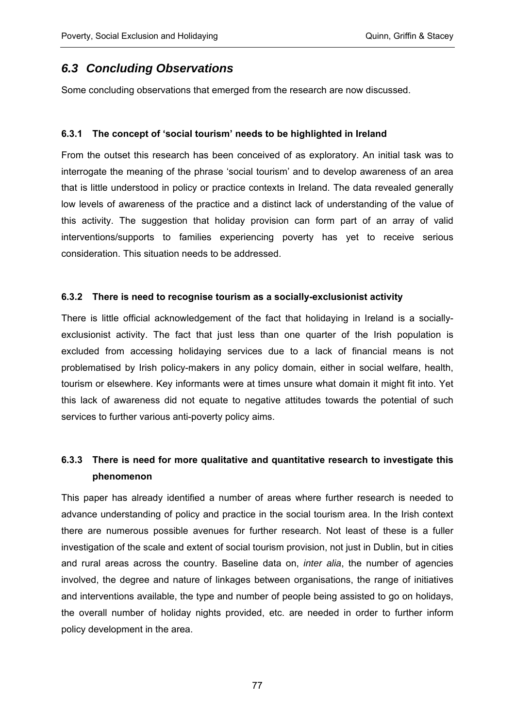## *6.3 Concluding Observations*

Some concluding observations that emerged from the research are now discussed.

#### 6.3.1 The concept of 'social tourism' needs to be highlighted in Ireland

From the outset this research has been conceived of as exploratory. An initial task was to interrogate the meaning of the phrase 'social tourism' and to develop awareness of an area that is little understood in policy or practice contexts in Ireland. The data revealed generally low levels of awareness of the practice and a distinct lack of understanding of the value of this activity. The suggestion that holiday provision can form part of an array of valid interventions/supports to families experiencing poverty has yet to receive serious consideration. This situation needs to be addressed.

#### 6.3.2 There is need to recognise tourism as a socially-exclusionist activity

There is little official acknowledgement of the fact that holidaying in Ireland is a socially-exclusionist activity. The fact that just less than one quarter of the Irish population is excluded from accessing holidaying services due to a lack of financial means is not problematised by Irish policy-makers in any policy domain, either in social welfare, health, tourism or elsewhere. Key informants were at times unsure what domain it might fit into. Yet this lack of awareness did not equate to negative attitudes towards the potential of such services to further various anti-poverty policy aims.

#### 6.3.3 There is need for more qualitative and quantitative research to investigate this phenomenon

This paper has already identified a number of areas where further research is needed to advance understanding of policy and practice in the social tourism area. In the Irish context there are numerous possible avenues for further research. Not least of these is a fuller investigation of the scale and extent of social tourism provision, not just in Dublin, but in cities and rural areas across the country. Baseline data on, *inter alia*, the number of agencies involved, the degree and nature of linkages between organisations, the range of initiatives and interventions available, the type and number of people being assisted to go on holidays, the overall number of holiday nights provided, etc. are needed in order to further inform policy development in the area.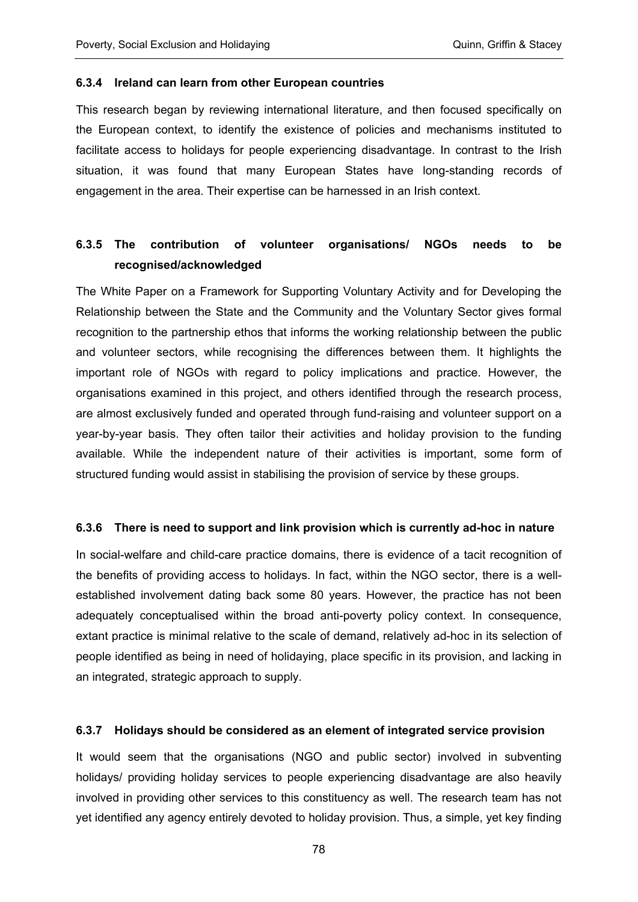### 6.3.4 Ireland can learn from other European countries

This research began by reviewing international literature, and then focused specifically on the European context, to identify the existence of policies and mechanisms instituted to facilitate access to holidays for people experiencing disadvantage. In contrast to the Irish situation, it was found that many European States have long-standing records of engagement in the area. Their expertise can be harnessed in an Irish context.

### 6.3.5 The contribution of volunteer organisations/ NGOs needs to be recognised/acknowledged

The White Paper on a Framework for Supporting Voluntary Activity and for Developing the Relationship between the State and the Community and the Voluntary Sector gives formal recognition to the partnership ethos that informs the working relationship between the public and volunteer sectors, while recognising the differences between them. It highlights the important role of NGOs with regard to policy implications and practice. However, the organisations examined in this project, and others identified through the research process, are almost exclusively funded and operated through fund-raising and volunteer support on a year-by-year basis. They often tailor their activities and holiday provision to the funding available. While the independent nature of their activities is important, some form of structured funding would assist in stabilising the provision of service by these groups.

### 6.3.6 There is need to support and link provision which is currently ad-hoc in nature

In social-welfare and child-care practice domains, there is evidence of a tacit recognition of the benefits of providing access to holidays. In fact, within the NGO sector, there is a well-established involvement dating back some 80 years. However, the practice has not been adequately conceptualised within the broad anti-poverty policy context. In consequence, extant practice is minimal relative to the scale of demand, relatively ad-hoc in its selection of people identified as being in need of holidaying, place specific in its provision, and lacking in an integrated, strategic approach to supply.

### 6.3.7 Holidays should be considered as an element of integrated service provision

It would seem that the organisations (NGO and public sector) involved in subventing holidays/ providing holiday services to people experiencing disadvantage are also heavily involved in providing other services to this constituency as well. The research team has not yet identified any agency entirely devoted to holiday provision. Thus, a simple, yet key finding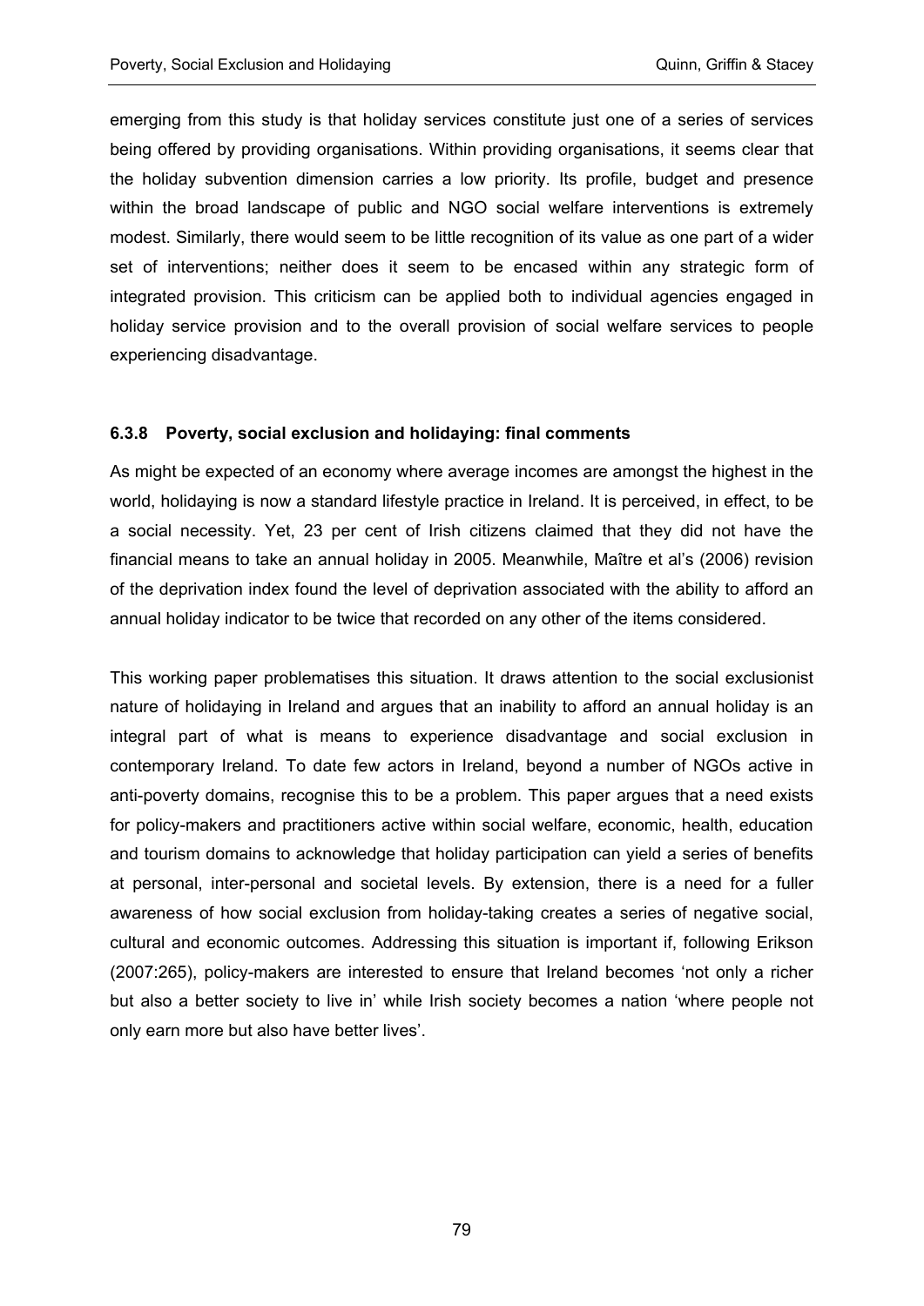emerging from this study is that holiday services constitute just one of a series of services being offered by providing organisations. Within providing organisations, it seems clear that the holiday subvention dimension carries a low priority. Its profile, budget and presence within the broad landscape of public and NGO social welfare interventions is extremely modest. Similarly, there would seem to be little recognition of its value as one part of a wider set of interventions; neither does it seem to be encased within any strategic form of integrated provision. This criticism can be applied both to individual agencies engaged in holiday service provision and to the overall provision of social welfare services to people experiencing disadvantage.

#### 6.3.8 Poverty, social exclusion and holidaying: final comments

As might be expected of an economy where average incomes are amongst the highest in the world, holidaying is now a standard lifestyle practice in Ireland. It is perceived, in effect, to be a social necessity. Yet, 23 per cent of Irish citizens claimed that they did not have the financial means to take an annual holiday in 2005. Meanwhile, Maître et al's (2006) revision of the deprivation index found the level of deprivation associated with the ability to afford an annual holiday indicator to be twice that recorded on any other of the items considered.

This working paper problematises this situation. It draws attention to the social exclusionist nature of holidaying in Ireland and argues that an inability to afford an annual holiday is an integral part of what is means to experience disadvantage and social exclusion in contemporary Ireland. To date few actors in Ireland, beyond a number of NGOs active in anti-poverty domains, recognise this to be a problem. This paper argues that a need exists for policy-makers and practitioners active within social welfare, economic, health, education and tourism domains to acknowledge that holiday participation can yield a series of benefits at personal, inter-personal and societal levels. By extension, there is a need for a fuller awareness of how social exclusion from holiday-taking creates a series of negative social, cultural and economic outcomes. Addressing this situation is important if, following Erikson (2007:265), policy-makers are interested to ensure that Ireland becomes 'not only a richer but also a better society to live in' while Irish society becomes a nation 'where people not only earn more but also have better lives'.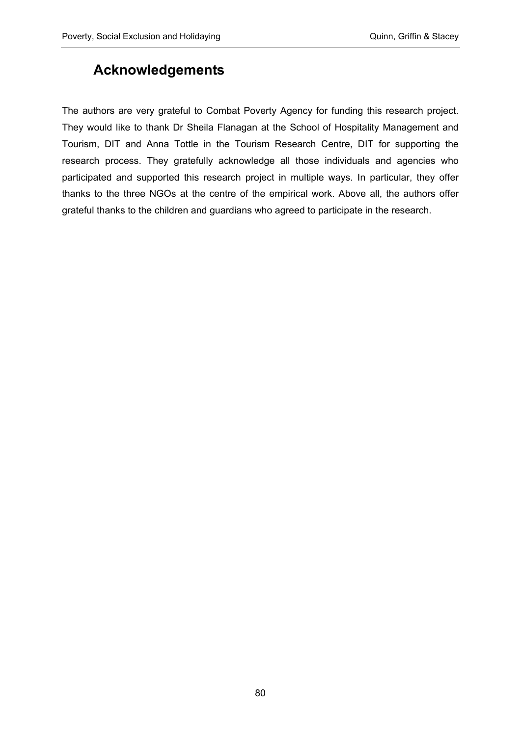## Acknowledgements

The authors are very grateful to Combat Poverty Agency for funding this research project. They would like to thank Dr Sheila Flanagan at the School of Hospitality Management and Tourism, DIT and Anna Tottle in the Tourism Research Centre, DIT for supporting the research process. They gratefully acknowledge all those individuals and agencies who participated and supported this research project in multiple ways. In particular, they offer thanks to the three NGOs at the centre of the empirical work. Above all, the authors offer grateful thanks to the children and guardians who agreed to participate in the research.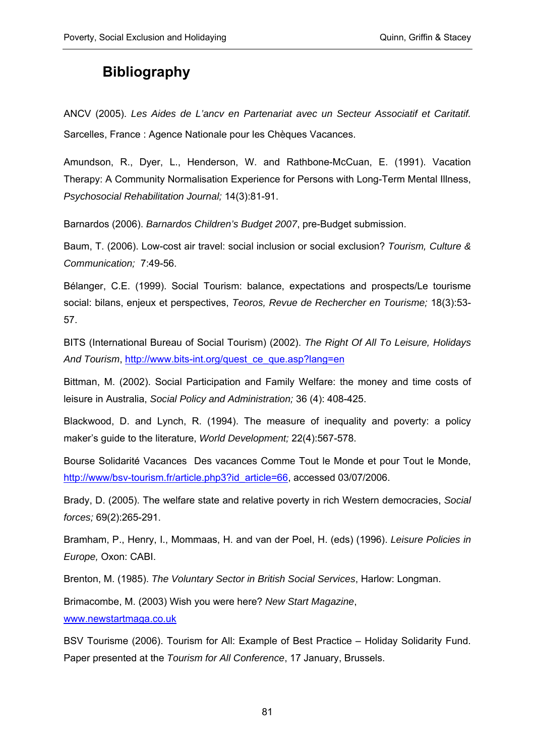## Bibliography

ANCV (2005). *Les Aides de L'ancv en Partenariat avec un Secteur Associatif et Caritatif.* Sarcelles, France : Agence Nationale pour les Chèques Vacances.

Amundson, R., Dyer, L., Henderson, W. and Rathbone-McCuan, E. (1991). Vacation Therapy: A Community Normalisation Experience for Persons with Long-Term Mental Illness, *Psychosocial Rehabilitation Journal;* 14(3):81-91.

Barnardos (2006). *Barnardos Children's Budget 2007*, pre-Budget submission.

Baum, T. (2006). Low-cost air travel: social inclusion or social exclusion? *Tourism, Culture & Communication;* 7:49-56.

Bélanger, C.E. (1999). Social Tourism: balance, expectations and prospects/Le tourisme social: bilans, enjeux et perspectives, *Teoros, Revue de Rechercher en Tourisme;* 18(3):53-57.

BITS (International Bureau of Social Tourism) (2002). *The Right Of All To Leisure, Holidays And Tourism*, http://www.bits-int.org/quest_ce_que.asp?lang=en

Bittman, M. (2002). Social Participation and Family Welfare: the money and time costs of leisure in Australia, *Social Policy and Administration;* 36 (4): 408-425.

Blackwood, D. and Lynch, R. (1994). The measure of inequality and poverty: a policy maker's guide to the literature, *World Development;* 22(4):567-578.

Bourse Solidarité Vacances Des vacances Comme Tout le Monde et pour Tout le Monde, http://www/bsv-tourism.fr/article.php3?id_article=66, accessed 03/07/2006.

Brady, D. (2005). The welfare state and relative poverty in rich Western democracies, *Social forces;* 69(2):265-291.

Bramham, P., Henry, I., Mommaas, H. and van der Poel, H. (eds) (1996). *Leisure Policies in Europe,* Oxon: CABI.

Brenton, M. (1985). *The Voluntary Sector in British Social Services*, Harlow: Longman.

Brimacombe, M. (2003) Wish you were here? *New Start Magazine*, www.newstartmaga.co.uk

BSV Tourisme (2006). Tourism for All: Example of Best Practice – Holiday Solidarity Fund. Paper presented at the *Tourism for All Conference*, 17 January, Brussels.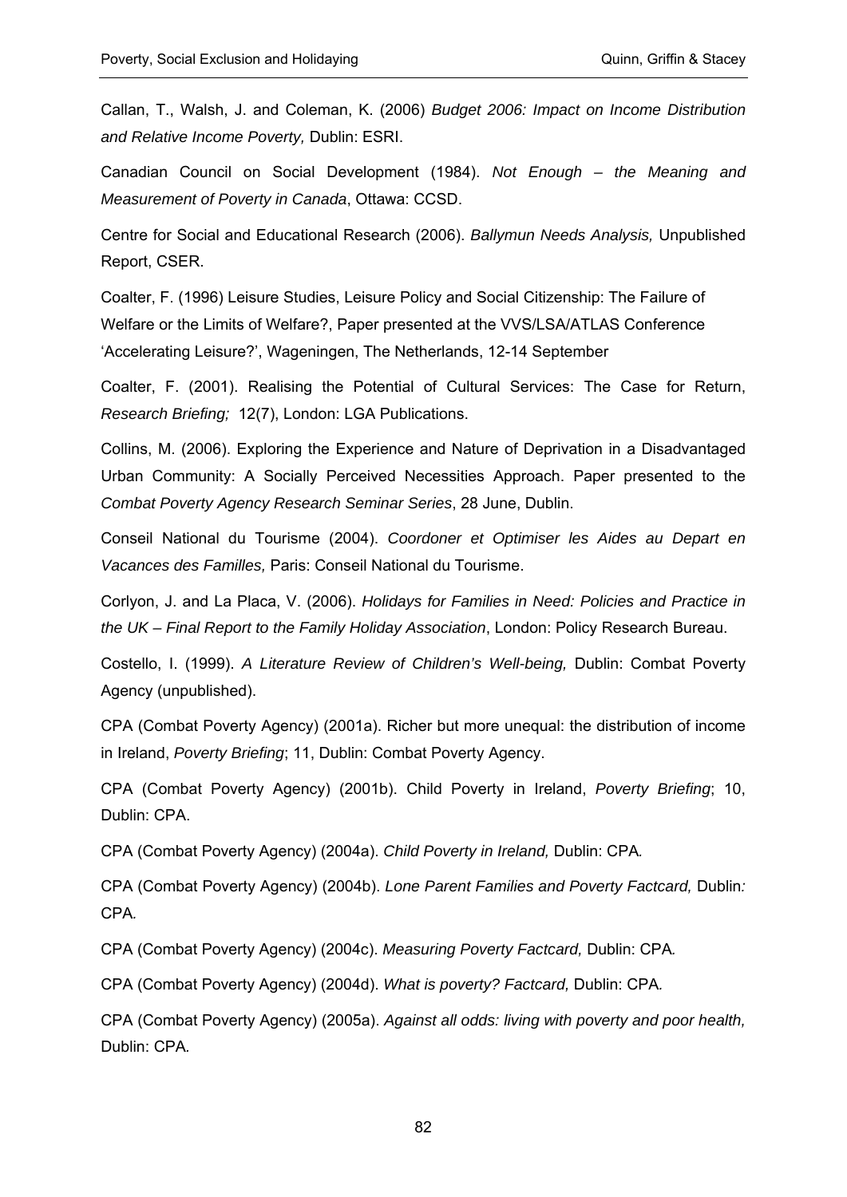Callan, T., Walsh, J. and Coleman, K. (2006) *Budget 2006: Impact on Income Distribution and Relative Income Poverty,* Dublin: ESRI.

Canadian Council on Social Development (1984). *Not Enough – the Meaning and Measurement of Poverty in Canada*, Ottawa: CCSD.

Centre for Social and Educational Research (2006). *Ballymun Needs Analysis,* Unpublished Report, CSER.

Coalter, F. (1996) Leisure Studies, Leisure Policy and Social Citizenship: The Failure of Welfare or the Limits of Welfare?, Paper presented at the VVS/LSA/ATLAS Conference 'Accelerating Leisure?', Wageningen, The Netherlands, 12-14 September

Coalter, F. (2001). Realising the Potential of Cultural Services: The Case for Return, *Research Briefing;* 12(7), London: LGA Publications.

Collins, M. (2006). Exploring the Experience and Nature of Deprivation in a Disadvantaged Urban Community: A Socially Perceived Necessities Approach. Paper presented to the *Combat Poverty Agency Research Seminar Series*, 28 June, Dublin.

Conseil National du Tourisme (2004). *Coordoner et Optimiser les Aides au Depart en Vacances des Familles,* Paris: Conseil National du Tourisme.

Corlyon, J. and La Placa, V. (2006). *Holidays for Families in Need: Policies and Practice in the UK – Final Report to the Family Holiday Association*, London: Policy Research Bureau.

Costello, I. (1999). *A Literature Review of Children's Well-being,* Dublin: Combat Poverty Agency (unpublished).

CPA (Combat Poverty Agency) (2001a). Richer but more unequal: the distribution of income in Ireland, *Poverty Briefing*; 11, Dublin: Combat Poverty Agency.

CPA (Combat Poverty Agency) (2001b). Child Poverty in Ireland, *Poverty Briefing*; 10, Dublin: CPA.

CPA (Combat Poverty Agency) (2004a). *Child Poverty in Ireland,* Dublin: CPA.

CPA (Combat Poverty Agency) (2004b). *Lone Parent Families and Poverty Factcard,* Dublin: CPA.

CPA (Combat Poverty Agency) (2004c). *Measuring Poverty Factcard,* Dublin: CPA.

CPA (Combat Poverty Agency) (2004d). *What is poverty? Factcard,* Dublin: CPA.

CPA (Combat Poverty Agency) (2005a). *Against all odds: living with poverty and poor health,* Dublin: CPA.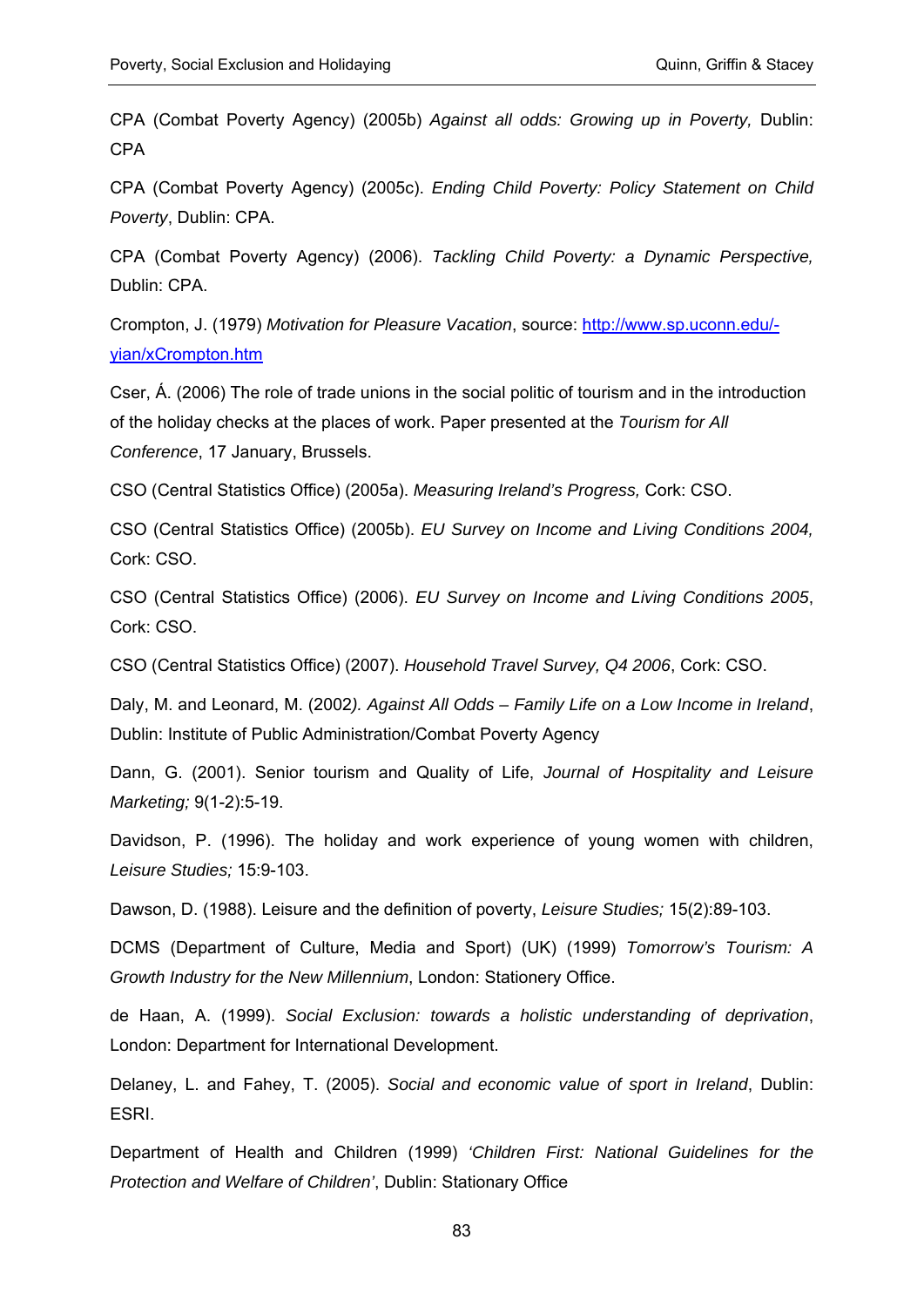CPA (Combat Poverty Agency) (2005b) *Against all odds: Growing up in Poverty,* Dublin: CPA

CPA (Combat Poverty Agency) (2005c). *Ending Child Poverty: Policy Statement on Child Poverty*, Dublin: CPA.

CPA (Combat Poverty Agency) (2006). *Tackling Child Poverty: a Dynamic Perspective,* Dublin: CPA.

Crompton, J. (1979) *Motivation for Pleasure Vacation*, source: [http://www.sp.uconn.edu/-yian/xCrompton.htm](http://www.sp.uconn.edu/-yian/xCrompton.htm)

Cser, Á. (2006) The role of trade unions in the social politic of tourism and in the introduction of the holiday checks at the places of work. Paper presented at the *Tourism for All Conference*, 17 January, Brussels.

CSO (Central Statistics Office) (2005a). *Measuring Ireland's Progress,* Cork: CSO.

CSO (Central Statistics Office) (2005b). *EU Survey on Income and Living Conditions 2004,* Cork: CSO.

CSO (Central Statistics Office) (2006). *EU Survey on Income and Living Conditions 2005*, Cork: CSO.

CSO (Central Statistics Office) (2007). *Household Travel Survey, Q4 2006*, Cork: CSO.

Daly, M. and Leonard, M. (2002*). Against All Odds – Family Life on a Low Income in Ireland*, Dublin: Institute of Public Administration/Combat Poverty Agency

Dann, G. (2001). Senior tourism and Quality of Life, *Journal of Hospitality and Leisure Marketing;* 9(1-2):5-19.

Davidson, P. (1996). The holiday and work experience of young women with children, *Leisure Studies;* 15:9-103.

Dawson, D. (1988). Leisure and the definition of poverty, *Leisure Studies;* 15(2):89-103.

DCMS (Department of Culture, Media and Sport) (UK) (1999) *Tomorrow's Tourism: A Growth Industry for the New Millennium*, London: Stationery Office.

de Haan, A. (1999). *Social Exclusion: towards a holistic understanding of deprivation*, London: Department for International Development.

Delaney, L. and Fahey, T. (2005). *Social and economic value of sport in Ireland*, Dublin: ESRI.

Department of Health and Children (1999) *'Children First: National Guidelines for the Protection and Welfare of Children'*, Dublin: Stationary Office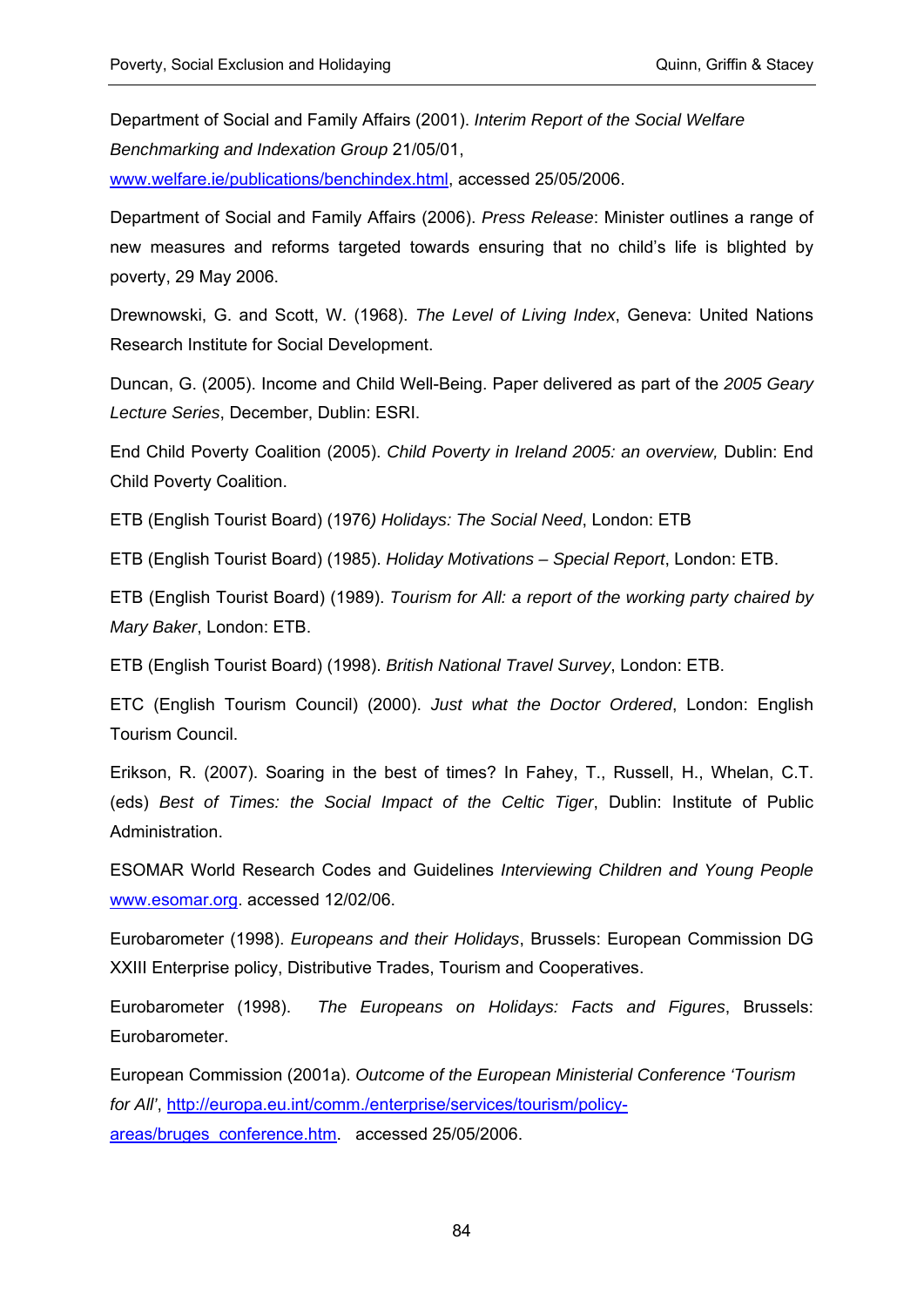Department of Social and Family Affairs (2001). *Interim Report of the Social Welfare Benchmarking and Indexation Group* 21/05/01, www.welfare.ie/publications/benchindex.html, accessed 25/05/2006.

Department of Social and Family Affairs (2006). *Press Release*: Minister outlines a range of new measures and reforms targeted towards ensuring that no child's life is blighted by poverty, 29 May 2006.

Drewnowski, G. and Scott, W. (1968). *The Level of Living Index*, Geneva: United Nations Research Institute for Social Development.

Duncan, G. (2005). Income and Child Well-Being. Paper delivered as part of the *2005 Geary Lecture Series*, December, Dublin: ESRI.

End Child Poverty Coalition (2005). *Child Poverty in Ireland 2005: an overview,* Dublin: End Child Poverty Coalition.

ETB (English Tourist Board) (1976*) Holidays: The Social Need*, London: ETB

ETB (English Tourist Board) (1985). *Holiday Motivations – Special Report*, London: ETB.

ETB (English Tourist Board) (1989). *Tourism for All: a report of the working party chaired by Mary Baker*, London: ETB.

ETB (English Tourist Board) (1998). *British National Travel Survey*, London: ETB.

ETC (English Tourism Council) (2000). *Just what the Doctor Ordered*, London: English Tourism Council.

Erikson, R. (2007). Soaring in the best of times? In Fahey, T., Russell, H., Whelan, C.T. (eds) *Best of Times: the Social Impact of the Celtic Tiger*, Dublin: Institute of Public Administration.

ESOMAR World Research Codes and Guidelines *Interviewing Children and Young People* www.esomar.org. accessed 12/02/06.

Eurobarometer (1998). *Europeans and their Holidays*, Brussels: European Commission DG XXIII Enterprise policy, Distributive Trades, Tourism and Cooperatives.

Eurobarometer (1998). *The Europeans on Holidays: Facts and Figures*, Brussels: Eurobarometer.

European Commission (2001a). *Outcome of the European Ministerial Conference 'Tourism for All'*, http://europa.eu.int/comm./enterprise/services/tourism/policy-areas/bruges_conference.htm. accessed 25/05/2006.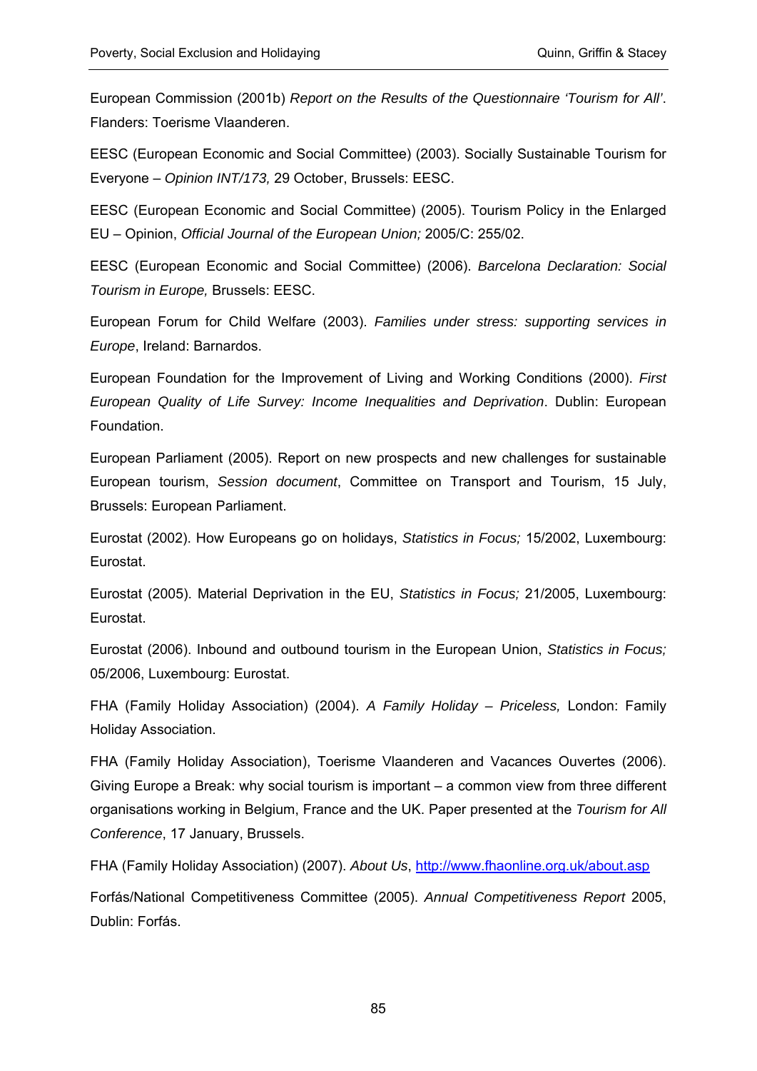European Commission (2001b) *Report on the Results of the Questionnaire 'Tourism for All'*. Flanders: Toerisme Vlaanderen.

EESC (European Economic and Social Committee) (2003). Socially Sustainable Tourism for Everyone – *Opinion INT/173,* 29 October, Brussels: EESC.

EESC (European Economic and Social Committee) (2005). Tourism Policy in the Enlarged EU – Opinion, *Official Journal of the European Union;* 2005/C: 255/02.

EESC (European Economic and Social Committee) (2006). *Barcelona Declaration: Social Tourism in Europe,* Brussels: EESC.

European Forum for Child Welfare (2003). *Families under stress: supporting services in Europe*, Ireland: Barnardos.

European Foundation for the Improvement of Living and Working Conditions (2000). *First European Quality of Life Survey: Income Inequalities and Deprivation*. Dublin: European Foundation.

European Parliament (2005). Report on new prospects and new challenges for sustainable European tourism, *Session document*, Committee on Transport and Tourism, 15 July, Brussels: European Parliament.

Eurostat (2002). How Europeans go on holidays, *Statistics in Focus;* 15/2002, Luxembourg: Eurostat.

Eurostat (2005). Material Deprivation in the EU, *Statistics in Focus;* 21/2005, Luxembourg: Eurostat.

Eurostat (2006). Inbound and outbound tourism in the European Union, *Statistics in Focus;* 05/2006, Luxembourg: Eurostat.

FHA (Family Holiday Association) (2004). *A Family Holiday – Priceless,* London: Family Holiday Association.

FHA (Family Holiday Association), Toerisme Vlaanderen and Vacances Ouvertes (2006). Giving Europe a Break: why social tourism is important – a common view from three different organisations working in Belgium, France and the UK. Paper presented at the *Tourism for All Conference*, 17 January, Brussels.

FHA (Family Holiday Association) (2007). *About Us*, http://www.fhaonline.org.uk/about.asp

Forfás/National Competitiveness Committee (2005). *Annual Competitiveness Report* 2005, Dublin: Forfás.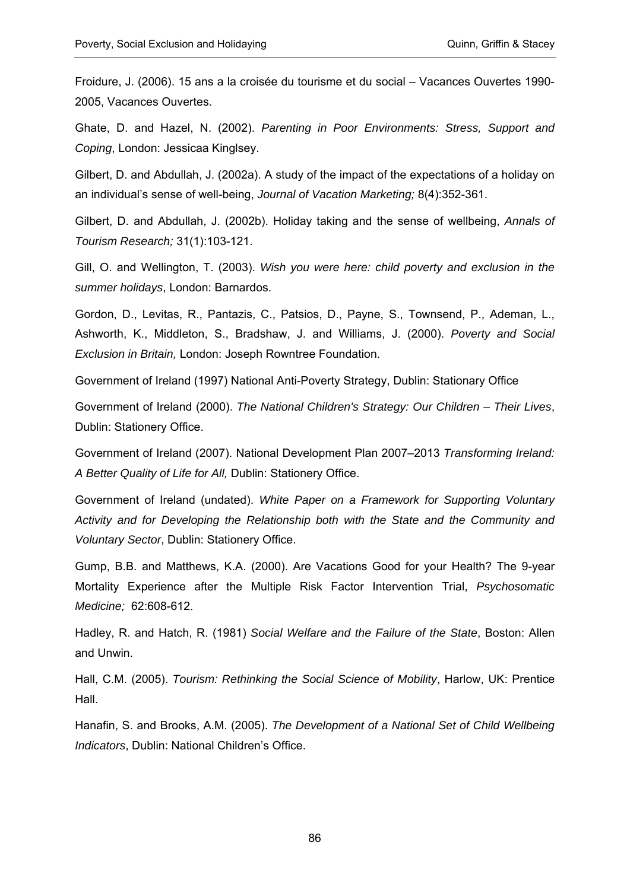Froidure, J. (2006). 15 ans a la croisée du tourisme et du social – Vacances Ouvertes 1990-2005, Vacances Ouvertes.

Ghate, D. and Hazel, N. (2002). *Parenting in Poor Environments: Stress, Support and Coping*, London: Jessicaa Kinglsey.

Gilbert, D. and Abdullah, J. (2002a). A study of the impact of the expectations of a holiday on an individual's sense of well-being, *Journal of Vacation Marketing;* 8(4):352-361.

Gilbert, D. and Abdullah, J. (2002b). Holiday taking and the sense of wellbeing, *Annals of Tourism Research;* 31(1):103-121.

Gill, O. and Wellington, T. (2003). *Wish you were here: child poverty and exclusion in the summer holidays*, London: Barnardos.

Gordon, D., Levitas, R., Pantazis, C., Patsios, D., Payne, S., Townsend, P., Ademan, L., Ashworth, K., Middleton, S., Bradshaw, J. and Williams, J. (2000). *Poverty and Social Exclusion in Britain,* London: Joseph Rowntree Foundation.

Government of Ireland (1997) National Anti-Poverty Strategy, Dublin: Stationary Office

Government of Ireland (2000). *The National Children's Strategy: Our Children – Their Lives*, Dublin: Stationery Office.

Government of Ireland (2007). National Development Plan 2007–2013 *Transforming Ireland: A Better Quality of Life for All,* Dublin: Stationery Office.

Government of Ireland (undated). *White Paper on a Framework for Supporting Voluntary Activity and for Developing the Relationship both with the State and the Community and Voluntary Sector*, Dublin: Stationery Office.

Gump, B.B. and Matthews, K.A. (2000). Are Vacations Good for your Health? The 9-year Mortality Experience after the Multiple Risk Factor Intervention Trial, *Psychosomatic Medicine;* 62:608-612.

Hadley, R. and Hatch, R. (1981) *Social Welfare and the Failure of the State*, Boston: Allen and Unwin.

Hall, C.M. (2005). *Tourism: Rethinking the Social Science of Mobility*, Harlow, UK: Prentice Hall.

Hanafin, S. and Brooks, A.M. (2005). *The Development of a National Set of Child Wellbeing Indicators*, Dublin: National Children's Office.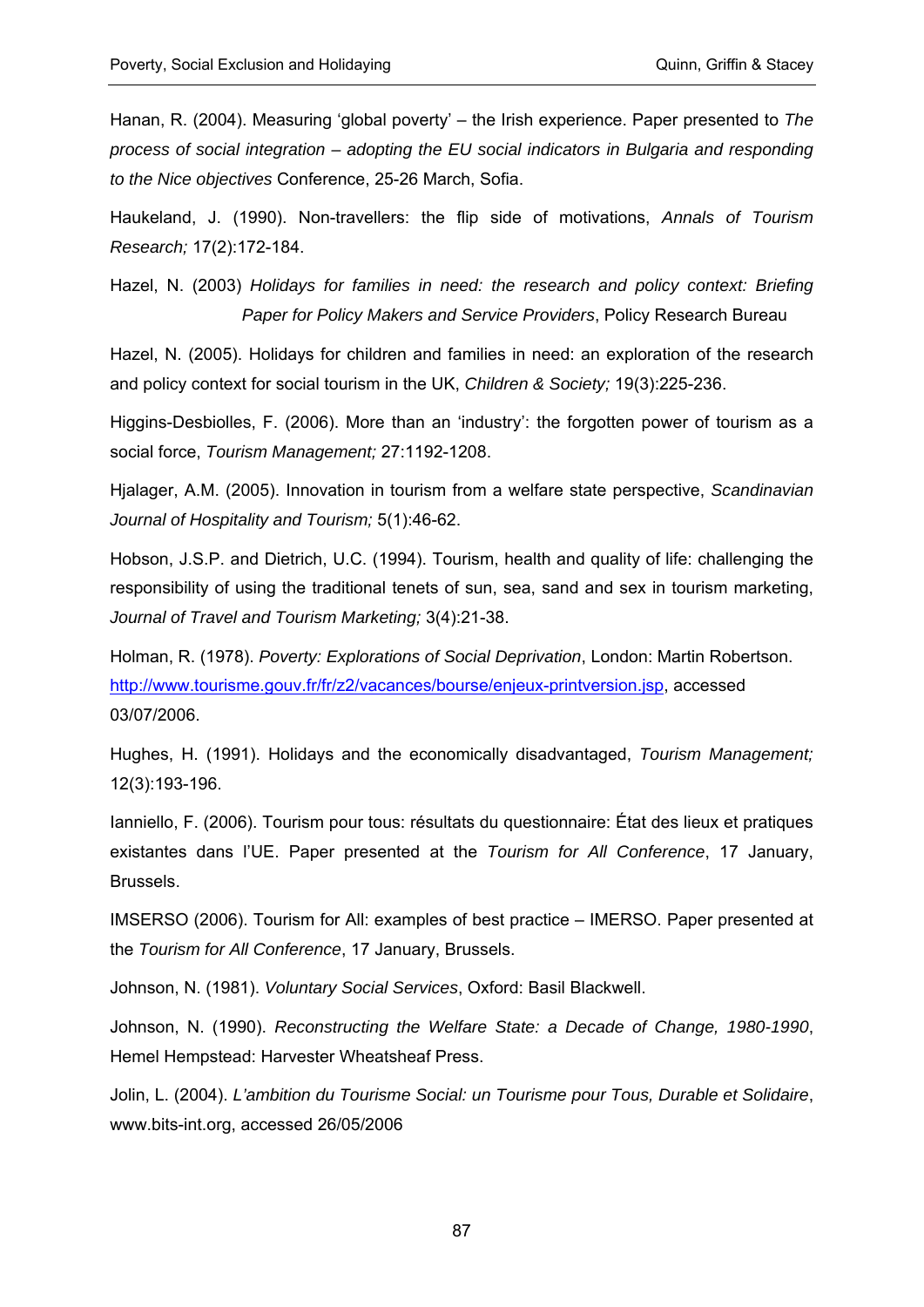Hanan, R. (2004). Measuring 'global poverty' – the Irish experience. Paper presented to *The process of social integration – adopting the EU social indicators in Bulgaria and responding to the Nice objectives* Conference, 25-26 March, Sofia.

Haukeland, J. (1990). Non-travellers: the flip side of motivations, *Annals of Tourism Research;* 17(2):172-184.

Hazel, N. (2003) *Holidays for families in need: the research and policy context: Briefing Paper for Policy Makers and Service Providers*, Policy Research Bureau

Hazel, N. (2005). Holidays for children and families in need: an exploration of the research and policy context for social tourism in the UK, *Children & Society;* 19(3):225-236.

Higgins-Desbiolles, F. (2006). More than an 'industry': the forgotten power of tourism as a social force, *Tourism Management;* 27:1192-1208.

Hjalager, A.M. (2005). Innovation in tourism from a welfare state perspective, *Scandinavian Journal of Hospitality and Tourism;* 5(1):46-62.

Hobson, J.S.P. and Dietrich, U.C. (1994). Tourism, health and quality of life: challenging the responsibility of using the traditional tenets of sun, sea, sand and sex in tourism marketing, *Journal of Travel and Tourism Marketing;* 3(4):21-38.

Holman, R. (1978). *Poverty: Explorations of Social Deprivation*, London: Martin Robertson.
http://www.tourisme.gouv.fr/fr/z2/vacances/bourse/enjeux-printversion.jsp, accessed 03/07/2006.

Hughes, H. (1991). Holidays and the economically disadvantaged, *Tourism Management;* 12(3):193-196.

Ianniello, F. (2006). Tourism pour tous: résultats du questionnaire: État des lieux et pratiques existantes dans l'UE. Paper presented at the *Tourism for All Conference*, 17 January, Brussels.

IMSERSO (2006). Tourism for All: examples of best practice – IMERSO. Paper presented at the *Tourism for All Conference*, 17 January, Brussels.

Johnson, N. (1981). *Voluntary Social Services*, Oxford: Basil Blackwell.

Johnson, N. (1990). *Reconstructing the Welfare State: a Decade of Change, 1980-1990*, Hemel Hempstead: Harvester Wheatsheaf Press.

Jolin, L. (2004). *L'ambition du Tourisme Social: un Tourisme pour Tous, Durable et Solidaire*, www.bits-int.org, accessed 26/05/2006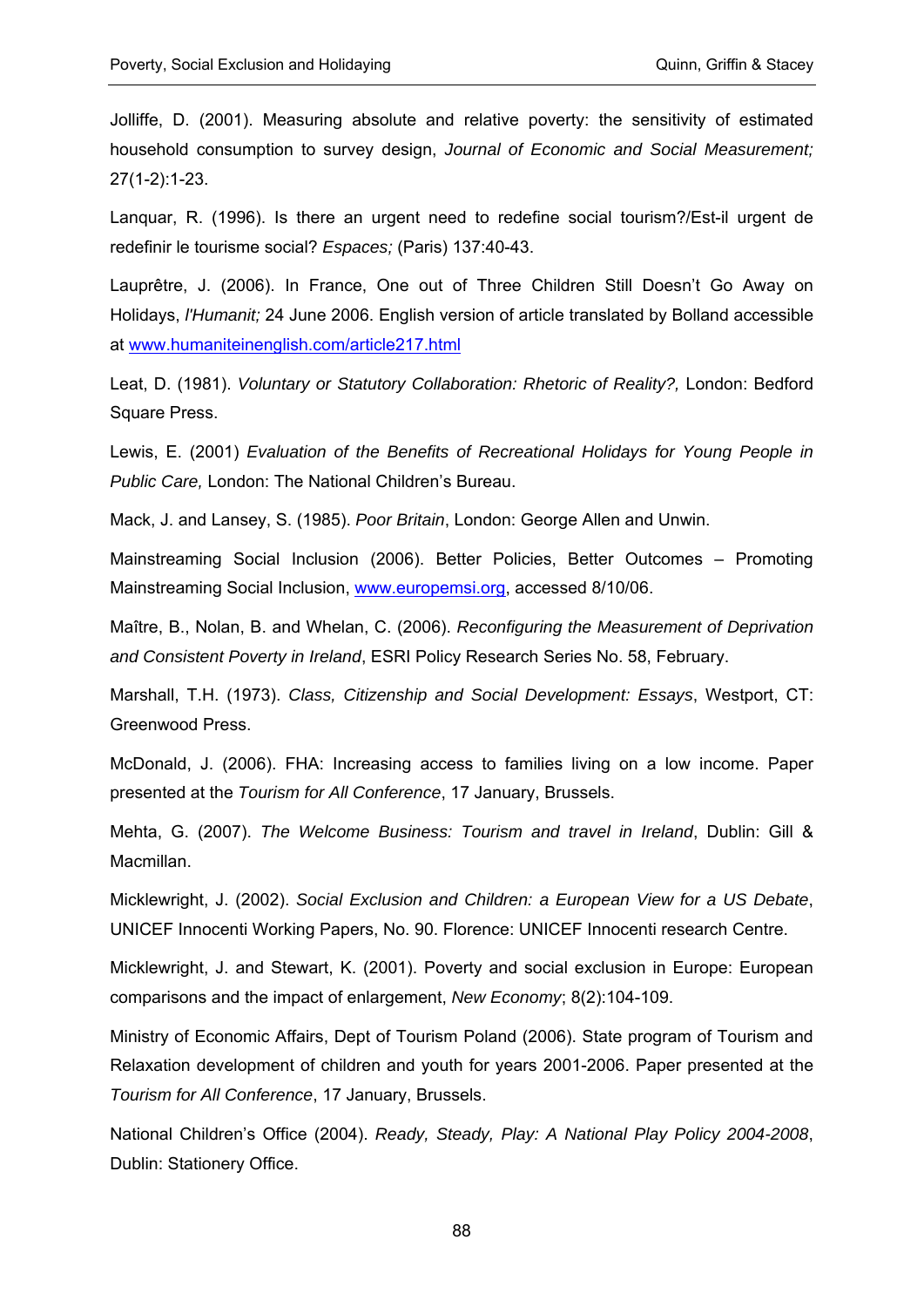Jolliffe, D. (2001). Measuring absolute and relative poverty: the sensitivity of estimated household consumption to survey design, *Journal of Economic and Social Measurement;* 27(1-2):1-23.

Lanquar, R. (1996). Is there an urgent need to redefine social tourism?/Est-il urgent de redefinir le tourisme social? *Espaces;* (Paris) 137:40-43.

Lauprêtre, J. (2006). In France, One out of Three Children Still Doesn't Go Away on Holidays, *l'Humanit;* 24 June 2006. English version of article translated by Bolland accessible at www.humaniteinenglish.com/article217.html

Leat, D. (1981). *Voluntary or Statutory Collaboration: Rhetoric of Reality?,* London: Bedford Square Press.

Lewis, E. (2001) *Evaluation of the Benefits of Recreational Holidays for Young People in Public Care,* London: The National Children's Bureau.

Mack, J. and Lansey, S. (1985). *Poor Britain*, London: George Allen and Unwin.

Mainstreaming Social Inclusion (2006). Better Policies, Better Outcomes – Promoting Mainstreaming Social Inclusion, www.europemsi.org, accessed 8/10/06.

Maître, B., Nolan, B. and Whelan, C. (2006). *Reconfiguring the Measurement of Deprivation and Consistent Poverty in Ireland*, ESRI Policy Research Series No. 58, February.

Marshall, T.H. (1973). *Class, Citizenship and Social Development: Essays*, Westport, CT: Greenwood Press.

McDonald, J. (2006). FHA: Increasing access to families living on a low income. Paper presented at the *Tourism for All Conference*, 17 January, Brussels.

Mehta, G. (2007). *The Welcome Business: Tourism and travel in Ireland*, Dublin: Gill & Macmillan.

Micklewright, J. (2002). *Social Exclusion and Children: a European View for a US Debate*, UNICEF Innocenti Working Papers, No. 90. Florence: UNICEF Innocenti research Centre.

Micklewright, J. and Stewart, K. (2001). Poverty and social exclusion in Europe: European comparisons and the impact of enlargement, *New Economy*; 8(2):104-109.

Ministry of Economic Affairs, Dept of Tourism Poland (2006). State program of Tourism and Relaxation development of children and youth for years 2001-2006. Paper presented at the *Tourism for All Conference*, 17 January, Brussels.

National Children's Office (2004). *Ready, Steady, Play: A National Play Policy 2004-2008*, Dublin: Stationery Office.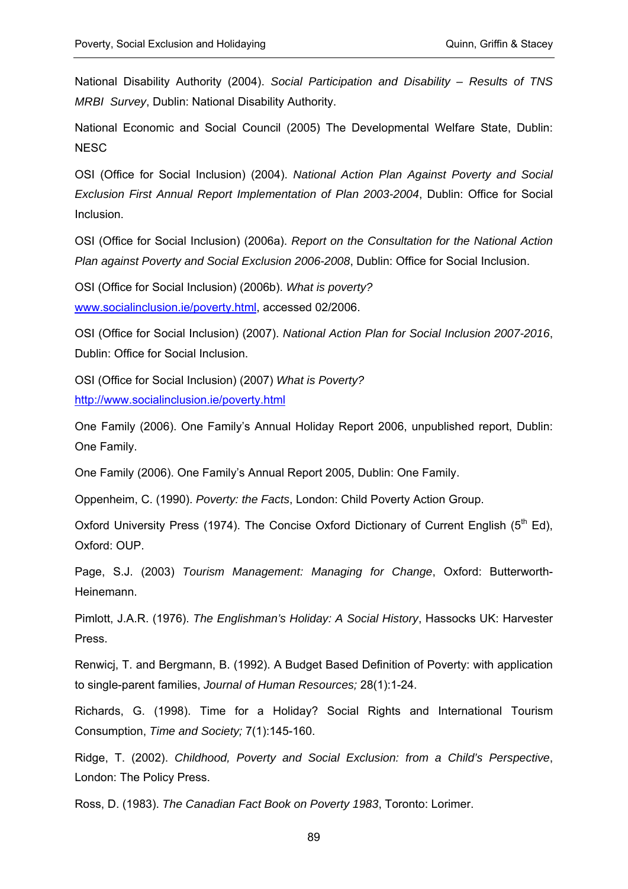National Disability Authority (2004). *Social Participation and Disability – Results of TNS MRBI Survey*, Dublin: National Disability Authority.

National Economic and Social Council (2005) The Developmental Welfare State, Dublin: NESC

OSI (Office for Social Inclusion) (2004). *National Action Plan Against Poverty and Social Exclusion First Annual Report Implementation of Plan 2003-2004*, Dublin: Office for Social Inclusion.

OSI (Office for Social Inclusion) (2006a). *Report on the Consultation for the National Action Plan against Poverty and Social Exclusion 2006-2008*, Dublin: Office for Social Inclusion.

OSI (Office for Social Inclusion) (2006b). *What is poverty?* www.socialinclusion.ie/poverty.html, accessed 02/2006.

OSI (Office for Social Inclusion) (2007). *National Action Plan for Social Inclusion 2007-2016*, Dublin: Office for Social Inclusion.

OSI (Office for Social Inclusion) (2007) *What is Poverty?* http://www.socialinclusion.ie/poverty.html

One Family (2006). One Family's Annual Holiday Report 2006, unpublished report, Dublin: One Family.

One Family (2006). One Family's Annual Report 2005, Dublin: One Family.

Oppenheim, C. (1990). *Poverty: the Facts*, London: Child Poverty Action Group.

Oxford University Press (1974). The Concise Oxford Dictionary of Current English (5th Ed), Oxford: OUP.

Page, S.J. (2003) *Tourism Management: Managing for Change*, Oxford: Butterworth-Heinemann.

Pimlott, J.A.R. (1976). *The Englishman's Holiday: A Social History*, Hassocks UK: Harvester Press.

Renwicj, T. and Bergmann, B. (1992). A Budget Based Definition of Poverty: with application to single-parent families, *Journal of Human Resources;* 28(1):1-24.

Richards, G. (1998). Time for a Holiday? Social Rights and International Tourism Consumption, *Time and Society;* 7(1):145-160.

Ridge, T. (2002). *Childhood, Poverty and Social Exclusion: from a Child's Perspective*, London: The Policy Press.

Ross, D. (1983). *The Canadian Fact Book on Poverty 1983*, Toronto: Lorimer.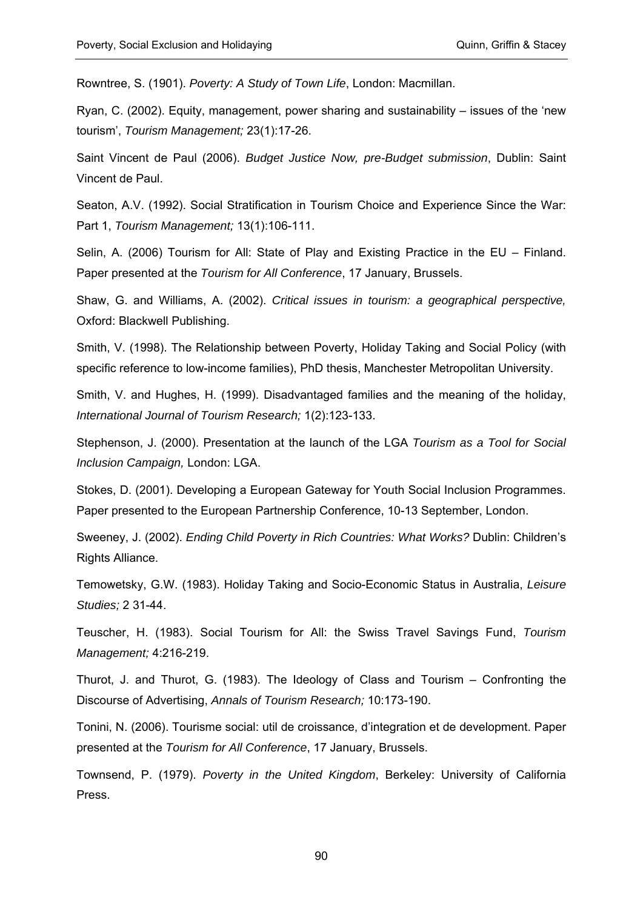Rowntree, S. (1901). *Poverty: A Study of Town Life*, London: Macmillan.

Ryan, C. (2002). Equity, management, power sharing and sustainability – issues of the 'new tourism', *Tourism Management;* 23(1):17-26.

Saint Vincent de Paul (2006). *Budget Justice Now, pre-Budget submission*, Dublin: Saint Vincent de Paul.

Seaton, A.V. (1992). Social Stratification in Tourism Choice and Experience Since the War: Part 1, *Tourism Management;* 13(1):106-111.

Selin, A. (2006) Tourism for All: State of Play and Existing Practice in the EU – Finland. Paper presented at the *Tourism for All Conference*, 17 January, Brussels.

Shaw, G. and Williams, A. (2002). *Critical issues in tourism: a geographical perspective,* Oxford: Blackwell Publishing.

Smith, V. (1998). The Relationship between Poverty, Holiday Taking and Social Policy (with specific reference to low-income families), PhD thesis, Manchester Metropolitan University.

Smith, V. and Hughes, H. (1999). Disadvantaged families and the meaning of the holiday, *International Journal of Tourism Research;* 1(2):123-133.

Stephenson, J. (2000). Presentation at the launch of the LGA *Tourism as a Tool for Social Inclusion Campaign,* London: LGA.

Stokes, D. (2001). Developing a European Gateway for Youth Social Inclusion Programmes. Paper presented to the European Partnership Conference, 10-13 September, London.

Sweeney, J. (2002). *Ending Child Poverty in Rich Countries: What Works?* Dublin: Children's Rights Alliance.

Temowetsky, G.W. (1983). Holiday Taking and Socio-Economic Status in Australia, *Leisure Studies;* 2 31-44.

Teuscher, H. (1983). Social Tourism for All: the Swiss Travel Savings Fund, *Tourism Management;* 4:216-219.

Thurot, J. and Thurot, G. (1983). The Ideology of Class and Tourism – Confronting the Discourse of Advertising, *Annals of Tourism Research;* 10:173-190.

Tonini, N. (2006). Tourisme social: util de croissance, d'integration et de development. Paper presented at the *Tourism for All Conference*, 17 January, Brussels.

Townsend, P. (1979). *Poverty in the United Kingdom*, Berkeley: University of California Press.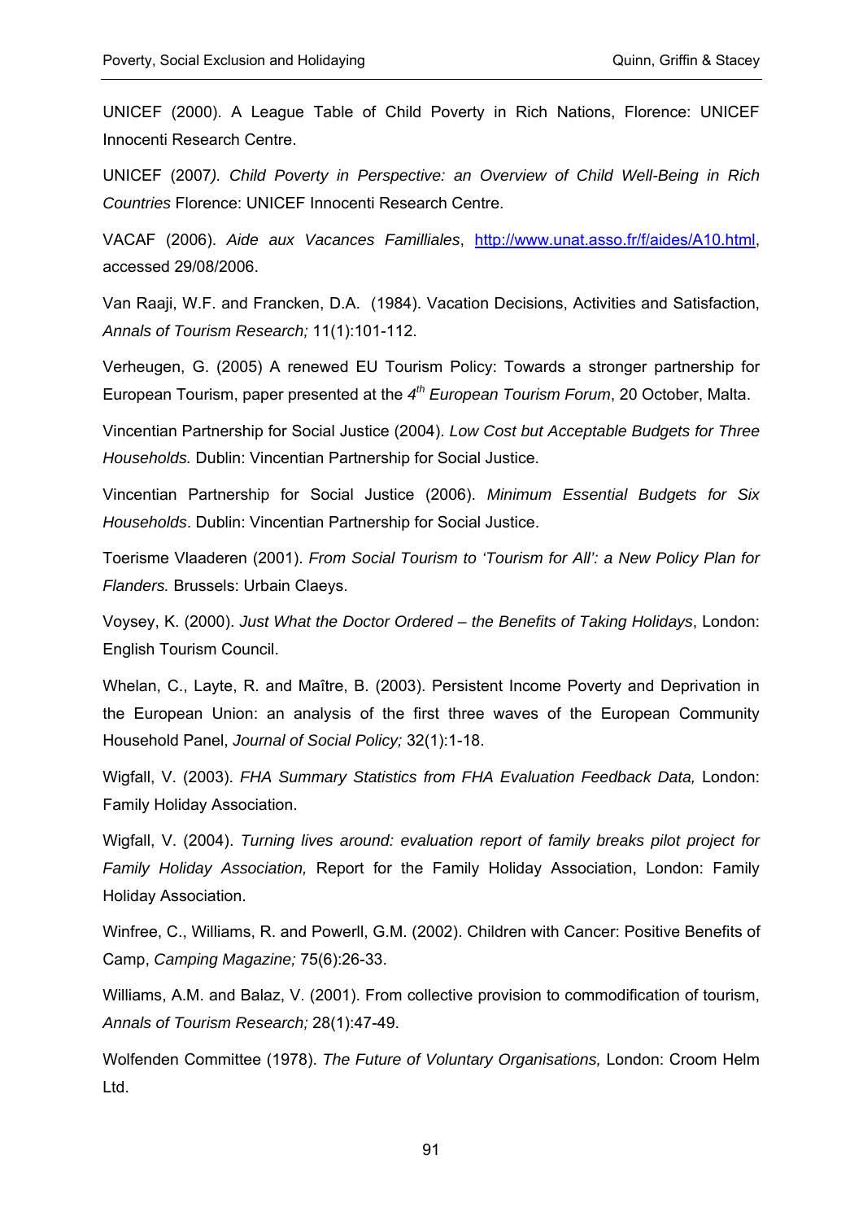UNICEF (2000). A League Table of Child Poverty in Rich Nations, Florence: UNICEF Innocenti Research Centre.

UNICEF (2007). *Child Poverty in Perspective: an Overview of Child Well-Being in Rich Countries* Florence: UNICEF Innocenti Research Centre.

VACAF (2006). *Aide aux Vacances Familliales*, http://www.unat.asso.fr/f/aides/A10.html, accessed 29/08/2006.

Van Raaji, W.F. and Francken, D.A. (1984). Vacation Decisions, Activities and Satisfaction, *Annals of Tourism Research;* 11(1):101-112.

Verheugen, G. (2005) A renewed EU Tourism Policy: Towards a stronger partnership for European Tourism, paper presented at the *4th European Tourism Forum*, 20 October, Malta.

Vincentian Partnership for Social Justice (2004). *Low Cost but Acceptable Budgets for Three Households.* Dublin: Vincentian Partnership for Social Justice.

Vincentian Partnership for Social Justice (2006). *Minimum Essential Budgets for Six Households*. Dublin: Vincentian Partnership for Social Justice.

Toerisme Vlaaderen (2001). *From Social Tourism to 'Tourism for All': a New Policy Plan for Flanders.* Brussels: Urbain Claeys.

Voysey, K. (2000). *Just What the Doctor Ordered – the Benefits of Taking Holidays*, London: English Tourism Council.

Whelan, C., Layte, R. and Maître, B. (2003). Persistent Income Poverty and Deprivation in the European Union: an analysis of the first three waves of the European Community Household Panel, *Journal of Social Policy;* 32(1):1-18.

Wigfall, V. (2003). *FHA Summary Statistics from FHA Evaluation Feedback Data,* London: Family Holiday Association.

Wigfall, V. (2004). *Turning lives around: evaluation report of family breaks pilot project for Family Holiday Association,* Report for the Family Holiday Association, London: Family Holiday Association.

Winfree, C., Williams, R. and Powerll, G.M. (2002). Children with Cancer: Positive Benefits of Camp, *Camping Magazine;* 75(6):26-33.

Williams, A.M. and Balaz, V. (2001). From collective provision to commodification of tourism, *Annals of Tourism Research;* 28(1):47-49.

Wolfenden Committee (1978). *The Future of Voluntary Organisations,* London: Croom Helm Ltd.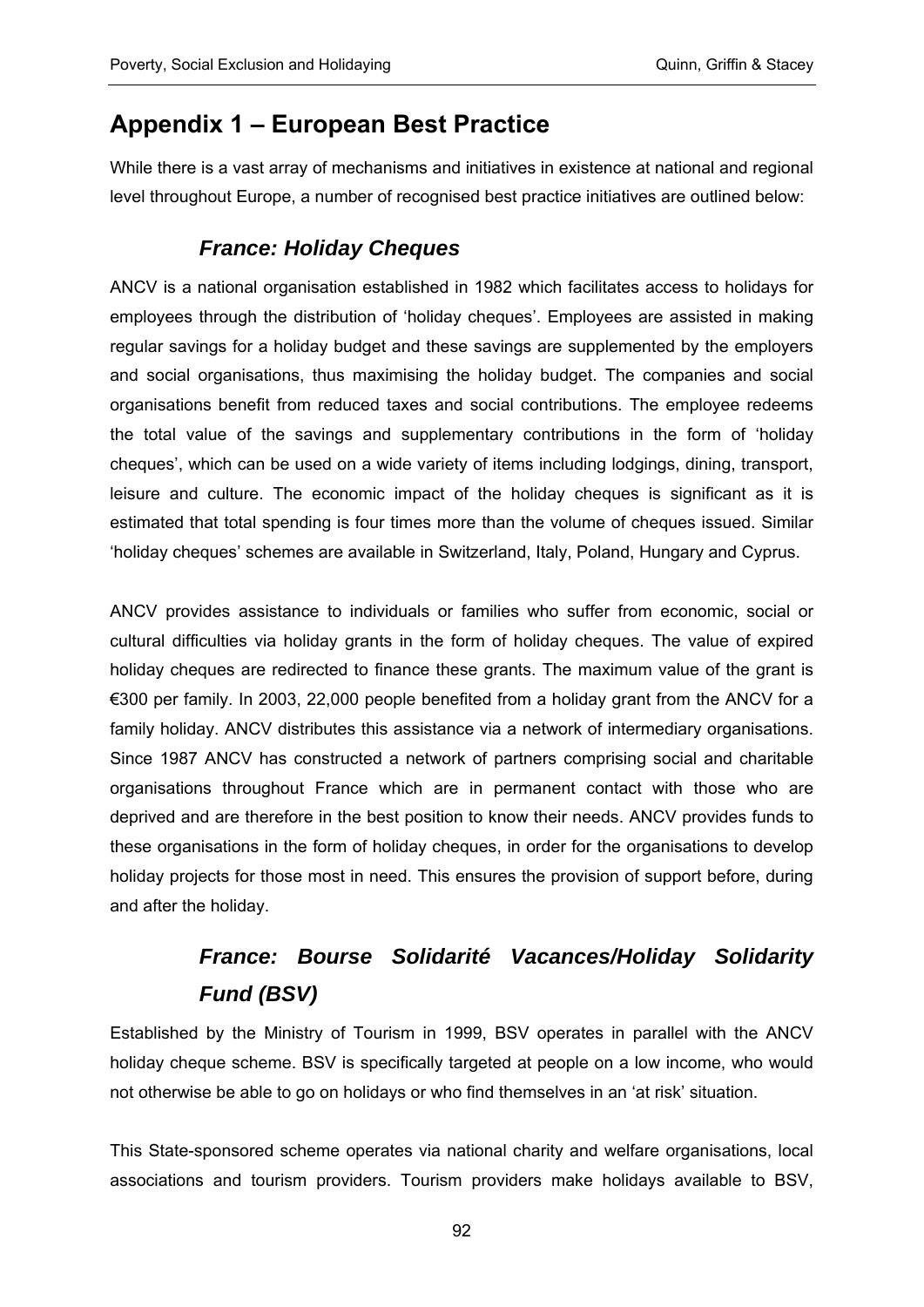# Appendix 1 – European Best Practice

While there is a vast array of mechanisms and initiatives in existence at national and regional level throughout Europe, a number of recognised best practice initiatives are outlined below:

### *France: Holiday Cheques*

ANCV is a national organisation established in 1982 which facilitates access to holidays for employees through the distribution of 'holiday cheques'. Employees are assisted in making regular savings for a holiday budget and these savings are supplemented by the employers and social organisations, thus maximising the holiday budget. The companies and social organisations benefit from reduced taxes and social contributions. The employee redeems the total value of the savings and supplementary contributions in the form of 'holiday cheques', which can be used on a wide variety of items including lodgings, dining, transport, leisure and culture. The economic impact of the holiday cheques is significant as it is estimated that total spending is four times more than the volume of cheques issued. Similar 'holiday cheques' schemes are available in Switzerland, Italy, Poland, Hungary and Cyprus.

ANCV provides assistance to individuals or families who suffer from economic, social or cultural difficulties via holiday grants in the form of holiday cheques. The value of expired holiday cheques are redirected to finance these grants. The maximum value of the grant is €300 per family. In 2003, 22,000 people benefited from a holiday grant from the ANCV for a family holiday. ANCV distributes this assistance via a network of intermediary organisations. Since 1987 ANCV has constructed a network of partners comprising social and charitable organisations throughout France which are in permanent contact with those who are deprived and are therefore in the best position to know their needs. ANCV provides funds to these organisations in the form of holiday cheques, in order for the organisations to develop holiday projects for those most in need. This ensures the provision of support before, during and after the holiday.

### *France: Bourse Solidarité Vacances/Holiday Solidarity Fund (BSV)*

Established by the Ministry of Tourism in 1999, BSV operates in parallel with the ANCV holiday cheque scheme. BSV is specifically targeted at people on a low income, who would not otherwise be able to go on holidays or who find themselves in an 'at risk' situation.

This State-sponsored scheme operates via national charity and welfare organisations, local associations and tourism providers. Tourism providers make holidays available to BSV,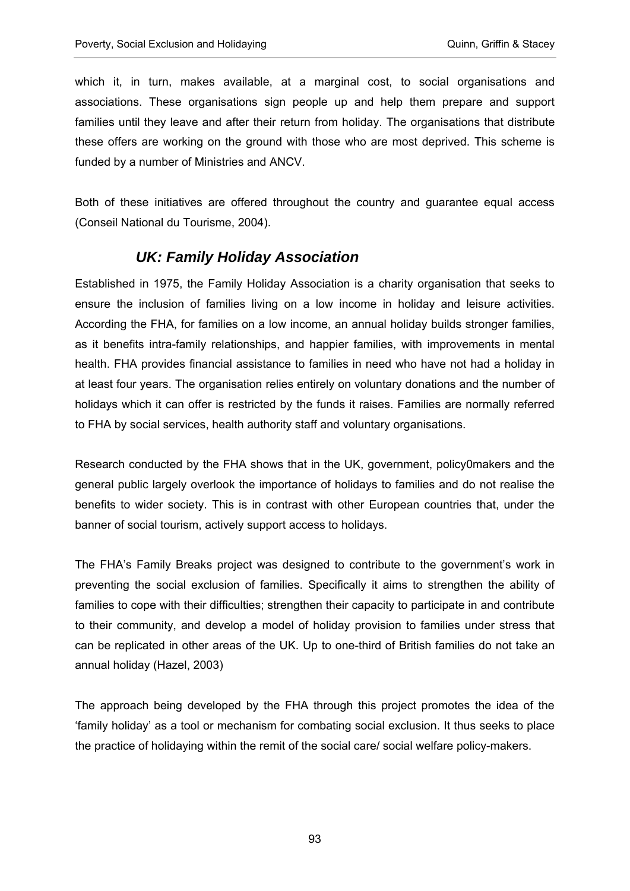which it, in turn, makes available, at a marginal cost, to social organisations and associations. These organisations sign people up and help them prepare and support families until they leave and after their return from holiday. The organisations that distribute these offers are working on the ground with those who are most deprived. This scheme is funded by a number of Ministries and ANCV.

Both of these initiatives are offered throughout the country and guarantee equal access (Conseil National du Tourisme, 2004).

### *UK: Family Holiday Association*

Established in 1975, the Family Holiday Association is a charity organisation that seeks to ensure the inclusion of families living on a low income in holiday and leisure activities. According the FHA, for families on a low income, an annual holiday builds stronger families, as it benefits intra-family relationships, and happier families, with improvements in mental health. FHA provides financial assistance to families in need who have not had a holiday in at least four years. The organisation relies entirely on voluntary donations and the number of holidays which it can offer is restricted by the funds it raises. Families are normally referred to FHA by social services, health authority staff and voluntary organisations.

Research conducted by the FHA shows that in the UK, government, policy0makers and the general public largely overlook the importance of holidays to families and do not realise the benefits to wider society. This is in contrast with other European countries that, under the banner of social tourism, actively support access to holidays.

The FHA's Family Breaks project was designed to contribute to the government's work in preventing the social exclusion of families. Specifically it aims to strengthen the ability of families to cope with their difficulties; strengthen their capacity to participate in and contribute to their community, and develop a model of holiday provision to families under stress that can be replicated in other areas of the UK. Up to one-third of British families do not take an annual holiday (Hazel, 2003)

The approach being developed by the FHA through this project promotes the idea of the 'family holiday' as a tool or mechanism for combating social exclusion. It thus seeks to place the practice of holidaying within the remit of the social care/ social welfare policy-makers.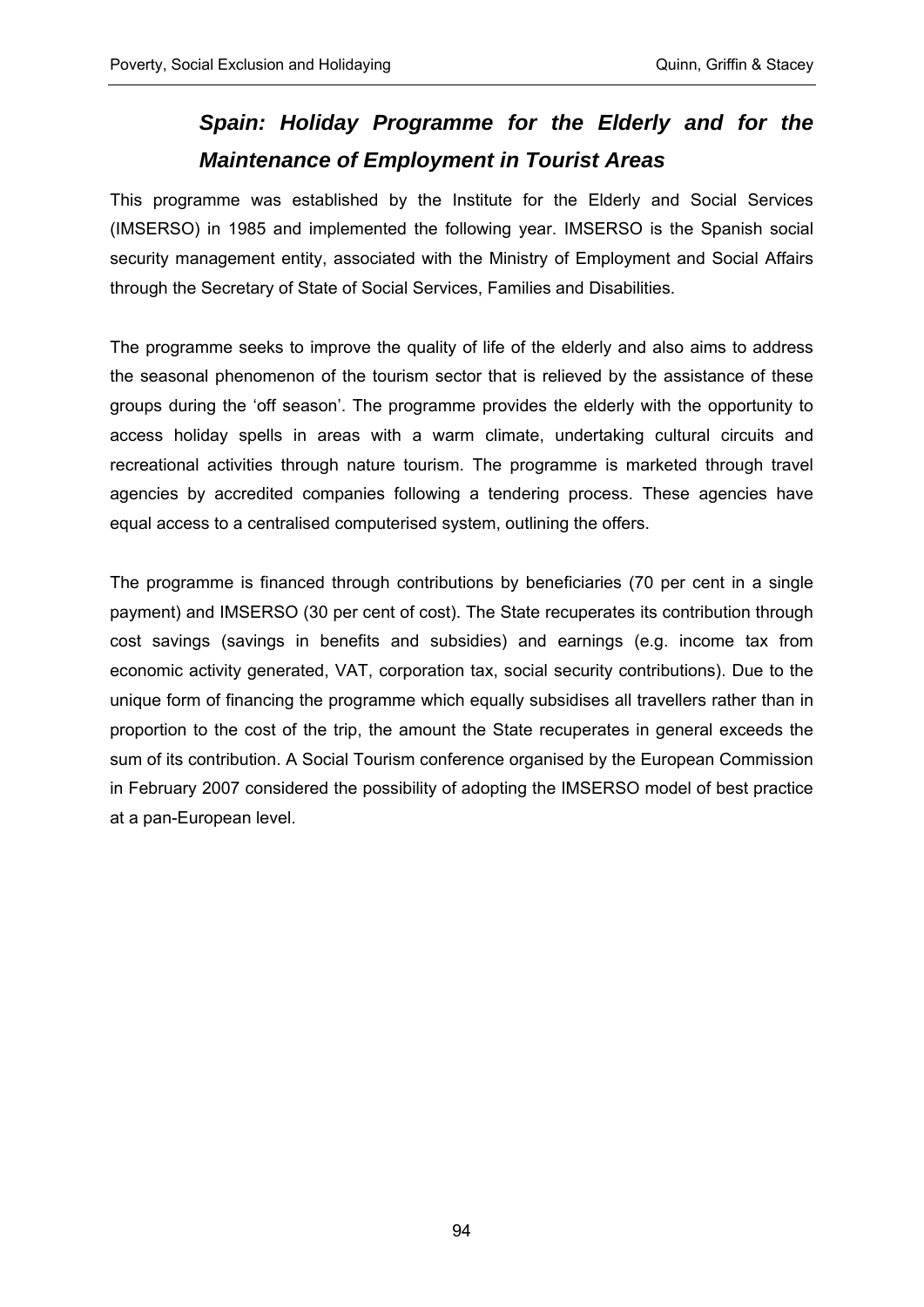## *Spain: Holiday Programme for the Elderly and for the Maintenance of Employment in Tourist Areas*

This programme was established by the Institute for the Elderly and Social Services (IMSERSO) in 1985 and implemented the following year. IMSERSO is the Spanish social security management entity, associated with the Ministry of Employment and Social Affairs through the Secretary of State of Social Services, Families and Disabilities.

The programme seeks to improve the quality of life of the elderly and also aims to address the seasonal phenomenon of the tourism sector that is relieved by the assistance of these groups during the 'off season'. The programme provides the elderly with the opportunity to access holiday spells in areas with a warm climate, undertaking cultural circuits and recreational activities through nature tourism. The programme is marketed through travel agencies by accredited companies following a tendering process. These agencies have equal access to a centralised computerised system, outlining the offers.

The programme is financed through contributions by beneficiaries (70 per cent in a single payment) and IMSERSO (30 per cent of cost). The State recuperates its contribution through cost savings (savings in benefits and subsidies) and earnings (e.g. income tax from economic activity generated, VAT, corporation tax, social security contributions). Due to the unique form of financing the programme which equally subsidises all travellers rather than in proportion to the cost of the trip, the amount the State recuperates in general exceeds the sum of its contribution. A Social Tourism conference organised by the European Commission in February 2007 considered the possibility of adopting the IMSERSO model of best practice at a pan-European level.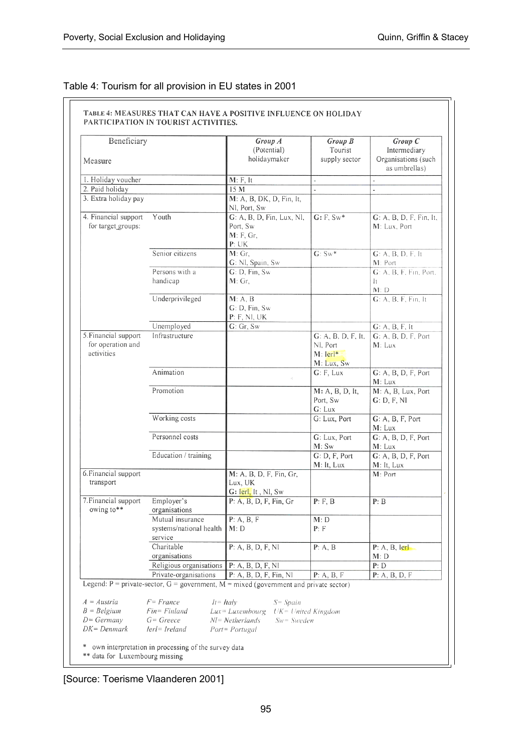Table 4: Tourism for all provision in EU states in 2001

TABLE 4: MEASURES THAT CAN HAVE A POSITIVE INFLUENCE ON HOLIDAY PARTICIPATION IN TOURIST ACTIVITIES.

| Measure | Beneficiary | *Group A* (Potential) holidaymaker | *Group B* Tourist supply sector | *Group C* Intermediary Organisations (such as umbrellas) |
|---|---|---|---|---|
| 1. Holiday voucher | | **M**: F, It | - | - |
| 2. Paid holiday | | 15 **M** | - | - |
| 3. Extra holiday pay | | **M**: A, B, DK, D, Fin, It, Nl, Port, Sw | | |
| 4. Financial support for target groups: | Youth | **G**: A, B, D, Fin, Lux, Nl, Port, Sw **M**: F, Gr, **P**: UK | **G**: F, Sw* | **G**: A, B, D, F, Fin, It, **M**: Lux, Port |
| | Senior citizens | **M**: Gr, **G**: Nl, Spain, Sw | **G**: Sw* | **G**: A, B, D, F, It **M**: Port |
| | Persons with a handicap | **G**: D, Fin, Sw **M**: Gr, | | **G**: A, B, F, Fin, Port, It **M**: D |
| | Underprivileged | **M**: A, B **G**: D, Fin, Sw **P**: F, Nl, UK | | **G**: A, B, F, Fin, It |
| | Unemployed | **G**: Gr, Sw | | **G**: A, B, F, It |
| 5. Financial support for operation and activities | Infrastructure | | **G**: A, B, D, F, It, Nl, Port **M**: Ierl* **M**: Lux, Sw | **G**: A, B, D, F, Port **M**: Lux |
| | Animation | | **G**: F, Lux | **G**: A, B, D, F, Port **M**: Lux |
| | Promotion | | **M**: A, B, D, It, Port, Sw **G**: Lux | **M**: A, B, Lux, Port **G**: D, F, Nl |
| | Working costs | | **G**: Lux, Port | **G**: A, B, F, Port **M**: Lux |
| | Personnel costs | | **G**: Lux, Port **M**: Sw | **G**: A, B, D, F, Port **M**: Lux |
| | Education / training | | **G**: D, F, Port **M**: It, Lux | **G**: A, B, D, F, Port **M**: It, Lux |
| 6. Financial support transport | | **M**: A, B, D, F, Fin, Gr, Lux, UK **G**: Ierl, It, Nl, Sw | | **M**: Port |
| 7. Financial support owing to** | Employer's organisations | **P**: A, B, D, F, Fin, Gr | **P**: F, B | **P**: B |
| | Mutual insurance systems/national health service | **P**: A, B, F **M**: D | **M**: D **P**: F | |
| | Charitable organisations | **P**: A, B, D, F, Nl | **P**: A, B | **P**: A, B, Ierl **M**: D |
| | Religious organisations | **P**: A, B, D, F, Nl | | **P**: D |
| | Private-organisations | **P**: A, B, D, F, Fin, Nl | **P**: A, B, F | **P**: A, B, D, F |

Legend: P = private-sector, G = government, M = mixed (government and private sector)

*A = Austria* | *B = Belgium* | *D = Germany* | *DK = Denmark* | *F = France* | *Fin = Finland* | *G = Greece* | *Ierl = Ireland* | *It = Italy* | *Lux = Luxembourg* | *Nl = Netherlands* | *Port = Portugal* | *S = Spain* | *UK = United Kingdom* | *Sw = Sweden*

\* own interpretation in processing of the survey data

\*\* data for Luxembourg missing

[Source: Toerisme Vlaanderen 2001]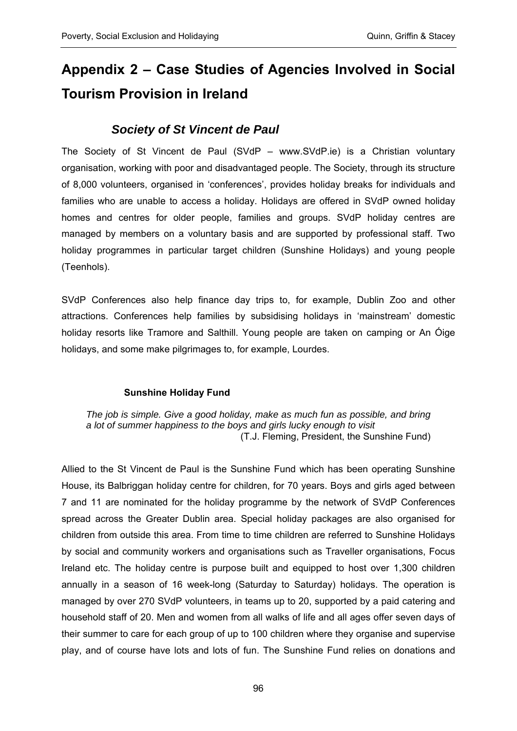# Appendix 2 – Case Studies of Agencies Involved in Social Tourism Provision in Ireland

## *Society of St Vincent de Paul*

The Society of St Vincent de Paul (SVdP – www.SVdP.ie) is a Christian voluntary organisation, working with poor and disadvantaged people. The Society, through its structure of 8,000 volunteers, organised in 'conferences', provides holiday breaks for individuals and families who are unable to access a holiday. Holidays are offered in SVdP owned holiday homes and centres for older people, families and groups. SVdP holiday centres are managed by members on a voluntary basis and are supported by professional staff. Two holiday programmes in particular target children (Sunshine Holidays) and young people (Teenhols).

SVdP Conferences also help finance day trips to, for example, Dublin Zoo and other attractions. Conferences help families by subsidising holidays in 'mainstream' domestic holiday resorts like Tramore and Salthill. Young people are taken on camping or An Óige holidays, and some make pilgrimages to, for example, Lourdes.

### Sunshine Holiday Fund

> *The job is simple. Give a good holiday, make as much fun as possible, and bring a lot of summer happiness to the boys and girls lucky enough to visit*
> (T.J. Fleming, President, the Sunshine Fund)

Allied to the St Vincent de Paul is the Sunshine Fund which has been operating Sunshine House, its Balbriggan holiday centre for children, for 70 years. Boys and girls aged between 7 and 11 are nominated for the holiday programme by the network of SVdP Conferences spread across the Greater Dublin area. Special holiday packages are also organised for children from outside this area. From time to time children are referred to Sunshine Holidays by social and community workers and organisations such as Traveller organisations, Focus Ireland etc. The holiday centre is purpose built and equipped to host over 1,300 children annually in a season of 16 week-long (Saturday to Saturday) holidays. The operation is managed by over 270 SVdP volunteers, in teams up to 20, supported by a paid catering and household staff of 20. Men and women from all walks of life and all ages offer seven days of their summer to care for each group of up to 100 children where they organise and supervise play, and of course have lots and lots of fun. The Sunshine Fund relies on donations and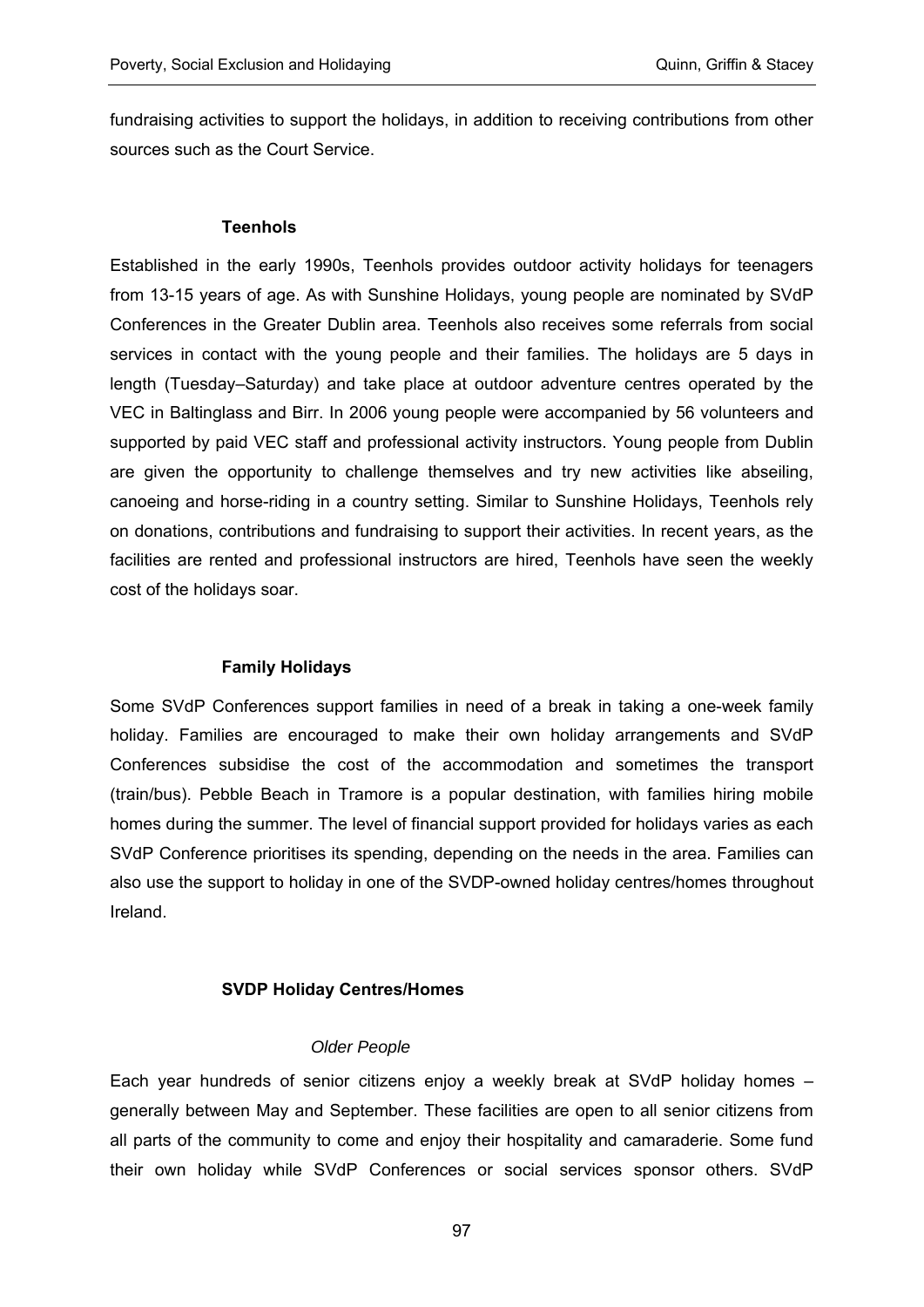fundraising activities to support the holidays, in addition to receiving contributions from other sources such as the Court Service.

### Teenhols

Established in the early 1990s, Teenhols provides outdoor activity holidays for teenagers from 13-15 years of age. As with Sunshine Holidays, young people are nominated by SVdP Conferences in the Greater Dublin area. Teenhols also receives some referrals from social services in contact with the young people and their families. The holidays are 5 days in length (Tuesday–Saturday) and take place at outdoor adventure centres operated by the VEC in Baltinglass and Birr. In 2006 young people were accompanied by 56 volunteers and supported by paid VEC staff and professional activity instructors. Young people from Dublin are given the opportunity to challenge themselves and try new activities like abseiling, canoeing and horse-riding in a country setting. Similar to Sunshine Holidays, Teenhols rely on donations, contributions and fundraising to support their activities. In recent years, as the facilities are rented and professional instructors are hired, Teenhols have seen the weekly cost of the holidays soar.

### Family Holidays

Some SVdP Conferences support families in need of a break in taking a one-week family holiday. Families are encouraged to make their own holiday arrangements and SVdP Conferences subsidise the cost of the accommodation and sometimes the transport (train/bus). Pebble Beach in Tramore is a popular destination, with families hiring mobile homes during the summer. The level of financial support provided for holidays varies as each SVdP Conference prioritises its spending, depending on the needs in the area. Families can also use the support to holiday in one of the SVDP-owned holiday centres/homes throughout Ireland.

### SVDP Holiday Centres/Homes

#### *Older People*

Each year hundreds of senior citizens enjoy a weekly break at SVdP holiday homes – generally between May and September. These facilities are open to all senior citizens from all parts of the community to come and enjoy their hospitality and camaraderie. Some fund their own holiday while SVdP Conferences or social services sponsor others. SVdP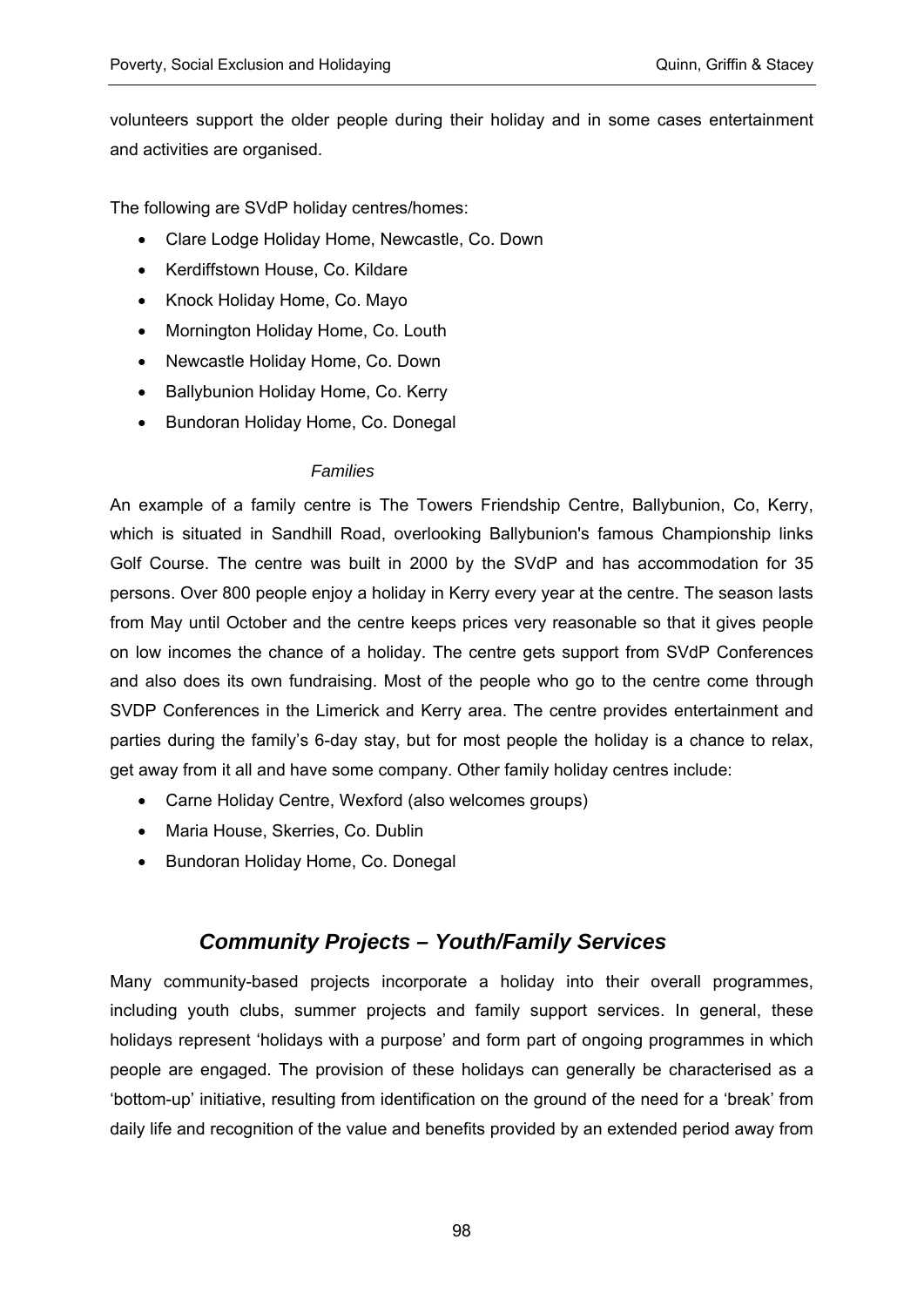volunteers support the older people during their holiday and in some cases entertainment and activities are organised.

The following are SVdP holiday centres/homes:

- Clare Lodge Holiday Home, Newcastle, Co. Down
- Kerdiffstown House, Co. Kildare
- Knock Holiday Home, Co. Mayo
- Mornington Holiday Home, Co. Louth
- Newcastle Holiday Home, Co. Down
- Ballybunion Holiday Home, Co. Kerry
- Bundoran Holiday Home, Co. Donegal

*Families*

An example of a family centre is The Towers Friendship Centre, Ballybunion, Co, Kerry, which is situated in Sandhill Road, overlooking Ballybunion's famous Championship links Golf Course. The centre was built in 2000 by the SVdP and has accommodation for 35 persons. Over 800 people enjoy a holiday in Kerry every year at the centre. The season lasts from May until October and the centre keeps prices very reasonable so that it gives people on low incomes the chance of a holiday. The centre gets support from SVdP Conferences and also does its own fundraising. Most of the people who go to the centre come through SVDP Conferences in the Limerick and Kerry area. The centre provides entertainment and parties during the family's 6-day stay, but for most people the holiday is a chance to relax, get away from it all and have some company. Other family holiday centres include:

- Carne Holiday Centre, Wexford (also welcomes groups)
- Maria House, Skerries, Co. Dublin
- Bundoran Holiday Home, Co. Donegal

## *Community Projects – Youth/Family Services*

Many community-based projects incorporate a holiday into their overall programmes, including youth clubs, summer projects and family support services. In general, these holidays represent 'holidays with a purpose' and form part of ongoing programmes in which people are engaged. The provision of these holidays can generally be characterised as a 'bottom-up' initiative, resulting from identification on the ground of the need for a 'break' from daily life and recognition of the value and benefits provided by an extended period away from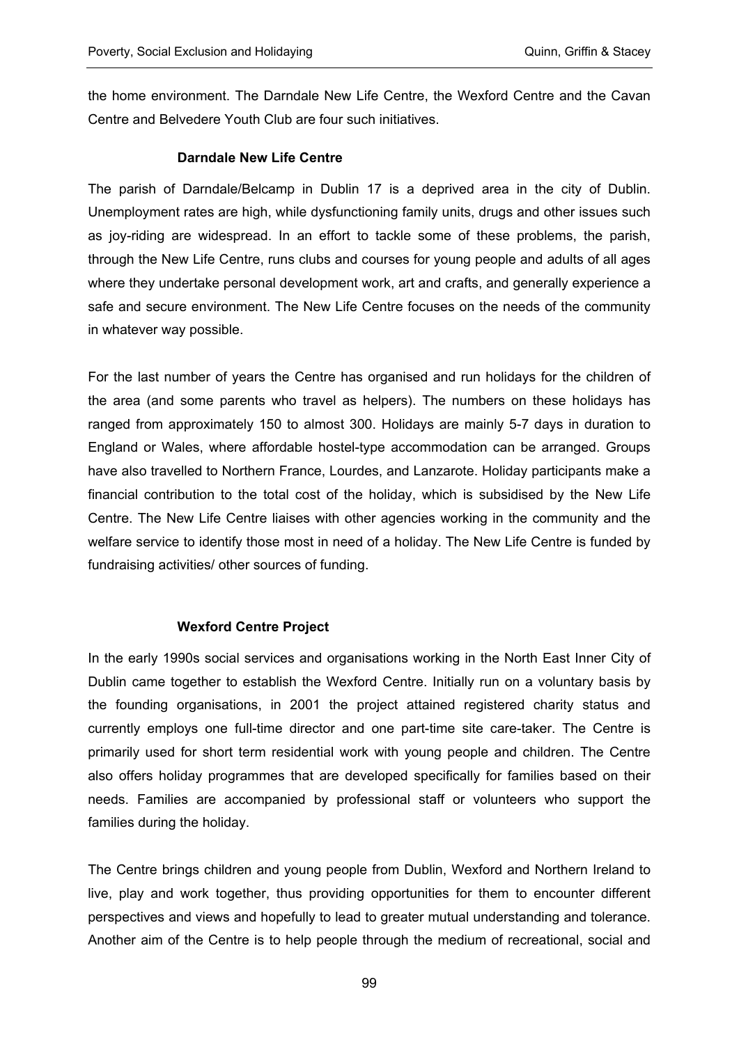the home environment. The Darndale New Life Centre, the Wexford Centre and the Cavan Centre and Belvedere Youth Club are four such initiatives.

### Darndale New Life Centre

The parish of Darndale/Belcamp in Dublin 17 is a deprived area in the city of Dublin. Unemployment rates are high, while dysfunctioning family units, drugs and other issues such as joy-riding are widespread. In an effort to tackle some of these problems, the parish, through the New Life Centre, runs clubs and courses for young people and adults of all ages where they undertake personal development work, art and crafts, and generally experience a safe and secure environment. The New Life Centre focuses on the needs of the community in whatever way possible.

For the last number of years the Centre has organised and run holidays for the children of the area (and some parents who travel as helpers). The numbers on these holidays has ranged from approximately 150 to almost 300. Holidays are mainly 5-7 days in duration to England or Wales, where affordable hostel-type accommodation can be arranged. Groups have also travelled to Northern France, Lourdes, and Lanzarote. Holiday participants make a financial contribution to the total cost of the holiday, which is subsidised by the New Life Centre. The New Life Centre liaises with other agencies working in the community and the welfare service to identify those most in need of a holiday. The New Life Centre is funded by fundraising activities/ other sources of funding.

### Wexford Centre Project

In the early 1990s social services and organisations working in the North East Inner City of Dublin came together to establish the Wexford Centre. Initially run on a voluntary basis by the founding organisations, in 2001 the project attained registered charity status and currently employs one full-time director and one part-time site care-taker. The Centre is primarily used for short term residential work with young people and children. The Centre also offers holiday programmes that are developed specifically for families based on their needs. Families are accompanied by professional staff or volunteers who support the families during the holiday.

The Centre brings children and young people from Dublin, Wexford and Northern Ireland to live, play and work together, thus providing opportunities for them to encounter different perspectives and views and hopefully to lead to greater mutual understanding and tolerance. Another aim of the Centre is to help people through the medium of recreational, social and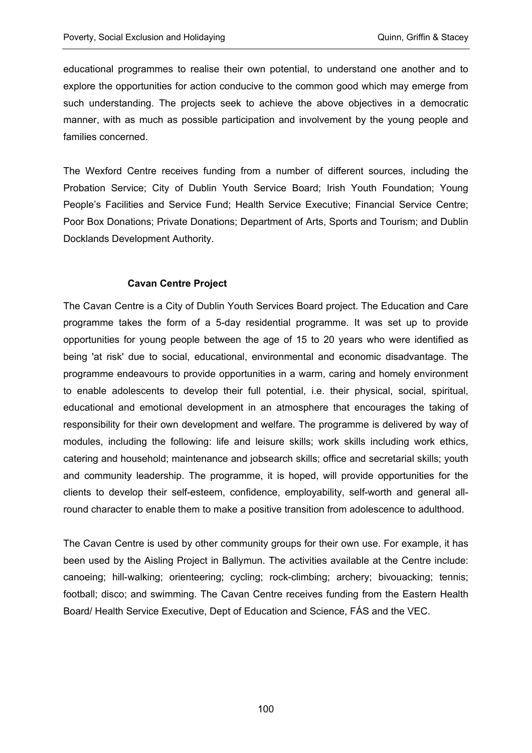educational programmes to realise their own potential, to understand one another and to explore the opportunities for action conducive to the common good which may emerge from such understanding. The projects seek to achieve the above objectives in a democratic manner, with as much as possible participation and involvement by the young people and families concerned.

The Wexford Centre receives funding from a number of different sources, including the Probation Service; City of Dublin Youth Service Board; Irish Youth Foundation; Young People's Facilities and Service Fund; Health Service Executive; Financial Service Centre; Poor Box Donations; Private Donations; Department of Arts, Sports and Tourism; and Dublin Docklands Development Authority.

**Cavan Centre Project**

The Cavan Centre is a City of Dublin Youth Services Board project. The Education and Care programme takes the form of a 5-day residential programme. It was set up to provide opportunities for young people between the age of 15 to 20 years who were identified as being 'at risk' due to social, educational, environmental and economic disadvantage. The programme endeavours to provide opportunities in a warm, caring and homely environment to enable adolescents to develop their full potential, i.e. their physical, social, spiritual, educational and emotional development in an atmosphere that encourages the taking of responsibility for their own development and welfare. The programme is delivered by way of modules, including the following: life and leisure skills; work skills including work ethics, catering and household; maintenance and jobsearch skills; office and secretarial skills; youth and community leadership. The programme, it is hoped, will provide opportunities for the clients to develop their self-esteem, confidence, employability, self-worth and general all-round character to enable them to make a positive transition from adolescence to adulthood.

The Cavan Centre is used by other community groups for their own use. For example, it has been used by the Aisling Project in Ballymun. The activities available at the Centre include: canoeing; hill-walking; orienteering; cycling; rock-climbing; archery; bivouacking; tennis; football; disco; and swimming. The Cavan Centre receives funding from the Eastern Health Board/ Health Service Executive, Dept of Education and Science, FÁS and the VEC.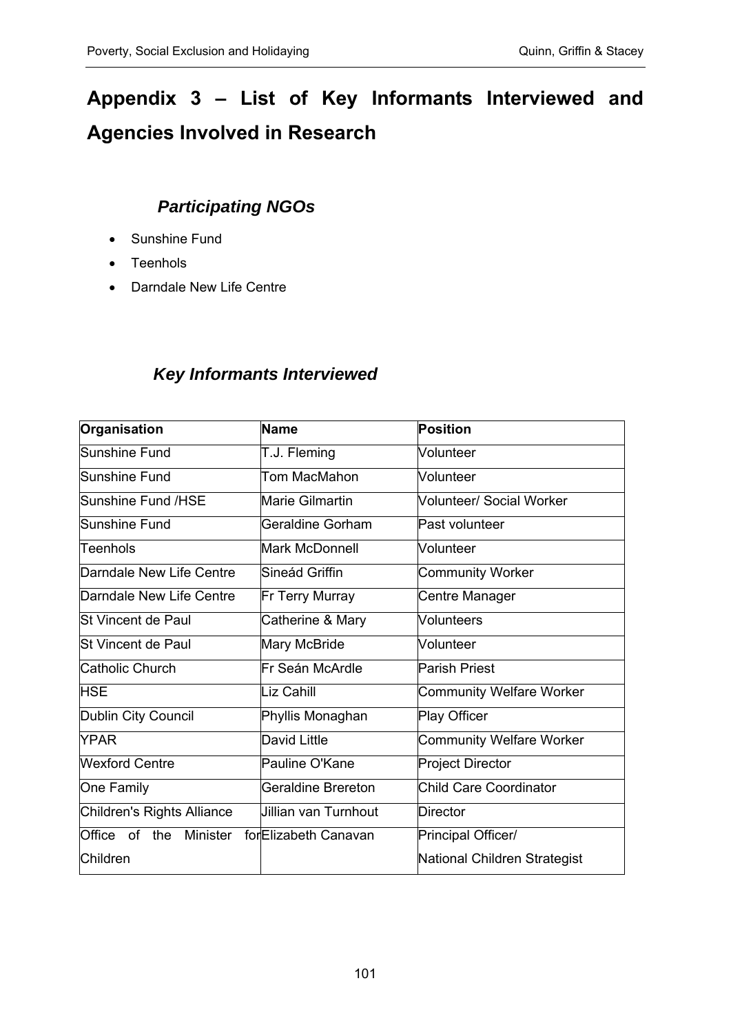# Appendix 3 – List of Key Informants Interviewed and Agencies Involved in Research

### *Participating NGOs*

- Sunshine Fund
- Teenhols
- Darndale New Life Centre

### *Key Informants Interviewed*

| Organisation | Name | Position |
|---|---|---|
| Sunshine Fund | T.J. Fleming | Volunteer |
| Sunshine Fund | Tom MacMahon | Volunteer |
| Sunshine Fund /HSE | Marie Gilmartin | Volunteer/ Social Worker |
| Sunshine Fund | Geraldine Gorham | Past volunteer |
| Teenhols | Mark McDonnell | Volunteer |
| Darndale New Life Centre | Sineád Griffin | Community Worker |
| Darndale New Life Centre | Fr Terry Murray | Centre Manager |
| St Vincent de Paul | Catherine & Mary | Volunteers |
| St Vincent de Paul | Mary McBride | Volunteer |
| Catholic Church | Fr Seán McArdle | Parish Priest |
| HSE | Liz Cahill | Community Welfare Worker |
| Dublin City Council | Phyllis Monaghan | Play Officer |
| YPAR | David Little | Community Welfare Worker |
| Wexford Centre | Pauline O'Kane | Project Director |
| One Family | Geraldine Brereton | Child Care Coordinator |
| Children's Rights Alliance | Jillian van Turnhout | Director |
| Office of the Minister for Children | Elizabeth Canavan | Principal Officer/ National Children Strategist |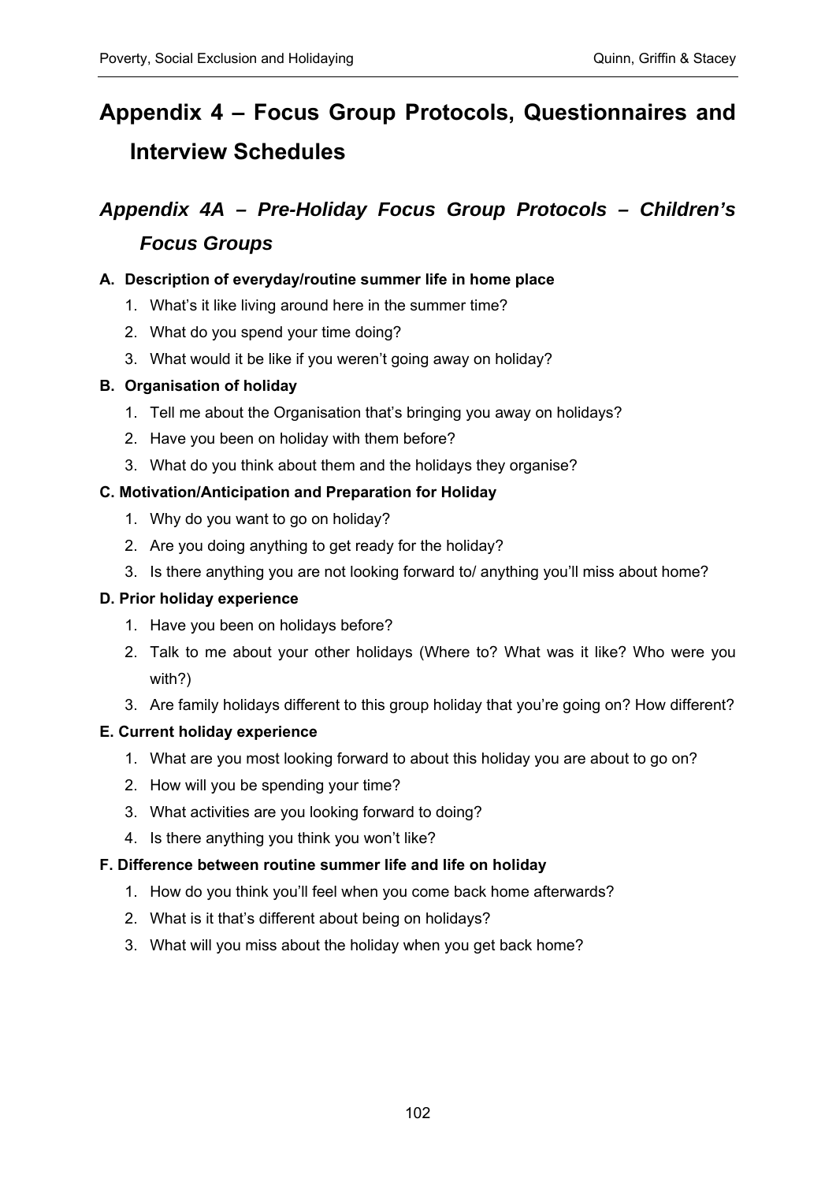# Appendix 4 – Focus Group Protocols, Questionnaires and Interview Schedules

## *Appendix 4A – Pre-Holiday Focus Group Protocols – Children's Focus Groups*

**A. Description of everyday/routine summer life in home place**

1. What's it like living around here in the summer time?
2. What do you spend your time doing?
3. What would it be like if you weren't going away on holiday?

**B. Organisation of holiday**

1. Tell me about the Organisation that's bringing you away on holidays?
2. Have you been on holiday with them before?
3. What do you think about them and the holidays they organise?

**C. Motivation/Anticipation and Preparation for Holiday**

1. Why do you want to go on holiday?
2. Are you doing anything to get ready for the holiday?
3. Is there anything you are not looking forward to/ anything you'll miss about home?

**D. Prior holiday experience**

1. Have you been on holidays before?
2. Talk to me about your other holidays (Where to? What was it like? Who were you with?)
3. Are family holidays different to this group holiday that you're going on? How different?

**E. Current holiday experience**

1. What are you most looking forward to about this holiday you are about to go on?
2. How will you be spending your time?
3. What activities are you looking forward to doing?
4. Is there anything you think you won't like?

**F. Difference between routine summer life and life on holiday**

1. How do you think you'll feel when you come back home afterwards?
2. What is it that's different about being on holidays?
3. What will you miss about the holiday when you get back home?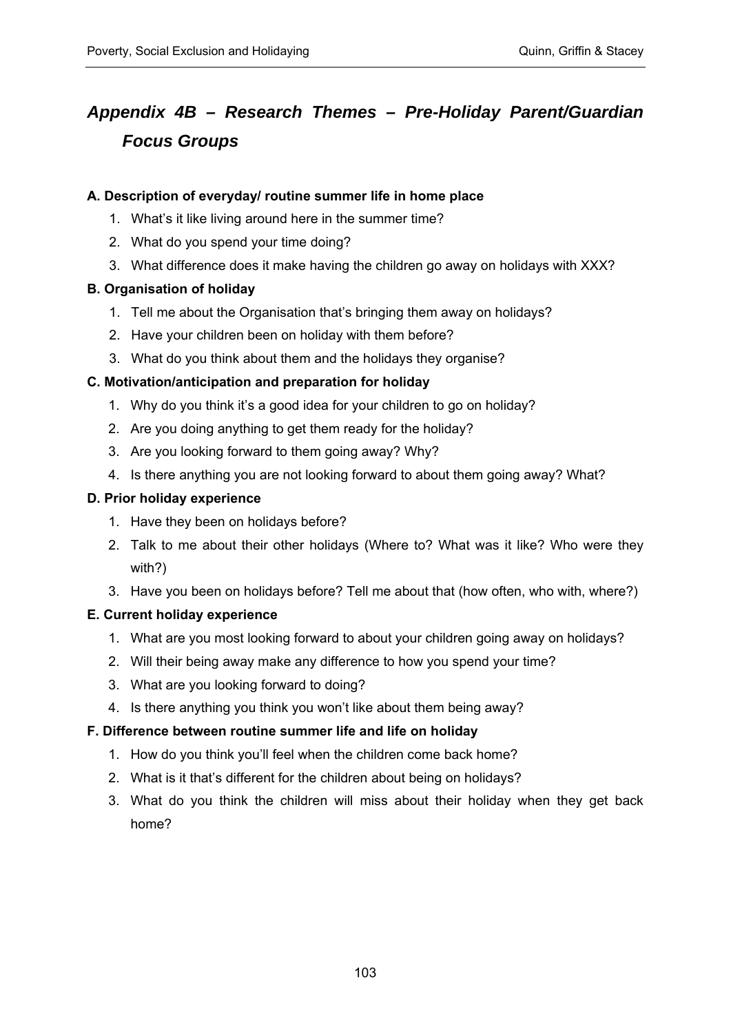# *Appendix 4B – Research Themes – Pre-Holiday Parent/Guardian Focus Groups*

**A. Description of everyday/ routine summer life in home place**

1. What's it like living around here in the summer time?
2. What do you spend your time doing?
3. What difference does it make having the children go away on holidays with XXX?

**B. Organisation of holiday**

1. Tell me about the Organisation that's bringing them away on holidays?
2. Have your children been on holiday with them before?
3. What do you think about them and the holidays they organise?

**C. Motivation/anticipation and preparation for holiday**

1. Why do you think it's a good idea for your children to go on holiday?
2. Are you doing anything to get them ready for the holiday?
3. Are you looking forward to them going away? Why?
4. Is there anything you are not looking forward to about them going away? What?

**D. Prior holiday experience**

1. Have they been on holidays before?
2. Talk to me about their other holidays (Where to? What was it like? Who were they with?)
3. Have you been on holidays before? Tell me about that (how often, who with, where?)

**E. Current holiday experience**

1. What are you most looking forward to about your children going away on holidays?
2. Will their being away make any difference to how you spend your time?
3. What are you looking forward to doing?
4. Is there anything you think you won't like about them being away?

**F. Difference between routine summer life and life on holiday**

1. How do you think you'll feel when the children come back home?
2. What is it that's different for the children about being on holidays?
3. What do you think the children will miss about their holiday when they get back home?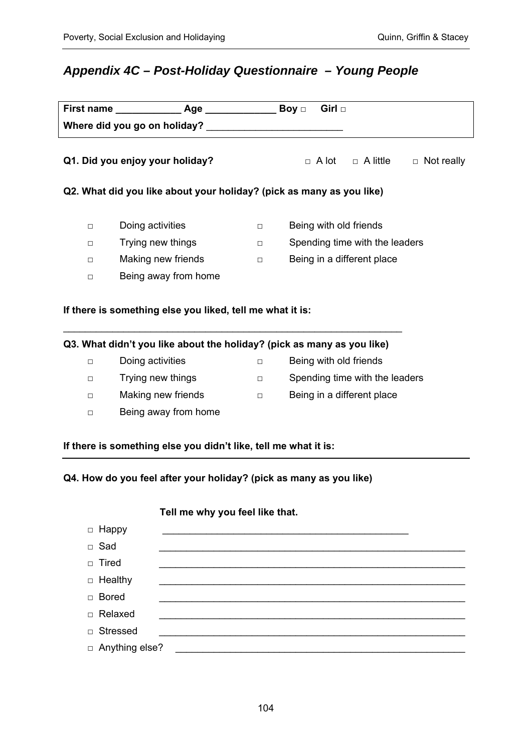## *Appendix 4C – Post-Holiday Questionnaire – Young People*

**First name** ___________ **Age** ____________ **Boy** □ **Girl** □

**Where did you go on holiday?** ________________________

**Q1. Did you enjoy your holiday?** □ A lot □ A little □ Not really

**Q2. What did you like about your holiday? (pick as many as you like)**

- □ Doing activities
- □ Trying new things
- □ Making new friends
- □ Being away from home
- □ Being with old friends
- □ Spending time with the leaders
- □ Being in a different place

**If there is something else you liked, tell me what it is:**

____________________________________________________________

**Q3. What didn't you like about the holiday? (pick as many as you like)**

- □ Doing activities
- □ Trying new things
- □ Making new friends
- □ Being away from home
- □ Being with old friends
- □ Spending time with the leaders
- □ Being in a different place

**If there is something else you didn't like, tell me what it is:**

____________________________________________________________

**Q4. How do you feel after your holiday? (pick as many as you like)**

**Tell me why you feel like that.**

- □ Happy ____________________________________________
- □ Sad ____________________________________________
- □ Tired ____________________________________________
- □ Healthy ____________________________________________
- □ Bored ____________________________________________
- □ Relaxed ____________________________________________
- □ Stressed ____________________________________________
- □ Anything else? ____________________________________________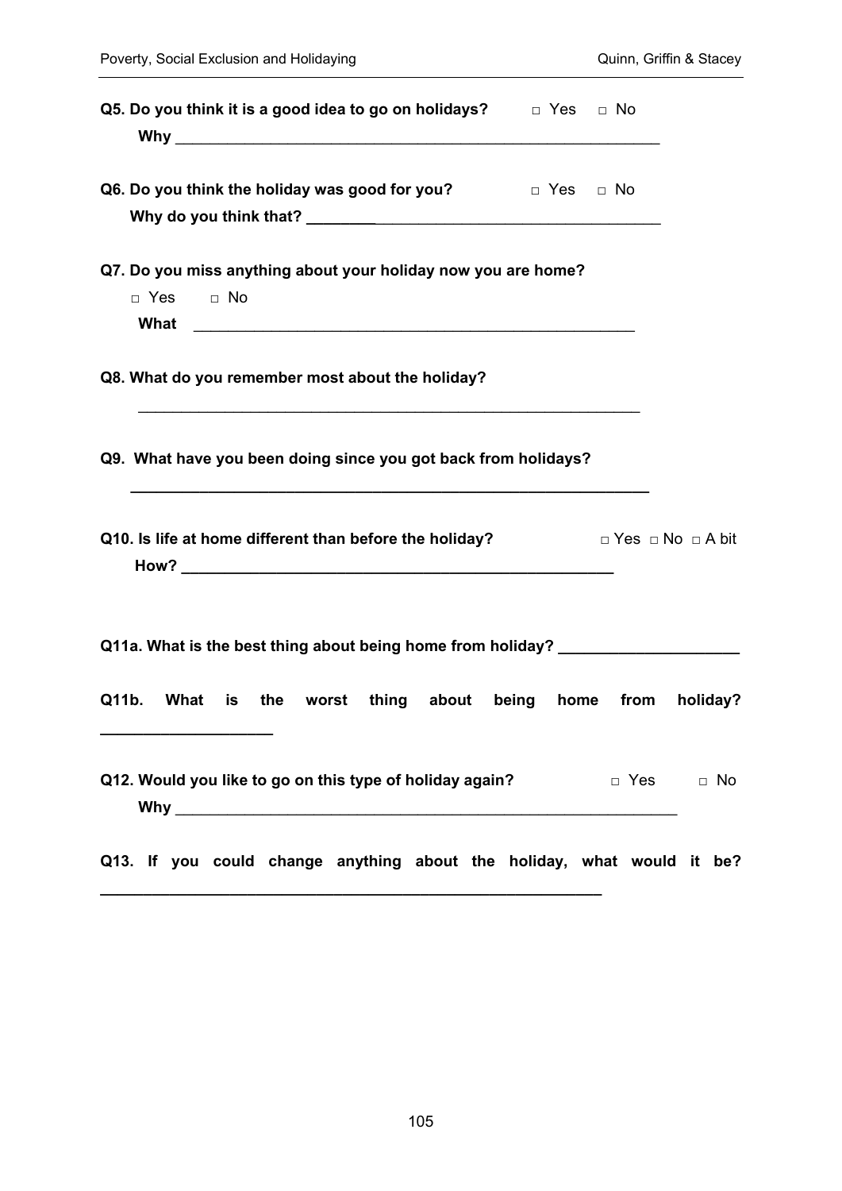**Q5. Do you think it is a good idea to go on holidays?** □ Yes □ No

**Why** ____________________________________________________________

**Q6. Do you think the holiday was good for you?** □ Yes □ No

**Why do you think that?** ____________________________________________

**Q7. Do you miss anything about your holiday now you are home?**

□ Yes □ No

**What** ______________________________________________________

**Q8. What do you remember most about the holiday?**

______________________________________________________________

**Q9. What have you been doing since you got back from holidays?**

______________________________________________________________

**Q10. Is life at home different than before the holiday?** □ Yes □ No □ A bit

**How?** ____________________________________________________

**Q11a. What is the best thing about being home from holiday?** ____________________

**Q11b. What is the worst thing about being home from holiday?** ____________________

**Q12. Would you like to go on this type of holiday again?** □ Yes □ No

**Why** ______________________________________________________________

**Q13. If you could change anything about the holiday, what would it be?** ______________________________________________________________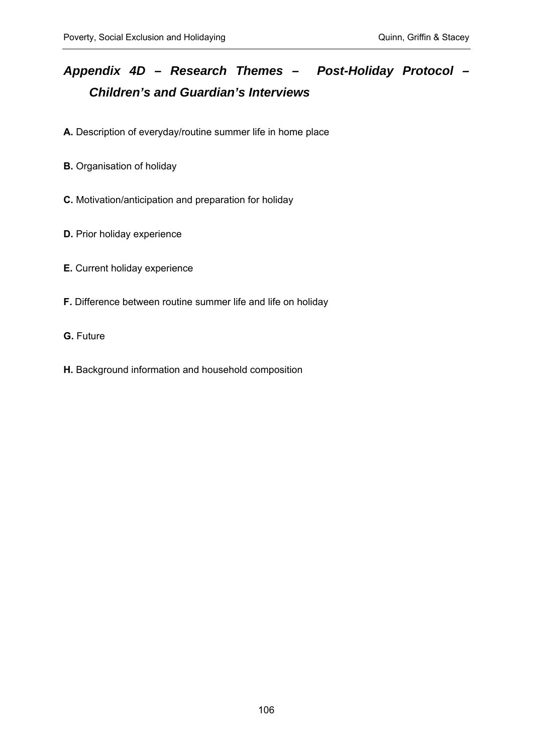## *Appendix 4D – Research Themes – Post-Holiday Protocol – Children's and Guardian's Interviews*

**A.** Description of everyday/routine summer life in home place

**B.** Organisation of holiday

**C.** Motivation/anticipation and preparation for holiday

**D.** Prior holiday experience

**E.** Current holiday experience

**F.** Difference between routine summer life and life on holiday

**G.** Future

**H.** Background information and household composition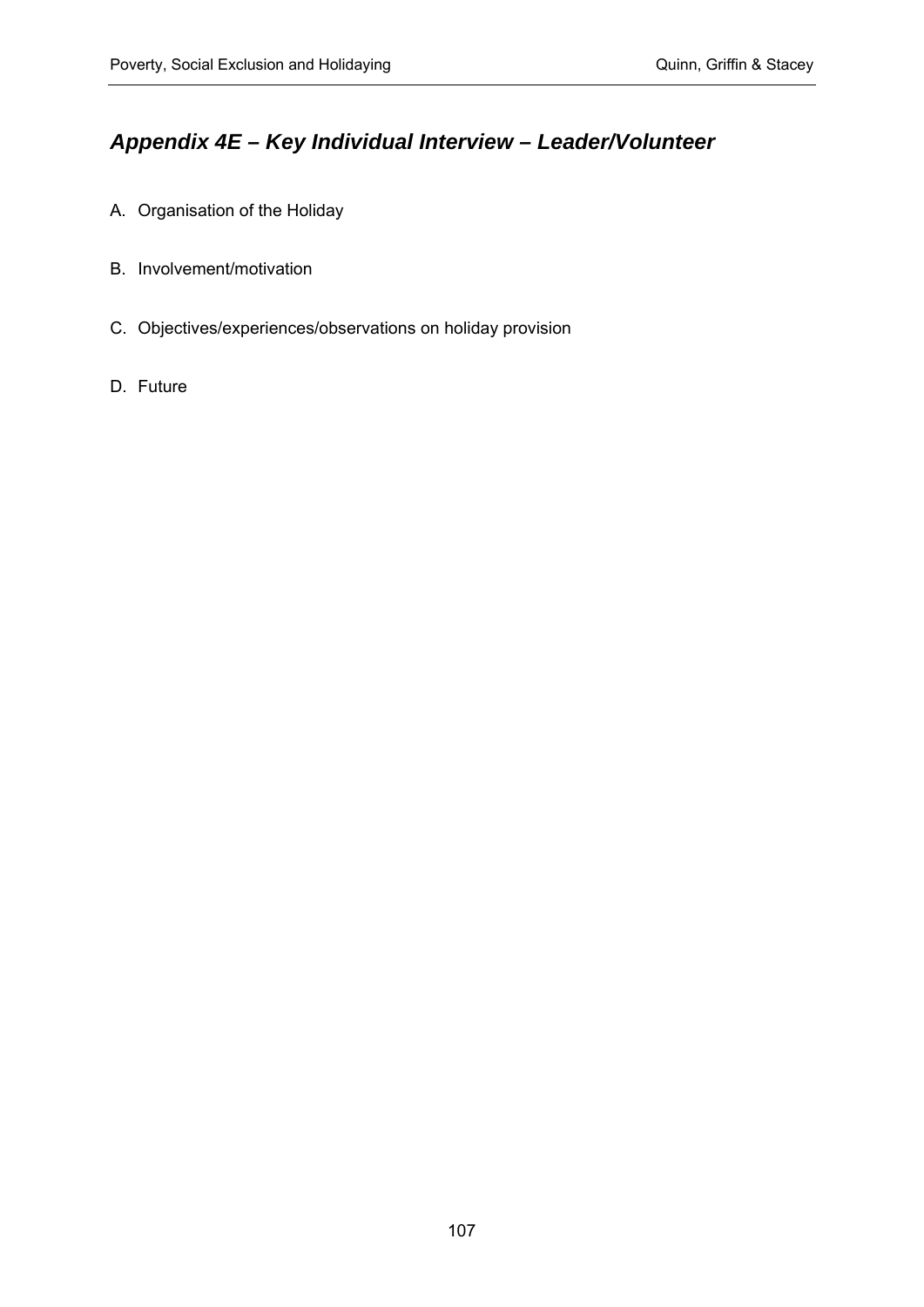## *Appendix 4E – Key Individual Interview – Leader/Volunteer*

A. Organisation of the Holiday

B. Involvement/motivation

C. Objectives/experiences/observations on holiday provision

D. Future